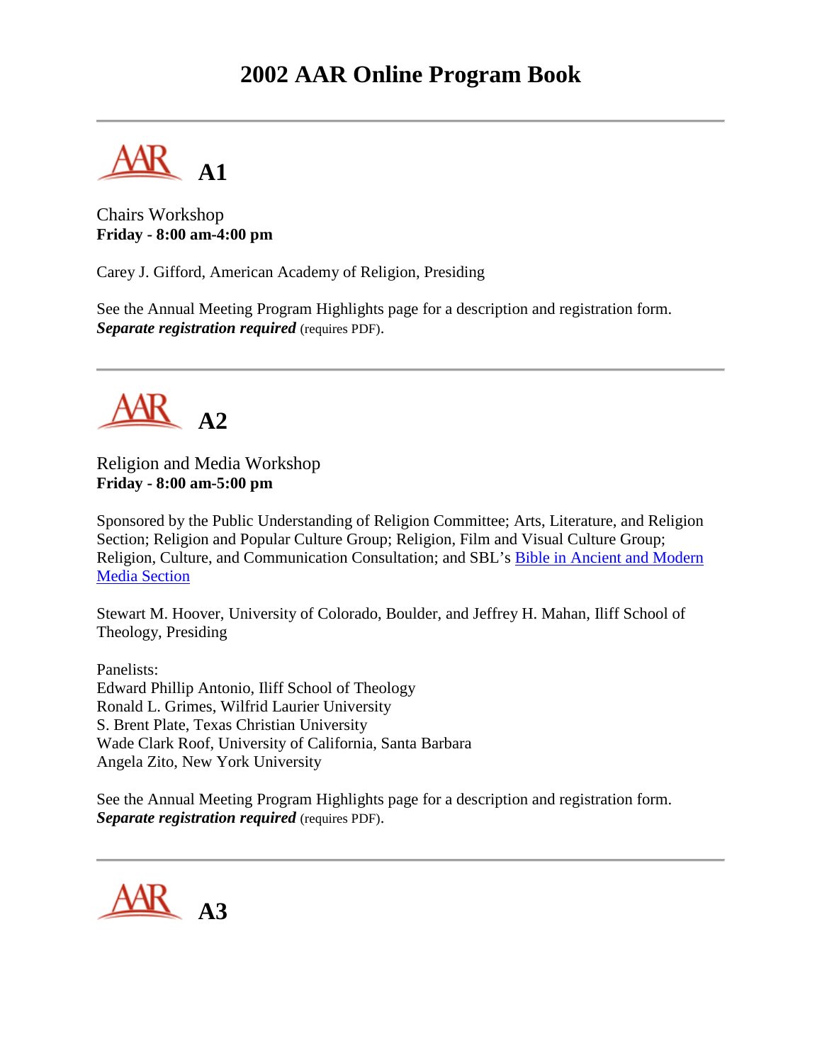# 2002 AAR Online Program Book

---

## A1

Chairs Workshop
**Friday - 8:00 am-4:00 pm**

Carey J. Gifford, American Academy of Religion, Presiding

See the Annual Meeting Program Highlights page for a description and registration form.
***Separate registration required*** (requires PDF).

---

## A2

Religion and Media Workshop
**Friday - 8:00 am-5:00 pm**

Sponsored by the Public Understanding of Religion Committee; Arts, Literature, and Religion Section; Religion and Popular Culture Group; Religion, Film and Visual Culture Group; Religion, Culture, and Communication Consultation; and SBL's Bible in Ancient and Modern Media Section

Stewart M. Hoover, University of Colorado, Boulder, and Jeffrey H. Mahan, Iliff School of Theology, Presiding

Panelists:
Edward Phillip Antonio, Iliff School of Theology
Ronald L. Grimes, Wilfrid Laurier University
S. Brent Plate, Texas Christian University
Wade Clark Roof, University of California, Santa Barbara
Angela Zito, New York University

See the Annual Meeting Program Highlights page for a description and registration form.
***Separate registration required*** (requires PDF).

---

## A3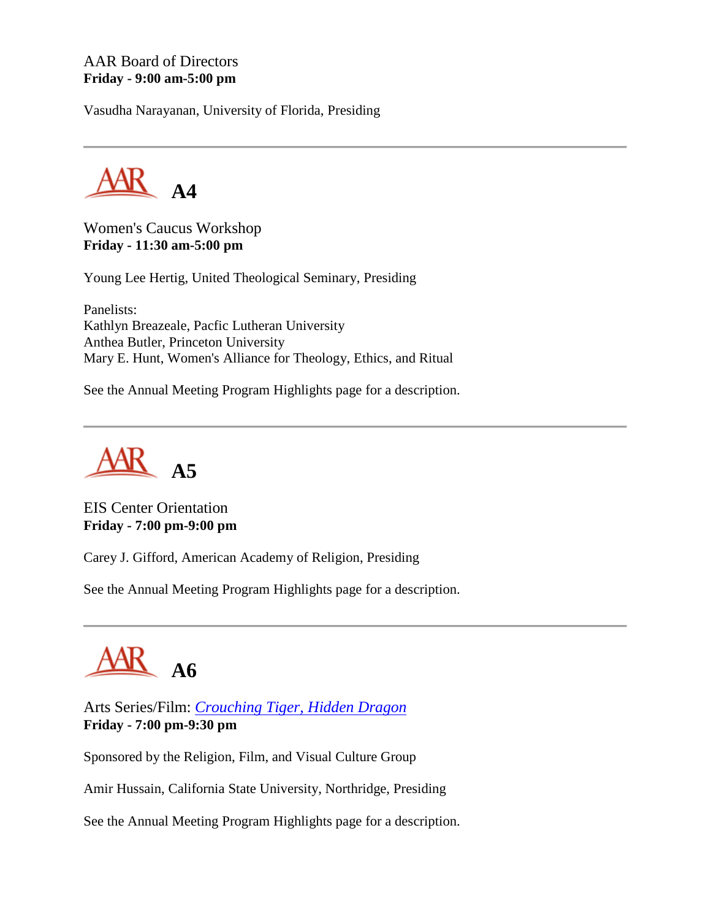AAR Board of Directors
**Friday - 9:00 am-5:00 pm**

Vasudha Narayanan, University of Florida, Presiding

---

## A4

Women's Caucus Workshop
**Friday - 11:30 am-5:00 pm**

Young Lee Hertig, United Theological Seminary, Presiding

Panelists:
Kathlyn Breazeale, Pacfic Lutheran University
Anthea Butler, Princeton University
Mary E. Hunt, Women's Alliance for Theology, Ethics, and Ritual

See the Annual Meeting Program Highlights page for a description.

---

## A5

EIS Center Orientation
**Friday - 7:00 pm-9:00 pm**

Carey J. Gifford, American Academy of Religion, Presiding

See the Annual Meeting Program Highlights page for a description.

---

## A6

Arts Series/Film: *Crouching Tiger, Hidden Dragon*
**Friday - 7:00 pm-9:30 pm**

Sponsored by the Religion, Film, and Visual Culture Group

Amir Hussain, California State University, Northridge, Presiding

See the Annual Meeting Program Highlights page for a description.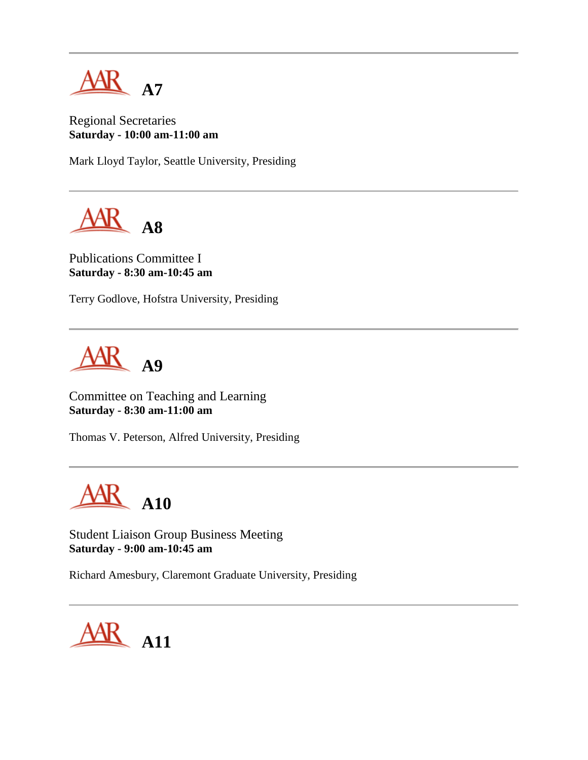---

## A7

Regional Secretaries
**Saturday - 10:00 am-11:00 am**

Mark Lloyd Taylor, Seattle University, Presiding

---

## A8

Publications Committee I
**Saturday - 8:30 am-10:45 am**

Terry Godlove, Hofstra University, Presiding

---

## A9

Committee on Teaching and Learning
**Saturday - 8:30 am-11:00 am**

Thomas V. Peterson, Alfred University, Presiding

---

## A10

Student Liaison Group Business Meeting
**Saturday - 9:00 am-10:45 am**

Richard Amesbury, Claremont Graduate University, Presiding

---

## A11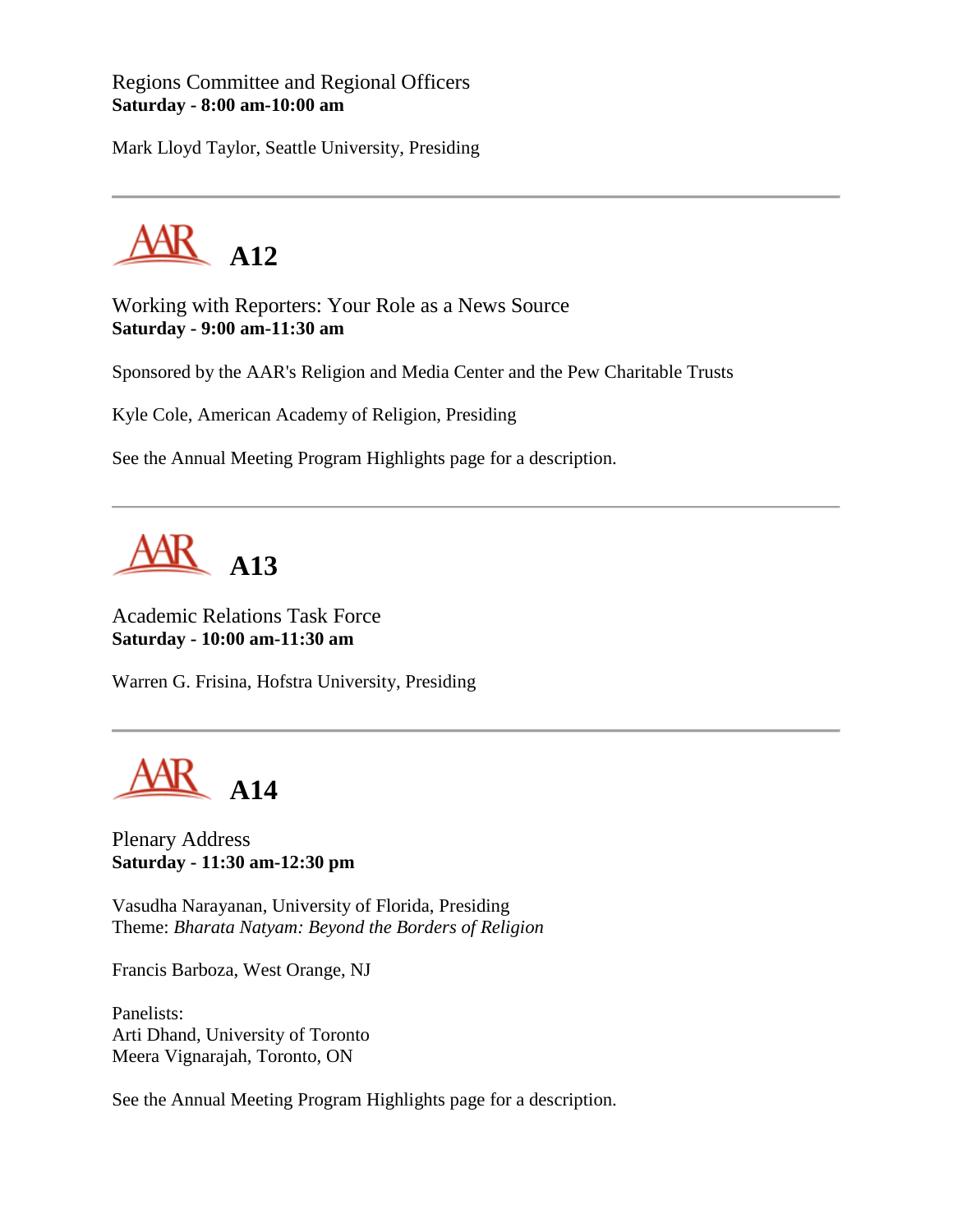Regions Committee and Regional Officers
**Saturday - 8:00 am-10:00 am**

Mark Lloyd Taylor, Seattle University, Presiding

---

## A12

Working with Reporters: Your Role as a News Source
**Saturday - 9:00 am-11:30 am**

Sponsored by the AAR's Religion and Media Center and the Pew Charitable Trusts

Kyle Cole, American Academy of Religion, Presiding

See the Annual Meeting Program Highlights page for a description.

---

## A13

Academic Relations Task Force
**Saturday - 10:00 am-11:30 am**

Warren G. Frisina, Hofstra University, Presiding

---

## A14

Plenary Address
**Saturday - 11:30 am-12:30 pm**

Vasudha Narayanan, University of Florida, Presiding
Theme: *Bharata Natyam: Beyond the Borders of Religion*

Francis Barboza, West Orange, NJ

Panelists:
Arti Dhand, University of Toronto
Meera Vignarajah, Toronto, ON

See the Annual Meeting Program Highlights page for a description.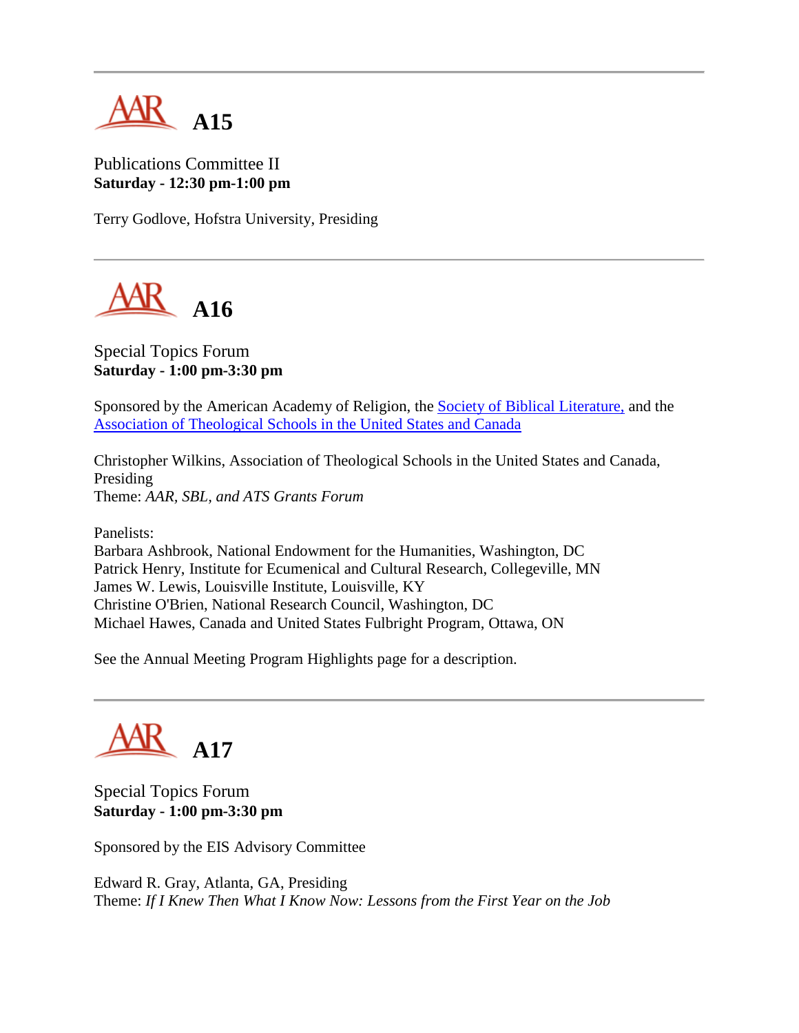---

## A15

Publications Committee II
**Saturday - 12:30 pm-1:00 pm**

Terry Godlove, Hofstra University, Presiding

---

## A16

Special Topics Forum
**Saturday - 1:00 pm-3:30 pm**

Sponsored by the American Academy of Religion, the Society of Biblical Literature, and the Association of Theological Schools in the United States and Canada

Christopher Wilkins, Association of Theological Schools in the United States and Canada, Presiding
Theme: *AAR, SBL, and ATS Grants Forum*

Panelists:
Barbara Ashbrook, National Endowment for the Humanities, Washington, DC
Patrick Henry, Institute for Ecumenical and Cultural Research, Collegeville, MN
James W. Lewis, Louisville Institute, Louisville, KY
Christine O'Brien, National Research Council, Washington, DC
Michael Hawes, Canada and United States Fulbright Program, Ottawa, ON

See the Annual Meeting Program Highlights page for a description.

---

## A17

Special Topics Forum
**Saturday - 1:00 pm-3:30 pm**

Sponsored by the EIS Advisory Committee

Edward R. Gray, Atlanta, GA, Presiding
Theme: *If I Knew Then What I Know Now: Lessons from the First Year on the Job*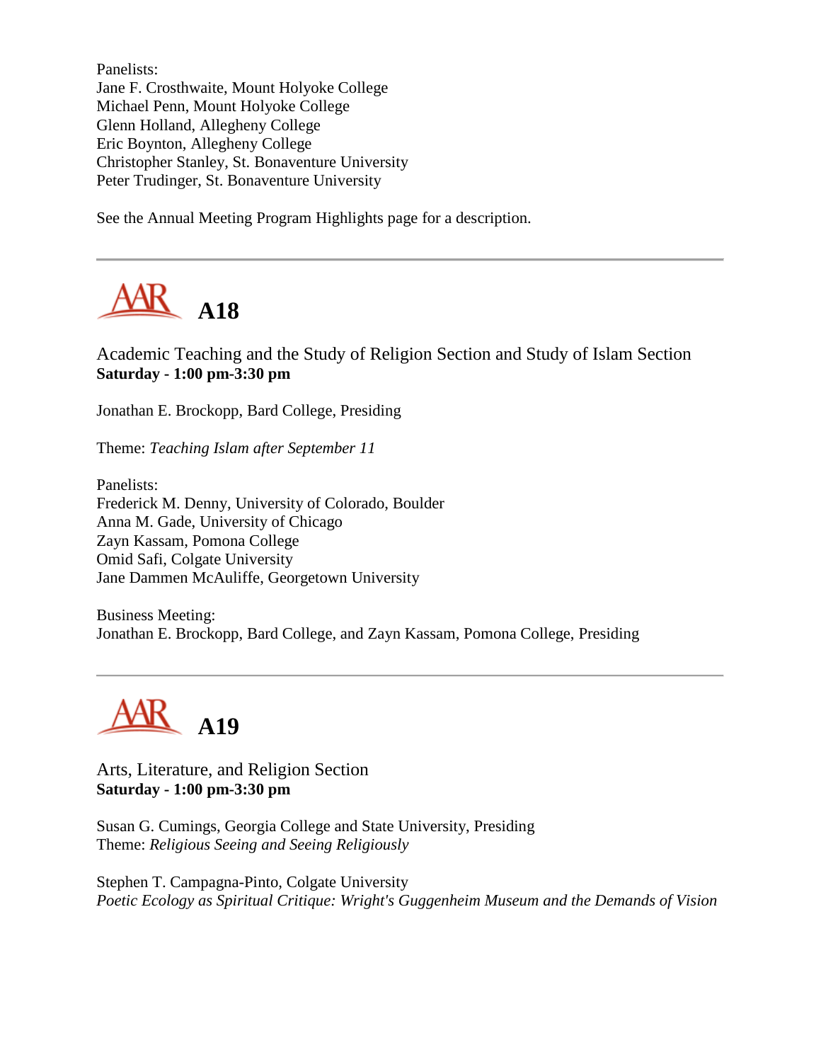Panelists:
Jane F. Crosthwaite, Mount Holyoke College
Michael Penn, Mount Holyoke College
Glenn Holland, Allegheny College
Eric Boynton, Allegheny College
Christopher Stanley, St. Bonaventure University
Peter Trudinger, St. Bonaventure University

See the Annual Meeting Program Highlights page for a description.

---

## A18

Academic Teaching and the Study of Religion Section and Study of Islam Section
**Saturday - 1:00 pm-3:30 pm**

Jonathan E. Brockopp, Bard College, Presiding

Theme: *Teaching Islam after September 11*

Panelists:
Frederick M. Denny, University of Colorado, Boulder
Anna M. Gade, University of Chicago
Zayn Kassam, Pomona College
Omid Safi, Colgate University
Jane Dammen McAuliffe, Georgetown University

Business Meeting:
Jonathan E. Brockopp, Bard College, and Zayn Kassam, Pomona College, Presiding

---

## A19

Arts, Literature, and Religion Section
**Saturday - 1:00 pm-3:30 pm**

Susan G. Cumings, Georgia College and State University, Presiding
Theme: *Religious Seeing and Seeing Religiously*

Stephen T. Campagna-Pinto, Colgate University
*Poetic Ecology as Spiritual Critique: Wright's Guggenheim Museum and the Demands of Vision*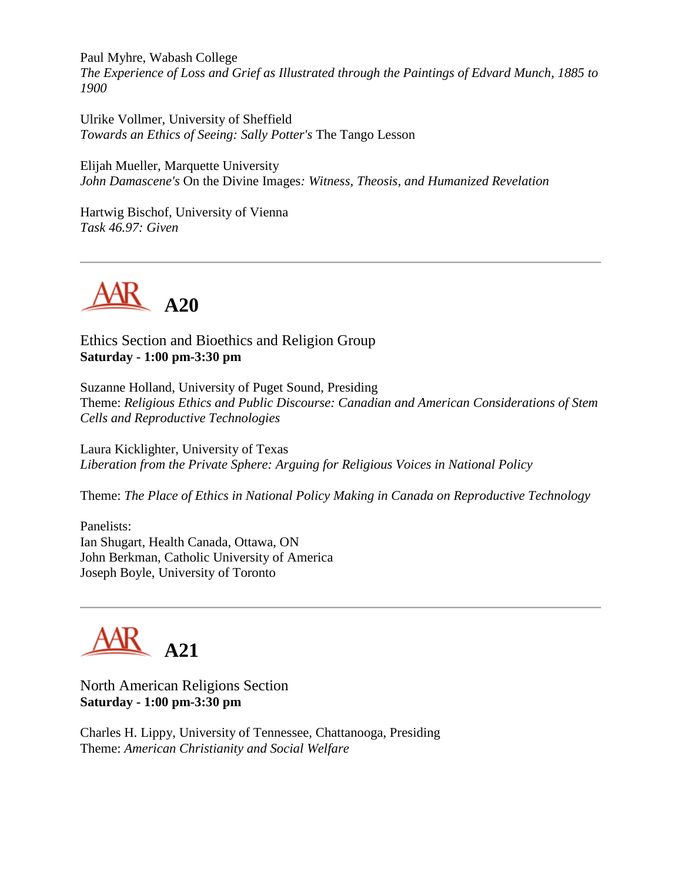Paul Myhre, Wabash College
*The Experience of Loss and Grief as Illustrated through the Paintings of Edvard Munch, 1885 to 1900*

Ulrike Vollmer, University of Sheffield
*Towards an Ethics of Seeing: Sally Potter's* The Tango Lesson

Elijah Mueller, Marquette University
*John Damascene's* On the Divine Images*: Witness, Theosis, and Humanized Revelation*

Hartwig Bischof, University of Vienna
*Task 46.97: Given*

---

## A20

Ethics Section and Bioethics and Religion Group
**Saturday - 1:00 pm-3:30 pm**

Suzanne Holland, University of Puget Sound, Presiding
Theme: *Religious Ethics and Public Discourse: Canadian and American Considerations of Stem Cells and Reproductive Technologies*

Laura Kicklighter, University of Texas
*Liberation from the Private Sphere: Arguing for Religious Voices in National Policy*

Theme: *The Place of Ethics in National Policy Making in Canada on Reproductive Technology*

Panelists:
Ian Shugart, Health Canada, Ottawa, ON
John Berkman, Catholic University of America
Joseph Boyle, University of Toronto

---

## A21

North American Religions Section
**Saturday - 1:00 pm-3:30 pm**

Charles H. Lippy, University of Tennessee, Chattanooga, Presiding
Theme: *American Christianity and Social Welfare*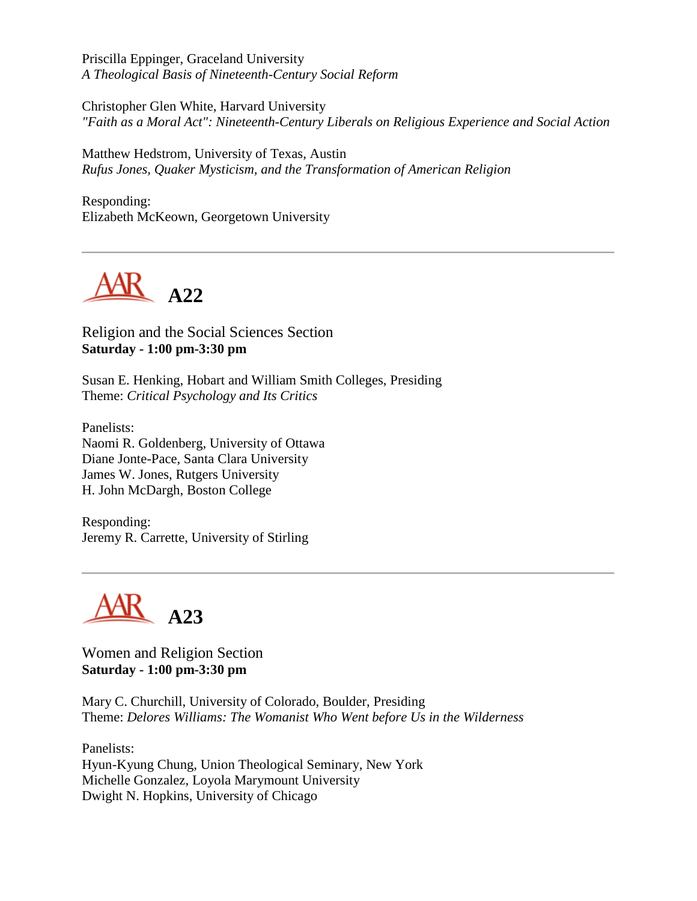Priscilla Eppinger, Graceland University
*A Theological Basis of Nineteenth-Century Social Reform*

Christopher Glen White, Harvard University
*"Faith as a Moral Act": Nineteenth-Century Liberals on Religious Experience and Social Action*

Matthew Hedstrom, University of Texas, Austin
*Rufus Jones, Quaker Mysticism, and the Transformation of American Religion*

Responding:
Elizabeth McKeown, Georgetown University

---

## A22

Religion and the Social Sciences Section
**Saturday - 1:00 pm-3:30 pm**

Susan E. Henking, Hobart and William Smith Colleges, Presiding
Theme: *Critical Psychology and Its Critics*

Panelists:
Naomi R. Goldenberg, University of Ottawa
Diane Jonte-Pace, Santa Clara University
James W. Jones, Rutgers University
H. John McDargh, Boston College

Responding:
Jeremy R. Carrette, University of Stirling

---

## A23

Women and Religion Section
**Saturday - 1:00 pm-3:30 pm**

Mary C. Churchill, University of Colorado, Boulder, Presiding
Theme: *Delores Williams: The Womanist Who Went before Us in the Wilderness*

Panelists:
Hyun-Kyung Chung, Union Theological Seminary, New York
Michelle Gonzalez, Loyola Marymount University
Dwight N. Hopkins, University of Chicago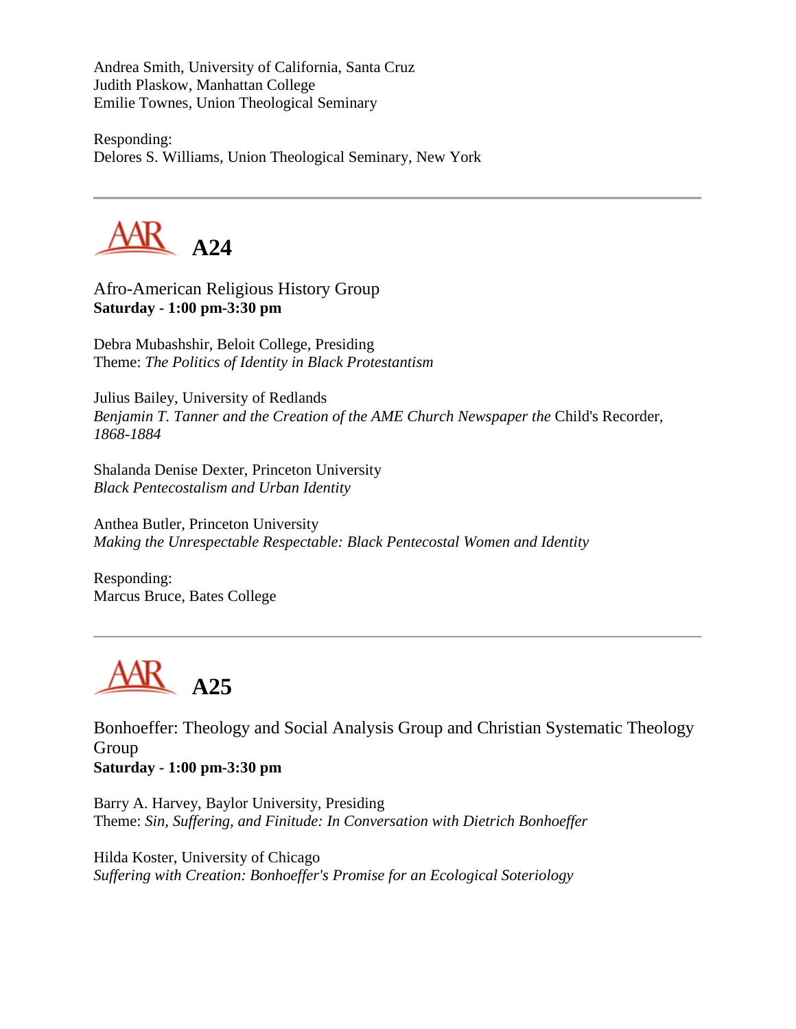Andrea Smith, University of California, Santa Cruz
Judith Plaskow, Manhattan College
Emilie Townes, Union Theological Seminary

Responding:
Delores S. Williams, Union Theological Seminary, New York

---

## AAR A24

Afro-American Religious History Group
**Saturday - 1:00 pm-3:30 pm**

Debra Mubashshir, Beloit College, Presiding
Theme: *The Politics of Identity in Black Protestantism*

Julius Bailey, University of Redlands
*Benjamin T. Tanner and the Creation of the AME Church Newspaper the* Child's Recorder*, 1868-1884*

Shalanda Denise Dexter, Princeton University
*Black Pentecostalism and Urban Identity*

Anthea Butler, Princeton University
*Making the Unrespectable Respectable: Black Pentecostal Women and Identity*

Responding:
Marcus Bruce, Bates College

---

## AAR A25

Bonhoeffer: Theology and Social Analysis Group and Christian Systematic Theology Group
**Saturday - 1:00 pm-3:30 pm**

Barry A. Harvey, Baylor University, Presiding
Theme: *Sin, Suffering, and Finitude: In Conversation with Dietrich Bonhoeffer*

Hilda Koster, University of Chicago
*Suffering with Creation: Bonhoeffer's Promise for an Ecological Soteriology*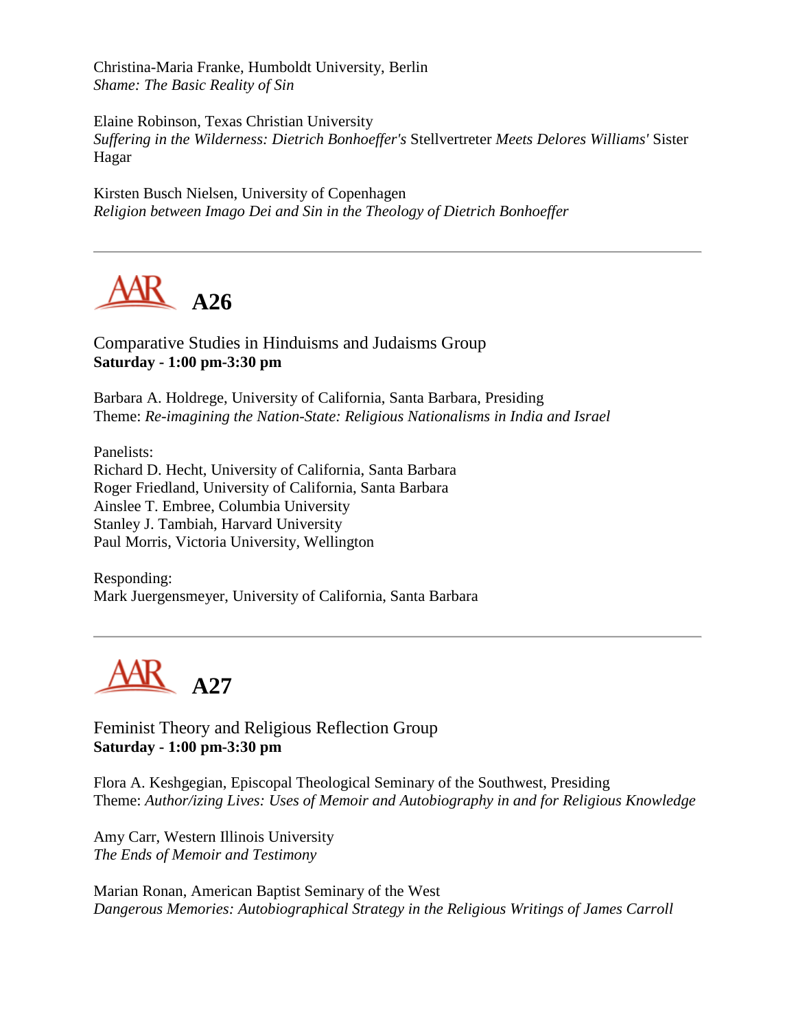Christina-Maria Franke, Humboldt University, Berlin
*Shame: The Basic Reality of Sin*

Elaine Robinson, Texas Christian University
*Suffering in the Wilderness: Dietrich Bonhoeffer's* Stellvertreter *Meets Delores Williams'* Sister Hagar

Kirsten Busch Nielsen, University of Copenhagen
*Religion between Imago Dei and Sin in the Theology of Dietrich Bonhoeffer*

---

## AAR A26

Comparative Studies in Hinduisms and Judaisms Group
**Saturday - 1:00 pm-3:30 pm**

Barbara A. Holdrege, University of California, Santa Barbara, Presiding
Theme: *Re-imagining the Nation-State: Religious Nationalisms in India and Israel*

Panelists:
Richard D. Hecht, University of California, Santa Barbara
Roger Friedland, University of California, Santa Barbara
Ainslee T. Embree, Columbia University
Stanley J. Tambiah, Harvard University
Paul Morris, Victoria University, Wellington

Responding:
Mark Juergensmeyer, University of California, Santa Barbara

---

## AAR A27

Feminist Theory and Religious Reflection Group
**Saturday - 1:00 pm-3:30 pm**

Flora A. Keshgegian, Episcopal Theological Seminary of the Southwest, Presiding
Theme: *Author/izing Lives: Uses of Memoir and Autobiography in and for Religious Knowledge*

Amy Carr, Western Illinois University
*The Ends of Memoir and Testimony*

Marian Ronan, American Baptist Seminary of the West
*Dangerous Memories: Autobiographical Strategy in the Religious Writings of James Carroll*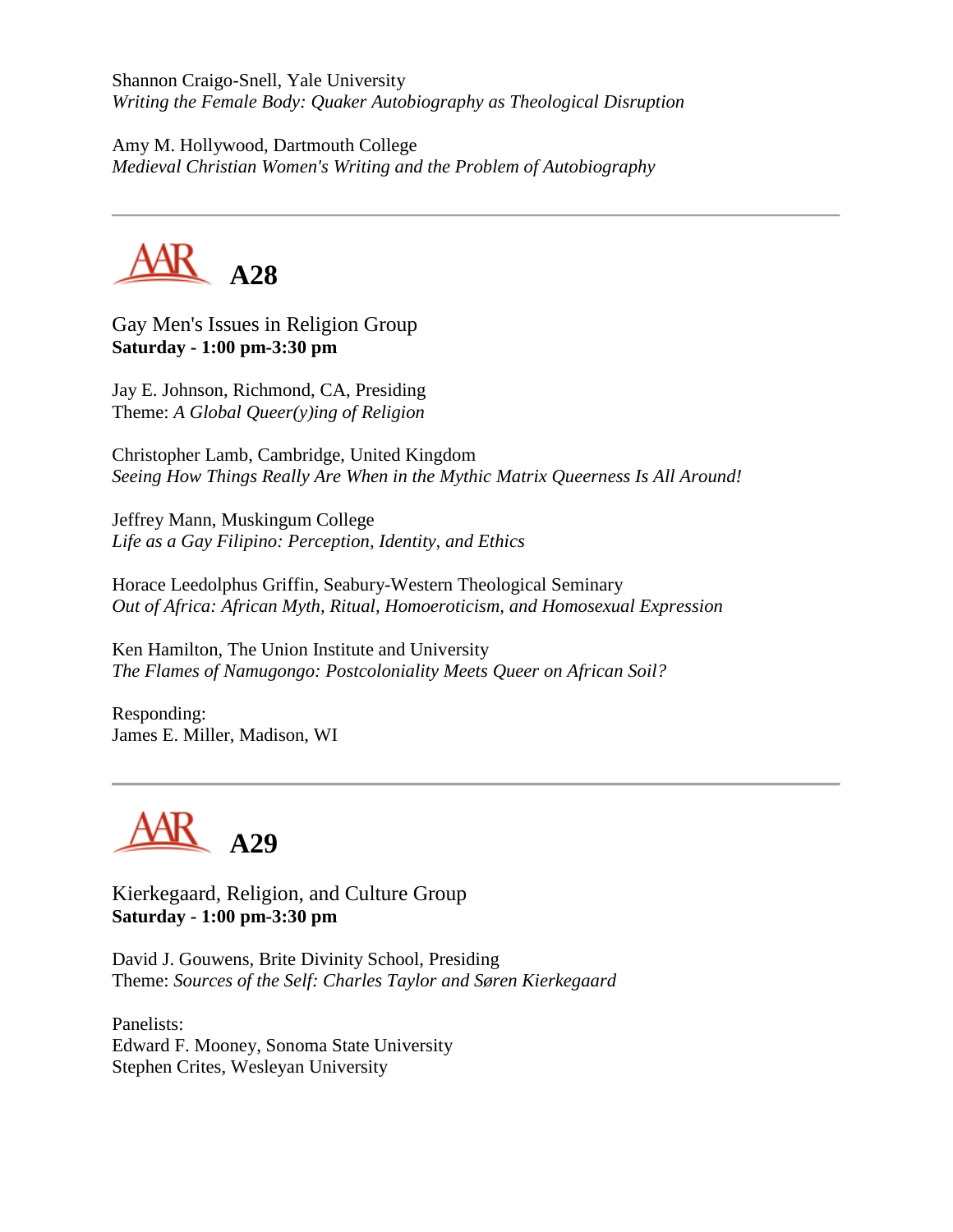Shannon Craigo-Snell, Yale University
*Writing the Female Body: Quaker Autobiography as Theological Disruption*

Amy M. Hollywood, Dartmouth College
*Medieval Christian Women's Writing and the Problem of Autobiography*

---

## A28

Gay Men's Issues in Religion Group
**Saturday - 1:00 pm-3:30 pm**

Jay E. Johnson, Richmond, CA, Presiding
Theme: *A Global Queer(y)ing of Religion*

Christopher Lamb, Cambridge, United Kingdom
*Seeing How Things Really Are When in the Mythic Matrix Queerness Is All Around!*

Jeffrey Mann, Muskingum College
*Life as a Gay Filipino: Perception, Identity, and Ethics*

Horace Leedolphus Griffin, Seabury-Western Theological Seminary
*Out of Africa: African Myth, Ritual, Homoeroticism, and Homosexual Expression*

Ken Hamilton, The Union Institute and University
*The Flames of Namugongo: Postcoloniality Meets Queer on African Soil?*

Responding:
James E. Miller, Madison, WI

---

## A29

Kierkegaard, Religion, and Culture Group
**Saturday - 1:00 pm-3:30 pm**

David J. Gouwens, Brite Divinity School, Presiding
Theme: *Sources of the Self: Charles Taylor and Søren Kierkegaard*

Panelists:
Edward F. Mooney, Sonoma State University
Stephen Crites, Wesleyan University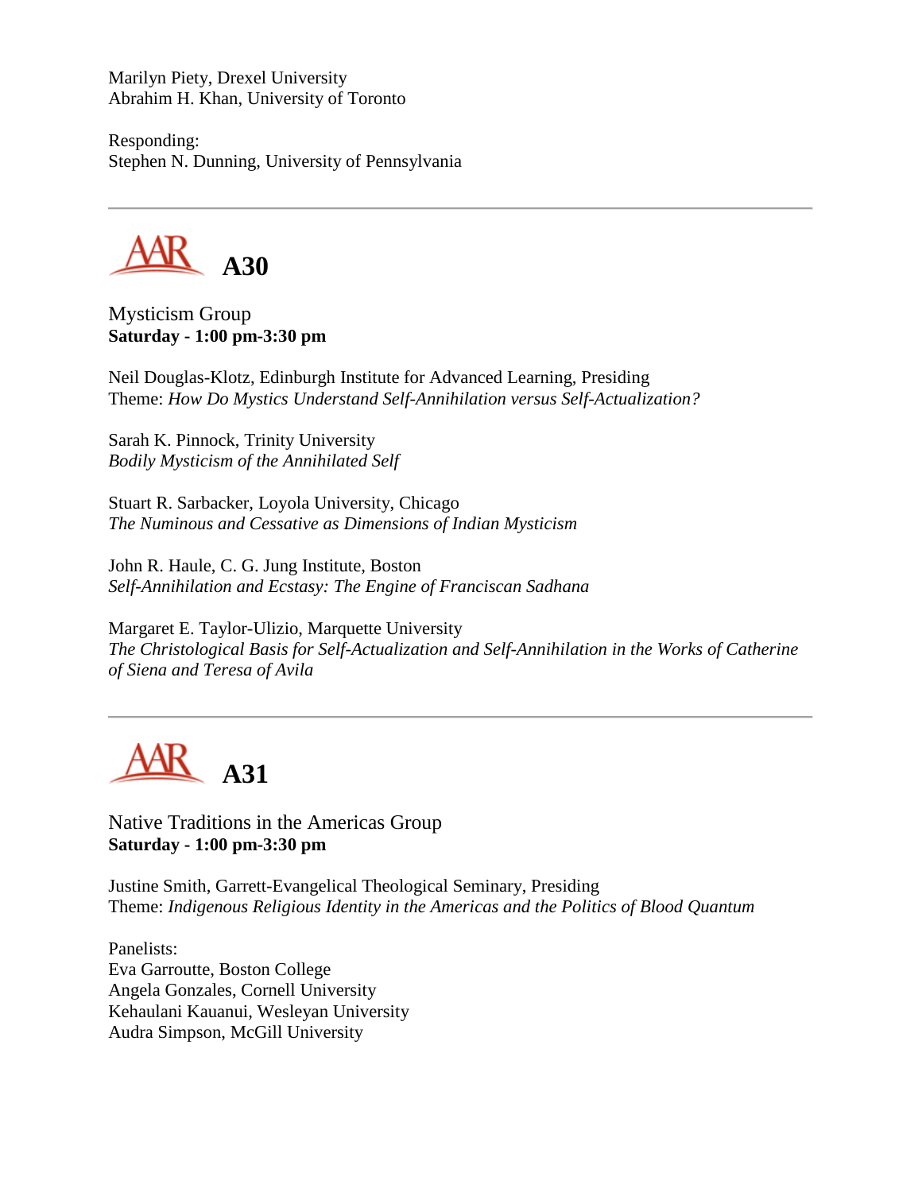Marilyn Piety, Drexel University
Abrahim H. Khan, University of Toronto

Responding:
Stephen N. Dunning, University of Pennsylvania

---

## A30

Mysticism Group
**Saturday - 1:00 pm-3:30 pm**

Neil Douglas-Klotz, Edinburgh Institute for Advanced Learning, Presiding
Theme: *How Do Mystics Understand Self-Annihilation versus Self-Actualization?*

Sarah K. Pinnock, Trinity University
*Bodily Mysticism of the Annihilated Self*

Stuart R. Sarbacker, Loyola University, Chicago
*The Numinous and Cessative as Dimensions of Indian Mysticism*

John R. Haule, C. G. Jung Institute, Boston
*Self-Annihilation and Ecstasy: The Engine of Franciscan Sadhana*

Margaret E. Taylor-Ulizio, Marquette University
*The Christological Basis for Self-Actualization and Self-Annihilation in the Works of Catherine of Siena and Teresa of Avila*

---

## A31

Native Traditions in the Americas Group
**Saturday - 1:00 pm-3:30 pm**

Justine Smith, Garrett-Evangelical Theological Seminary, Presiding
Theme: *Indigenous Religious Identity in the Americas and the Politics of Blood Quantum*

Panelists:
Eva Garroutte, Boston College
Angela Gonzales, Cornell University
Kehaulani Kauanui, Wesleyan University
Audra Simpson, McGill University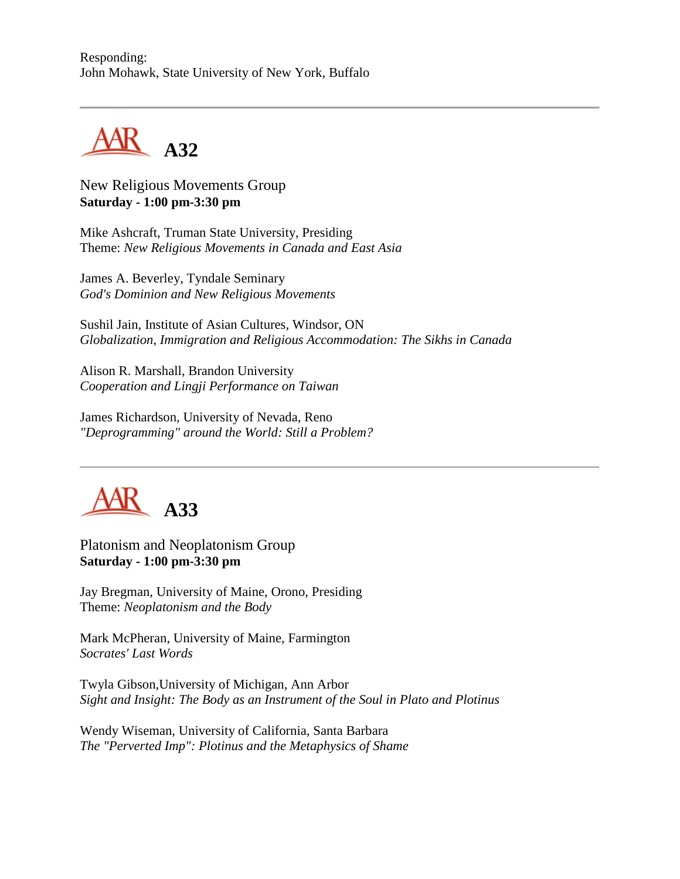Responding:
John Mohawk, State University of New York, Buffalo

---

## AAR A32

New Religious Movements Group
**Saturday - 1:00 pm-3:30 pm**

Mike Ashcraft, Truman State University, Presiding
Theme: *New Religious Movements in Canada and East Asia*

James A. Beverley, Tyndale Seminary
*God's Dominion and New Religious Movements*

Sushil Jain, Institute of Asian Cultures, Windsor, ON
*Globalization, Immigration and Religious Accommodation: The Sikhs in Canada*

Alison R. Marshall, Brandon University
*Cooperation and Lingji Performance on Taiwan*

James Richardson, University of Nevada, Reno
*"Deprogramming" around the World: Still a Problem?*

---

## AAR A33

Platonism and Neoplatonism Group
**Saturday - 1:00 pm-3:30 pm**

Jay Bregman, University of Maine, Orono, Presiding
Theme: *Neoplatonism and the Body*

Mark McPheran, University of Maine, Farmington
*Socrates' Last Words*

Twyla Gibson,University of Michigan, Ann Arbor
*Sight and Insight: The Body as an Instrument of the Soul in Plato and Plotinus*

Wendy Wiseman, University of California, Santa Barbara
*The "Perverted Imp": Plotinus and the Metaphysics of Shame*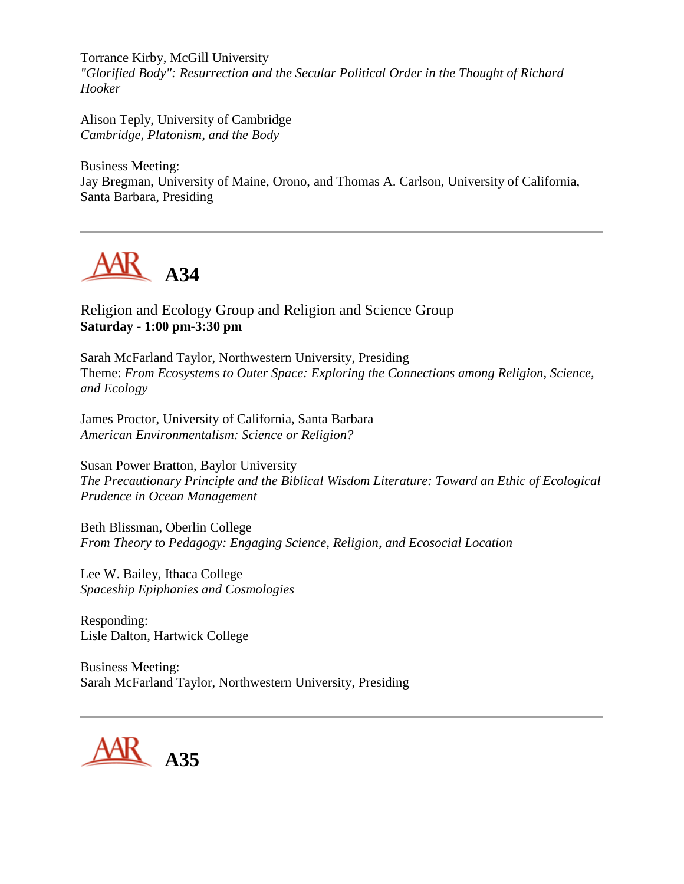Torrance Kirby, McGill University
*"Glorified Body": Resurrection and the Secular Political Order in the Thought of Richard Hooker*

Alison Teply, University of Cambridge
*Cambridge, Platonism, and the Body*

Business Meeting:
Jay Bregman, University of Maine, Orono, and Thomas A. Carlson, University of California, Santa Barbara, Presiding

---

## A34

Religion and Ecology Group and Religion and Science Group
**Saturday - 1:00 pm-3:30 pm**

Sarah McFarland Taylor, Northwestern University, Presiding
Theme: *From Ecosystems to Outer Space: Exploring the Connections among Religion, Science, and Ecology*

James Proctor, University of California, Santa Barbara
*American Environmentalism: Science or Religion?*

Susan Power Bratton, Baylor University
*The Precautionary Principle and the Biblical Wisdom Literature: Toward an Ethic of Ecological Prudence in Ocean Management*

Beth Blissman, Oberlin College
*From Theory to Pedagogy: Engaging Science, Religion, and Ecosocial Location*

Lee W. Bailey, Ithaca College
*Spaceship Epiphanies and Cosmologies*

Responding:
Lisle Dalton, Hartwick College

Business Meeting:
Sarah McFarland Taylor, Northwestern University, Presiding

---

## A35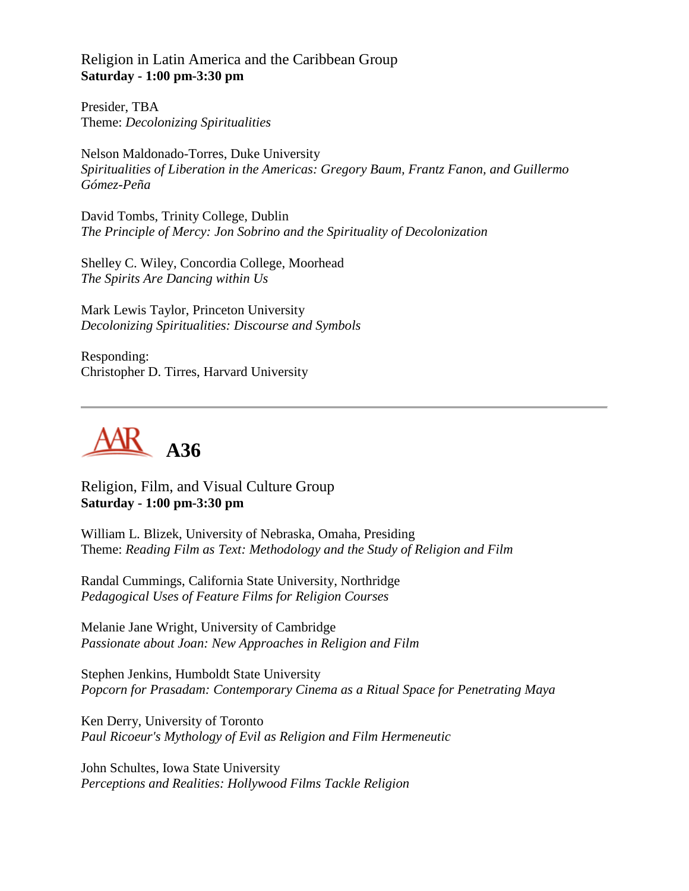Religion in Latin America and the Caribbean Group
**Saturday - 1:00 pm-3:30 pm**

Presider, TBA
Theme: *Decolonizing Spiritualities*

Nelson Maldonado-Torres, Duke University
*Spiritualities of Liberation in the Americas: Gregory Baum, Frantz Fanon, and Guillermo Gómez-Peña*

David Tombs, Trinity College, Dublin
*The Principle of Mercy: Jon Sobrino and the Spirituality of Decolonization*

Shelley C. Wiley, Concordia College, Moorhead
*The Spirits Are Dancing within Us*

Mark Lewis Taylor, Princeton University
*Decolonizing Spiritualities: Discourse and Symbols*

Responding:
Christopher D. Tirres, Harvard University

---

## AAR A36

Religion, Film, and Visual Culture Group
**Saturday - 1:00 pm-3:30 pm**

William L. Blizek, University of Nebraska, Omaha, Presiding
Theme: *Reading Film as Text: Methodology and the Study of Religion and Film*

Randal Cummings, California State University, Northridge
*Pedagogical Uses of Feature Films for Religion Courses*

Melanie Jane Wright, University of Cambridge
*Passionate about Joan: New Approaches in Religion and Film*

Stephen Jenkins, Humboldt State University
*Popcorn for Prasadam: Contemporary Cinema as a Ritual Space for Penetrating Maya*

Ken Derry, University of Toronto
*Paul Ricoeur's Mythology of Evil as Religion and Film Hermeneutic*

John Schultes, Iowa State University
*Perceptions and Realities: Hollywood Films Tackle Religion*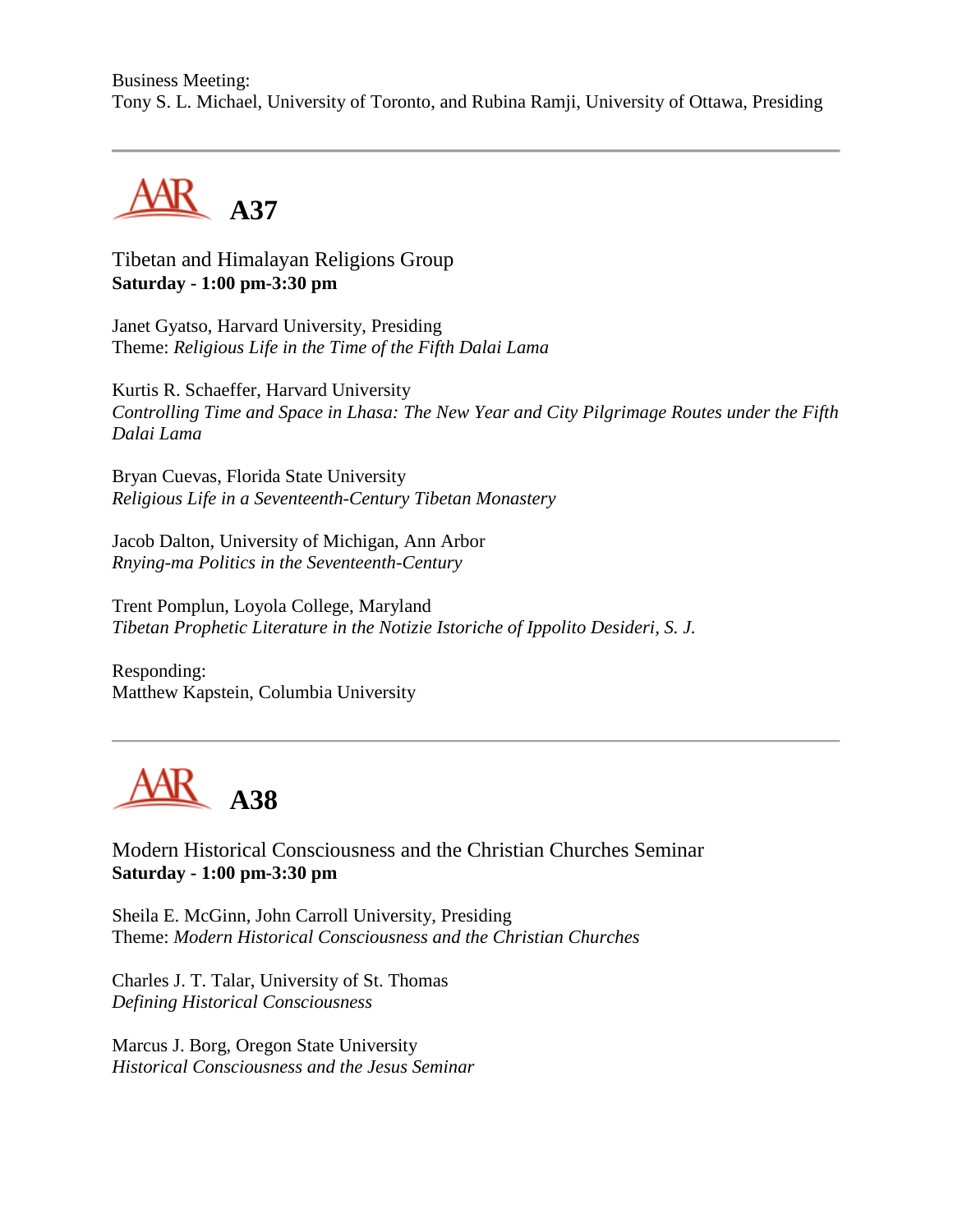Business Meeting:
Tony S. L. Michael, University of Toronto, and Rubina Ramji, University of Ottawa, Presiding

---

## A37

Tibetan and Himalayan Religions Group
**Saturday - 1:00 pm-3:30 pm**

Janet Gyatso, Harvard University, Presiding
Theme: *Religious Life in the Time of the Fifth Dalai Lama*

Kurtis R. Schaeffer, Harvard University
*Controlling Time and Space in Lhasa: The New Year and City Pilgrimage Routes under the Fifth Dalai Lama*

Bryan Cuevas, Florida State University
*Religious Life in a Seventeenth-Century Tibetan Monastery*

Jacob Dalton, University of Michigan, Ann Arbor
*Rnying-ma Politics in the Seventeenth-Century*

Trent Pomplun, Loyola College, Maryland
*Tibetan Prophetic Literature in the Notizie Istoriche of Ippolito Desideri, S. J.*

Responding:
Matthew Kapstein, Columbia University

---

## A38

Modern Historical Consciousness and the Christian Churches Seminar
**Saturday - 1:00 pm-3:30 pm**

Sheila E. McGinn, John Carroll University, Presiding
Theme: *Modern Historical Consciousness and the Christian Churches*

Charles J. T. Talar, University of St. Thomas
*Defining Historical Consciousness*

Marcus J. Borg, Oregon State University
*Historical Consciousness and the Jesus Seminar*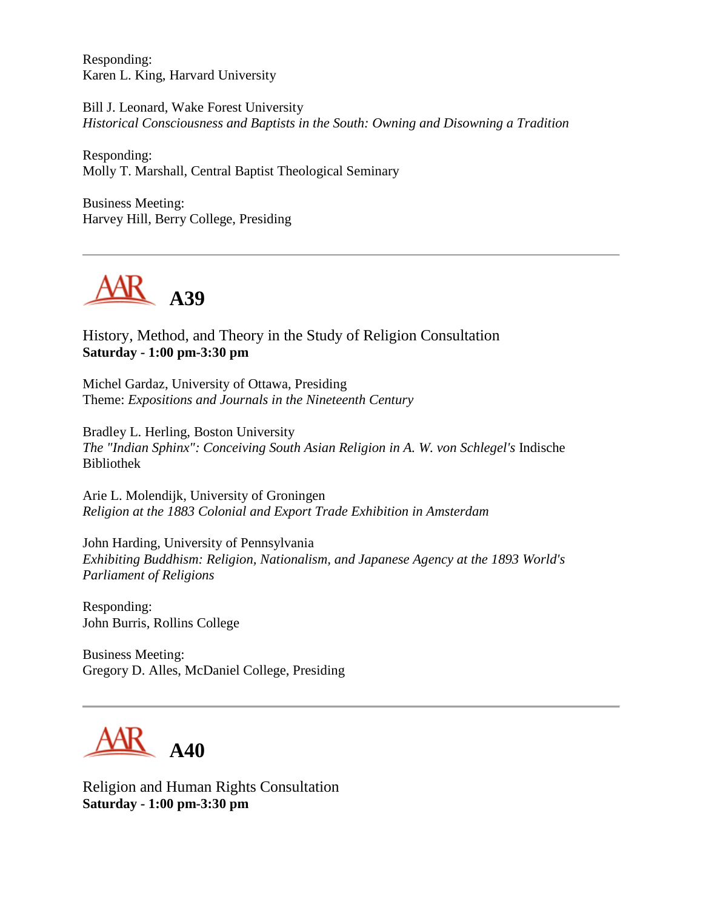Responding:
Karen L. King, Harvard University

Bill J. Leonard, Wake Forest University
*Historical Consciousness and Baptists in the South: Owning and Disowning a Tradition*

Responding:
Molly T. Marshall, Central Baptist Theological Seminary

Business Meeting:
Harvey Hill, Berry College, Presiding

---

## A39

History, Method, and Theory in the Study of Religion Consultation
**Saturday - 1:00 pm-3:30 pm**

Michel Gardaz, University of Ottawa, Presiding
Theme: *Expositions and Journals in the Nineteenth Century*

Bradley L. Herling, Boston University
*The "Indian Sphinx": Conceiving South Asian Religion in A. W. von Schlegel's* Indische Bibliothek

Arie L. Molendijk, University of Groningen
*Religion at the 1883 Colonial and Export Trade Exhibition in Amsterdam*

John Harding, University of Pennsylvania
*Exhibiting Buddhism: Religion, Nationalism, and Japanese Agency at the 1893 World's Parliament of Religions*

Responding:
John Burris, Rollins College

Business Meeting:
Gregory D. Alles, McDaniel College, Presiding

---

## A40

Religion and Human Rights Consultation
**Saturday - 1:00 pm-3:30 pm**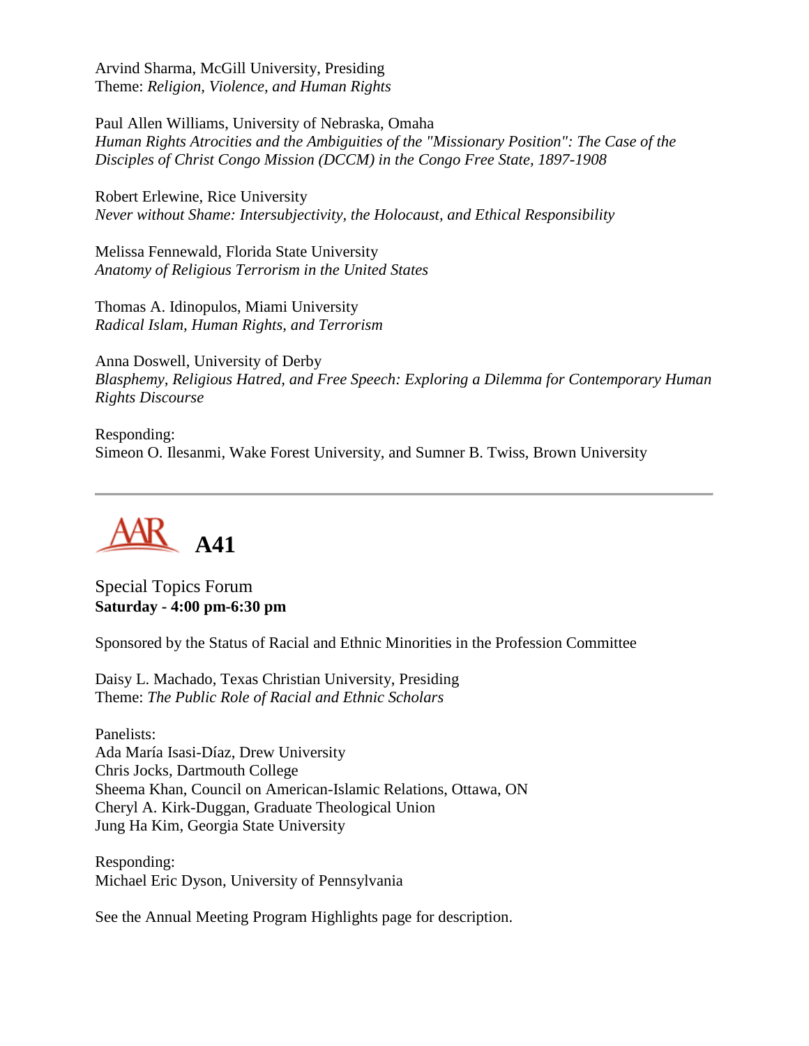Arvind Sharma, McGill University, Presiding
Theme: *Religion, Violence, and Human Rights*

Paul Allen Williams, University of Nebraska, Omaha
*Human Rights Atrocities and the Ambiguities of the "Missionary Position": The Case of the Disciples of Christ Congo Mission (DCCM) in the Congo Free State, 1897-1908*

Robert Erlewine, Rice University
*Never without Shame: Intersubjectivity, the Holocaust, and Ethical Responsibility*

Melissa Fennewald, Florida State University
*Anatomy of Religious Terrorism in the United States*

Thomas A. Idinopulos, Miami University
*Radical Islam, Human Rights, and Terrorism*

Anna Doswell, University of Derby
*Blasphemy, Religious Hatred, and Free Speech: Exploring a Dilemma for Contemporary Human Rights Discourse*

Responding:
Simeon O. Ilesanmi, Wake Forest University, and Sumner B. Twiss, Brown University

---

# AAR A41

Special Topics Forum
**Saturday - 4:00 pm-6:30 pm**

Sponsored by the Status of Racial and Ethnic Minorities in the Profession Committee

Daisy L. Machado, Texas Christian University, Presiding
Theme: *The Public Role of Racial and Ethnic Scholars*

Panelists:
Ada María Isasi-Díaz, Drew University
Chris Jocks, Dartmouth College
Sheema Khan, Council on American-Islamic Relations, Ottawa, ON
Cheryl A. Kirk-Duggan, Graduate Theological Union
Jung Ha Kim, Georgia State University

Responding:
Michael Eric Dyson, University of Pennsylvania

See the Annual Meeting Program Highlights page for description.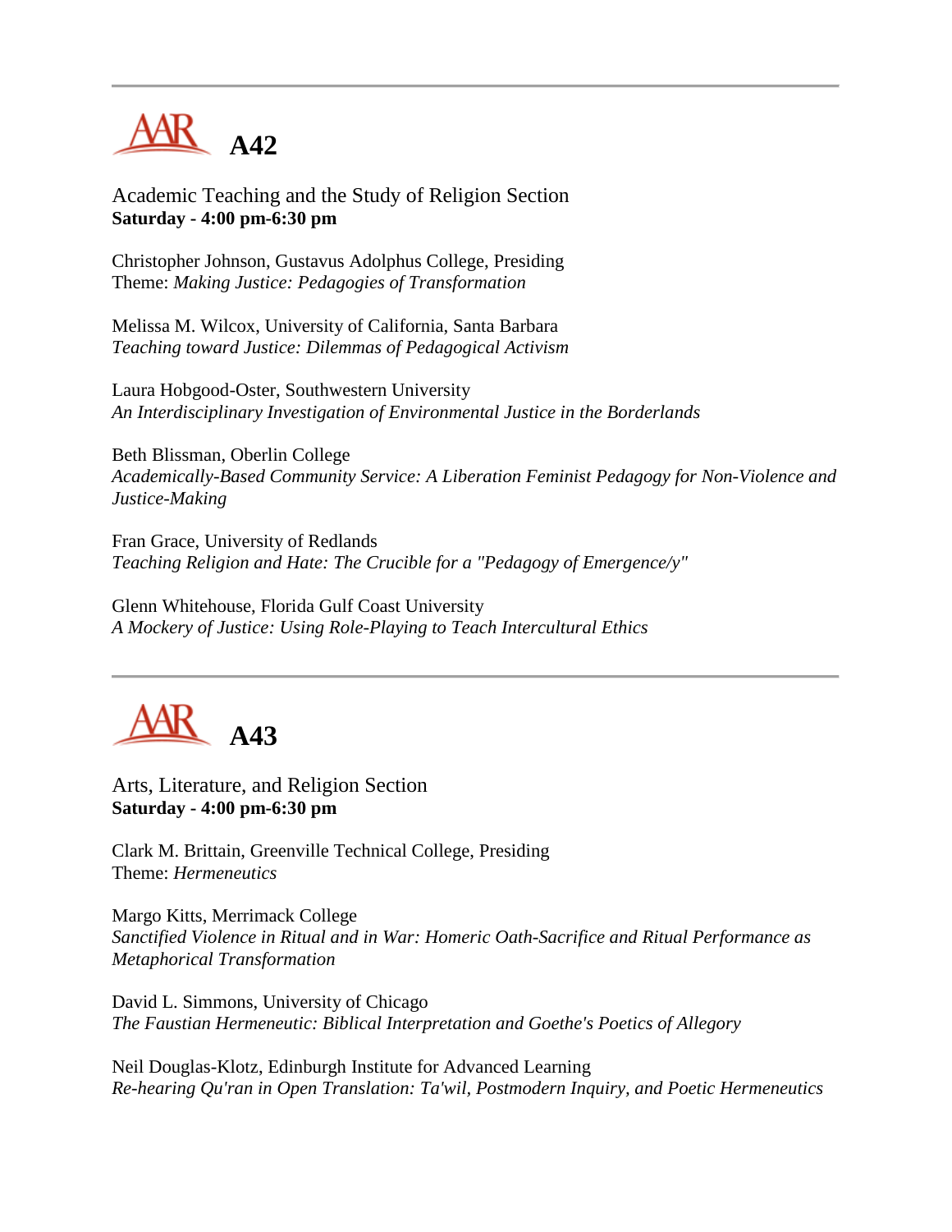---

## A42

Academic Teaching and the Study of Religion Section
**Saturday - 4:00 pm-6:30 pm**

Christopher Johnson, Gustavus Adolphus College, Presiding
Theme: *Making Justice: Pedagogies of Transformation*

Melissa M. Wilcox, University of California, Santa Barbara
*Teaching toward Justice: Dilemmas of Pedagogical Activism*

Laura Hobgood-Oster, Southwestern University
*An Interdisciplinary Investigation of Environmental Justice in the Borderlands*

Beth Blissman, Oberlin College
*Academically-Based Community Service: A Liberation Feminist Pedagogy for Non-Violence and Justice-Making*

Fran Grace, University of Redlands
*Teaching Religion and Hate: The Crucible for a "Pedagogy of Emergence/y"*

Glenn Whitehouse, Florida Gulf Coast University
*A Mockery of Justice: Using Role-Playing to Teach Intercultural Ethics*

---

## A43

Arts, Literature, and Religion Section
**Saturday - 4:00 pm-6:30 pm**

Clark M. Brittain, Greenville Technical College, Presiding
Theme: *Hermeneutics*

Margo Kitts, Merrimack College
*Sanctified Violence in Ritual and in War: Homeric Oath-Sacrifice and Ritual Performance as Metaphorical Transformation*

David L. Simmons, University of Chicago
*The Faustian Hermeneutic: Biblical Interpretation and Goethe's Poetics of Allegory*

Neil Douglas-Klotz, Edinburgh Institute for Advanced Learning
*Re-hearing Qu'ran in Open Translation: Ta'wil, Postmodern Inquiry, and Poetic Hermeneutics*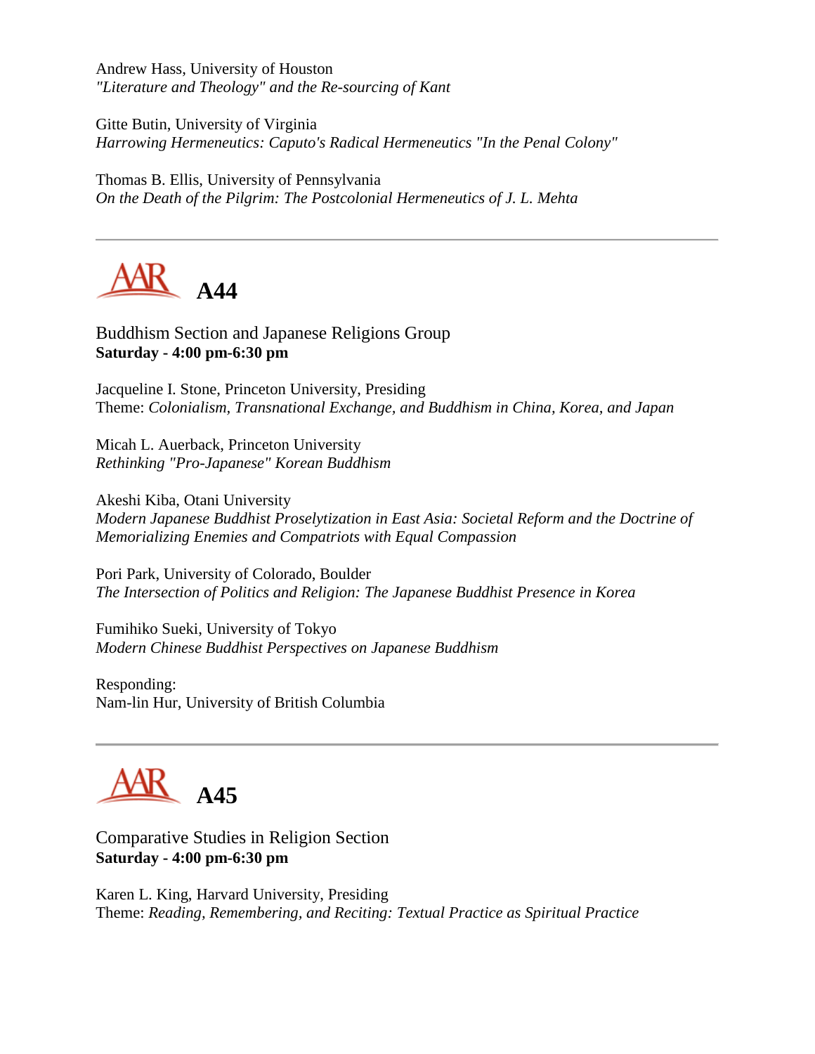Andrew Hass, University of Houston
*"Literature and Theology" and the Re-sourcing of Kant*

Gitte Butin, University of Virginia
*Harrowing Hermeneutics: Caputo's Radical Hermeneutics "In the Penal Colony"*

Thomas B. Ellis, University of Pennsylvania
*On the Death of the Pilgrim: The Postcolonial Hermeneutics of J. L. Mehta*

---

## AAR A44

Buddhism Section and Japanese Religions Group
**Saturday - 4:00 pm-6:30 pm**

Jacqueline I. Stone, Princeton University, Presiding
Theme: *Colonialism, Transnational Exchange, and Buddhism in China, Korea, and Japan*

Micah L. Auerback, Princeton University
*Rethinking "Pro-Japanese" Korean Buddhism*

Akeshi Kiba, Otani University
*Modern Japanese Buddhist Proselytization in East Asia: Societal Reform and the Doctrine of Memorializing Enemies and Compatriots with Equal Compassion*

Pori Park, University of Colorado, Boulder
*The Intersection of Politics and Religion: The Japanese Buddhist Presence in Korea*

Fumihiko Sueki, University of Tokyo
*Modern Chinese Buddhist Perspectives on Japanese Buddhism*

Responding:
Nam-lin Hur, University of British Columbia

---

## AAR A45

Comparative Studies in Religion Section
**Saturday - 4:00 pm-6:30 pm**

Karen L. King, Harvard University, Presiding
Theme: *Reading, Remembering, and Reciting: Textual Practice as Spiritual Practice*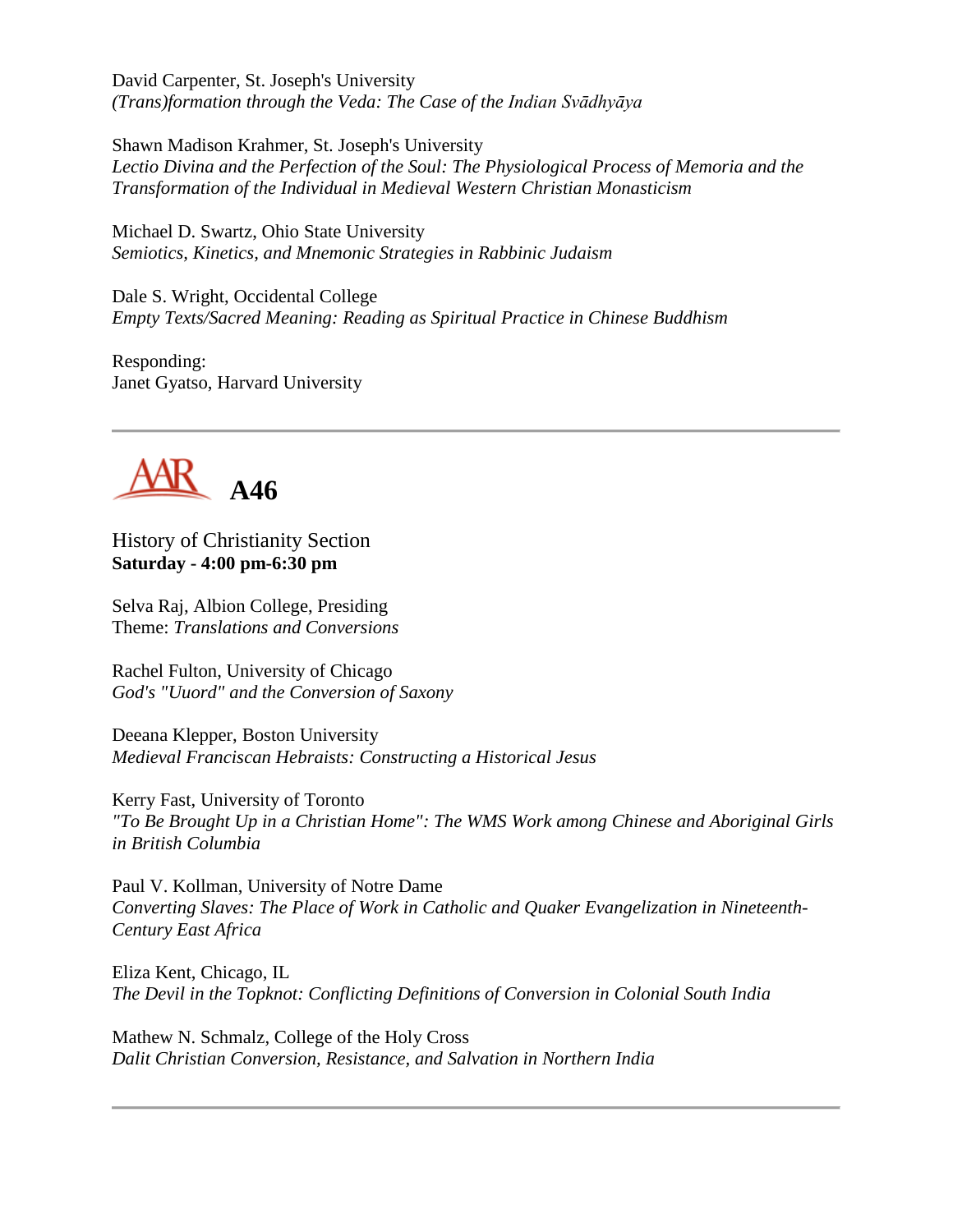David Carpenter, St. Joseph's University
*(Trans)formation through the Veda: The Case of the Indian Svādhyāya*

Shawn Madison Krahmer, St. Joseph's University
*Lectio Divina and the Perfection of the Soul: The Physiological Process of Memoria and the Transformation of the Individual in Medieval Western Christian Monasticism*

Michael D. Swartz, Ohio State University
*Semiotics, Kinetics, and Mnemonic Strategies in Rabbinic Judaism*

Dale S. Wright, Occidental College
*Empty Texts/Sacred Meaning: Reading as Spiritual Practice in Chinese Buddhism*

Responding:
Janet Gyatso, Harvard University

---

## AAR A46

History of Christianity Section
**Saturday - 4:00 pm-6:30 pm**

Selva Raj, Albion College, Presiding
Theme: *Translations and Conversions*

Rachel Fulton, University of Chicago
*God's "Uuord" and the Conversion of Saxony*

Deeana Klepper, Boston University
*Medieval Franciscan Hebraists: Constructing a Historical Jesus*

Kerry Fast, University of Toronto
*"To Be Brought Up in a Christian Home": The WMS Work among Chinese and Aboriginal Girls in British Columbia*

Paul V. Kollman, University of Notre Dame
*Converting Slaves: The Place of Work in Catholic and Quaker Evangelization in Nineteenth-Century East Africa*

Eliza Kent, Chicago, IL
*The Devil in the Topknot: Conflicting Definitions of Conversion in Colonial South India*

Mathew N. Schmalz, College of the Holy Cross
*Dalit Christian Conversion, Resistance, and Salvation in Northern India*

---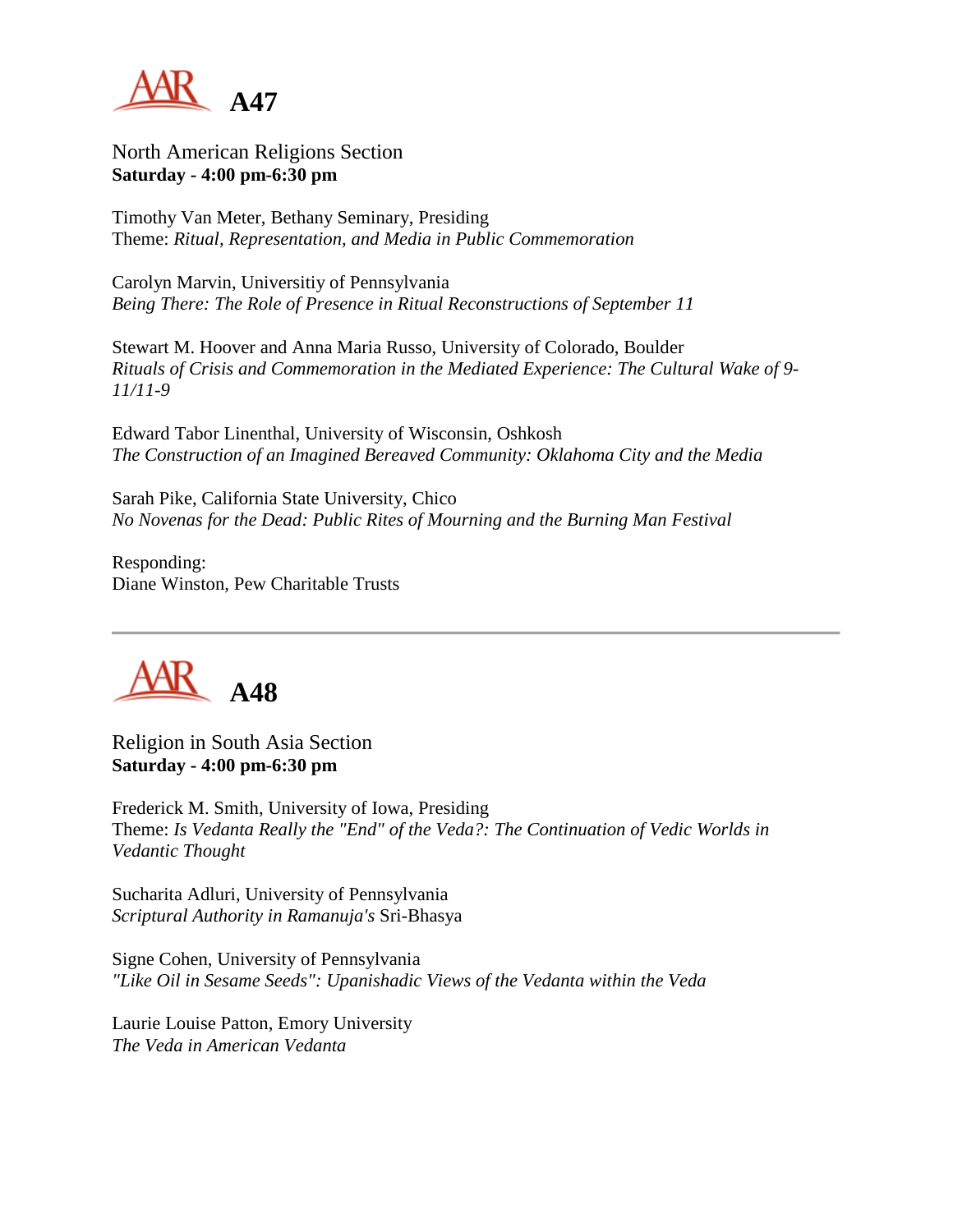# A47

North American Religions Section
**Saturday - 4:00 pm-6:30 pm**

Timothy Van Meter, Bethany Seminary, Presiding
Theme: *Ritual, Representation, and Media in Public Commemoration*

Carolyn Marvin, Universitiy of Pennsylvania
*Being There: The Role of Presence in Ritual Reconstructions of September 11*

Stewart M. Hoover and Anna Maria Russo, University of Colorado, Boulder
*Rituals of Crisis and Commemoration in the Mediated Experience: The Cultural Wake of 9-11/11-9*

Edward Tabor Linenthal, University of Wisconsin, Oshkosh
*The Construction of an Imagined Bereaved Community: Oklahoma City and the Media*

Sarah Pike, California State University, Chico
*No Novenas for the Dead: Public Rites of Mourning and the Burning Man Festival*

Responding:
Diane Winston, Pew Charitable Trusts

---

# A48

Religion in South Asia Section
**Saturday - 4:00 pm-6:30 pm**

Frederick M. Smith, University of Iowa, Presiding
Theme: *Is Vedanta Really the "End" of the Veda?: The Continuation of Vedic Worlds in Vedantic Thought*

Sucharita Adluri, University of Pennsylvania
*Scriptural Authority in Ramanuja's* Sri-Bhasya

Signe Cohen, University of Pennsylvania
*"Like Oil in Sesame Seeds": Upanishadic Views of the Vedanta within the Veda*

Laurie Louise Patton, Emory University
*The Veda in American Vedanta*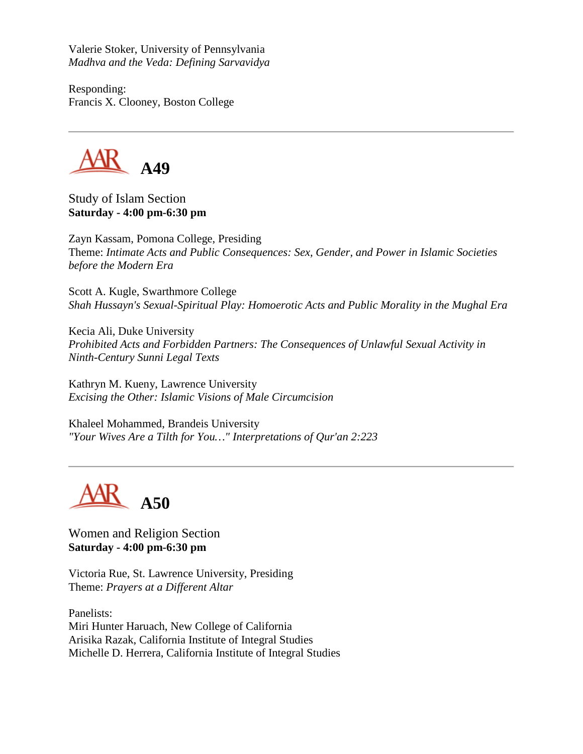Valerie Stoker, University of Pennsylvania
*Madhva and the Veda: Defining Sarvavidya*

Responding:
Francis X. Clooney, Boston College

---

## AAR A49

Study of Islam Section
**Saturday - 4:00 pm-6:30 pm**

Zayn Kassam, Pomona College, Presiding
Theme: *Intimate Acts and Public Consequences: Sex, Gender, and Power in Islamic Societies before the Modern Era*

Scott A. Kugle, Swarthmore College
*Shah Hussayn's Sexual-Spiritual Play: Homoerotic Acts and Public Morality in the Mughal Era*

Kecia Ali, Duke University
*Prohibited Acts and Forbidden Partners: The Consequences of Unlawful Sexual Activity in Ninth-Century Sunni Legal Texts*

Kathryn M. Kueny, Lawrence University
*Excising the Other: Islamic Visions of Male Circumcision*

Khaleel Mohammed, Brandeis University
*"Your Wives Are a Tilth for You…" Interpretations of Qur'an 2:223*

---

## AAR A50

Women and Religion Section
**Saturday - 4:00 pm-6:30 pm**

Victoria Rue, St. Lawrence University, Presiding
Theme: *Prayers at a Different Altar*

Panelists:
Miri Hunter Haruach, New College of California
Arisika Razak, California Institute of Integral Studies
Michelle D. Herrera, California Institute of Integral Studies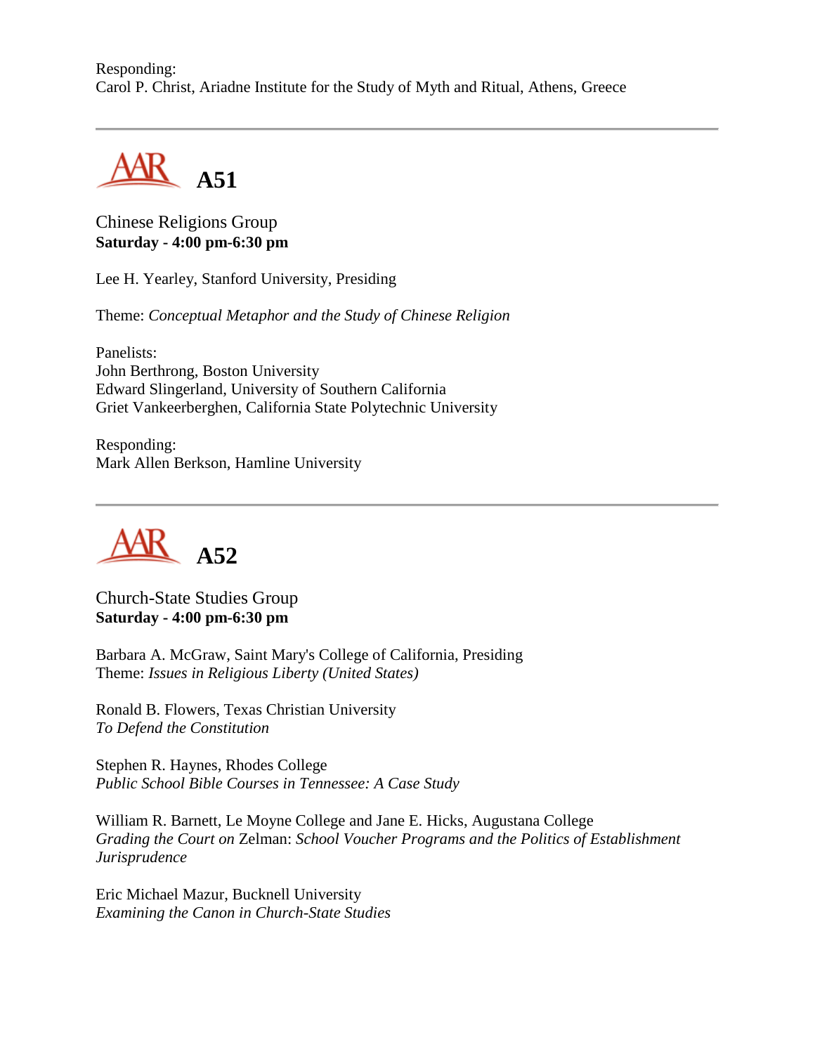Responding:
Carol P. Christ, Ariadne Institute for the Study of Myth and Ritual, Athens, Greece

---

## A51

Chinese Religions Group
**Saturday - 4:00 pm-6:30 pm**

Lee H. Yearley, Stanford University, Presiding

Theme: *Conceptual Metaphor and the Study of Chinese Religion*

Panelists:
John Berthrong, Boston University
Edward Slingerland, University of Southern California
Griet Vankeerberghen, California State Polytechnic University

Responding:
Mark Allen Berkson, Hamline University

---

## A52

Church-State Studies Group
**Saturday - 4:00 pm-6:30 pm**

Barbara A. McGraw, Saint Mary's College of California, Presiding
Theme: *Issues in Religious Liberty (United States)*

Ronald B. Flowers, Texas Christian University
*To Defend the Constitution*

Stephen R. Haynes, Rhodes College
*Public School Bible Courses in Tennessee: A Case Study*

William R. Barnett, Le Moyne College and Jane E. Hicks, Augustana College
*Grading the Court on* Zelman: *School Voucher Programs and the Politics of Establishment Jurisprudence*

Eric Michael Mazur, Bucknell University
*Examining the Canon in Church-State Studies*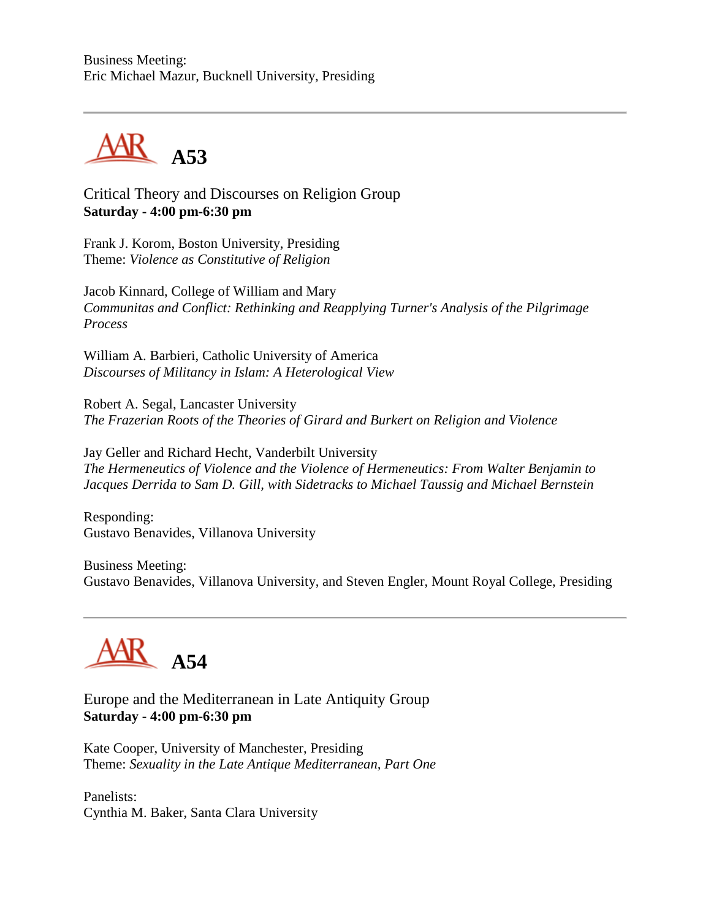Business Meeting:
Eric Michael Mazur, Bucknell University, Presiding

---

## A53

Critical Theory and Discourses on Religion Group
**Saturday - 4:00 pm-6:30 pm**

Frank J. Korom, Boston University, Presiding
Theme: *Violence as Constitutive of Religion*

Jacob Kinnard, College of William and Mary
*Communitas and Conflict: Rethinking and Reapplying Turner's Analysis of the Pilgrimage Process*

William A. Barbieri, Catholic University of America
*Discourses of Militancy in Islam: A Heterological View*

Robert A. Segal, Lancaster University
*The Frazerian Roots of the Theories of Girard and Burkert on Religion and Violence*

Jay Geller and Richard Hecht, Vanderbilt University
*The Hermeneutics of Violence and the Violence of Hermeneutics: From Walter Benjamin to Jacques Derrida to Sam D. Gill, with Sidetracks to Michael Taussig and Michael Bernstein*

Responding:
Gustavo Benavides, Villanova University

Business Meeting:
Gustavo Benavides, Villanova University, and Steven Engler, Mount Royal College, Presiding

---

## A54

Europe and the Mediterranean in Late Antiquity Group
**Saturday - 4:00 pm-6:30 pm**

Kate Cooper, University of Manchester, Presiding
Theme: *Sexuality in the Late Antique Mediterranean, Part One*

Panelists:
Cynthia M. Baker, Santa Clara University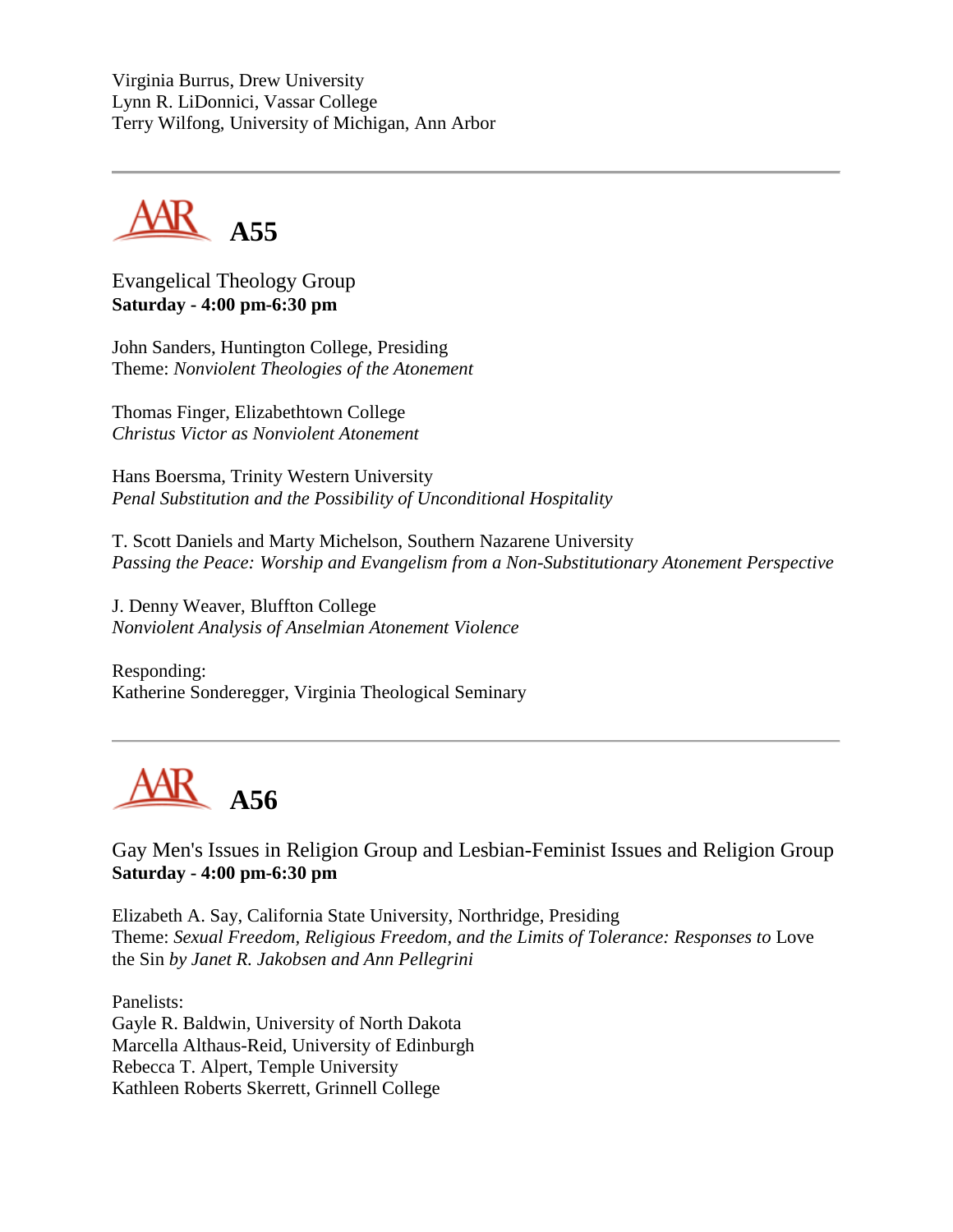Virginia Burrus, Drew University
Lynn R. LiDonnici, Vassar College
Terry Wilfong, University of Michigan, Ann Arbor

---

## A55

Evangelical Theology Group
**Saturday - 4:00 pm-6:30 pm**

John Sanders, Huntington College, Presiding
Theme: *Nonviolent Theologies of the Atonement*

Thomas Finger, Elizabethtown College
*Christus Victor as Nonviolent Atonement*

Hans Boersma, Trinity Western University
*Penal Substitution and the Possibility of Unconditional Hospitality*

T. Scott Daniels and Marty Michelson, Southern Nazarene University
*Passing the Peace: Worship and Evangelism from a Non-Substitutionary Atonement Perspective*

J. Denny Weaver, Bluffton College
*Nonviolent Analysis of Anselmian Atonement Violence*

Responding:
Katherine Sonderegger, Virginia Theological Seminary

---

## A56

Gay Men's Issues in Religion Group and Lesbian-Feminist Issues and Religion Group
**Saturday - 4:00 pm-6:30 pm**

Elizabeth A. Say, California State University, Northridge, Presiding
Theme: *Sexual Freedom, Religious Freedom, and the Limits of Tolerance: Responses to* Love the Sin *by Janet R. Jakobsen and Ann Pellegrini*

Panelists:
Gayle R. Baldwin, University of North Dakota
Marcella Althaus-Reid, University of Edinburgh
Rebecca T. Alpert, Temple University
Kathleen Roberts Skerrett, Grinnell College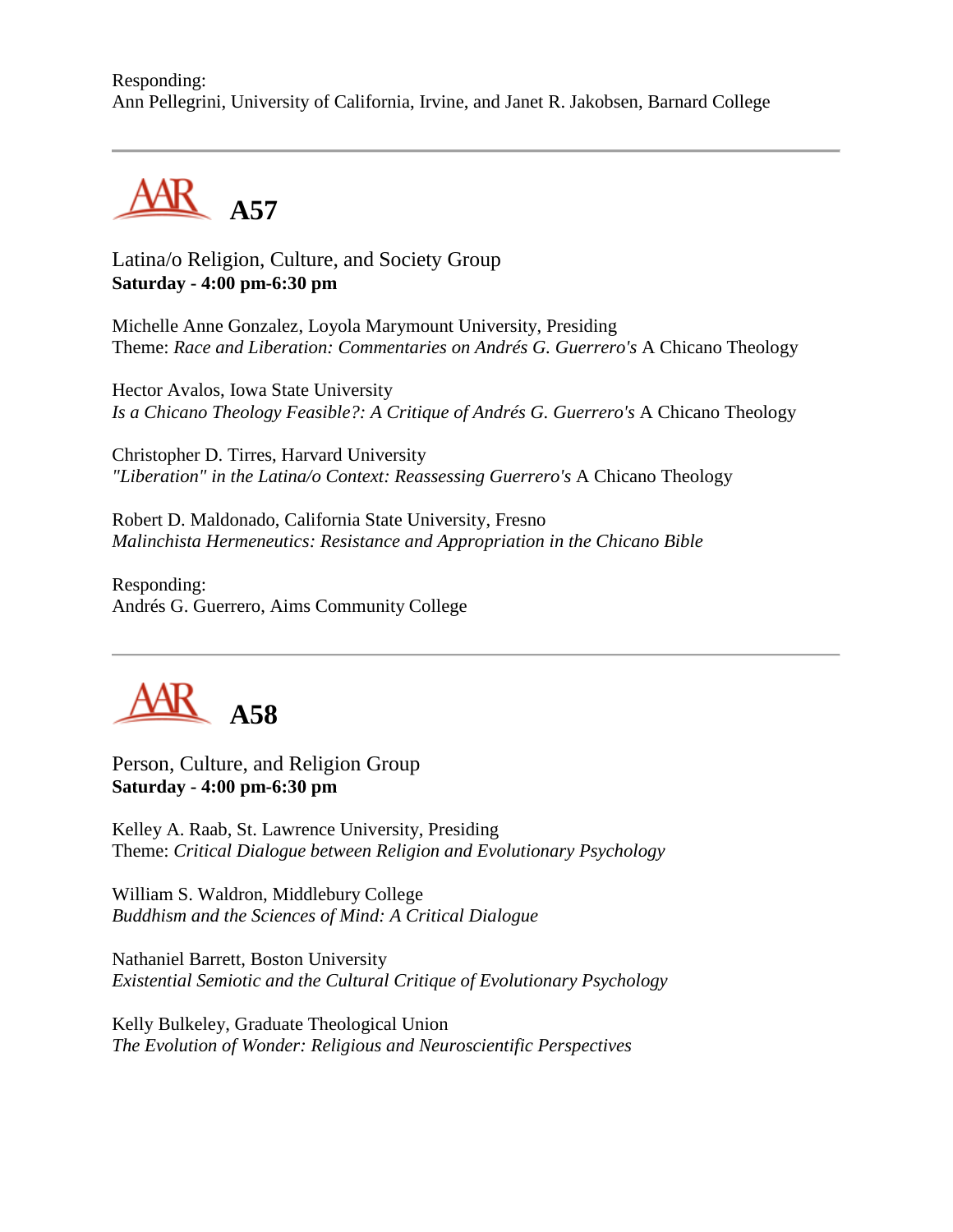Responding:
Ann Pellegrini, University of California, Irvine, and Janet R. Jakobsen, Barnard College

---

## A57

Latina/o Religion, Culture, and Society Group
**Saturday - 4:00 pm-6:30 pm**

Michelle Anne Gonzalez, Loyola Marymount University, Presiding
Theme: *Race and Liberation: Commentaries on Andrés G. Guerrero's* A Chicano Theology

Hector Avalos, Iowa State University
*Is a Chicano Theology Feasible?: A Critique of Andrés G. Guerrero's* A Chicano Theology

Christopher D. Tirres, Harvard University
*"Liberation" in the Latina/o Context: Reassessing Guerrero's* A Chicano Theology

Robert D. Maldonado, California State University, Fresno
*Malinchista Hermeneutics: Resistance and Appropriation in the Chicano Bible*

Responding:
Andrés G. Guerrero, Aims Community College

---

## A58

Person, Culture, and Religion Group
**Saturday - 4:00 pm-6:30 pm**

Kelley A. Raab, St. Lawrence University, Presiding
Theme: *Critical Dialogue between Religion and Evolutionary Psychology*

William S. Waldron, Middlebury College
*Buddhism and the Sciences of Mind: A Critical Dialogue*

Nathaniel Barrett, Boston University
*Existential Semiotic and the Cultural Critique of Evolutionary Psychology*

Kelly Bulkeley, Graduate Theological Union
*The Evolution of Wonder: Religious and Neuroscientific Perspectives*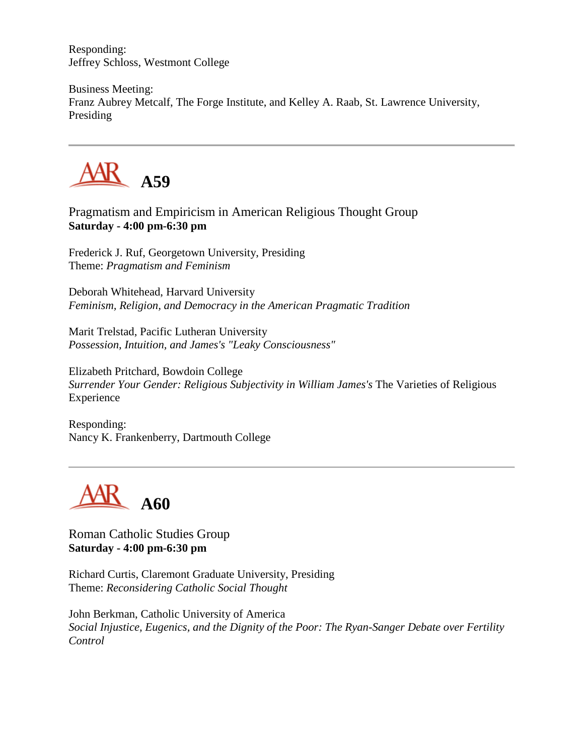Responding:
Jeffrey Schloss, Westmont College

Business Meeting:
Franz Aubrey Metcalf, The Forge Institute, and Kelley A. Raab, St. Lawrence University, Presiding

---

## AAR A59

Pragmatism and Empiricism in American Religious Thought Group
**Saturday - 4:00 pm-6:30 pm**

Frederick J. Ruf, Georgetown University, Presiding
Theme: *Pragmatism and Feminism*

Deborah Whitehead, Harvard University
*Feminism, Religion, and Democracy in the American Pragmatic Tradition*

Marit Trelstad, Pacific Lutheran University
*Possession, Intuition, and James's "Leaky Consciousness"*

Elizabeth Pritchard, Bowdoin College
*Surrender Your Gender: Religious Subjectivity in William James's* The Varieties of Religious Experience

Responding:
Nancy K. Frankenberry, Dartmouth College

---

## AAR A60

Roman Catholic Studies Group
**Saturday - 4:00 pm-6:30 pm**

Richard Curtis, Claremont Graduate University, Presiding
Theme: *Reconsidering Catholic Social Thought*

John Berkman, Catholic University of America
*Social Injustice, Eugenics, and the Dignity of the Poor: The Ryan-Sanger Debate over Fertility Control*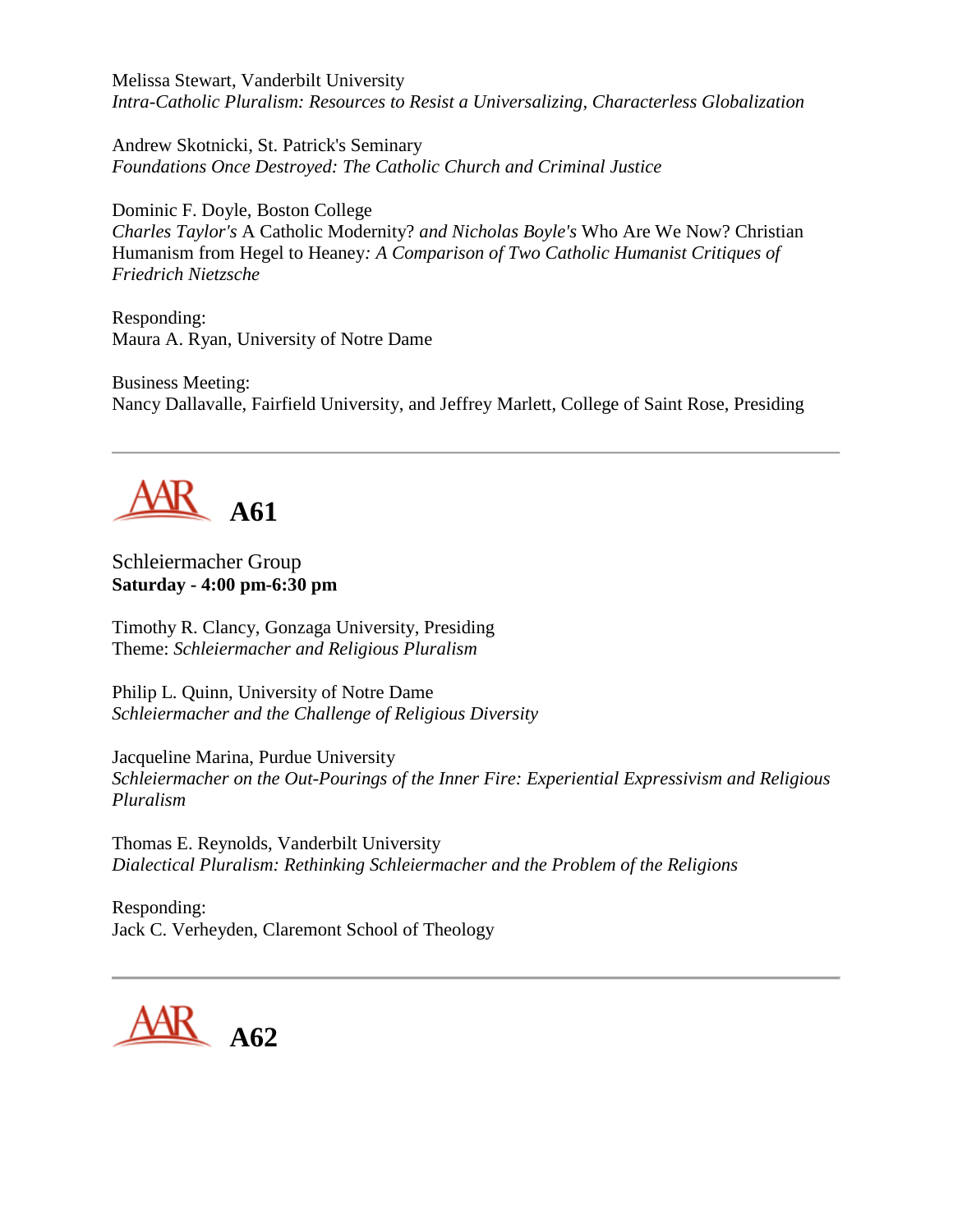Melissa Stewart, Vanderbilt University
*Intra-Catholic Pluralism: Resources to Resist a Universalizing, Characterless Globalization*

Andrew Skotnicki, St. Patrick's Seminary
*Foundations Once Destroyed: The Catholic Church and Criminal Justice*

Dominic F. Doyle, Boston College
*Charles Taylor's* A Catholic Modernity? *and Nicholas Boyle's* Who Are We Now? Christian Humanism from Hegel to Heaney*: A Comparison of Two Catholic Humanist Critiques of Friedrich Nietzsche*

Responding:
Maura A. Ryan, University of Notre Dame

Business Meeting:
Nancy Dallavalle, Fairfield University, and Jeffrey Marlett, College of Saint Rose, Presiding

---

## AAR A61

Schleiermacher Group
**Saturday - 4:00 pm-6:30 pm**

Timothy R. Clancy, Gonzaga University, Presiding
Theme: *Schleiermacher and Religious Pluralism*

Philip L. Quinn, University of Notre Dame
*Schleiermacher and the Challenge of Religious Diversity*

Jacqueline Marina, Purdue University
*Schleiermacher on the Out-Pourings of the Inner Fire: Experiential Expressivism and Religious Pluralism*

Thomas E. Reynolds, Vanderbilt University
*Dialectical Pluralism: Rethinking Schleiermacher and the Problem of the Religions*

Responding:
Jack C. Verheyden, Claremont School of Theology

---

## AAR A62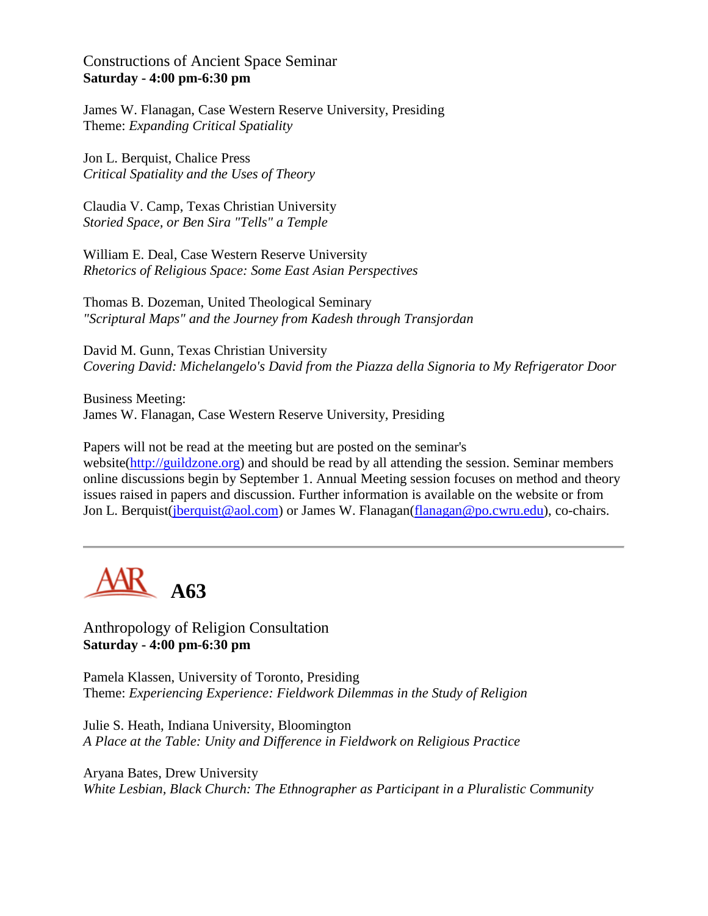Constructions of Ancient Space Seminar
**Saturday - 4:00 pm-6:30 pm**

James W. Flanagan, Case Western Reserve University, Presiding
Theme: *Expanding Critical Spatiality*

Jon L. Berquist, Chalice Press
*Critical Spatiality and the Uses of Theory*

Claudia V. Camp, Texas Christian University
*Storied Space, or Ben Sira "Tells" a Temple*

William E. Deal, Case Western Reserve University
*Rhetorics of Religious Space: Some East Asian Perspectives*

Thomas B. Dozeman, United Theological Seminary
*"Scriptural Maps" and the Journey from Kadesh through Transjordan*

David M. Gunn, Texas Christian University
*Covering David: Michelangelo's David from the Piazza della Signoria to My Refrigerator Door*

Business Meeting:
James W. Flanagan, Case Western Reserve University, Presiding

Papers will not be read at the meeting but are posted on the seminar's website(http://guildzone.org) and should be read by all attending the session. Seminar members online discussions begin by September 1. Annual Meeting session focuses on method and theory issues raised in papers and discussion. Further information is available on the website or from Jon L. Berquist(jberquist@aol.com) or James W. Flanagan(flanagan@po.cwru.edu), co-chairs.

---

# AAR A63

Anthropology of Religion Consultation
**Saturday - 4:00 pm-6:30 pm**

Pamela Klassen, University of Toronto, Presiding
Theme: *Experiencing Experience: Fieldwork Dilemmas in the Study of Religion*

Julie S. Heath, Indiana University, Bloomington
*A Place at the Table: Unity and Difference in Fieldwork on Religious Practice*

Aryana Bates, Drew University
*White Lesbian, Black Church: The Ethnographer as Participant in a Pluralistic Community*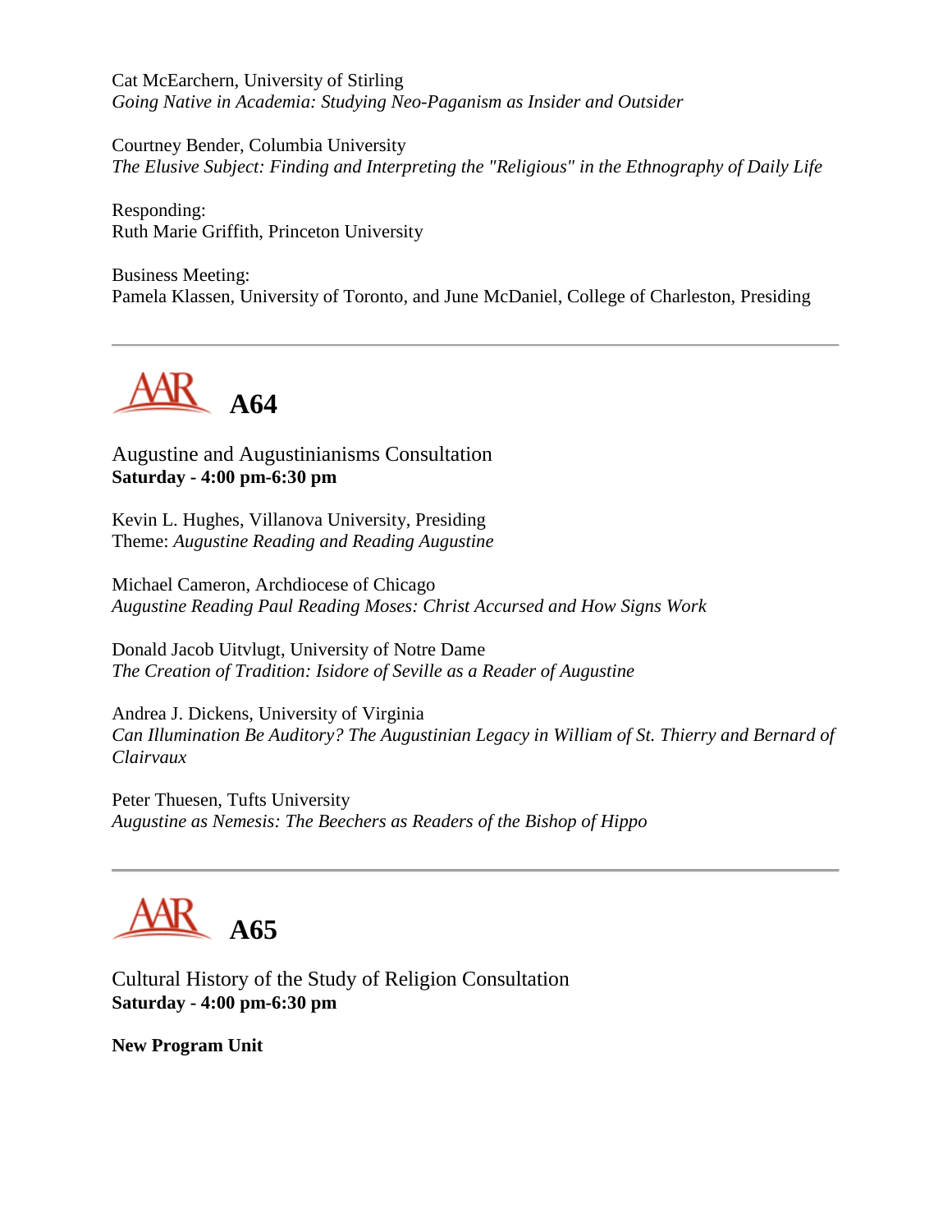Cat McEarchern, University of Stirling
*Going Native in Academia: Studying Neo-Paganism as Insider and Outsider*

Courtney Bender, Columbia University
*The Elusive Subject: Finding and Interpreting the "Religious" in the Ethnography of Daily Life*

Responding:
Ruth Marie Griffith, Princeton University

Business Meeting:
Pamela Klassen, University of Toronto, and June McDaniel, College of Charleston, Presiding

---

## A64

Augustine and Augustinianisms Consultation
**Saturday - 4:00 pm-6:30 pm**

Kevin L. Hughes, Villanova University, Presiding
Theme: *Augustine Reading and Reading Augustine*

Michael Cameron, Archdiocese of Chicago
*Augustine Reading Paul Reading Moses: Christ Accursed and How Signs Work*

Donald Jacob Uitvlugt, University of Notre Dame
*The Creation of Tradition: Isidore of Seville as a Reader of Augustine*

Andrea J. Dickens, University of Virginia
*Can Illumination Be Auditory? The Augustinian Legacy in William of St. Thierry and Bernard of Clairvaux*

Peter Thuesen, Tufts University
*Augustine as Nemesis: The Beechers as Readers of the Bishop of Hippo*

---

## A65

Cultural History of the Study of Religion Consultation
**Saturday - 4:00 pm-6:30 pm**

**New Program Unit**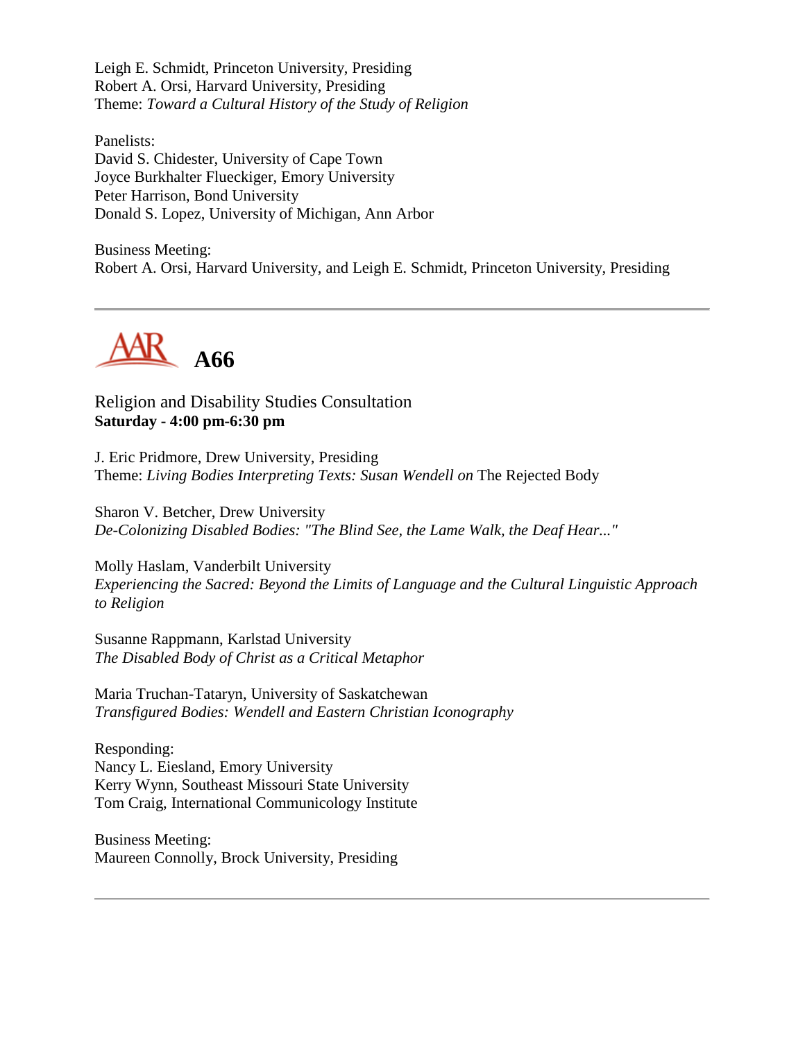Leigh E. Schmidt, Princeton University, Presiding
Robert A. Orsi, Harvard University, Presiding
Theme: *Toward a Cultural History of the Study of Religion*

Panelists:
David S. Chidester, University of Cape Town
Joyce Burkhalter Flueckiger, Emory University
Peter Harrison, Bond University
Donald S. Lopez, University of Michigan, Ann Arbor

Business Meeting:
Robert A. Orsi, Harvard University, and Leigh E. Schmidt, Princeton University, Presiding

---

## AAR A66

Religion and Disability Studies Consultation
**Saturday - 4:00 pm-6:30 pm**

J. Eric Pridmore, Drew University, Presiding
Theme: *Living Bodies Interpreting Texts: Susan Wendell on* The Rejected Body

Sharon V. Betcher, Drew University
*De-Colonizing Disabled Bodies: "The Blind See, the Lame Walk, the Deaf Hear..."*

Molly Haslam, Vanderbilt University
*Experiencing the Sacred: Beyond the Limits of Language and the Cultural Linguistic Approach to Religion*

Susanne Rappmann, Karlstad University
*The Disabled Body of Christ as a Critical Metaphor*

Maria Truchan-Tataryn, University of Saskatchewan
*Transfigured Bodies: Wendell and Eastern Christian Iconography*

Responding:
Nancy L. Eiesland, Emory University
Kerry Wynn, Southeast Missouri State University
Tom Craig, International Communicology Institute

Business Meeting:
Maureen Connolly, Brock University, Presiding

---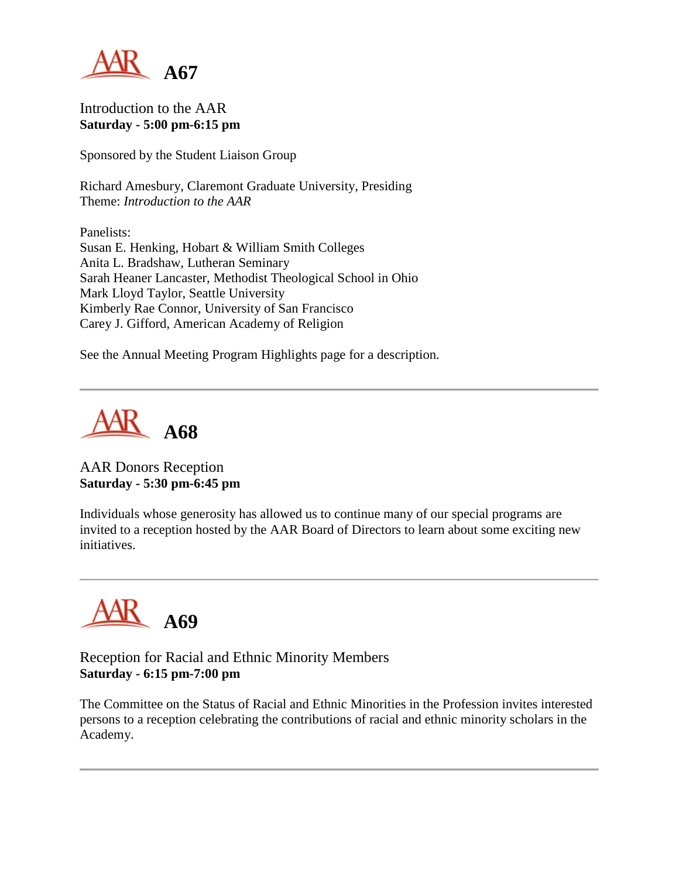## A67

Introduction to the AAR
**Saturday - 5:00 pm-6:15 pm**

Sponsored by the Student Liaison Group

Richard Amesbury, Claremont Graduate University, Presiding
Theme: *Introduction to the AAR*

Panelists:
Susan E. Henking, Hobart & William Smith Colleges
Anita L. Bradshaw, Lutheran Seminary
Sarah Heaner Lancaster, Methodist Theological School in Ohio
Mark Lloyd Taylor, Seattle University
Kimberly Rae Connor, University of San Francisco
Carey J. Gifford, American Academy of Religion

See the Annual Meeting Program Highlights page for a description.

---

## A68

AAR Donors Reception
**Saturday - 5:30 pm-6:45 pm**

Individuals whose generosity has allowed us to continue many of our special programs are invited to a reception hosted by the AAR Board of Directors to learn about some exciting new initiatives.

---

## A69

Reception for Racial and Ethnic Minority Members
**Saturday - 6:15 pm-7:00 pm**

The Committee on the Status of Racial and Ethnic Minorities in the Profession invites interested persons to a reception celebrating the contributions of racial and ethnic minority scholars in the Academy.

---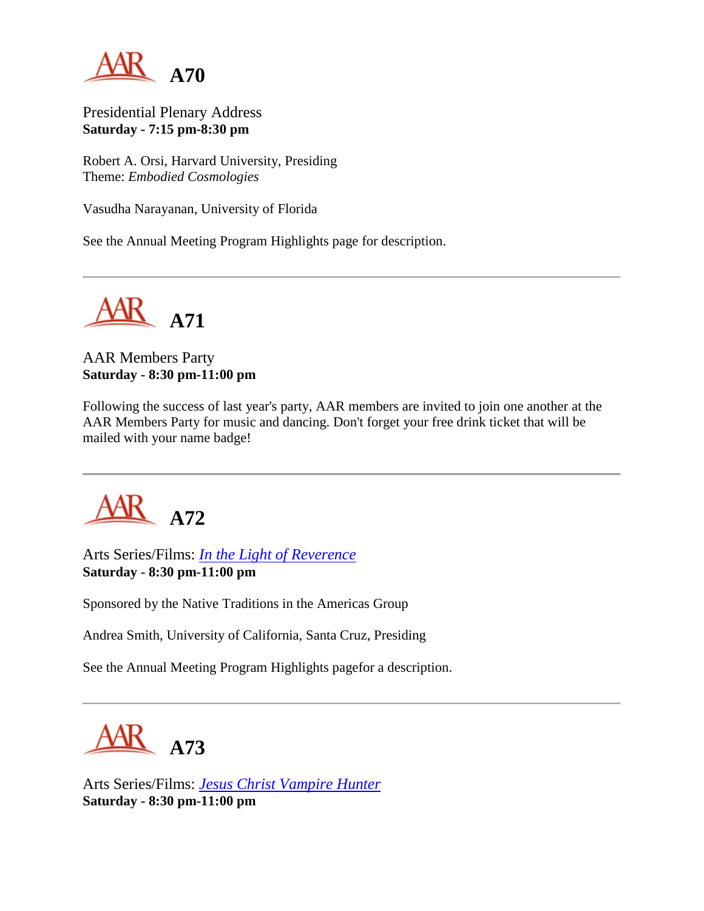## A70

Presidential Plenary Address
**Saturday - 7:15 pm-8:30 pm**

Robert A. Orsi, Harvard University, Presiding
Theme: *Embodied Cosmologies*

Vasudha Narayanan, University of Florida

See the Annual Meeting Program Highlights page for description.

---

## A71

AAR Members Party
**Saturday - 8:30 pm-11:00 pm**

Following the success of last year's party, AAR members are invited to join one another at the AAR Members Party for music and dancing. Don't forget your free drink ticket that will be mailed with your name badge!

---

## A72

Arts Series/Films: *In the Light of Reverence*
**Saturday - 8:30 pm-11:00 pm**

Sponsored by the Native Traditions in the Americas Group

Andrea Smith, University of California, Santa Cruz, Presiding

See the Annual Meeting Program Highlights pagefor a description.

---

## A73

Arts Series/Films: *Jesus Christ Vampire Hunter*
**Saturday - 8:30 pm-11:00 pm**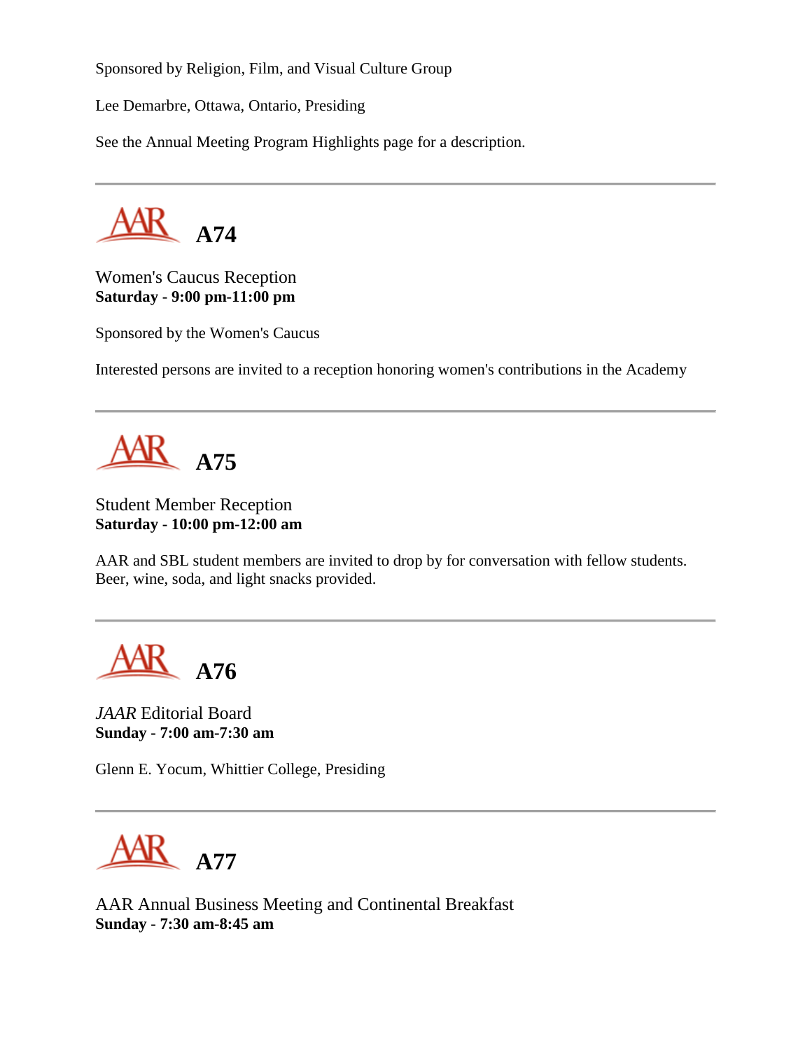Sponsored by Religion, Film, and Visual Culture Group

Lee Demarbre, Ottawa, Ontario, Presiding

See the Annual Meeting Program Highlights page for a description.

---

## AAR A74

Women's Caucus Reception
**Saturday - 9:00 pm-11:00 pm**

Sponsored by the Women's Caucus

Interested persons are invited to a reception honoring women's contributions in the Academy

---

## AAR A75

Student Member Reception
**Saturday - 10:00 pm-12:00 am**

AAR and SBL student members are invited to drop by for conversation with fellow students. Beer, wine, soda, and light snacks provided.

---

## AAR A76

*JAAR* Editorial Board
**Sunday - 7:00 am-7:30 am**

Glenn E. Yocum, Whittier College, Presiding

---

## AAR A77

AAR Annual Business Meeting and Continental Breakfast
**Sunday - 7:30 am-8:45 am**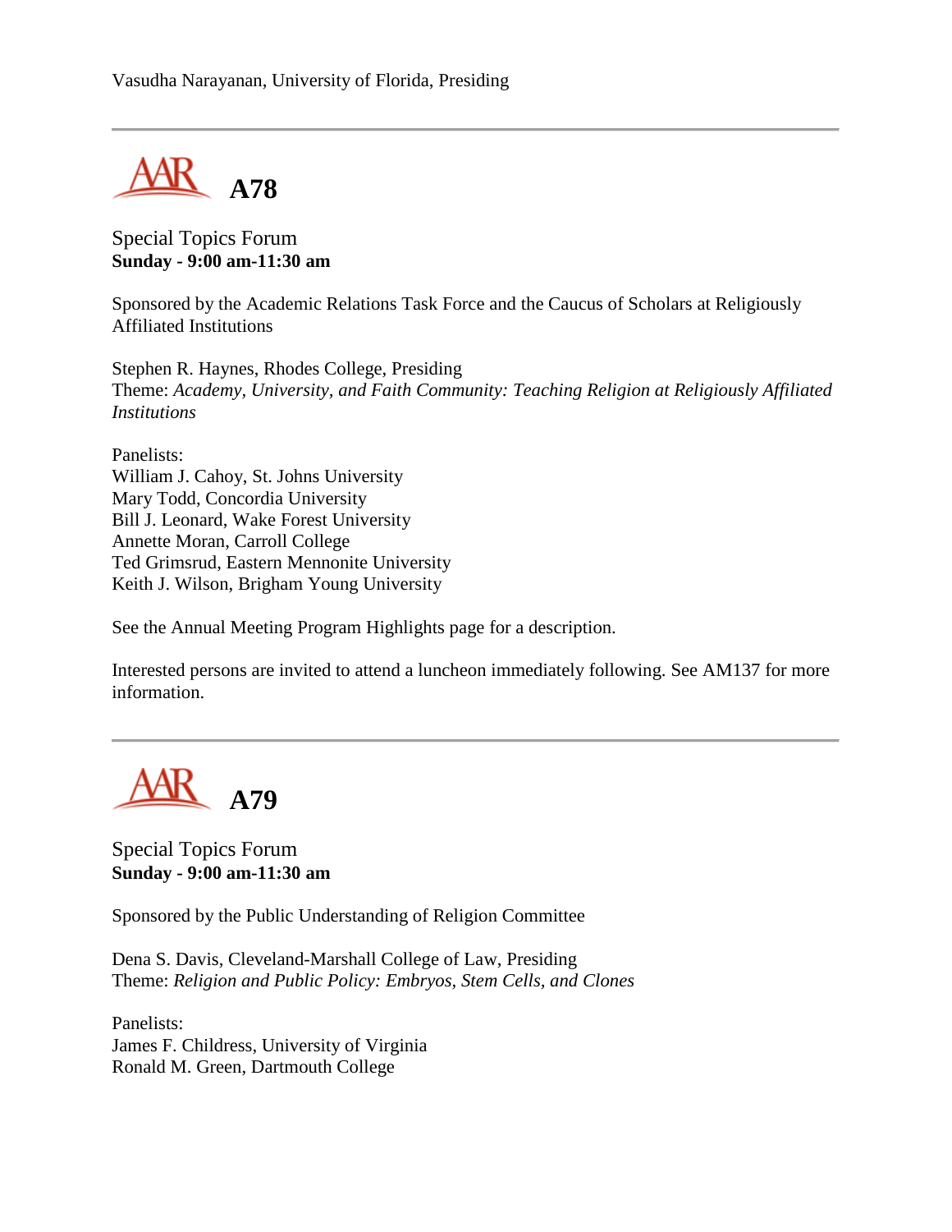Vasudha Narayanan, University of Florida, Presiding

---

## A78

Special Topics Forum
**Sunday - 9:00 am-11:30 am**

Sponsored by the Academic Relations Task Force and the Caucus of Scholars at Religiously Affiliated Institutions

Stephen R. Haynes, Rhodes College, Presiding
Theme: *Academy, University, and Faith Community: Teaching Religion at Religiously Affiliated Institutions*

Panelists:
William J. Cahoy, St. Johns University
Mary Todd, Concordia University
Bill J. Leonard, Wake Forest University
Annette Moran, Carroll College
Ted Grimsrud, Eastern Mennonite University
Keith J. Wilson, Brigham Young University

See the Annual Meeting Program Highlights page for a description.

Interested persons are invited to attend a luncheon immediately following. See AM137 for more information.

---

## A79

Special Topics Forum
**Sunday - 9:00 am-11:30 am**

Sponsored by the Public Understanding of Religion Committee

Dena S. Davis, Cleveland-Marshall College of Law, Presiding
Theme: *Religion and Public Policy: Embryos, Stem Cells, and Clones*

Panelists:
James F. Childress, University of Virginia
Ronald M. Green, Dartmouth College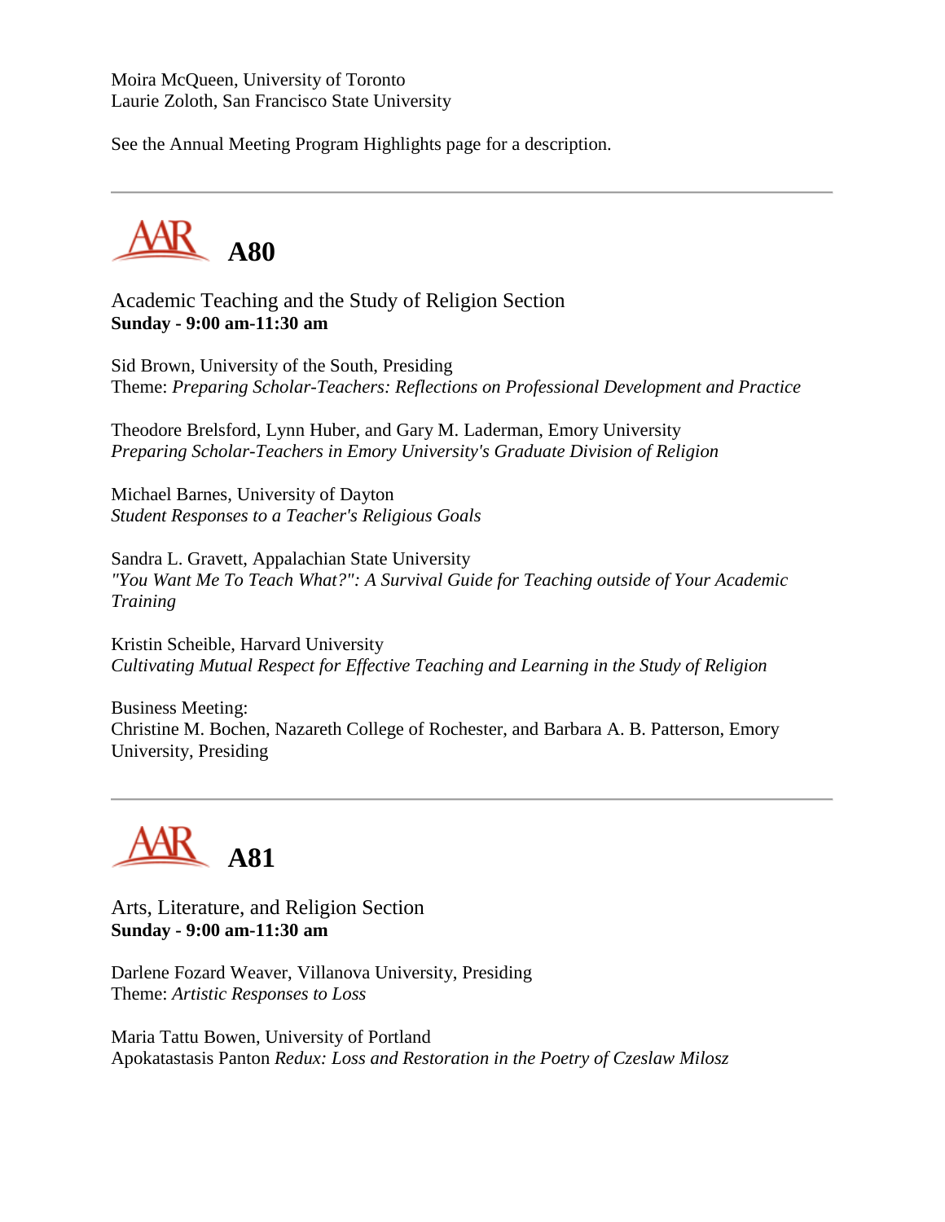Moira McQueen, University of Toronto
Laurie Zoloth, San Francisco State University

See the Annual Meeting Program Highlights page for a description.

---

## A80

Academic Teaching and the Study of Religion Section
**Sunday - 9:00 am-11:30 am**

Sid Brown, University of the South, Presiding
Theme: *Preparing Scholar-Teachers: Reflections on Professional Development and Practice*

Theodore Brelsford, Lynn Huber, and Gary M. Laderman, Emory University
*Preparing Scholar-Teachers in Emory University's Graduate Division of Religion*

Michael Barnes, University of Dayton
*Student Responses to a Teacher's Religious Goals*

Sandra L. Gravett, Appalachian State University
*"You Want Me To Teach What?": A Survival Guide for Teaching outside of Your Academic Training*

Kristin Scheible, Harvard University
*Cultivating Mutual Respect for Effective Teaching and Learning in the Study of Religion*

Business Meeting:
Christine M. Bochen, Nazareth College of Rochester, and Barbara A. B. Patterson, Emory University, Presiding

---

## A81

Arts, Literature, and Religion Section
**Sunday - 9:00 am-11:30 am**

Darlene Fozard Weaver, Villanova University, Presiding
Theme: *Artistic Responses to Loss*

Maria Tattu Bowen, University of Portland
Apokatastasis Panton *Redux: Loss and Restoration in the Poetry of Czeslaw Milosz*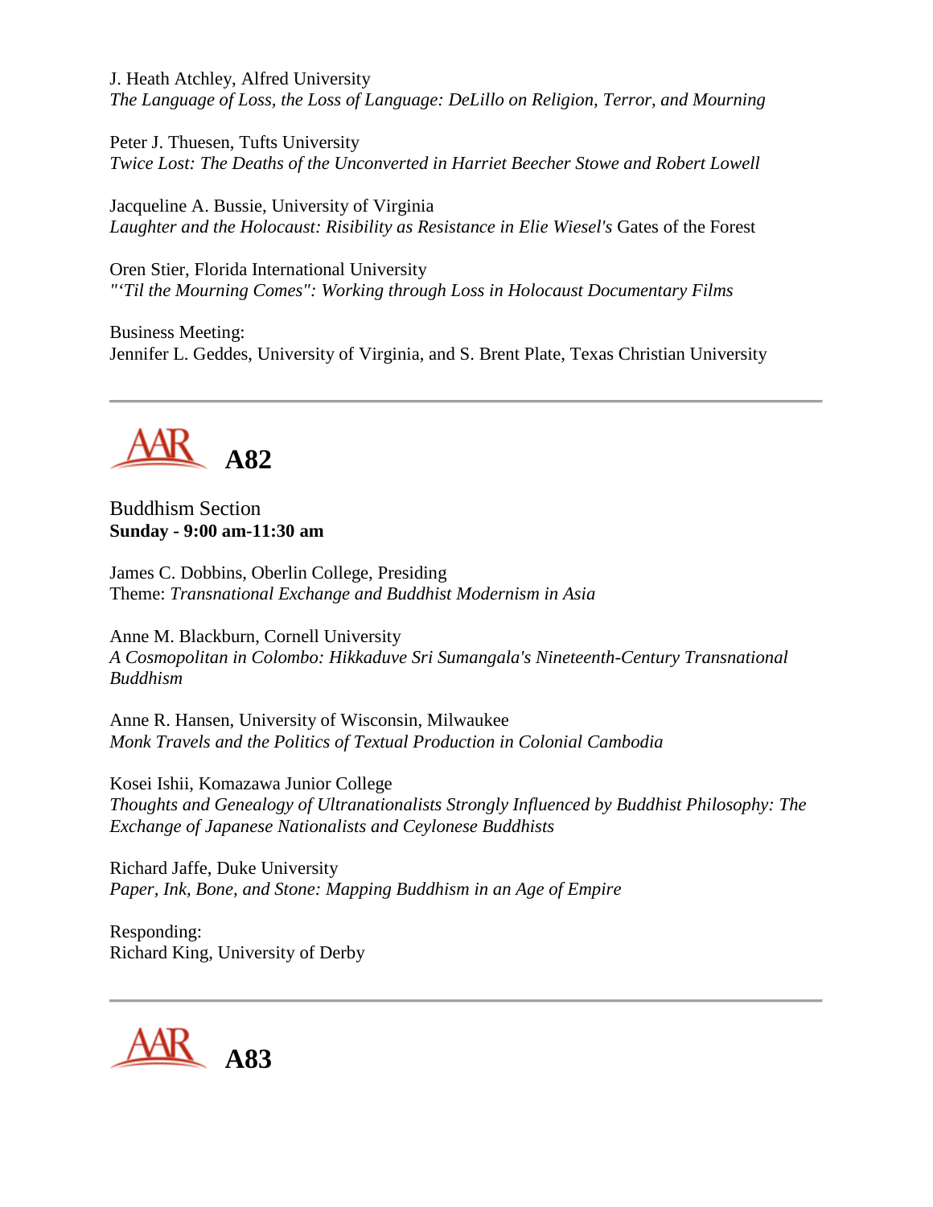J. Heath Atchley, Alfred University
*The Language of Loss, the Loss of Language: DeLillo on Religion, Terror, and Mourning*

Peter J. Thuesen, Tufts University
*Twice Lost: The Deaths of the Unconverted in Harriet Beecher Stowe and Robert Lowell*

Jacqueline A. Bussie, University of Virginia
*Laughter and the Holocaust: Risibility as Resistance in Elie Wiesel's* Gates of the Forest

Oren Stier, Florida International University
*"'Til the Mourning Comes": Working through Loss in Holocaust Documentary Films*

Business Meeting:
Jennifer L. Geddes, University of Virginia, and S. Brent Plate, Texas Christian University

---

## AAR A82

Buddhism Section
**Sunday - 9:00 am-11:30 am**

James C. Dobbins, Oberlin College, Presiding
Theme: *Transnational Exchange and Buddhist Modernism in Asia*

Anne M. Blackburn, Cornell University
*A Cosmopolitan in Colombo: Hikkaduve Sri Sumangala's Nineteenth-Century Transnational Buddhism*

Anne R. Hansen, University of Wisconsin, Milwaukee
*Monk Travels and the Politics of Textual Production in Colonial Cambodia*

Kosei Ishii, Komazawa Junior College
*Thoughts and Genealogy of Ultranationalists Strongly Influenced by Buddhist Philosophy: The Exchange of Japanese Nationalists and Ceylonese Buddhists*

Richard Jaffe, Duke University
*Paper, Ink, Bone, and Stone: Mapping Buddhism in an Age of Empire*

Responding:
Richard King, University of Derby

---

## AAR A83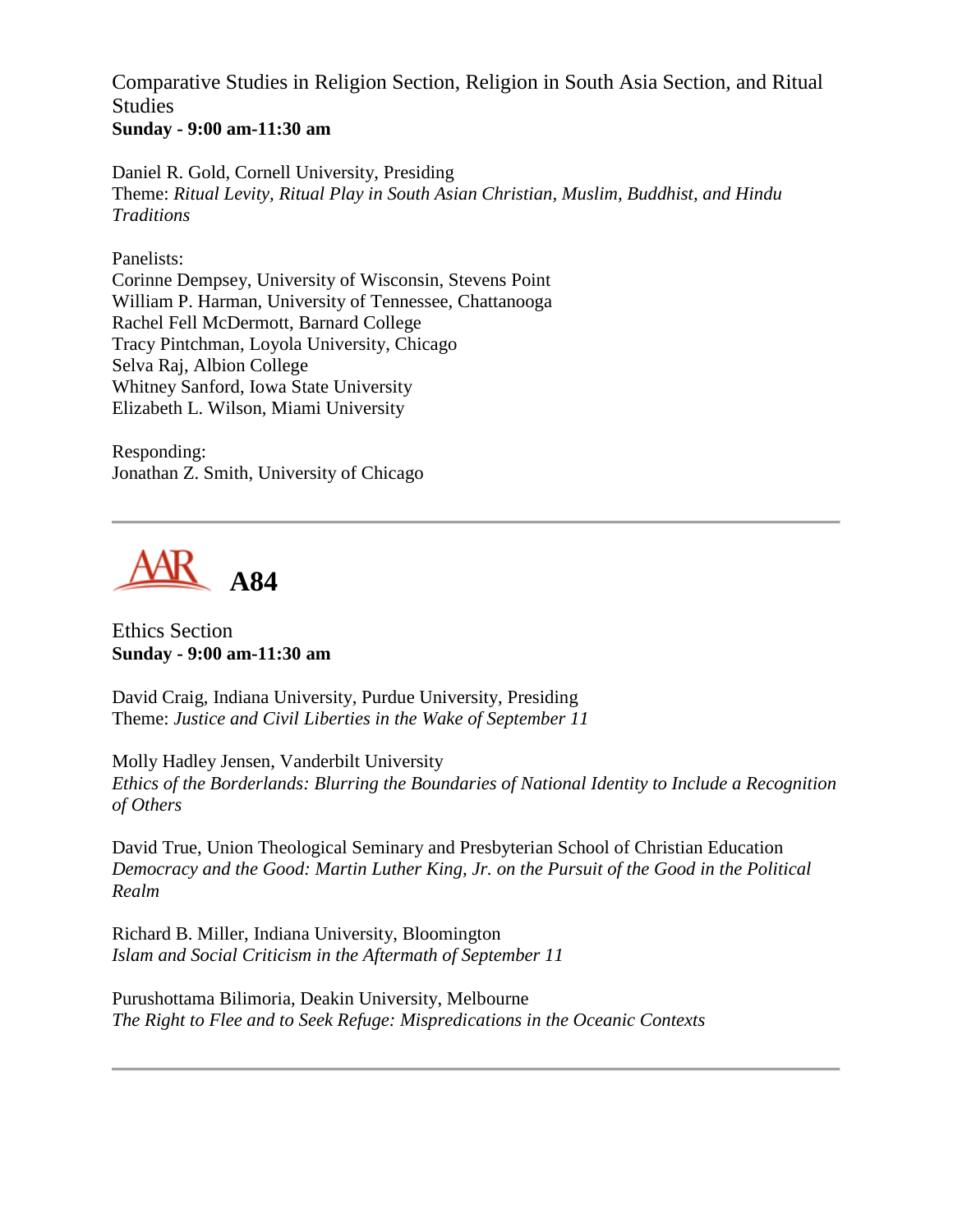Comparative Studies in Religion Section, Religion in South Asia Section, and Ritual Studies
**Sunday - 9:00 am-11:30 am**

Daniel R. Gold, Cornell University, Presiding
Theme: *Ritual Levity, Ritual Play in South Asian Christian, Muslim, Buddhist, and Hindu Traditions*

Panelists:
Corinne Dempsey, University of Wisconsin, Stevens Point
William P. Harman, University of Tennessee, Chattanooga
Rachel Fell McDermott, Barnard College
Tracy Pintchman, Loyola University, Chicago
Selva Raj, Albion College
Whitney Sanford, Iowa State University
Elizabeth L. Wilson, Miami University

Responding:
Jonathan Z. Smith, University of Chicago

---

## AAR A84

Ethics Section
**Sunday - 9:00 am-11:30 am**

David Craig, Indiana University, Purdue University, Presiding
Theme: *Justice and Civil Liberties in the Wake of September 11*

Molly Hadley Jensen, Vanderbilt University
*Ethics of the Borderlands: Blurring the Boundaries of National Identity to Include a Recognition of Others*

David True, Union Theological Seminary and Presbyterian School of Christian Education
*Democracy and the Good: Martin Luther King, Jr. on the Pursuit of the Good in the Political Realm*

Richard B. Miller, Indiana University, Bloomington
*Islam and Social Criticism in the Aftermath of September 11*

Purushottama Bilimoria, Deakin University, Melbourne
*The Right to Flee and to Seek Refuge: Mispredications in the Oceanic Contexts*

---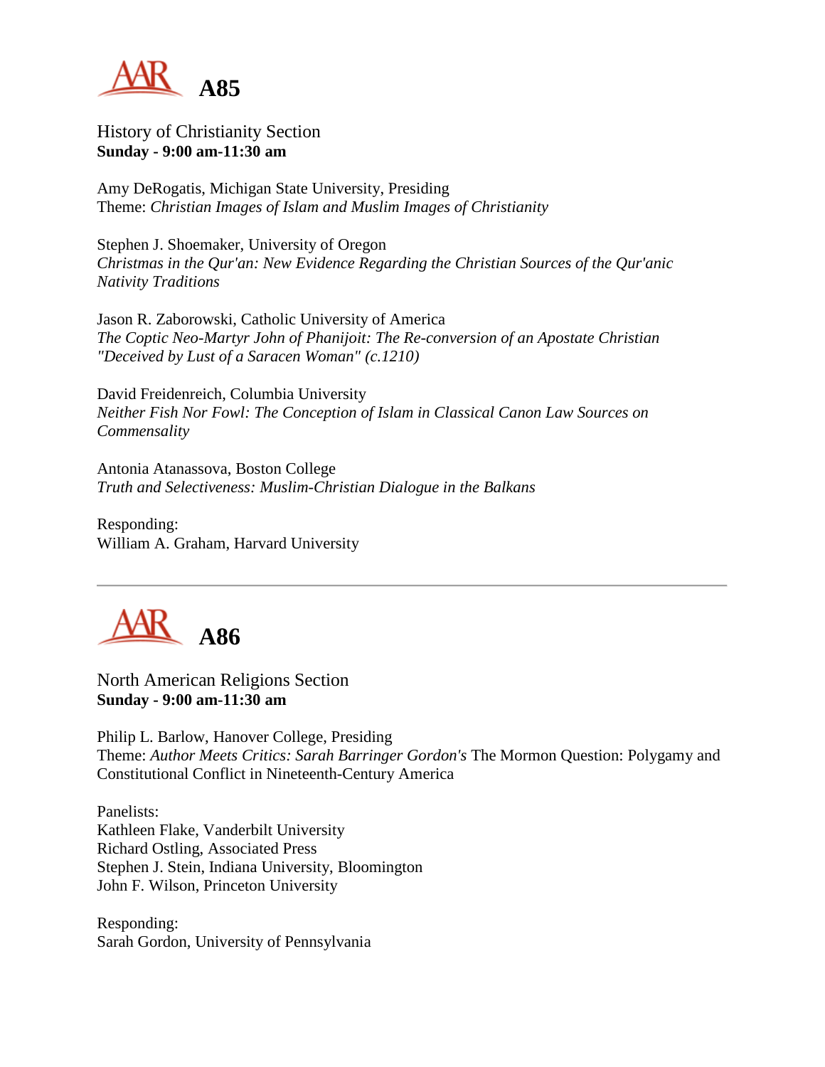# A85

History of Christianity Section
**Sunday - 9:00 am-11:30 am**

Amy DeRogatis, Michigan State University, Presiding
Theme: *Christian Images of Islam and Muslim Images of Christianity*

Stephen J. Shoemaker, University of Oregon
*Christmas in the Qur'an: New Evidence Regarding the Christian Sources of the Qur'anic Nativity Traditions*

Jason R. Zaborowski, Catholic University of America
*The Coptic Neo-Martyr John of Phanijoit: The Re-conversion of an Apostate Christian "Deceived by Lust of a Saracen Woman" (c.1210)*

David Freidenreich, Columbia University
*Neither Fish Nor Fowl: The Conception of Islam in Classical Canon Law Sources on Commensality*

Antonia Atanassova, Boston College
*Truth and Selectiveness: Muslim-Christian Dialogue in the Balkans*

Responding:
William A. Graham, Harvard University

---

# A86

North American Religions Section
**Sunday - 9:00 am-11:30 am**

Philip L. Barlow, Hanover College, Presiding
Theme: *Author Meets Critics: Sarah Barringer Gordon's* The Mormon Question: Polygamy and Constitutional Conflict in Nineteenth-Century America

Panelists:
Kathleen Flake, Vanderbilt University
Richard Ostling, Associated Press
Stephen J. Stein, Indiana University, Bloomington
John F. Wilson, Princeton University

Responding:
Sarah Gordon, University of Pennsylvania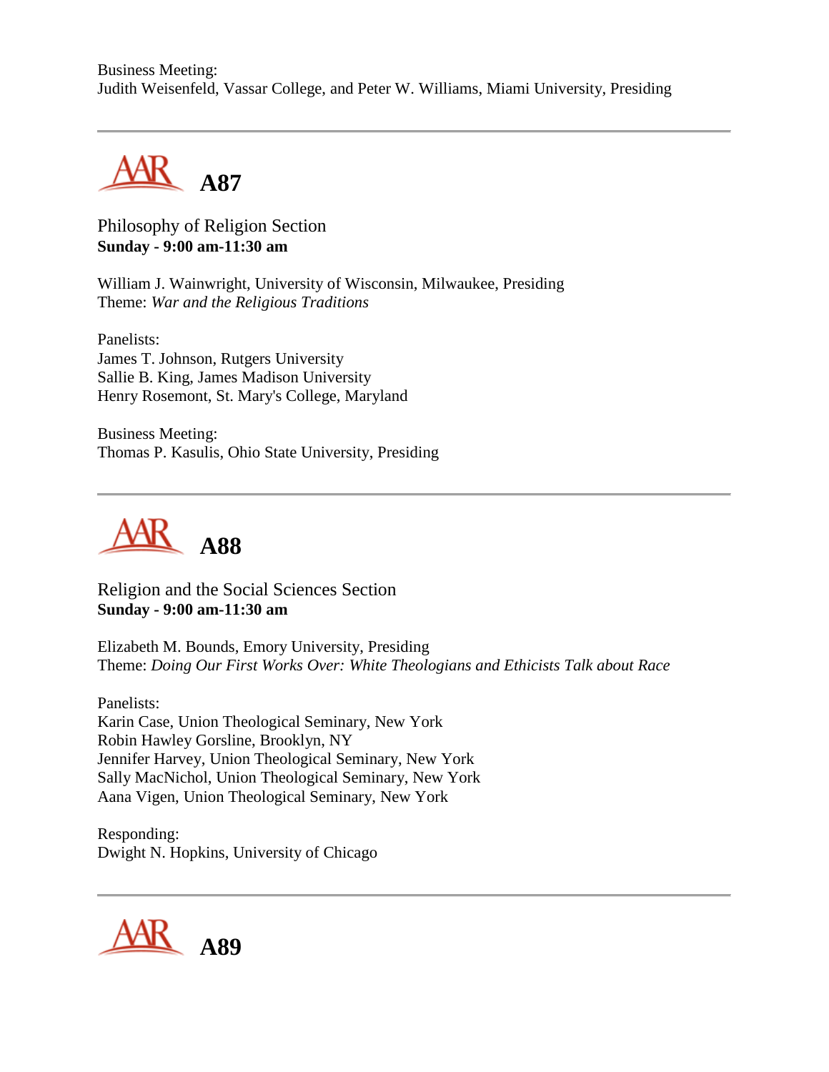Business Meeting:
Judith Weisenfeld, Vassar College, and Peter W. Williams, Miami University, Presiding

---

## A87

Philosophy of Religion Section
**Sunday - 9:00 am-11:30 am**

William J. Wainwright, University of Wisconsin, Milwaukee, Presiding
Theme: *War and the Religious Traditions*

Panelists:
James T. Johnson, Rutgers University
Sallie B. King, James Madison University
Henry Rosemont, St. Mary's College, Maryland

Business Meeting:
Thomas P. Kasulis, Ohio State University, Presiding

---

## A88

Religion and the Social Sciences Section
**Sunday - 9:00 am-11:30 am**

Elizabeth M. Bounds, Emory University, Presiding
Theme: *Doing Our First Works Over: White Theologians and Ethicists Talk about Race*

Panelists:
Karin Case, Union Theological Seminary, New York
Robin Hawley Gorsline, Brooklyn, NY
Jennifer Harvey, Union Theological Seminary, New York
Sally MacNichol, Union Theological Seminary, New York
Aana Vigen, Union Theological Seminary, New York

Responding:
Dwight N. Hopkins, University of Chicago

---

## A89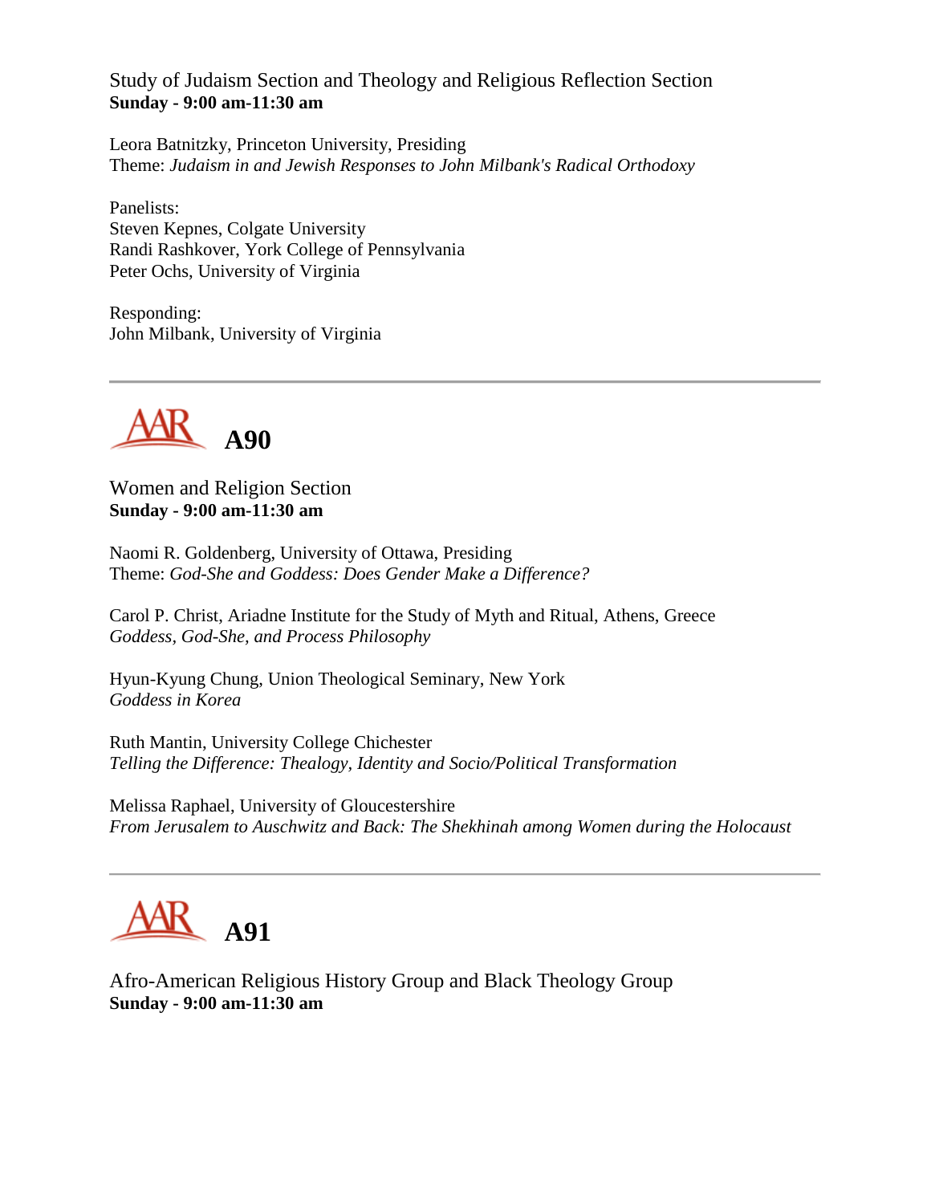Study of Judaism Section and Theology and Religious Reflection Section
**Sunday - 9:00 am-11:30 am**

Leora Batnitzky, Princeton University, Presiding
Theme: *Judaism in and Jewish Responses to John Milbank's Radical Orthodoxy*

Panelists:
Steven Kepnes, Colgate University
Randi Rashkover, York College of Pennsylvania
Peter Ochs, University of Virginia

Responding:
John Milbank, University of Virginia

---

## AAR A90

Women and Religion Section
**Sunday - 9:00 am-11:30 am**

Naomi R. Goldenberg, University of Ottawa, Presiding
Theme: *God-She and Goddess: Does Gender Make a Difference?*

Carol P. Christ, Ariadne Institute for the Study of Myth and Ritual, Athens, Greece
*Goddess, God-She, and Process Philosophy*

Hyun-Kyung Chung, Union Theological Seminary, New York
*Goddess in Korea*

Ruth Mantin, University College Chichester
*Telling the Difference: Thealogy, Identity and Socio/Political Transformation*

Melissa Raphael, University of Gloucestershire
*From Jerusalem to Auschwitz and Back: The Shekhinah among Women during the Holocaust*

---

## AAR A91

Afro-American Religious History Group and Black Theology Group
**Sunday - 9:00 am-11:30 am**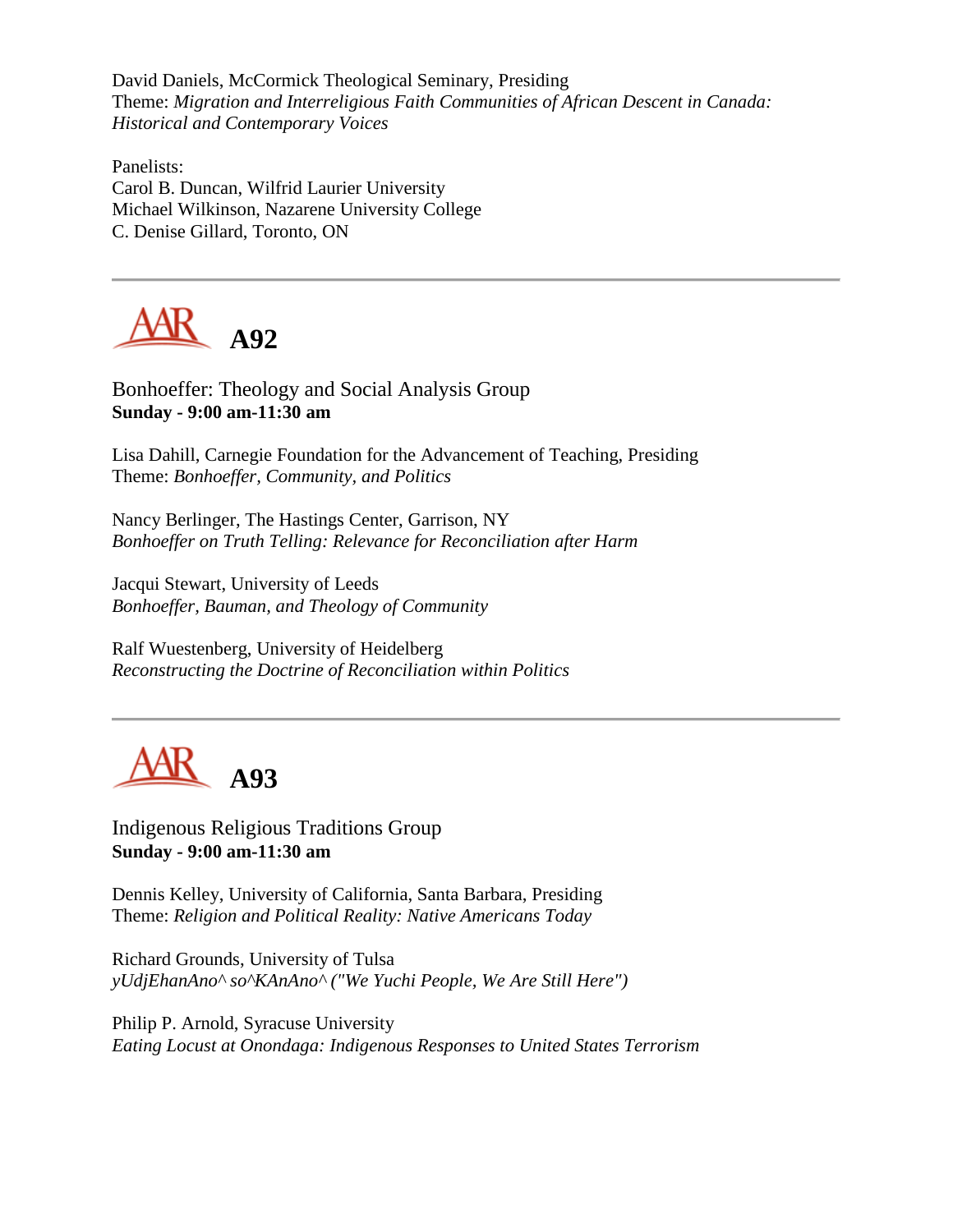David Daniels, McCormick Theological Seminary, Presiding
Theme: *Migration and Interreligious Faith Communities of African Descent in Canada: Historical and Contemporary Voices*

Panelists:
Carol B. Duncan, Wilfrid Laurier University
Michael Wilkinson, Nazarene University College
C. Denise Gillard, Toronto, ON

---

## A92

Bonhoeffer: Theology and Social Analysis Group
**Sunday - 9:00 am-11:30 am**

Lisa Dahill, Carnegie Foundation for the Advancement of Teaching, Presiding
Theme: *Bonhoeffer, Community, and Politics*

Nancy Berlinger, The Hastings Center, Garrison, NY
*Bonhoeffer on Truth Telling: Relevance for Reconciliation after Harm*

Jacqui Stewart, University of Leeds
*Bonhoeffer, Bauman, and Theology of Community*

Ralf Wuestenberg, University of Heidelberg
*Reconstructing the Doctrine of Reconciliation within Politics*

---

## A93

Indigenous Religious Traditions Group
**Sunday - 9:00 am-11:30 am**

Dennis Kelley, University of California, Santa Barbara, Presiding
Theme: *Religion and Political Reality: Native Americans Today*

Richard Grounds, University of Tulsa
*yUdjEhanAno^ so^KAnAno^ ("We Yuchi People, We Are Still Here")*

Philip P. Arnold, Syracuse University
*Eating Locust at Onondaga: Indigenous Responses to United States Terrorism*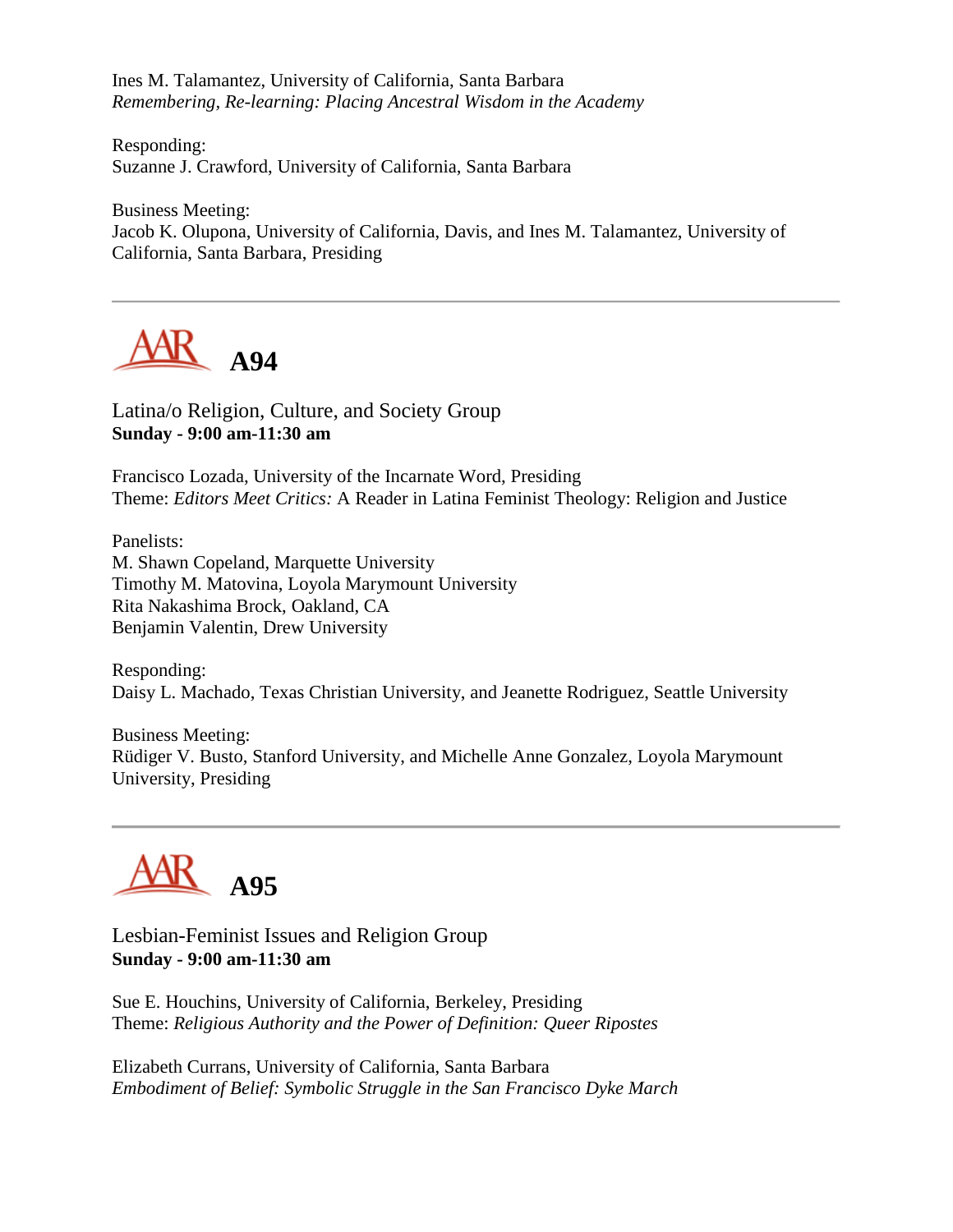Ines M. Talamantez, University of California, Santa Barbara
*Remembering, Re-learning: Placing Ancestral Wisdom in the Academy*

Responding:
Suzanne J. Crawford, University of California, Santa Barbara

Business Meeting:
Jacob K. Olupona, University of California, Davis, and Ines M. Talamantez, University of California, Santa Barbara, Presiding

---

## A94

Latina/o Religion, Culture, and Society Group
**Sunday - 9:00 am-11:30 am**

Francisco Lozada, University of the Incarnate Word, Presiding
Theme: *Editors Meet Critics:* A Reader in Latina Feminist Theology: Religion and Justice

Panelists:
M. Shawn Copeland, Marquette University
Timothy M. Matovina, Loyola Marymount University
Rita Nakashima Brock, Oakland, CA
Benjamin Valentin, Drew University

Responding:
Daisy L. Machado, Texas Christian University, and Jeanette Rodriguez, Seattle University

Business Meeting:
Rüdiger V. Busto, Stanford University, and Michelle Anne Gonzalez, Loyola Marymount University, Presiding

---

## A95

Lesbian-Feminist Issues and Religion Group
**Sunday - 9:00 am-11:30 am**

Sue E. Houchins, University of California, Berkeley, Presiding
Theme: *Religious Authority and the Power of Definition: Queer Ripostes*

Elizabeth Currans, University of California, Santa Barbara
*Embodiment of Belief: Symbolic Struggle in the San Francisco Dyke March*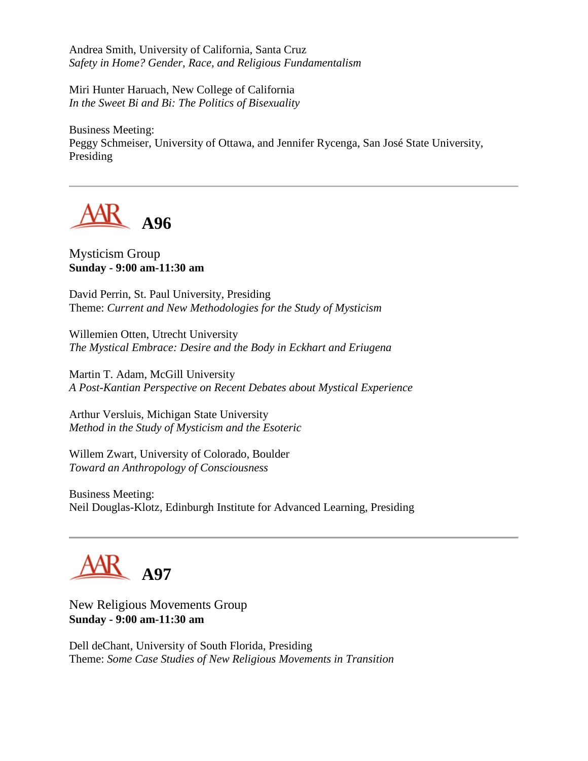Andrea Smith, University of California, Santa Cruz
*Safety in Home? Gender, Race, and Religious Fundamentalism*

Miri Hunter Haruach, New College of California
*In the Sweet Bi and Bi: The Politics of Bisexuality*

Business Meeting:
Peggy Schmeiser, University of Ottawa, and Jennifer Rycenga, San José State University, Presiding

---

## A96

Mysticism Group
**Sunday - 9:00 am-11:30 am**

David Perrin, St. Paul University, Presiding
Theme: *Current and New Methodologies for the Study of Mysticism*

Willemien Otten, Utrecht University
*The Mystical Embrace: Desire and the Body in Eckhart and Eriugena*

Martin T. Adam, McGill University
*A Post-Kantian Perspective on Recent Debates about Mystical Experience*

Arthur Versluis, Michigan State University
*Method in the Study of Mysticism and the Esoteric*

Willem Zwart, University of Colorado, Boulder
*Toward an Anthropology of Consciousness*

Business Meeting:
Neil Douglas-Klotz, Edinburgh Institute for Advanced Learning, Presiding

---

## A97

New Religious Movements Group
**Sunday - 9:00 am-11:30 am**

Dell deChant, University of South Florida, Presiding
Theme: *Some Case Studies of New Religious Movements in Transition*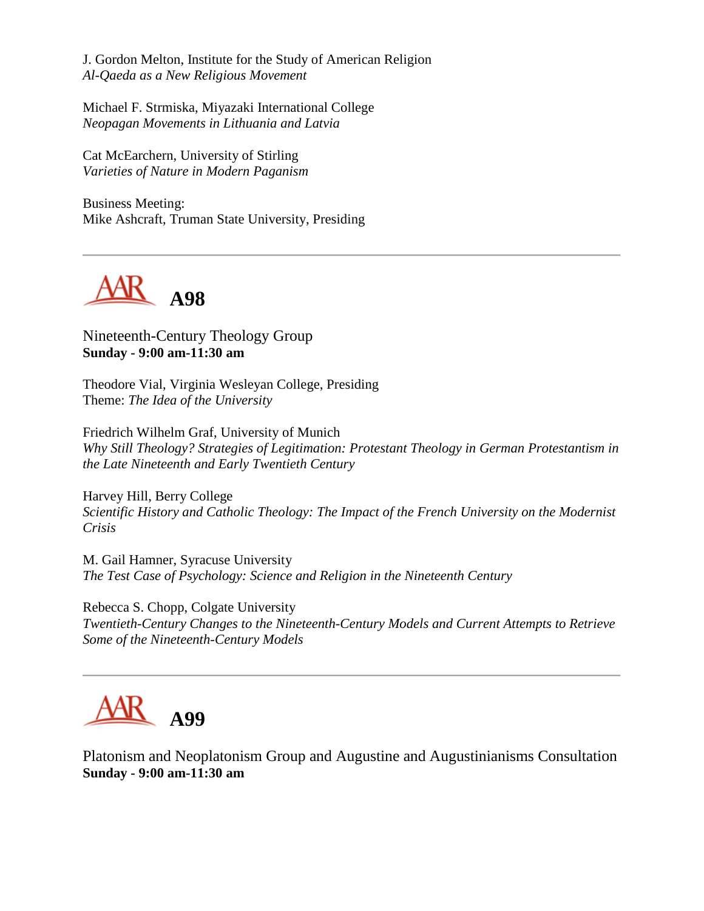J. Gordon Melton, Institute for the Study of American Religion
*Al-Qaeda as a New Religious Movement*

Michael F. Strmiska, Miyazaki International College
*Neopagan Movements in Lithuania and Latvia*

Cat McEarchern, University of Stirling
*Varieties of Nature in Modern Paganism*

Business Meeting:
Mike Ashcraft, Truman State University, Presiding

---

## A98

Nineteenth-Century Theology Group
**Sunday - 9:00 am-11:30 am**

Theodore Vial, Virginia Wesleyan College, Presiding
Theme: *The Idea of the University*

Friedrich Wilhelm Graf, University of Munich
*Why Still Theology? Strategies of Legitimation: Protestant Theology in German Protestantism in the Late Nineteenth and Early Twentieth Century*

Harvey Hill, Berry College
*Scientific History and Catholic Theology: The Impact of the French University on the Modernist Crisis*

M. Gail Hamner, Syracuse University
*The Test Case of Psychology: Science and Religion in the Nineteenth Century*

Rebecca S. Chopp, Colgate University
*Twentieth-Century Changes to the Nineteenth-Century Models and Current Attempts to Retrieve Some of the Nineteenth-Century Models*

---

## A99

Platonism and Neoplatonism Group and Augustine and Augustinianisms Consultation
**Sunday - 9:00 am-11:30 am**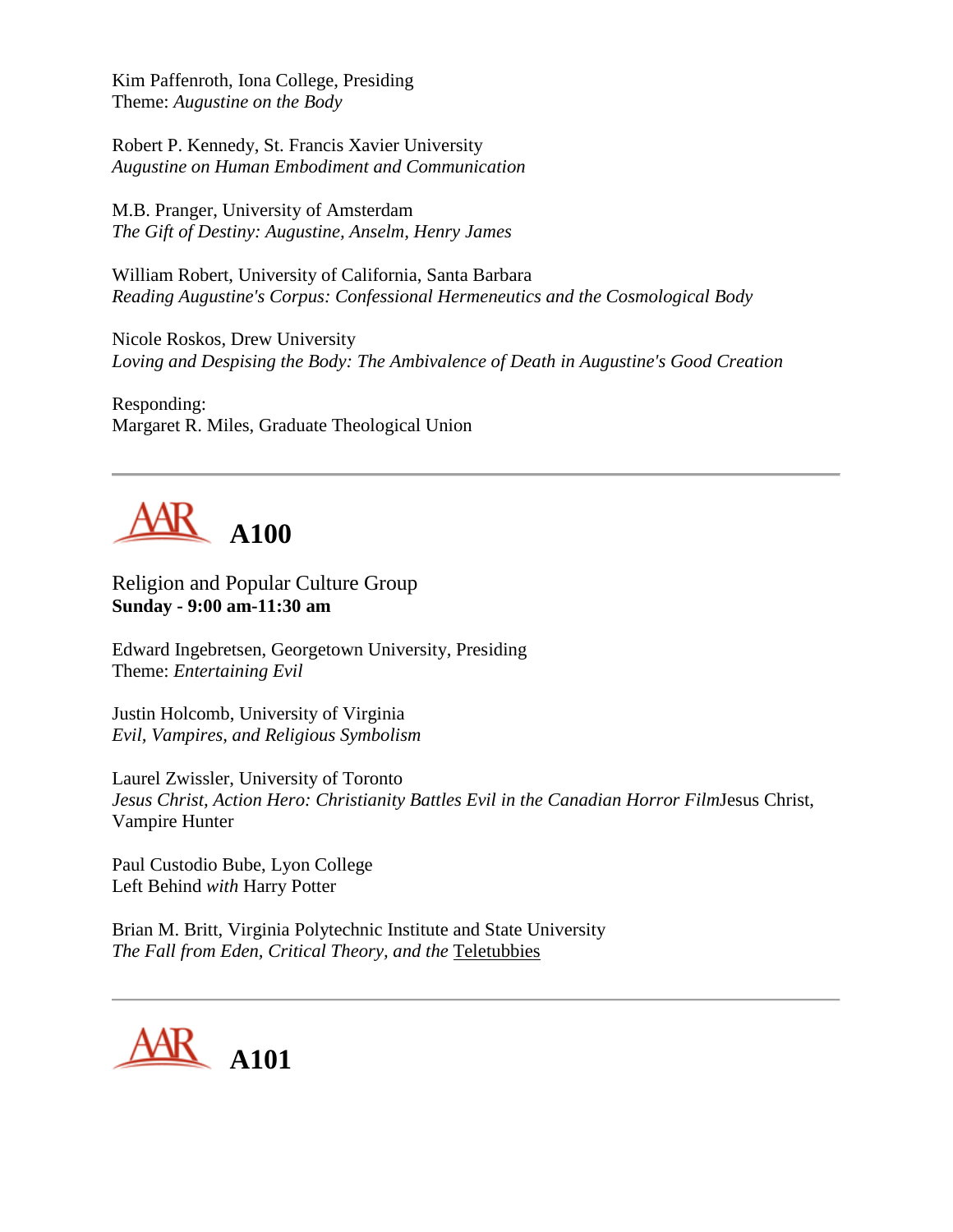Kim Paffenroth, Iona College, Presiding
Theme: *Augustine on the Body*

Robert P. Kennedy, St. Francis Xavier University
*Augustine on Human Embodiment and Communication*

M.B. Pranger, University of Amsterdam
*The Gift of Destiny: Augustine, Anselm, Henry James*

William Robert, University of California, Santa Barbara
*Reading Augustine's Corpus: Confessional Hermeneutics and the Cosmological Body*

Nicole Roskos, Drew University
*Loving and Despising the Body: The Ambivalence of Death in Augustine's Good Creation*

Responding:
Margaret R. Miles, Graduate Theological Union

---

## AAR A100

Religion and Popular Culture Group
**Sunday - 9:00 am-11:30 am**

Edward Ingebretsen, Georgetown University, Presiding
Theme: *Entertaining Evil*

Justin Holcomb, University of Virginia
*Evil, Vampires, and Religious Symbolism*

Laurel Zwissler, University of Toronto
*Jesus Christ, Action Hero: Christianity Battles Evil in the Canadian Horror Film*Jesus Christ, Vampire Hunter

Paul Custodio Bube, Lyon College
Left Behind *with* Harry Potter

Brian M. Britt, Virginia Polytechnic Institute and State University
*The Fall from Eden, Critical Theory, and the* Teletubbies

---

## AAR A101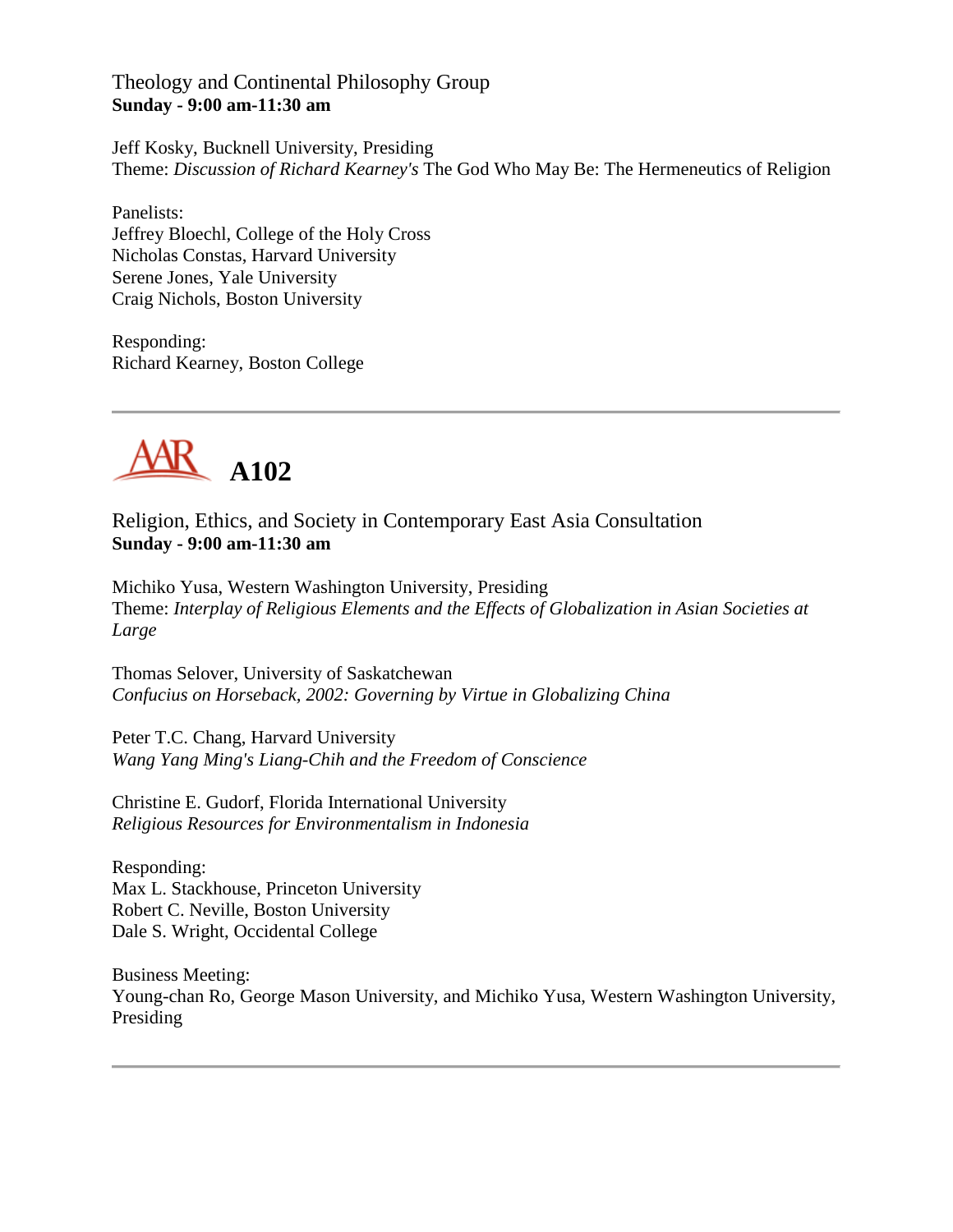Theology and Continental Philosophy Group
**Sunday - 9:00 am-11:30 am**

Jeff Kosky, Bucknell University, Presiding
Theme: *Discussion of Richard Kearney's* The God Who May Be: The Hermeneutics of Religion

Panelists:
Jeffrey Bloechl, College of the Holy Cross
Nicholas Constas, Harvard University
Serene Jones, Yale University
Craig Nichols, Boston University

Responding:
Richard Kearney, Boston College

---

# A102

Religion, Ethics, and Society in Contemporary East Asia Consultation
**Sunday - 9:00 am-11:30 am**

Michiko Yusa, Western Washington University, Presiding
Theme: *Interplay of Religious Elements and the Effects of Globalization in Asian Societies at Large*

Thomas Selover, University of Saskatchewan
*Confucius on Horseback, 2002: Governing by Virtue in Globalizing China*

Peter T.C. Chang, Harvard University
*Wang Yang Ming's Liang-Chih and the Freedom of Conscience*

Christine E. Gudorf, Florida International University
*Religious Resources for Environmentalism in Indonesia*

Responding:
Max L. Stackhouse, Princeton University
Robert C. Neville, Boston University
Dale S. Wright, Occidental College

Business Meeting:
Young-chan Ro, George Mason University, and Michiko Yusa, Western Washington University, Presiding

---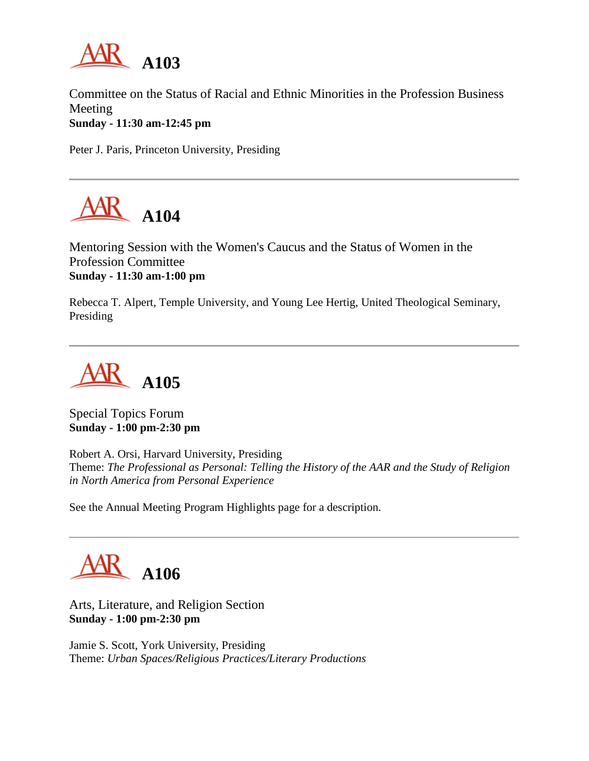## A103

Committee on the Status of Racial and Ethnic Minorities in the Profession Business Meeting
**Sunday - 11:30 am-12:45 pm**

Peter J. Paris, Princeton University, Presiding

---

## A104

Mentoring Session with the Women's Caucus and the Status of Women in the Profession Committee
**Sunday - 11:30 am-1:00 pm**

Rebecca T. Alpert, Temple University, and Young Lee Hertig, United Theological Seminary, Presiding

---

## A105

Special Topics Forum
**Sunday - 1:00 pm-2:30 pm**

Robert A. Orsi, Harvard University, Presiding
Theme: *The Professional as Personal: Telling the History of the AAR and the Study of Religion in North America from Personal Experience*

See the Annual Meeting Program Highlights page for a description.

---

## A106

Arts, Literature, and Religion Section
**Sunday - 1:00 pm-2:30 pm**

Jamie S. Scott, York University, Presiding
Theme: *Urban Spaces/Religious Practices/Literary Productions*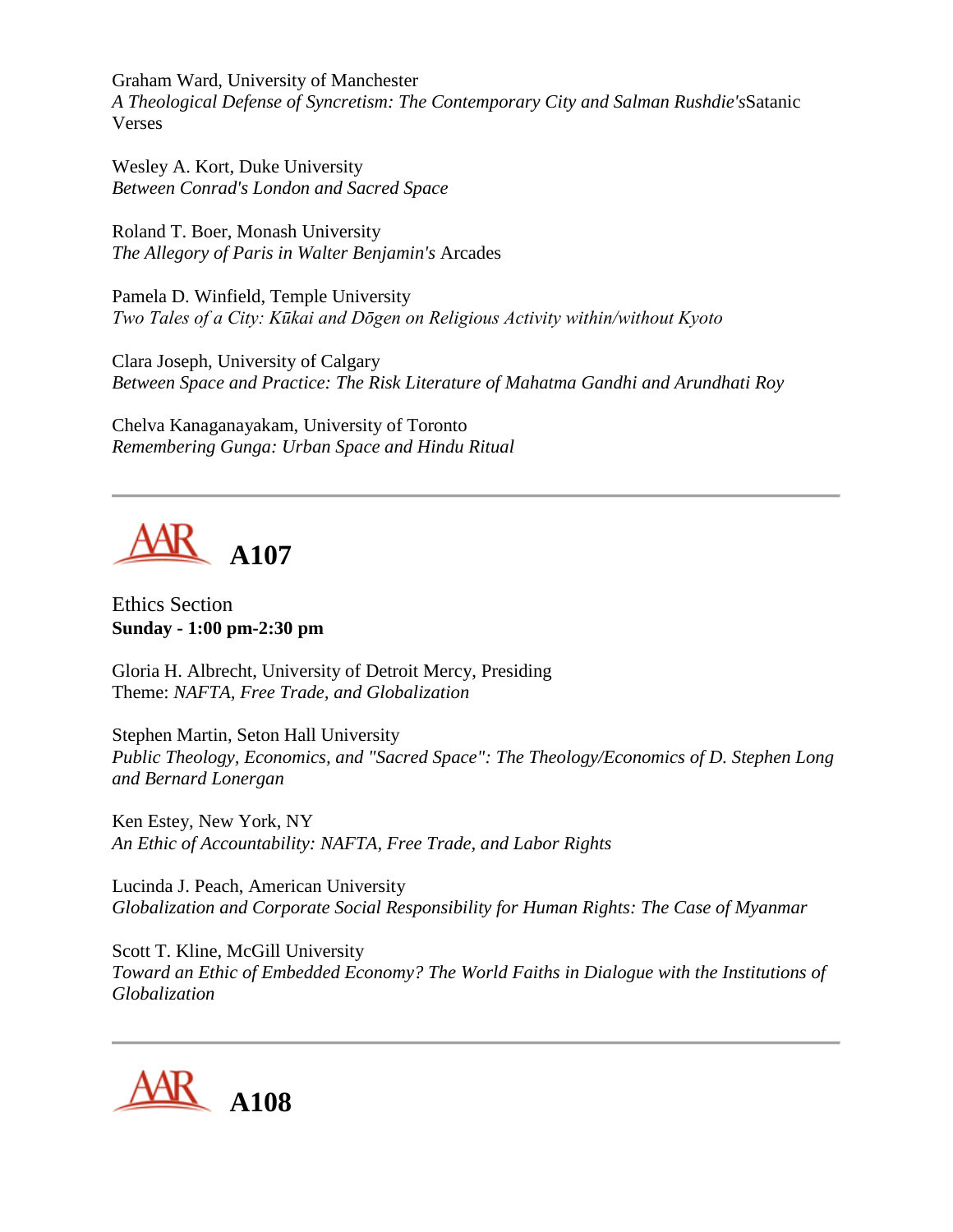Graham Ward, University of Manchester
*A Theological Defense of Syncretism: The Contemporary City and Salman Rushdie's* Satanic Verses

Wesley A. Kort, Duke University
*Between Conrad's London and Sacred Space*

Roland T. Boer, Monash University
*The Allegory of Paris in Walter Benjamin's* Arcades

Pamela D. Winfield, Temple University
*Two Tales of a City: Kūkai and Dōgen on Religious Activity within/without Kyoto*

Clara Joseph, University of Calgary
*Between Space and Practice: The Risk Literature of Mahatma Gandhi and Arundhati Roy*

Chelva Kanaganayakam, University of Toronto
*Remembering Gunga: Urban Space and Hindu Ritual*

---

## AAR A107

Ethics Section
**Sunday - 1:00 pm-2:30 pm**

Gloria H. Albrecht, University of Detroit Mercy, Presiding
Theme: *NAFTA, Free Trade, and Globalization*

Stephen Martin, Seton Hall University
*Public Theology, Economics, and "Sacred Space": The Theology/Economics of D. Stephen Long and Bernard Lonergan*

Ken Estey, New York, NY
*An Ethic of Accountability: NAFTA, Free Trade, and Labor Rights*

Lucinda J. Peach, American University
*Globalization and Corporate Social Responsibility for Human Rights: The Case of Myanmar*

Scott T. Kline, McGill University
*Toward an Ethic of Embedded Economy? The World Faiths in Dialogue with the Institutions of Globalization*

---

## AAR A108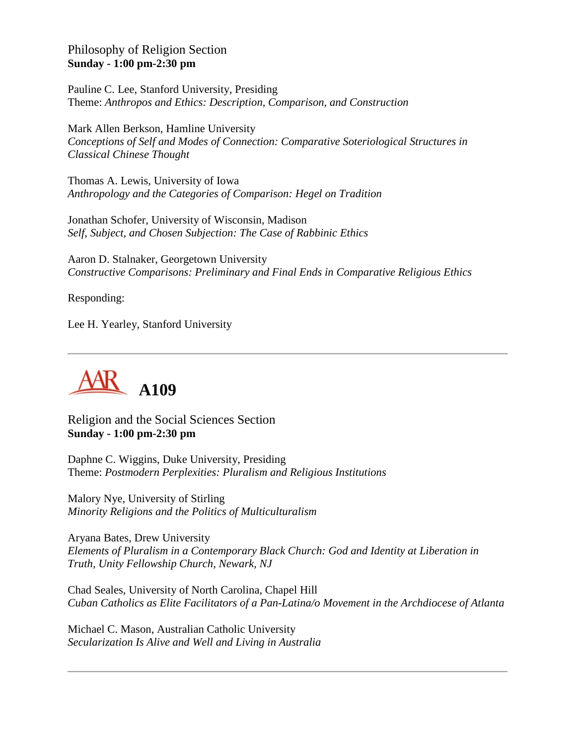Philosophy of Religion Section
**Sunday - 1:00 pm-2:30 pm**

Pauline C. Lee, Stanford University, Presiding
Theme: *Anthropos and Ethics: Description, Comparison, and Construction*

Mark Allen Berkson, Hamline University
*Conceptions of Self and Modes of Connection: Comparative Soteriological Structures in Classical Chinese Thought*

Thomas A. Lewis, University of Iowa
*Anthropology and the Categories of Comparison: Hegel on Tradition*

Jonathan Schofer, University of Wisconsin, Madison
*Self, Subject, and Chosen Subjection: The Case of Rabbinic Ethics*

Aaron D. Stalnaker, Georgetown University
*Constructive Comparisons: Preliminary and Final Ends in Comparative Religious Ethics*

Responding:

Lee H. Yearley, Stanford University

---

# A109

Religion and the Social Sciences Section
**Sunday - 1:00 pm-2:30 pm**

Daphne C. Wiggins, Duke University, Presiding
Theme: *Postmodern Perplexities: Pluralism and Religious Institutions*

Malory Nye, University of Stirling
*Minority Religions and the Politics of Multiculturalism*

Aryana Bates, Drew University
*Elements of Pluralism in a Contemporary Black Church: God and Identity at Liberation in Truth, Unity Fellowship Church, Newark, NJ*

Chad Seales, University of North Carolina, Chapel Hill
*Cuban Catholics as Elite Facilitators of a Pan-Latina/o Movement in the Archdiocese of Atlanta*

Michael C. Mason, Australian Catholic University
*Secularization Is Alive and Well and Living in Australia*

---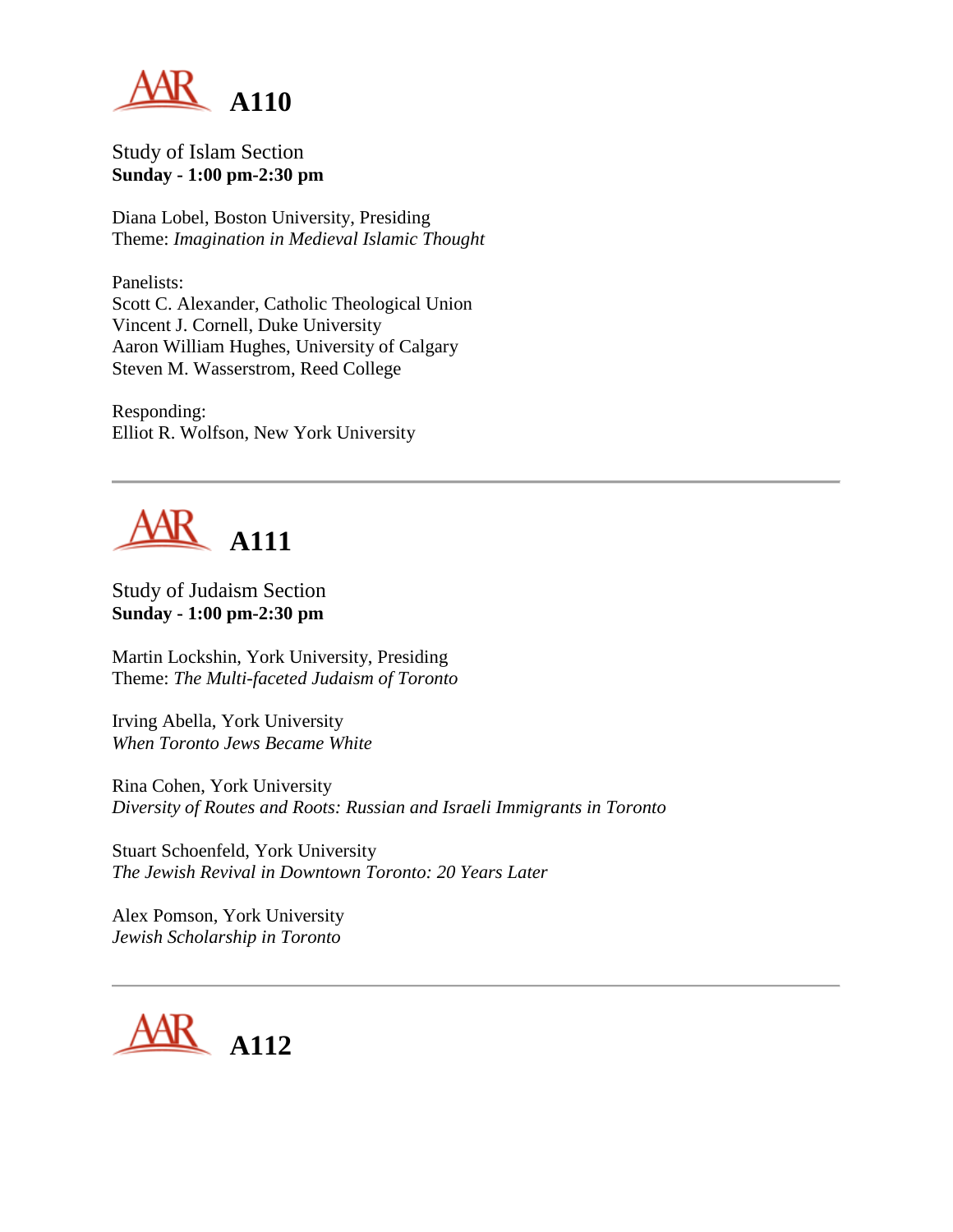# A110

Study of Islam Section
**Sunday - 1:00 pm-2:30 pm**

Diana Lobel, Boston University, Presiding
Theme: *Imagination in Medieval Islamic Thought*

Panelists:
Scott C. Alexander, Catholic Theological Union
Vincent J. Cornell, Duke University
Aaron William Hughes, University of Calgary
Steven M. Wasserstrom, Reed College

Responding:
Elliot R. Wolfson, New York University

---

# A111

Study of Judaism Section
**Sunday - 1:00 pm-2:30 pm**

Martin Lockshin, York University, Presiding
Theme: *The Multi-faceted Judaism of Toronto*

Irving Abella, York University
*When Toronto Jews Became White*

Rina Cohen, York University
*Diversity of Routes and Roots: Russian and Israeli Immigrants in Toronto*

Stuart Schoenfeld, York University
*The Jewish Revival in Downtown Toronto: 20 Years Later*

Alex Pomson, York University
*Jewish Scholarship in Toronto*

---

# A112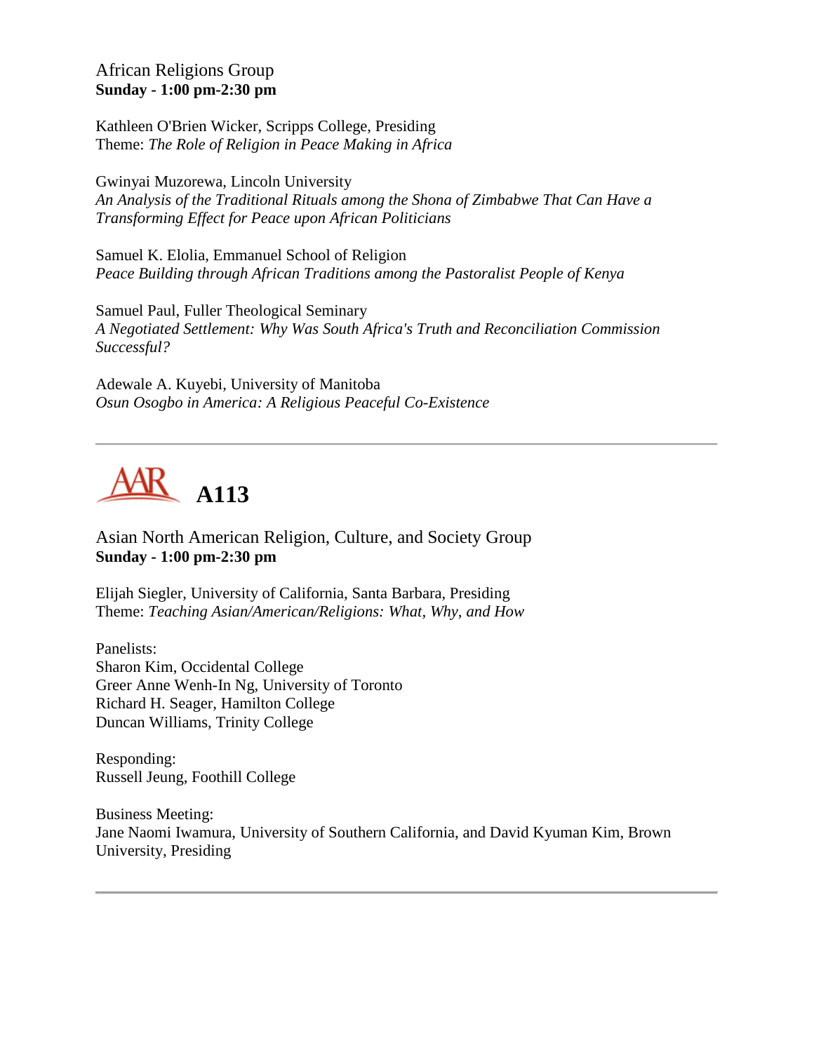African Religions Group
**Sunday - 1:00 pm-2:30 pm**

Kathleen O'Brien Wicker, Scripps College, Presiding
Theme: *The Role of Religion in Peace Making in Africa*

Gwinyai Muzorewa, Lincoln University
*An Analysis of the Traditional Rituals among the Shona of Zimbabwe That Can Have a Transforming Effect for Peace upon African Politicians*

Samuel K. Elolia, Emmanuel School of Religion
*Peace Building through African Traditions among the Pastoralist People of Kenya*

Samuel Paul, Fuller Theological Seminary
*A Negotiated Settlement: Why Was South Africa's Truth and Reconciliation Commission Successful?*

Adewale A. Kuyebi, University of Manitoba
*Osun Osogbo in America: A Religious Peaceful Co-Existence*

---

## A113

Asian North American Religion, Culture, and Society Group
**Sunday - 1:00 pm-2:30 pm**

Elijah Siegler, University of California, Santa Barbara, Presiding
Theme: *Teaching Asian/American/Religions: What, Why, and How*

Panelists:
Sharon Kim, Occidental College
Greer Anne Wenh-In Ng, University of Toronto
Richard H. Seager, Hamilton College
Duncan Williams, Trinity College

Responding:
Russell Jeung, Foothill College

Business Meeting:
Jane Naomi Iwamura, University of Southern California, and David Kyuman Kim, Brown University, Presiding

---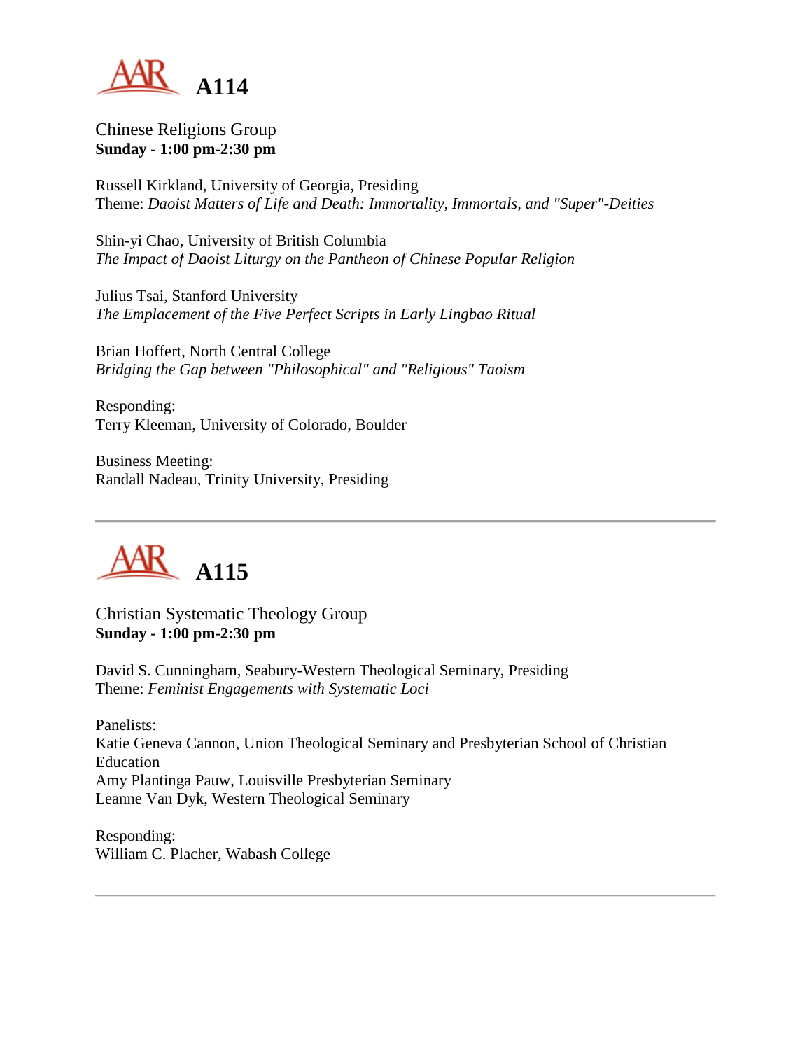## A114

Chinese Religions Group
**Sunday - 1:00 pm-2:30 pm**

Russell Kirkland, University of Georgia, Presiding
Theme: *Daoist Matters of Life and Death: Immortality, Immortals, and "Super"-Deities*

Shin-yi Chao, University of British Columbia
*The Impact of Daoist Liturgy on the Pantheon of Chinese Popular Religion*

Julius Tsai, Stanford University
*The Emplacement of the Five Perfect Scripts in Early Lingbao Ritual*

Brian Hoffert, North Central College
*Bridging the Gap between "Philosophical" and "Religious" Taoism*

Responding:
Terry Kleeman, University of Colorado, Boulder

Business Meeting:
Randall Nadeau, Trinity University, Presiding

---

## A115

Christian Systematic Theology Group
**Sunday - 1:00 pm-2:30 pm**

David S. Cunningham, Seabury-Western Theological Seminary, Presiding
Theme: *Feminist Engagements with Systematic Loci*

Panelists:
Katie Geneva Cannon, Union Theological Seminary and Presbyterian School of Christian Education
Amy Plantinga Pauw, Louisville Presbyterian Seminary
Leanne Van Dyk, Western Theological Seminary

Responding:
William C. Placher, Wabash College

---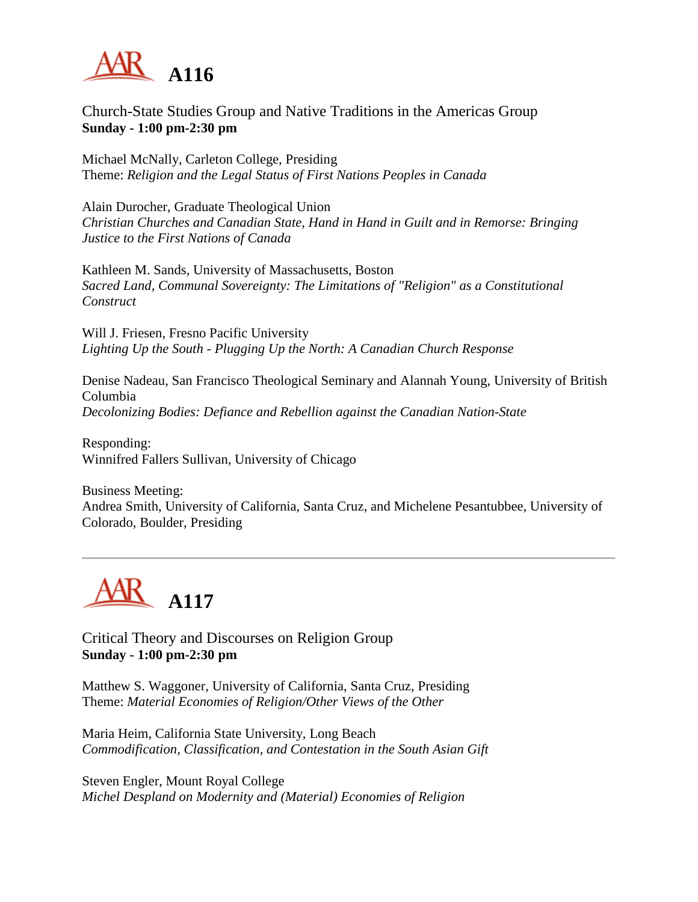# A116

Church-State Studies Group and Native Traditions in the Americas Group
**Sunday - 1:00 pm-2:30 pm**

Michael McNally, Carleton College, Presiding
Theme: *Religion and the Legal Status of First Nations Peoples in Canada*

Alain Durocher, Graduate Theological Union
*Christian Churches and Canadian State, Hand in Hand in Guilt and in Remorse: Bringing Justice to the First Nations of Canada*

Kathleen M. Sands, University of Massachusetts, Boston
*Sacred Land, Communal Sovereignty: The Limitations of "Religion" as a Constitutional Construct*

Will J. Friesen, Fresno Pacific University
*Lighting Up the South - Plugging Up the North: A Canadian Church Response*

Denise Nadeau, San Francisco Theological Seminary and Alannah Young, University of British Columbia
*Decolonizing Bodies: Defiance and Rebellion against the Canadian Nation-State*

Responding:
Winnifred Fallers Sullivan, University of Chicago

Business Meeting:
Andrea Smith, University of California, Santa Cruz, and Michelene Pesantubbee, University of Colorado, Boulder, Presiding

---

# A117

Critical Theory and Discourses on Religion Group
**Sunday - 1:00 pm-2:30 pm**

Matthew S. Waggoner, University of California, Santa Cruz, Presiding
Theme: *Material Economies of Religion/Other Views of the Other*

Maria Heim, California State University, Long Beach
*Commodification, Classification, and Contestation in the South Asian Gift*

Steven Engler, Mount Royal College
*Michel Despland on Modernity and (Material) Economies of Religion*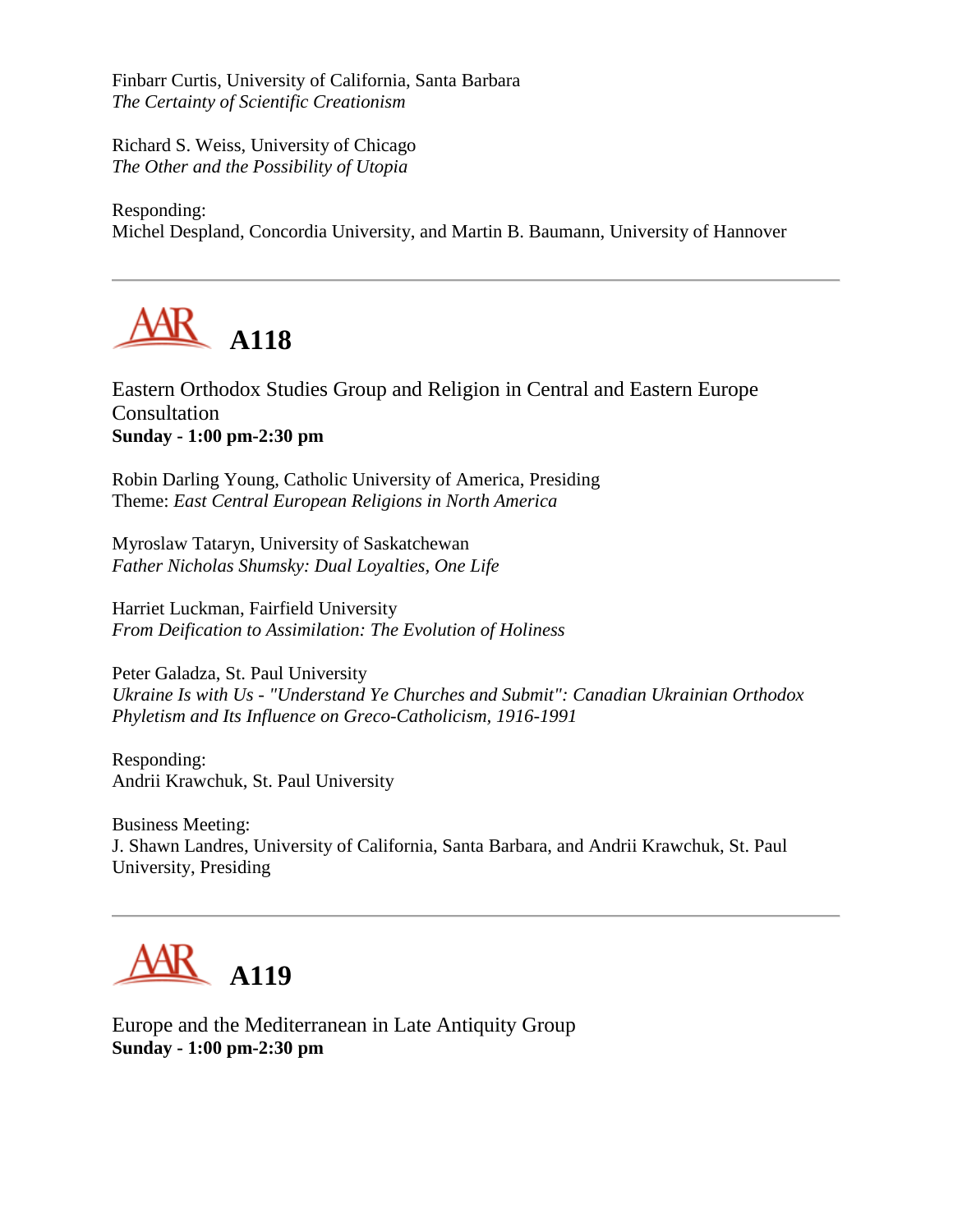Finbarr Curtis, University of California, Santa Barbara
*The Certainty of Scientific Creationism*

Richard S. Weiss, University of Chicago
*The Other and the Possibility of Utopia*

Responding:
Michel Despland, Concordia University, and Martin B. Baumann, University of Hannover

---

## A118

Eastern Orthodox Studies Group and Religion in Central and Eastern Europe Consultation
**Sunday - 1:00 pm-2:30 pm**

Robin Darling Young, Catholic University of America, Presiding
Theme: *East Central European Religions in North America*

Myroslaw Tataryn, University of Saskatchewan
*Father Nicholas Shumsky: Dual Loyalties, One Life*

Harriet Luckman, Fairfield University
*From Deification to Assimilation: The Evolution of Holiness*

Peter Galadza, St. Paul University
*Ukraine Is with Us - "Understand Ye Churches and Submit": Canadian Ukrainian Orthodox Phyletism and Its Influence on Greco-Catholicism, 1916-1991*

Responding:
Andrii Krawchuk, St. Paul University

Business Meeting:
J. Shawn Landres, University of California, Santa Barbara, and Andrii Krawchuk, St. Paul University, Presiding

---

## A119

Europe and the Mediterranean in Late Antiquity Group
**Sunday - 1:00 pm-2:30 pm**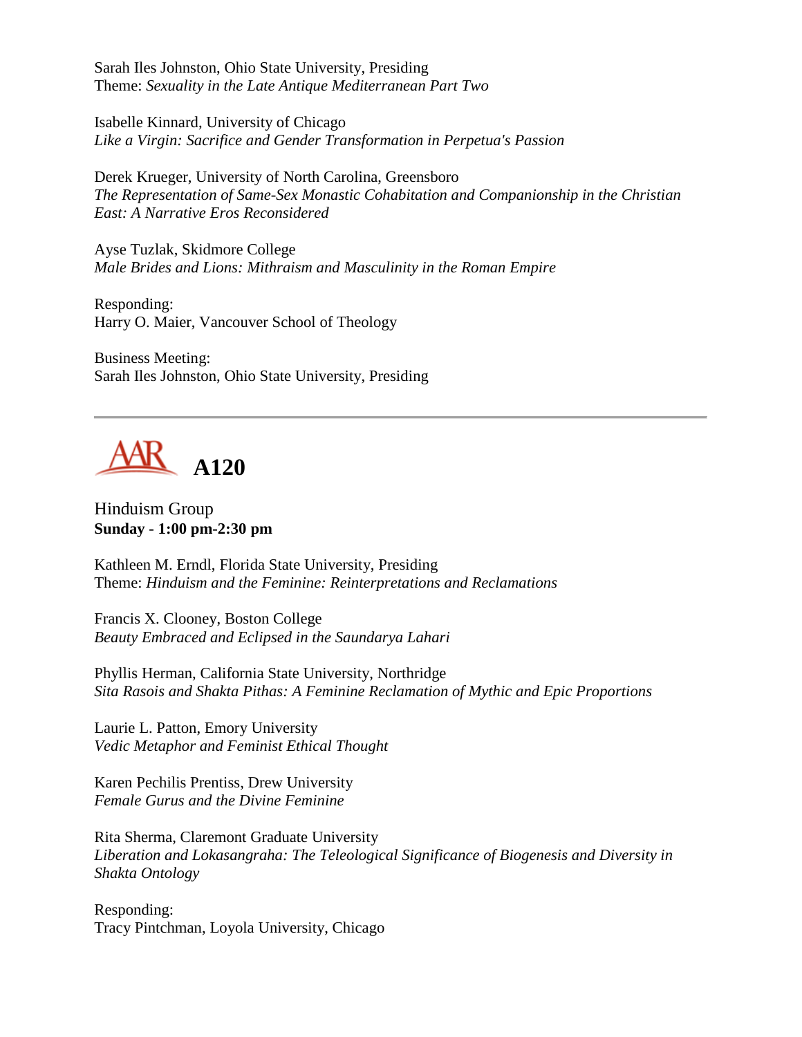Sarah Iles Johnston, Ohio State University, Presiding
Theme: *Sexuality in the Late Antique Mediterranean Part Two*

Isabelle Kinnard, University of Chicago
*Like a Virgin: Sacrifice and Gender Transformation in Perpetua's Passion*

Derek Krueger, University of North Carolina, Greensboro
*The Representation of Same-Sex Monastic Cohabitation and Companionship in the Christian East: A Narrative Eros Reconsidered*

Ayse Tuzlak, Skidmore College
*Male Brides and Lions: Mithraism and Masculinity in the Roman Empire*

Responding:
Harry O. Maier, Vancouver School of Theology

Business Meeting:
Sarah Iles Johnston, Ohio State University, Presiding

---

## AAR A120

Hinduism Group
**Sunday - 1:00 pm-2:30 pm**

Kathleen M. Erndl, Florida State University, Presiding
Theme: *Hinduism and the Feminine: Reinterpretations and Reclamations*

Francis X. Clooney, Boston College
*Beauty Embraced and Eclipsed in the Saundarya Lahari*

Phyllis Herman, California State University, Northridge
*Sita Rasois and Shakta Pithas: A Feminine Reclamation of Mythic and Epic Proportions*

Laurie L. Patton, Emory University
*Vedic Metaphor and Feminist Ethical Thought*

Karen Pechilis Prentiss, Drew University
*Female Gurus and the Divine Feminine*

Rita Sherma, Claremont Graduate University
*Liberation and Lokasangraha: The Teleological Significance of Biogenesis and Diversity in Shakta Ontology*

Responding:
Tracy Pintchman, Loyola University, Chicago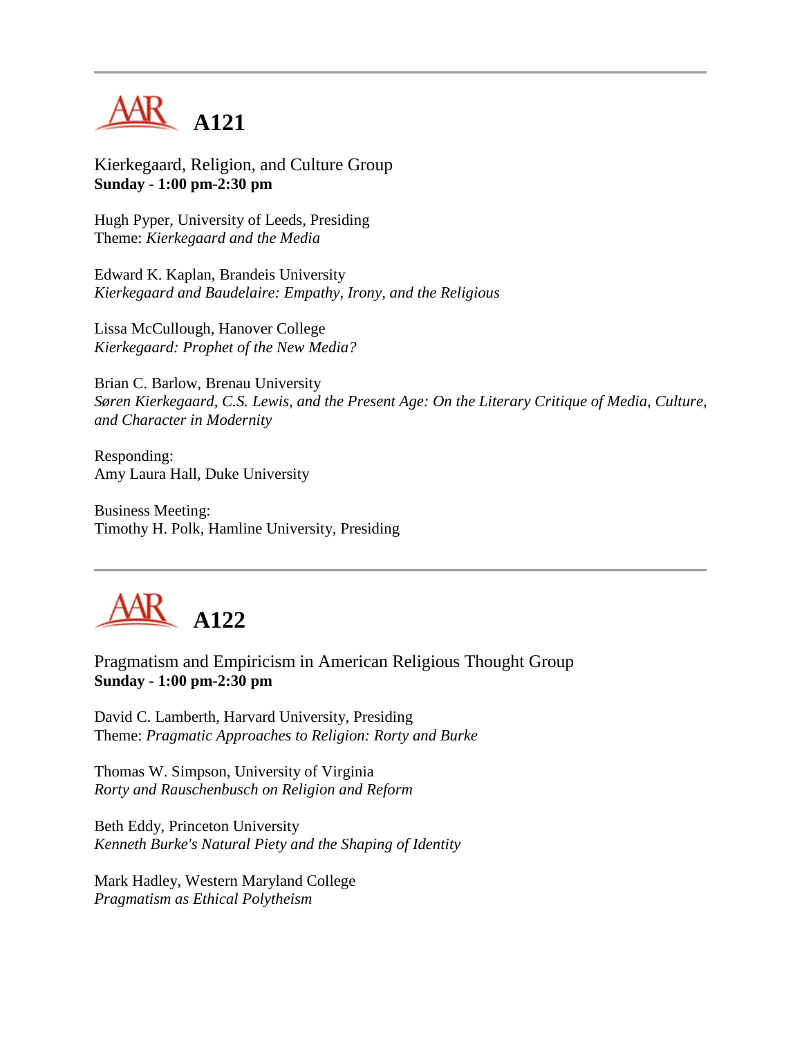## A121

Kierkegaard, Religion, and Culture Group
**Sunday - 1:00 pm-2:30 pm**

Hugh Pyper, University of Leeds, Presiding
Theme: *Kierkegaard and the Media*

Edward K. Kaplan, Brandeis University
*Kierkegaard and Baudelaire: Empathy, Irony, and the Religious*

Lissa McCullough, Hanover College
*Kierkegaard: Prophet of the New Media?*

Brian C. Barlow, Brenau University
*Søren Kierkegaard, C.S. Lewis, and the Present Age: On the Literary Critique of Media, Culture, and Character in Modernity*

Responding:
Amy Laura Hall, Duke University

Business Meeting:
Timothy H. Polk, Hamline University, Presiding

## A122

Pragmatism and Empiricism in American Religious Thought Group
**Sunday - 1:00 pm-2:30 pm**

David C. Lamberth, Harvard University, Presiding
Theme: *Pragmatic Approaches to Religion: Rorty and Burke*

Thomas W. Simpson, University of Virginia
*Rorty and Rauschenbusch on Religion and Reform*

Beth Eddy, Princeton University
*Kenneth Burke's Natural Piety and the Shaping of Identity*

Mark Hadley, Western Maryland College
*Pragmatism as Ethical Polytheism*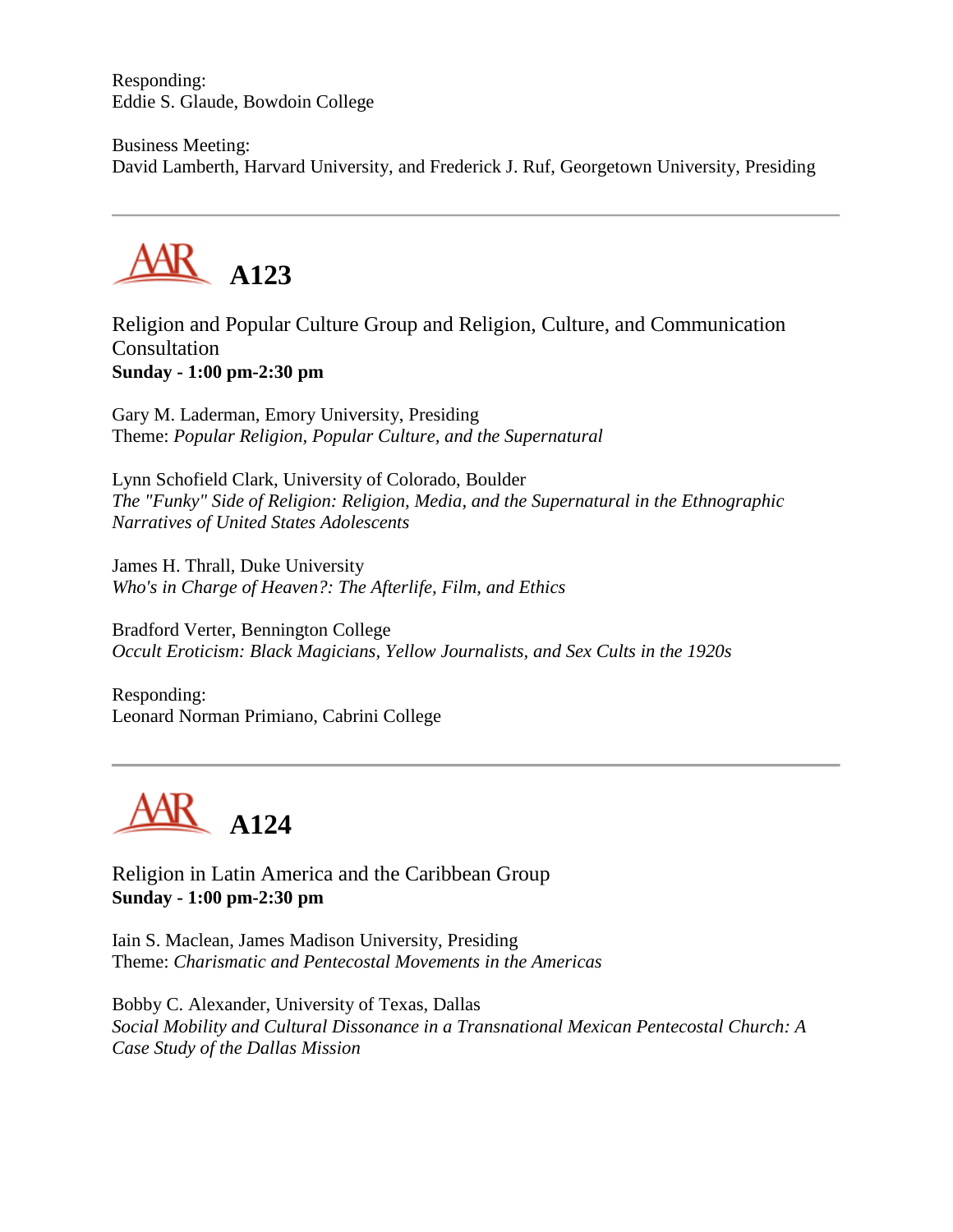Responding:
Eddie S. Glaude, Bowdoin College

Business Meeting:
David Lamberth, Harvard University, and Frederick J. Ruf, Georgetown University, Presiding

---

## A123

Religion and Popular Culture Group and Religion, Culture, and Communication Consultation
**Sunday - 1:00 pm-2:30 pm**

Gary M. Laderman, Emory University, Presiding
Theme: *Popular Religion, Popular Culture, and the Supernatural*

Lynn Schofield Clark, University of Colorado, Boulder
*The "Funky" Side of Religion: Religion, Media, and the Supernatural in the Ethnographic Narratives of United States Adolescents*

James H. Thrall, Duke University
*Who's in Charge of Heaven?: The Afterlife, Film, and Ethics*

Bradford Verter, Bennington College
*Occult Eroticism: Black Magicians, Yellow Journalists, and Sex Cults in the 1920s*

Responding:
Leonard Norman Primiano, Cabrini College

---

## A124

Religion in Latin America and the Caribbean Group
**Sunday - 1:00 pm-2:30 pm**

Iain S. Maclean, James Madison University, Presiding
Theme: *Charismatic and Pentecostal Movements in the Americas*

Bobby C. Alexander, University of Texas, Dallas
*Social Mobility and Cultural Dissonance in a Transnational Mexican Pentecostal Church: A Case Study of the Dallas Mission*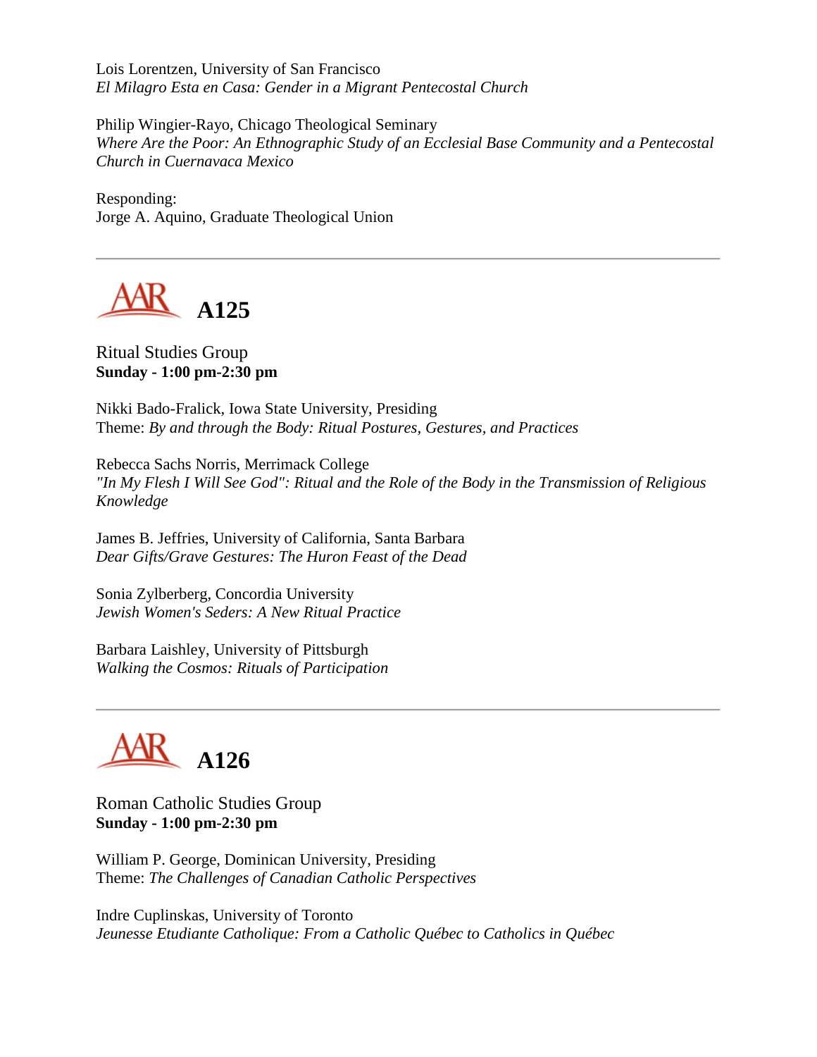Lois Lorentzen, University of San Francisco
*El Milagro Esta en Casa: Gender in a Migrant Pentecostal Church*

Philip Wingier-Rayo, Chicago Theological Seminary
*Where Are the Poor: An Ethnographic Study of an Ecclesial Base Community and a Pentecostal Church in Cuernavaca Mexico*

Responding:
Jorge A. Aquino, Graduate Theological Union

---

## A125

Ritual Studies Group
**Sunday - 1:00 pm-2:30 pm**

Nikki Bado-Fralick, Iowa State University, Presiding
Theme: *By and through the Body: Ritual Postures, Gestures, and Practices*

Rebecca Sachs Norris, Merrimack College
*"In My Flesh I Will See God": Ritual and the Role of the Body in the Transmission of Religious Knowledge*

James B. Jeffries, University of California, Santa Barbara
*Dear Gifts/Grave Gestures: The Huron Feast of the Dead*

Sonia Zylberberg, Concordia University
*Jewish Women's Seders: A New Ritual Practice*

Barbara Laishley, University of Pittsburgh
*Walking the Cosmos: Rituals of Participation*

---

## A126

Roman Catholic Studies Group
**Sunday - 1:00 pm-2:30 pm**

William P. George, Dominican University, Presiding
Theme: *The Challenges of Canadian Catholic Perspectives*

Indre Cuplinskas, University of Toronto
*Jeunesse Etudiante Catholique: From a Catholic Québec to Catholics in Québec*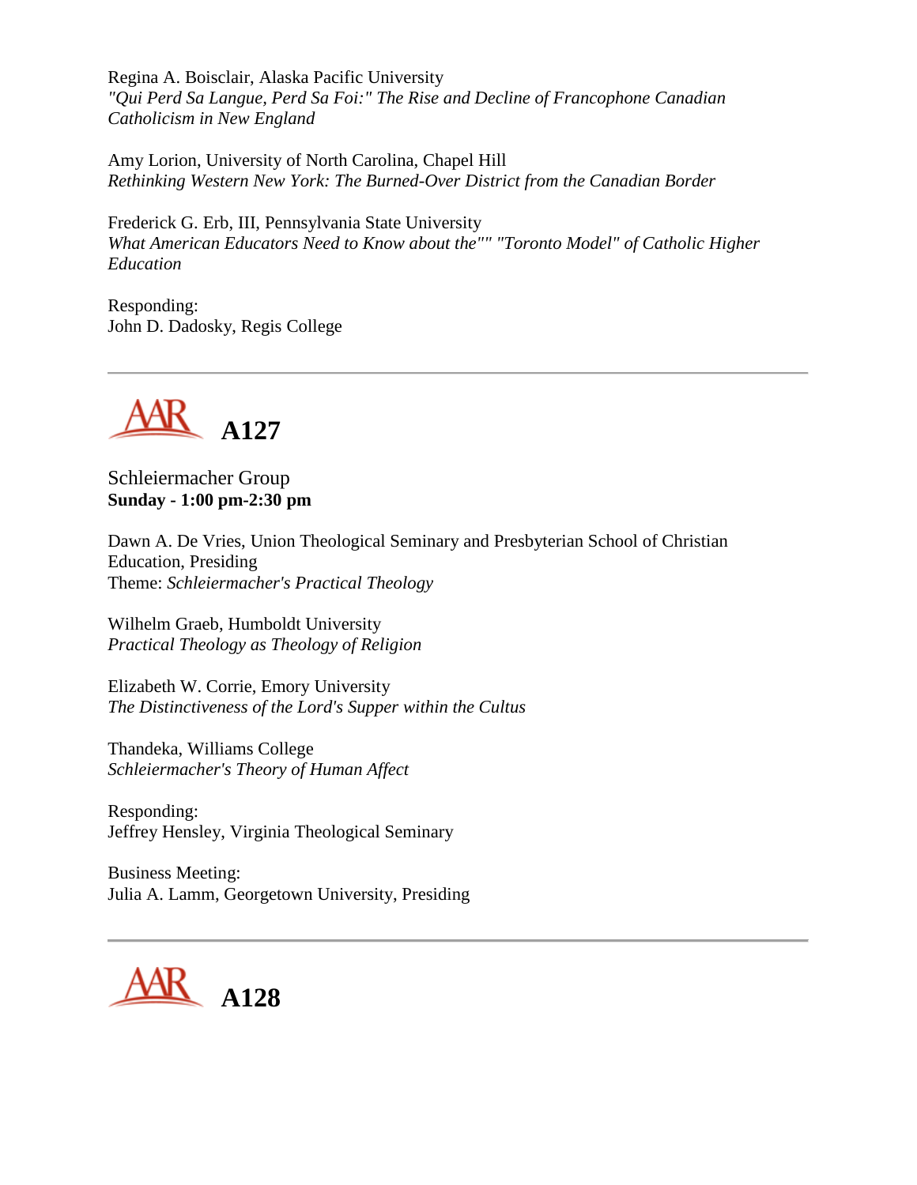Regina A. Boisclair, Alaska Pacific University
*"Qui Perd Sa Langue, Perd Sa Foi:" The Rise and Decline of Francophone Canadian Catholicism in New England*

Amy Lorion, University of North Carolina, Chapel Hill
*Rethinking Western New York: The Burned-Over District from the Canadian Border*

Frederick G. Erb, III, Pennsylvania State University
*What American Educators Need to Know about the"" "Toronto Model" of Catholic Higher Education*

Responding:
John D. Dadosky, Regis College

---

## AAR A127

Schleiermacher Group
**Sunday - 1:00 pm-2:30 pm**

Dawn A. De Vries, Union Theological Seminary and Presbyterian School of Christian Education, Presiding
Theme: *Schleiermacher's Practical Theology*

Wilhelm Graeb, Humboldt University
*Practical Theology as Theology of Religion*

Elizabeth W. Corrie, Emory University
*The Distinctiveness of the Lord's Supper within the Cultus*

Thandeka, Williams College
*Schleiermacher's Theory of Human Affect*

Responding:
Jeffrey Hensley, Virginia Theological Seminary

Business Meeting:
Julia A. Lamm, Georgetown University, Presiding

---

## AAR A128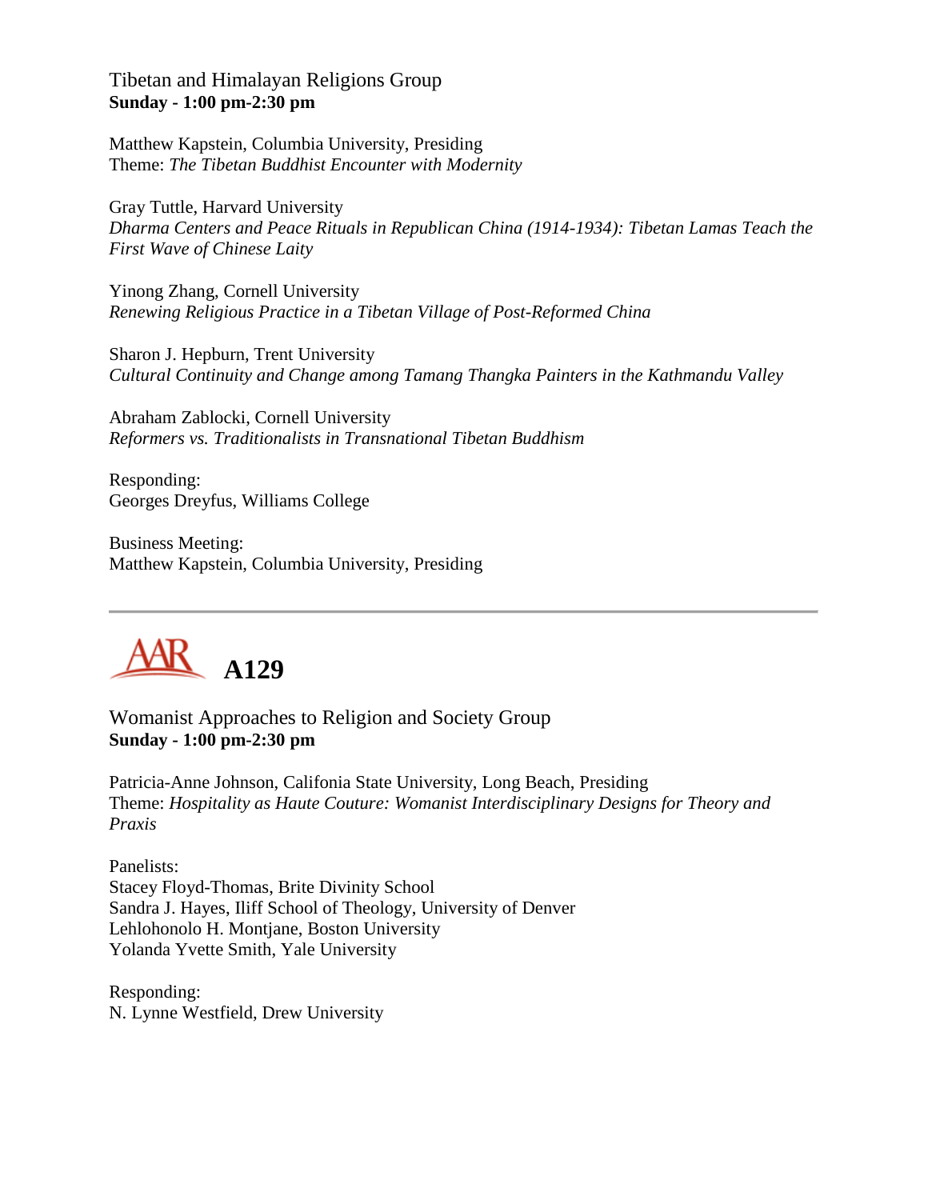Tibetan and Himalayan Religions Group
**Sunday - 1:00 pm-2:30 pm**

Matthew Kapstein, Columbia University, Presiding
Theme: *The Tibetan Buddhist Encounter with Modernity*

Gray Tuttle, Harvard University
*Dharma Centers and Peace Rituals in Republican China (1914-1934): Tibetan Lamas Teach the First Wave of Chinese Laity*

Yinong Zhang, Cornell University
*Renewing Religious Practice in a Tibetan Village of Post-Reformed China*

Sharon J. Hepburn, Trent University
*Cultural Continuity and Change among Tamang Thangka Painters in the Kathmandu Valley*

Abraham Zablocki, Cornell University
*Reformers vs. Traditionalists in Transnational Tibetan Buddhism*

Responding:
Georges Dreyfus, Williams College

Business Meeting:
Matthew Kapstein, Columbia University, Presiding

---

## AAR A129

Womanist Approaches to Religion and Society Group
**Sunday - 1:00 pm-2:30 pm**

Patricia-Anne Johnson, Califonia State University, Long Beach, Presiding
Theme: *Hospitality as Haute Couture: Womanist Interdisciplinary Designs for Theory and Praxis*

Panelists:
Stacey Floyd-Thomas, Brite Divinity School
Sandra J. Hayes, Iliff School of Theology, University of Denver
Lehlohonolo H. Montjane, Boston University
Yolanda Yvette Smith, Yale University

Responding:
N. Lynne Westfield, Drew University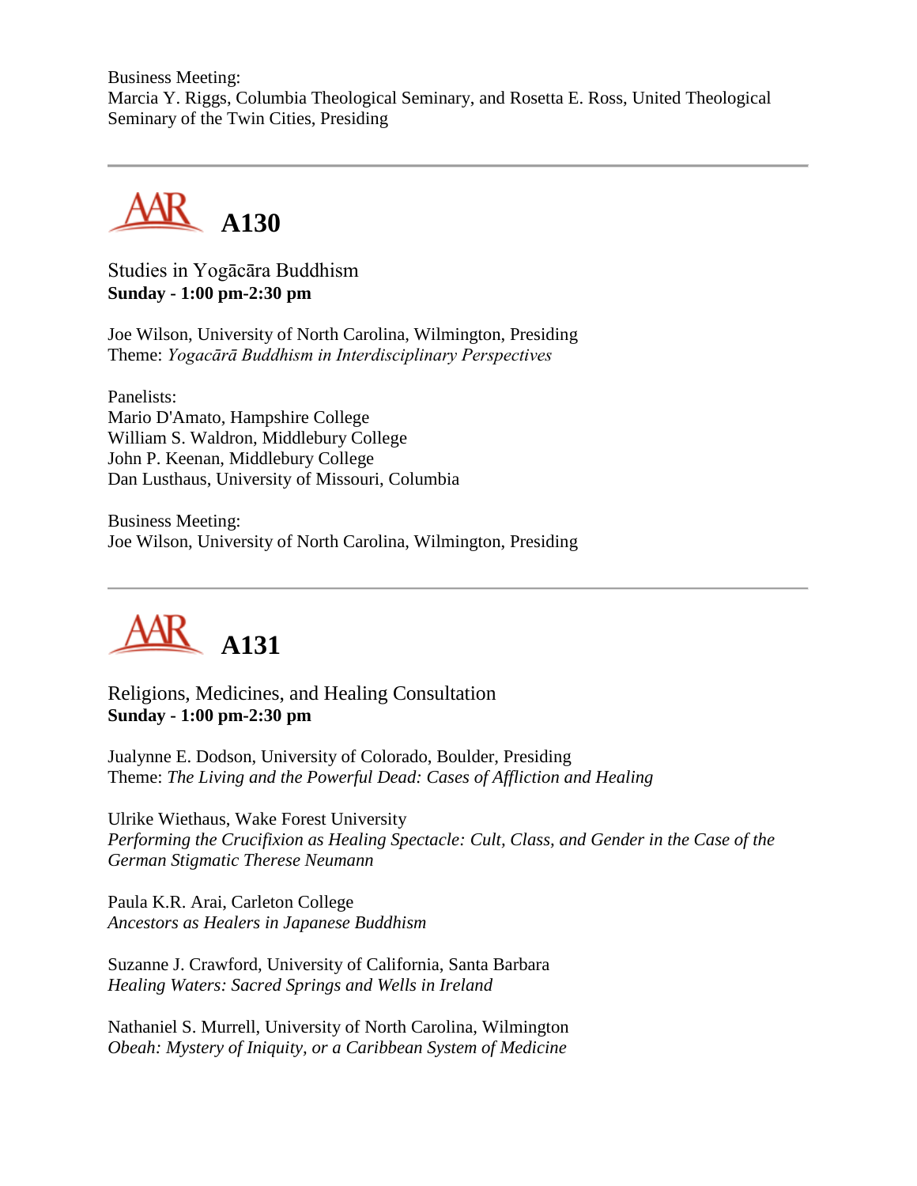Business Meeting:
Marcia Y. Riggs, Columbia Theological Seminary, and Rosetta E. Ross, United Theological Seminary of the Twin Cities, Presiding

---

## A130

Studies in Yogācāra Buddhism
**Sunday - 1:00 pm-2:30 pm**

Joe Wilson, University of North Carolina, Wilmington, Presiding
Theme: *Yogacārā Buddhism in Interdisciplinary Perspectives*

Panelists:
Mario D'Amato, Hampshire College
William S. Waldron, Middlebury College
John P. Keenan, Middlebury College
Dan Lusthaus, University of Missouri, Columbia

Business Meeting:
Joe Wilson, University of North Carolina, Wilmington, Presiding

---

## A131

Religions, Medicines, and Healing Consultation
**Sunday - 1:00 pm-2:30 pm**

Jualynne E. Dodson, University of Colorado, Boulder, Presiding
Theme: *The Living and the Powerful Dead: Cases of Affliction and Healing*

Ulrike Wiethaus, Wake Forest University
*Performing the Crucifixion as Healing Spectacle: Cult, Class, and Gender in the Case of the German Stigmatic Therese Neumann*

Paula K.R. Arai, Carleton College
*Ancestors as Healers in Japanese Buddhism*

Suzanne J. Crawford, University of California, Santa Barbara
*Healing Waters: Sacred Springs and Wells in Ireland*

Nathaniel S. Murrell, University of North Carolina, Wilmington
*Obeah: Mystery of Iniquity, or a Caribbean System of Medicine*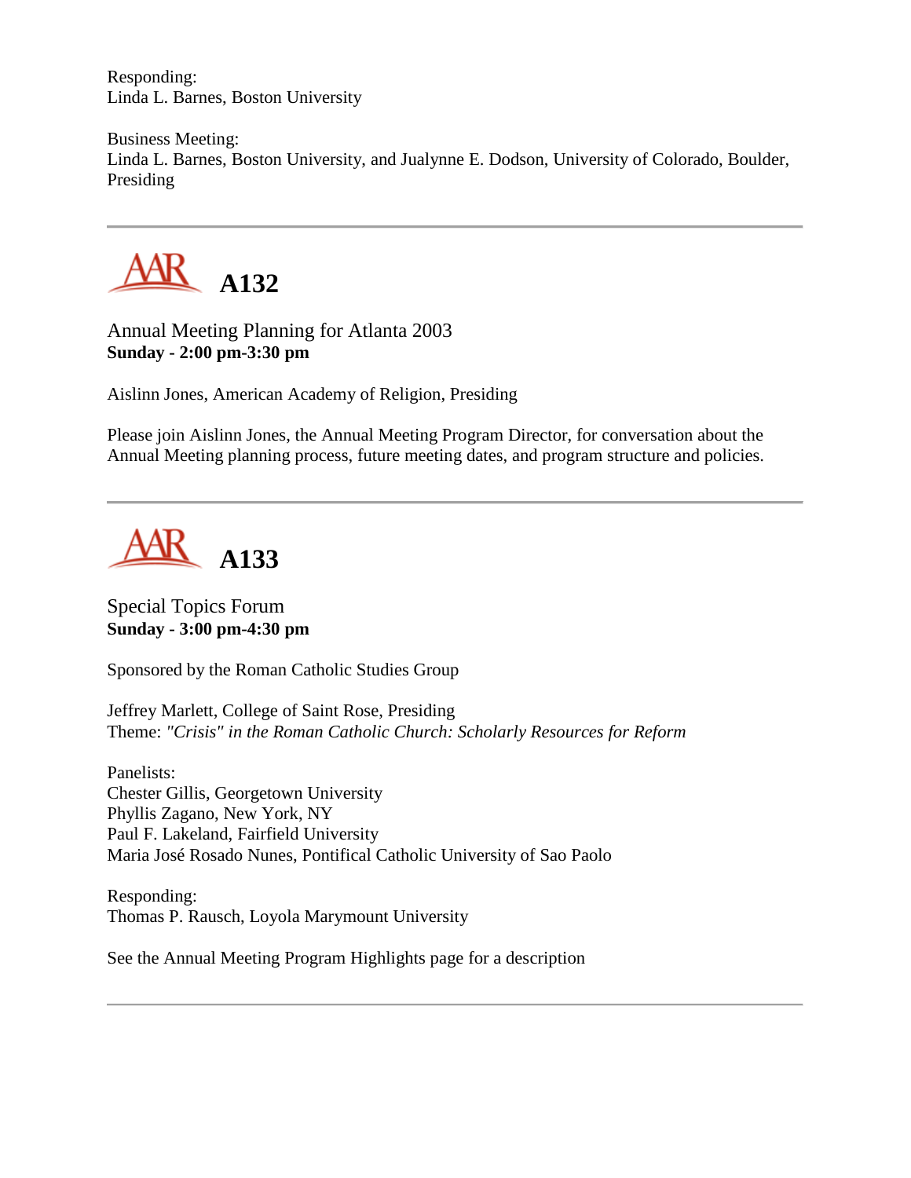Responding:
Linda L. Barnes, Boston University

Business Meeting:
Linda L. Barnes, Boston University, and Jualynne E. Dodson, University of Colorado, Boulder, Presiding

---

## A132

Annual Meeting Planning for Atlanta 2003
**Sunday - 2:00 pm-3:30 pm**

Aislinn Jones, American Academy of Religion, Presiding

Please join Aislinn Jones, the Annual Meeting Program Director, for conversation about the Annual Meeting planning process, future meeting dates, and program structure and policies.

---

## A133

Special Topics Forum
**Sunday - 3:00 pm-4:30 pm**

Sponsored by the Roman Catholic Studies Group

Jeffrey Marlett, College of Saint Rose, Presiding
Theme: *"Crisis" in the Roman Catholic Church: Scholarly Resources for Reform*

Panelists:
Chester Gillis, Georgetown University
Phyllis Zagano, New York, NY
Paul F. Lakeland, Fairfield University
Maria José Rosado Nunes, Pontifical Catholic University of Sao Paolo

Responding:
Thomas P. Rausch, Loyola Marymount University

See the Annual Meeting Program Highlights page for a description

---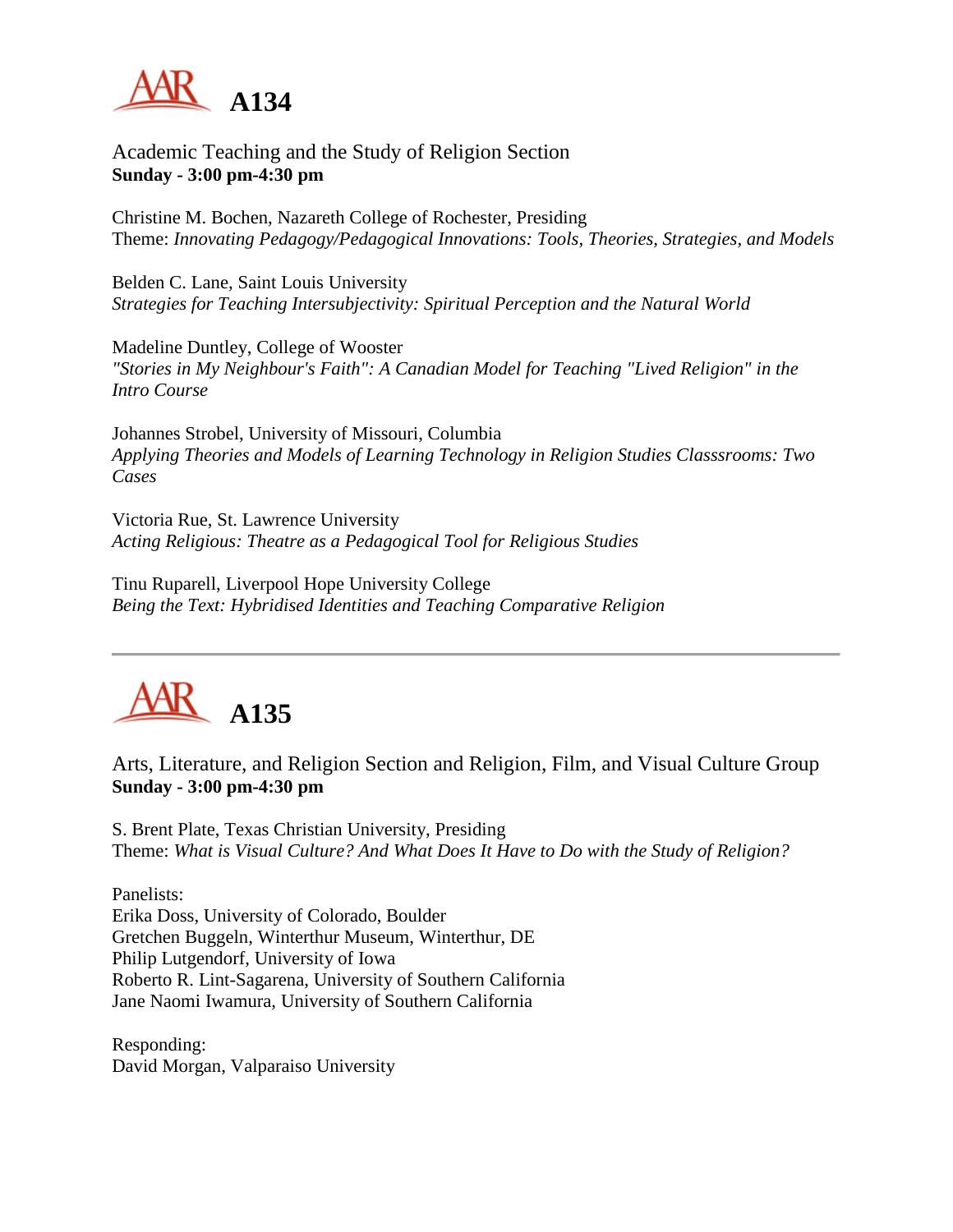# A134

Academic Teaching and the Study of Religion Section
**Sunday - 3:00 pm-4:30 pm**

Christine M. Bochen, Nazareth College of Rochester, Presiding
Theme: *Innovating Pedagogy/Pedagogical Innovations: Tools, Theories, Strategies, and Models*

Belden C. Lane, Saint Louis University
*Strategies for Teaching Intersubjectivity: Spiritual Perception and the Natural World*

Madeline Duntley, College of Wooster
*"Stories in My Neighbour's Faith": A Canadian Model for Teaching "Lived Religion" in the Intro Course*

Johannes Strobel, University of Missouri, Columbia
*Applying Theories and Models of Learning Technology in Religion Studies Classsrooms: Two Cases*

Victoria Rue, St. Lawrence University
*Acting Religious: Theatre as a Pedagogical Tool for Religious Studies*

Tinu Ruparell, Liverpool Hope University College
*Being the Text: Hybridised Identities and Teaching Comparative Religion*

---

# A135

Arts, Literature, and Religion Section and Religion, Film, and Visual Culture Group
**Sunday - 3:00 pm-4:30 pm**

S. Brent Plate, Texas Christian University, Presiding
Theme: *What is Visual Culture? And What Does It Have to Do with the Study of Religion?*

Panelists:
Erika Doss, University of Colorado, Boulder
Gretchen Buggeln, Winterthur Museum, Winterthur, DE
Philip Lutgendorf, University of Iowa
Roberto R. Lint-Sagarena, University of Southern California
Jane Naomi Iwamura, University of Southern California

Responding:
David Morgan, Valparaiso University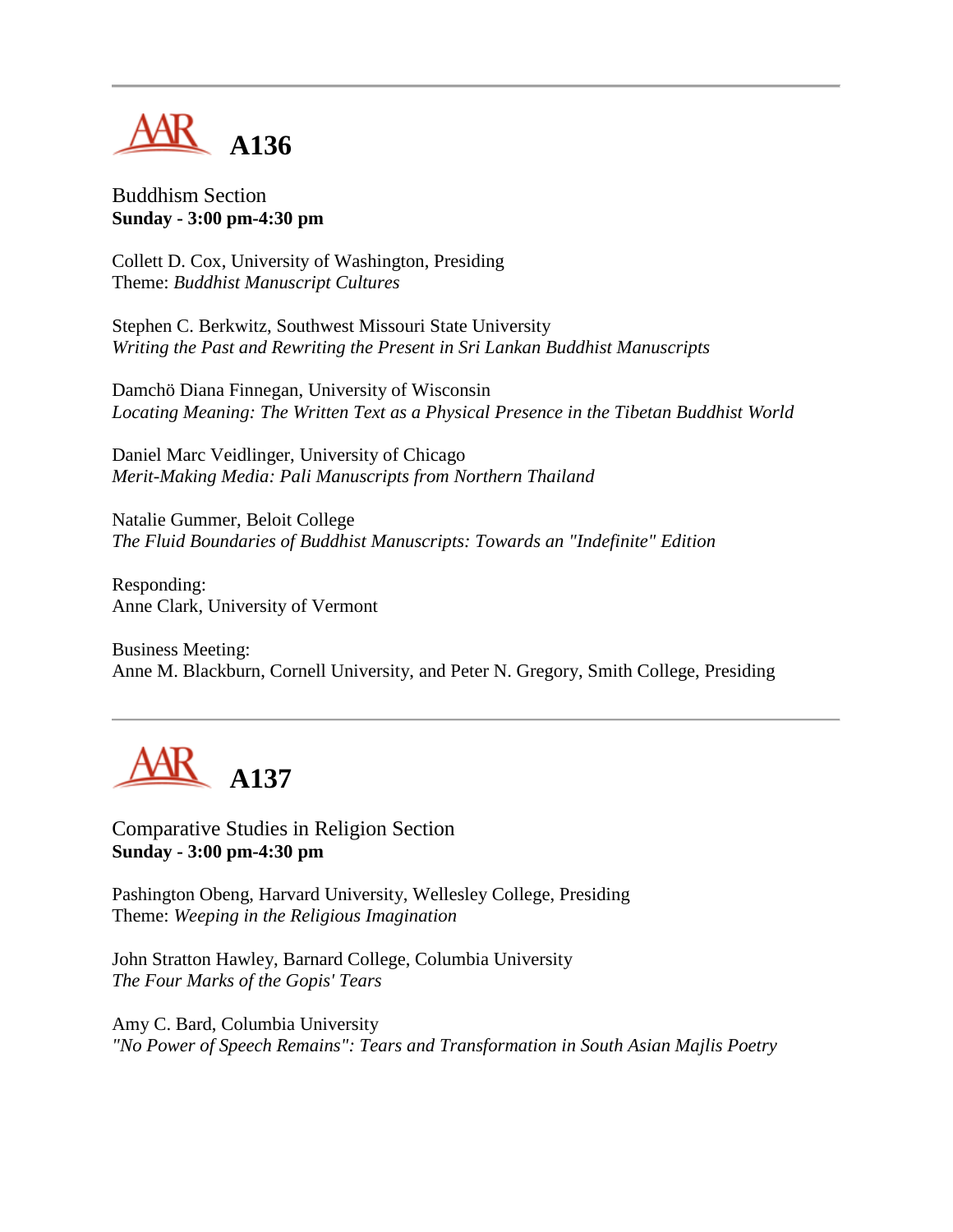---

# A136

Buddhism Section
**Sunday - 3:00 pm-4:30 pm**

Collett D. Cox, University of Washington, Presiding
Theme: *Buddhist Manuscript Cultures*

Stephen C. Berkwitz, Southwest Missouri State University
*Writing the Past and Rewriting the Present in Sri Lankan Buddhist Manuscripts*

Damchö Diana Finnegan, University of Wisconsin
*Locating Meaning: The Written Text as a Physical Presence in the Tibetan Buddhist World*

Daniel Marc Veidlinger, University of Chicago
*Merit-Making Media: Pali Manuscripts from Northern Thailand*

Natalie Gummer, Beloit College
*The Fluid Boundaries of Buddhist Manuscripts: Towards an "Indefinite" Edition*

Responding:
Anne Clark, University of Vermont

Business Meeting:
Anne M. Blackburn, Cornell University, and Peter N. Gregory, Smith College, Presiding

---

# A137

Comparative Studies in Religion Section
**Sunday - 3:00 pm-4:30 pm**

Pashington Obeng, Harvard University, Wellesley College, Presiding
Theme: *Weeping in the Religious Imagination*

John Stratton Hawley, Barnard College, Columbia University
*The Four Marks of the Gopis' Tears*

Amy C. Bard, Columbia University
*"No Power of Speech Remains": Tears and Transformation in South Asian Majlis Poetry*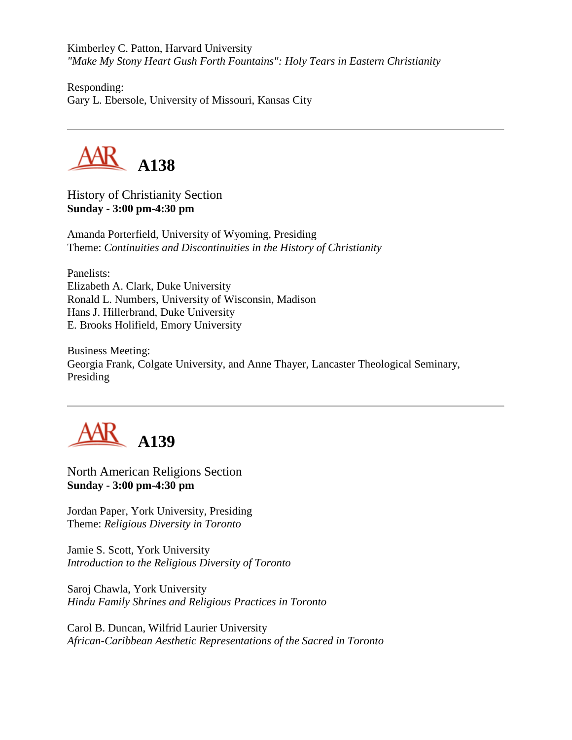Kimberley C. Patton, Harvard University
*"Make My Stony Heart Gush Forth Fountains": Holy Tears in Eastern Christianity*

Responding:
Gary L. Ebersole, University of Missouri, Kansas City

---

## A138

History of Christianity Section
**Sunday - 3:00 pm-4:30 pm**

Amanda Porterfield, University of Wyoming, Presiding
Theme: *Continuities and Discontinuities in the History of Christianity*

Panelists:
Elizabeth A. Clark, Duke University
Ronald L. Numbers, University of Wisconsin, Madison
Hans J. Hillerbrand, Duke University
E. Brooks Holifield, Emory University

Business Meeting:
Georgia Frank, Colgate University, and Anne Thayer, Lancaster Theological Seminary, Presiding

---

## A139

North American Religions Section
**Sunday - 3:00 pm-4:30 pm**

Jordan Paper, York University, Presiding
Theme: *Religious Diversity in Toronto*

Jamie S. Scott, York University
*Introduction to the Religious Diversity of Toronto*

Saroj Chawla, York University
*Hindu Family Shrines and Religious Practices in Toronto*

Carol B. Duncan, Wilfrid Laurier University
*African-Caribbean Aesthetic Representations of the Sacred in Toronto*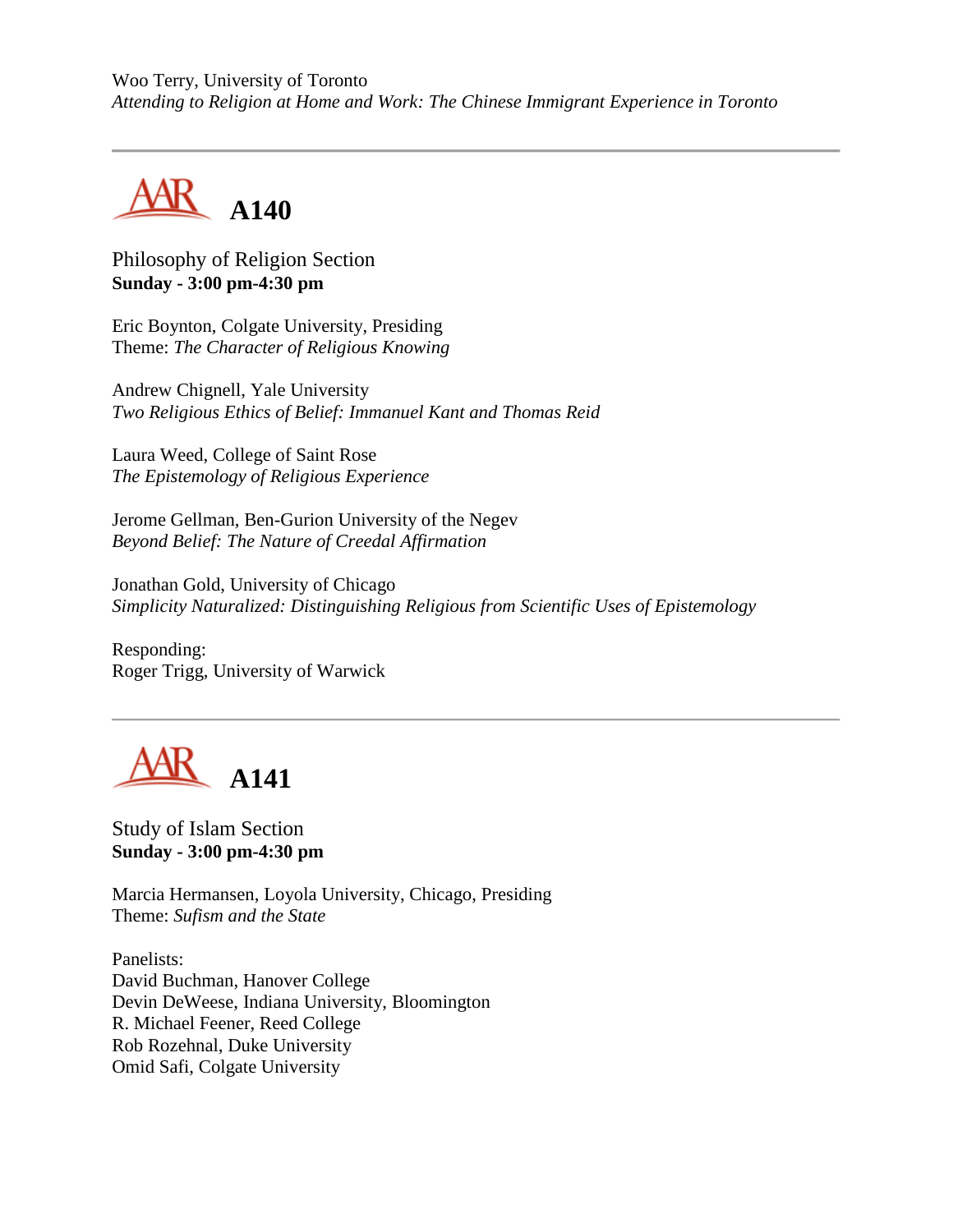Woo Terry, University of Toronto
*Attending to Religion at Home and Work: The Chinese Immigrant Experience in Toronto*

---

## A140

Philosophy of Religion Section
**Sunday - 3:00 pm-4:30 pm**

Eric Boynton, Colgate University, Presiding
Theme: *The Character of Religious Knowing*

Andrew Chignell, Yale University
*Two Religious Ethics of Belief: Immanuel Kant and Thomas Reid*

Laura Weed, College of Saint Rose
*The Epistemology of Religious Experience*

Jerome Gellman, Ben-Gurion University of the Negev
*Beyond Belief: The Nature of Creedal Affirmation*

Jonathan Gold, University of Chicago
*Simplicity Naturalized: Distinguishing Religious from Scientific Uses of Epistemology*

Responding:
Roger Trigg, University of Warwick

---

## A141

Study of Islam Section
**Sunday - 3:00 pm-4:30 pm**

Marcia Hermansen, Loyola University, Chicago, Presiding
Theme: *Sufism and the State*

Panelists:
David Buchman, Hanover College
Devin DeWeese, Indiana University, Bloomington
R. Michael Feener, Reed College
Rob Rozehnal, Duke University
Omid Safi, Colgate University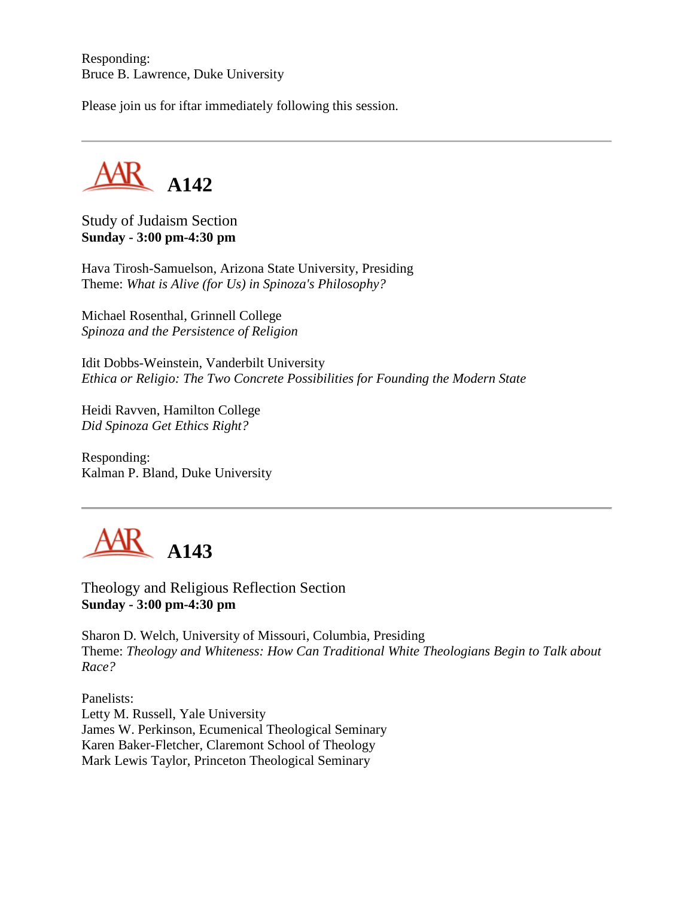Responding:
Bruce B. Lawrence, Duke University

Please join us for iftar immediately following this session.

---

## AAR A142

Study of Judaism Section
**Sunday - 3:00 pm-4:30 pm**

Hava Tirosh-Samuelson, Arizona State University, Presiding
Theme: *What is Alive (for Us) in Spinoza's Philosophy?*

Michael Rosenthal, Grinnell College
*Spinoza and the Persistence of Religion*

Idit Dobbs-Weinstein, Vanderbilt University
*Ethica or Religio: The Two Concrete Possibilities for Founding the Modern State*

Heidi Ravven, Hamilton College
*Did Spinoza Get Ethics Right?*

Responding:
Kalman P. Bland, Duke University

---

## AAR A143

Theology and Religious Reflection Section
**Sunday - 3:00 pm-4:30 pm**

Sharon D. Welch, University of Missouri, Columbia, Presiding
Theme: *Theology and Whiteness: How Can Traditional White Theologians Begin to Talk about Race?*

Panelists:
Letty M. Russell, Yale University
James W. Perkinson, Ecumenical Theological Seminary
Karen Baker-Fletcher, Claremont School of Theology
Mark Lewis Taylor, Princeton Theological Seminary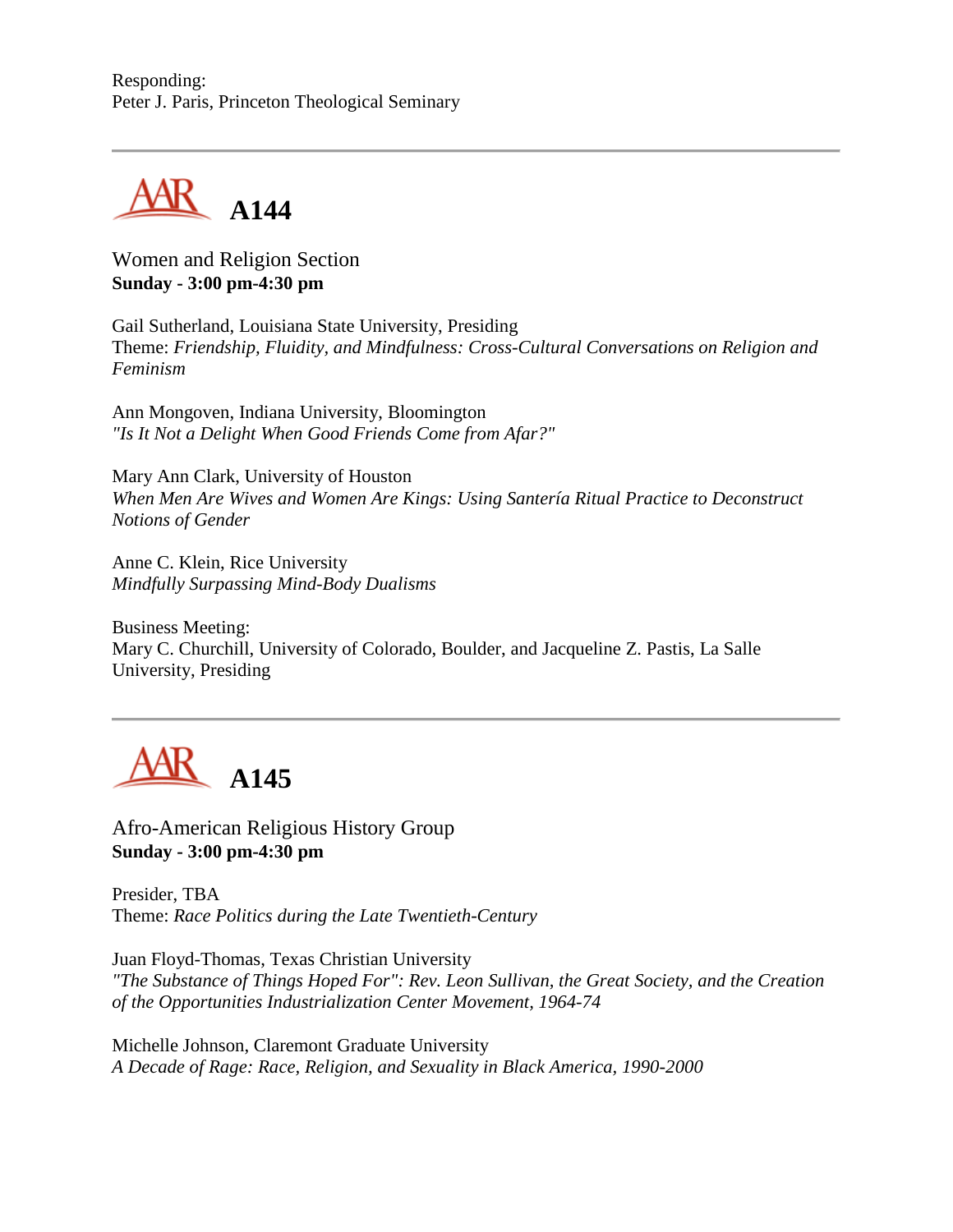Responding:
Peter J. Paris, Princeton Theological Seminary

---

## A144

Women and Religion Section
**Sunday - 3:00 pm-4:30 pm**

Gail Sutherland, Louisiana State University, Presiding
Theme: *Friendship, Fluidity, and Mindfulness: Cross-Cultural Conversations on Religion and Feminism*

Ann Mongoven, Indiana University, Bloomington
*"Is It Not a Delight When Good Friends Come from Afar?"*

Mary Ann Clark, University of Houston
*When Men Are Wives and Women Are Kings: Using Santería Ritual Practice to Deconstruct Notions of Gender*

Anne C. Klein, Rice University
*Mindfully Surpassing Mind-Body Dualisms*

Business Meeting:
Mary C. Churchill, University of Colorado, Boulder, and Jacqueline Z. Pastis, La Salle University, Presiding

---

## A145

Afro-American Religious History Group
**Sunday - 3:00 pm-4:30 pm**

Presider, TBA
Theme: *Race Politics during the Late Twentieth-Century*

Juan Floyd-Thomas, Texas Christian University
*"The Substance of Things Hoped For": Rev. Leon Sullivan, the Great Society, and the Creation of the Opportunities Industrialization Center Movement, 1964-74*

Michelle Johnson, Claremont Graduate University
*A Decade of Rage: Race, Religion, and Sexuality in Black America, 1990-2000*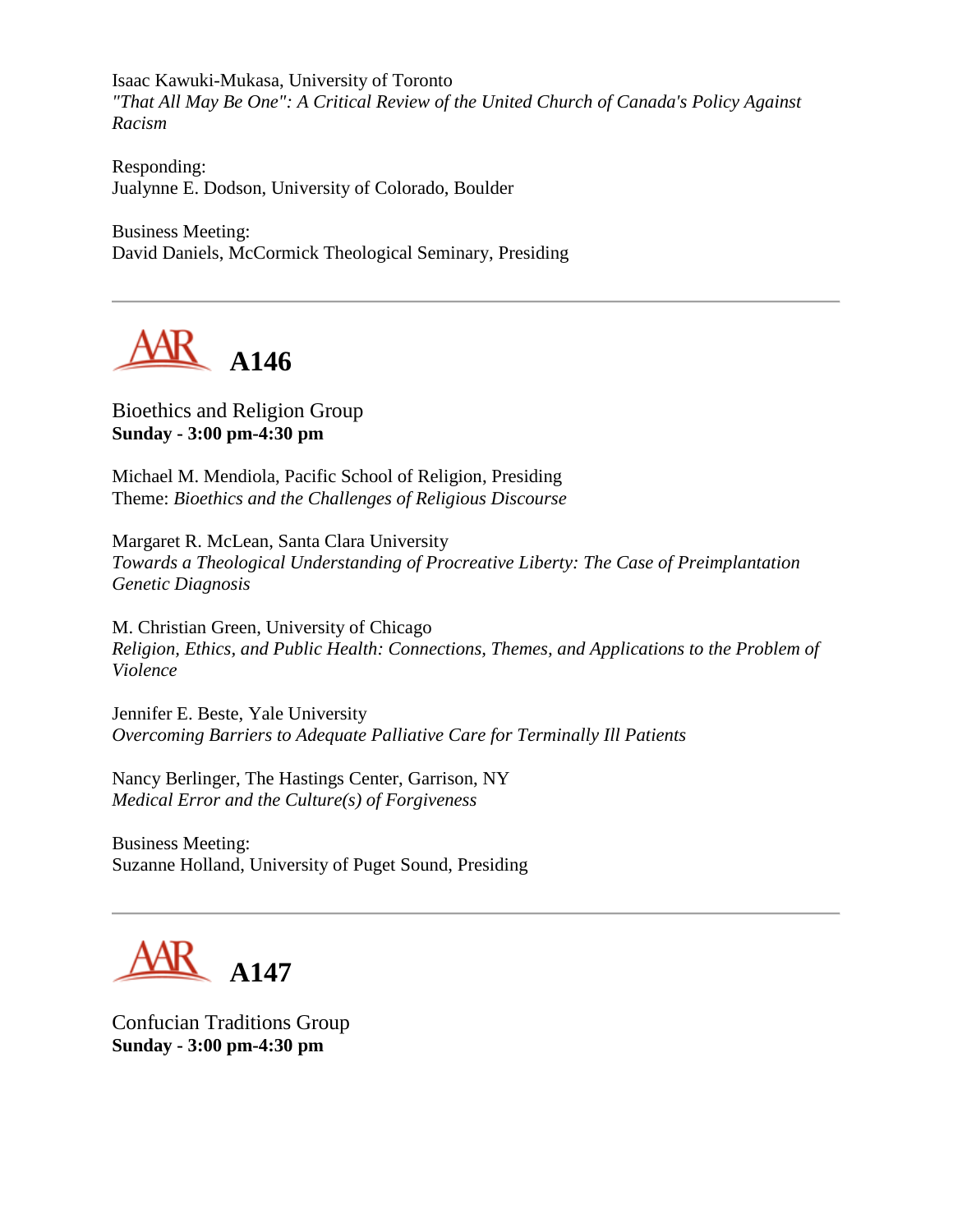Isaac Kawuki-Mukasa, University of Toronto
*"That All May Be One": A Critical Review of the United Church of Canada's Policy Against Racism*

Responding:
Jualynne E. Dodson, University of Colorado, Boulder

Business Meeting:
David Daniels, McCormick Theological Seminary, Presiding

---

## A146

Bioethics and Religion Group
**Sunday - 3:00 pm-4:30 pm**

Michael M. Mendiola, Pacific School of Religion, Presiding
Theme: *Bioethics and the Challenges of Religious Discourse*

Margaret R. McLean, Santa Clara University
*Towards a Theological Understanding of Procreative Liberty: The Case of Preimplantation Genetic Diagnosis*

M. Christian Green, University of Chicago
*Religion, Ethics, and Public Health: Connections, Themes, and Applications to the Problem of Violence*

Jennifer E. Beste, Yale University
*Overcoming Barriers to Adequate Palliative Care for Terminally Ill Patients*

Nancy Berlinger, The Hastings Center, Garrison, NY
*Medical Error and the Culture(s) of Forgiveness*

Business Meeting:
Suzanne Holland, University of Puget Sound, Presiding

---

## A147

Confucian Traditions Group
**Sunday - 3:00 pm-4:30 pm**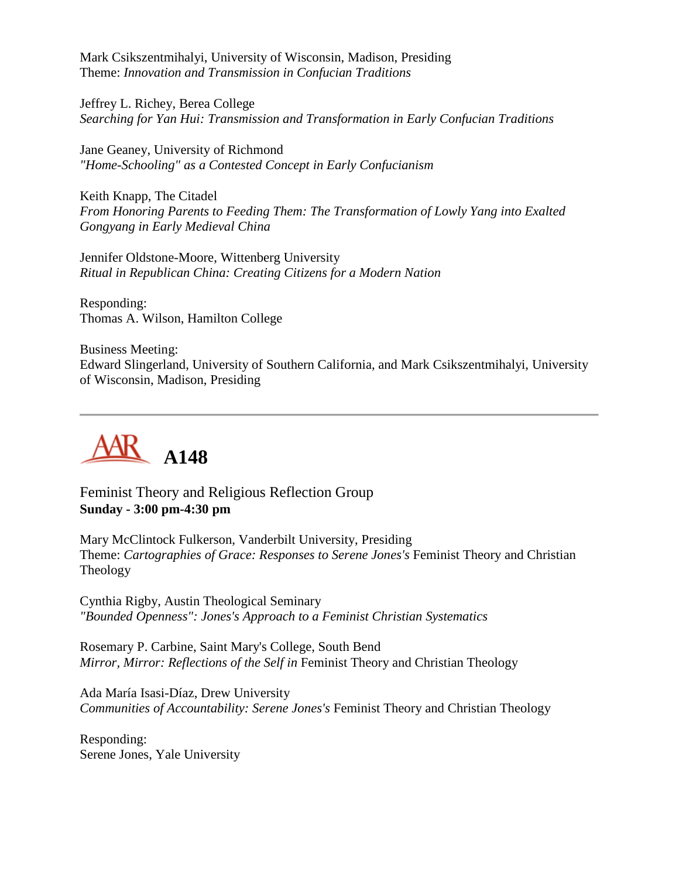Mark Csikszentmihalyi, University of Wisconsin, Madison, Presiding
Theme: *Innovation and Transmission in Confucian Traditions*

Jeffrey L. Richey, Berea College
*Searching for Yan Hui: Transmission and Transformation in Early Confucian Traditions*

Jane Geaney, University of Richmond
*"Home-Schooling" as a Contested Concept in Early Confucianism*

Keith Knapp, The Citadel
*From Honoring Parents to Feeding Them: The Transformation of Lowly Yang into Exalted Gongyang in Early Medieval China*

Jennifer Oldstone-Moore, Wittenberg University
*Ritual in Republican China: Creating Citizens for a Modern Nation*

Responding:
Thomas A. Wilson, Hamilton College

Business Meeting:
Edward Slingerland, University of Southern California, and Mark Csikszentmihalyi, University of Wisconsin, Madison, Presiding

---

# A148

Feminist Theory and Religious Reflection Group
**Sunday - 3:00 pm-4:30 pm**

Mary McClintock Fulkerson, Vanderbilt University, Presiding
Theme: *Cartographies of Grace: Responses to Serene Jones's* Feminist Theory and Christian Theology

Cynthia Rigby, Austin Theological Seminary
*"Bounded Openness": Jones's Approach to a Feminist Christian Systematics*

Rosemary P. Carbine, Saint Mary's College, South Bend
*Mirror, Mirror: Reflections of the Self in* Feminist Theory and Christian Theology

Ada María Isasi-Díaz, Drew University
*Communities of Accountability: Serene Jones's* Feminist Theory and Christian Theology

Responding:
Serene Jones, Yale University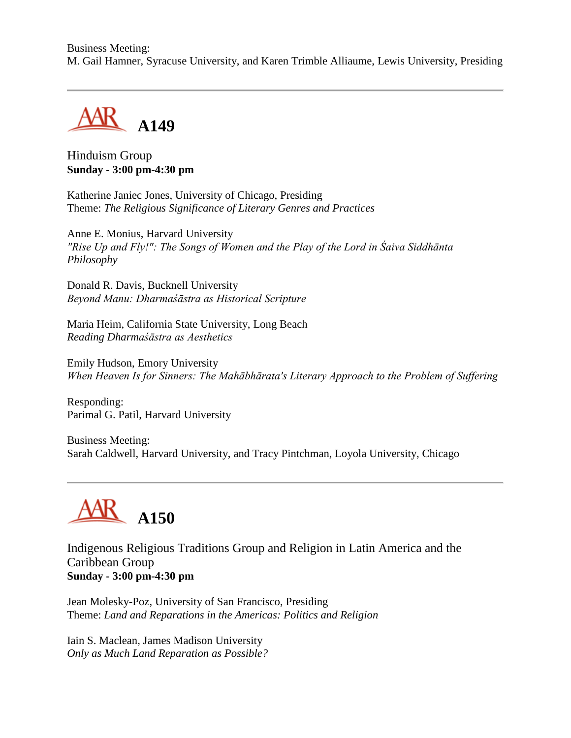Business Meeting:
M. Gail Hamner, Syracuse University, and Karen Trimble Alliaume, Lewis University, Presiding

---

## A149

Hinduism Group
**Sunday - 3:00 pm-4:30 pm**

Katherine Janiec Jones, University of Chicago, Presiding
Theme: *The Religious Significance of Literary Genres and Practices*

Anne E. Monius, Harvard University
*"Rise Up and Fly!": The Songs of Women and the Play of the Lord in Śaiva Siddhānta Philosophy*

Donald R. Davis, Bucknell University
*Beyond Manu: Dharmaśāstra as Historical Scripture*

Maria Heim, California State University, Long Beach
*Reading Dharmaśāstra as Aesthetics*

Emily Hudson, Emory University
*When Heaven Is for Sinners: The Mahābhārata's Literary Approach to the Problem of Suffering*

Responding:
Parimal G. Patil, Harvard University

Business Meeting:
Sarah Caldwell, Harvard University, and Tracy Pintchman, Loyola University, Chicago

---

## A150

Indigenous Religious Traditions Group and Religion in Latin America and the Caribbean Group
**Sunday - 3:00 pm-4:30 pm**

Jean Molesky-Poz, University of San Francisco, Presiding
Theme: *Land and Reparations in the Americas: Politics and Religion*

Iain S. Maclean, James Madison University
*Only as Much Land Reparation as Possible?*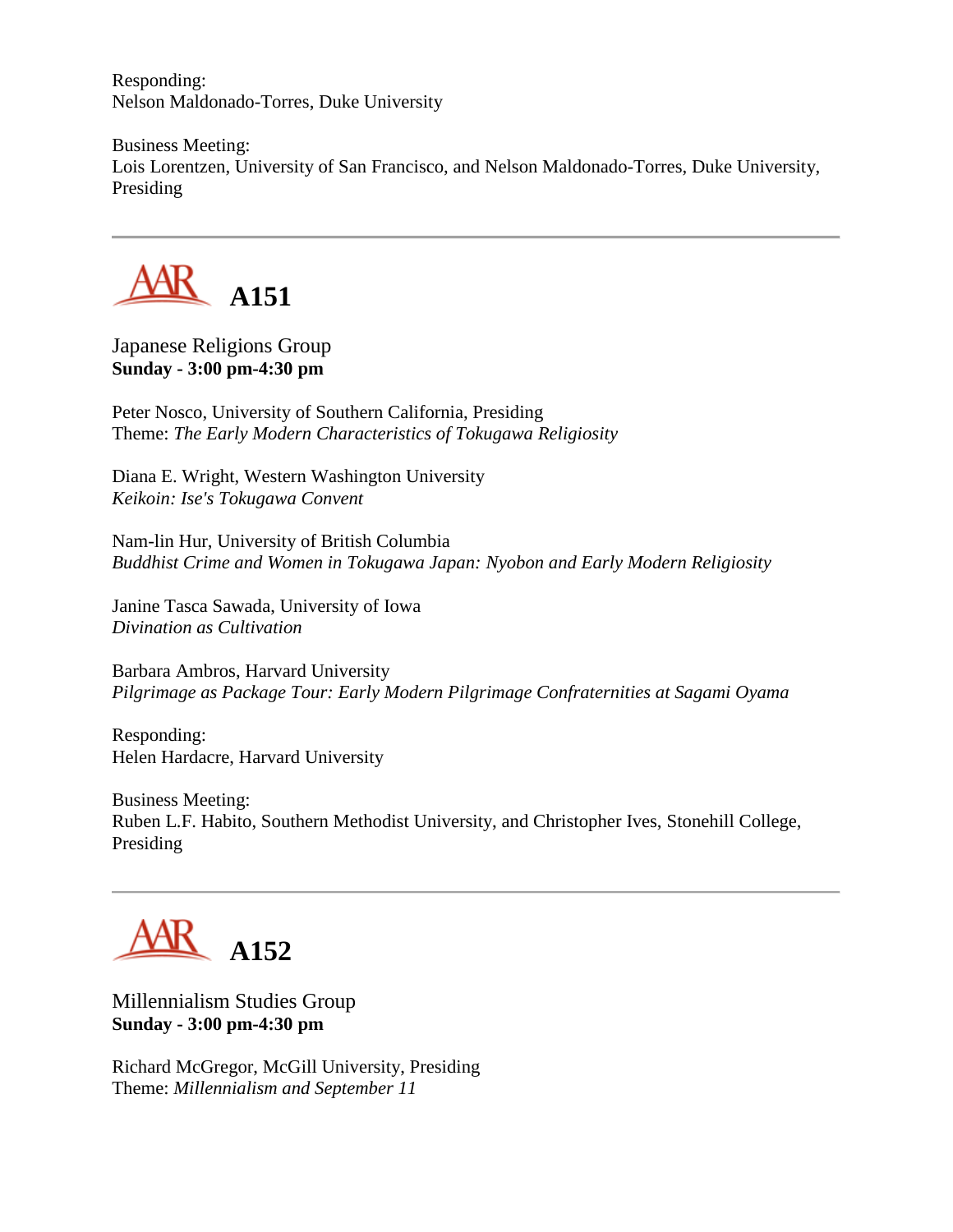Responding:
Nelson Maldonado-Torres, Duke University

Business Meeting:
Lois Lorentzen, University of San Francisco, and Nelson Maldonado-Torres, Duke University, Presiding

---

## A151

Japanese Religions Group
**Sunday - 3:00 pm-4:30 pm**

Peter Nosco, University of Southern California, Presiding
Theme: *The Early Modern Characteristics of Tokugawa Religiosity*

Diana E. Wright, Western Washington University
*Keikoin: Ise's Tokugawa Convent*

Nam-lin Hur, University of British Columbia
*Buddhist Crime and Women in Tokugawa Japan: Nyobon and Early Modern Religiosity*

Janine Tasca Sawada, University of Iowa
*Divination as Cultivation*

Barbara Ambros, Harvard University
*Pilgrimage as Package Tour: Early Modern Pilgrimage Confraternities at Sagami Oyama*

Responding:
Helen Hardacre, Harvard University

Business Meeting:
Ruben L.F. Habito, Southern Methodist University, and Christopher Ives, Stonehill College, Presiding

---

## A152

Millennialism Studies Group
**Sunday - 3:00 pm-4:30 pm**

Richard McGregor, McGill University, Presiding
Theme: *Millennialism and September 11*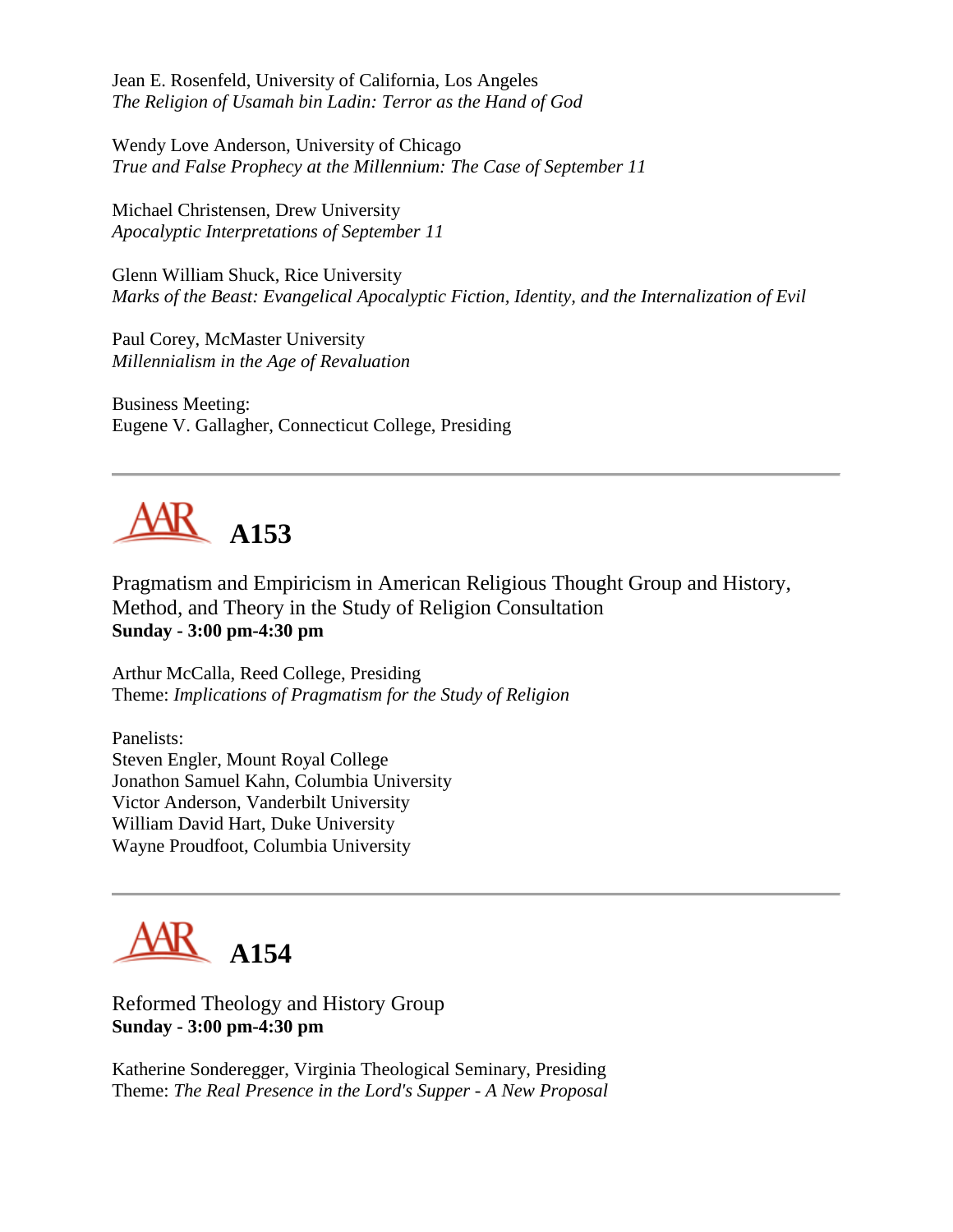Jean E. Rosenfeld, University of California, Los Angeles
*The Religion of Usamah bin Ladin: Terror as the Hand of God*

Wendy Love Anderson, University of Chicago
*True and False Prophecy at the Millennium: The Case of September 11*

Michael Christensen, Drew University
*Apocalyptic Interpretations of September 11*

Glenn William Shuck, Rice University
*Marks of the Beast: Evangelical Apocalyptic Fiction, Identity, and the Internalization of Evil*

Paul Corey, McMaster University
*Millennialism in the Age of Revaluation*

Business Meeting:
Eugene V. Gallagher, Connecticut College, Presiding

---

## AAR A153

Pragmatism and Empiricism in American Religious Thought Group and History, Method, and Theory in the Study of Religion Consultation
**Sunday - 3:00 pm-4:30 pm**

Arthur McCalla, Reed College, Presiding
Theme: *Implications of Pragmatism for the Study of Religion*

Panelists:
Steven Engler, Mount Royal College
Jonathon Samuel Kahn, Columbia University
Victor Anderson, Vanderbilt University
William David Hart, Duke University
Wayne Proudfoot, Columbia University

---

## AAR A154

Reformed Theology and History Group
**Sunday - 3:00 pm-4:30 pm**

Katherine Sonderegger, Virginia Theological Seminary, Presiding
Theme: *The Real Presence in the Lord's Supper - A New Proposal*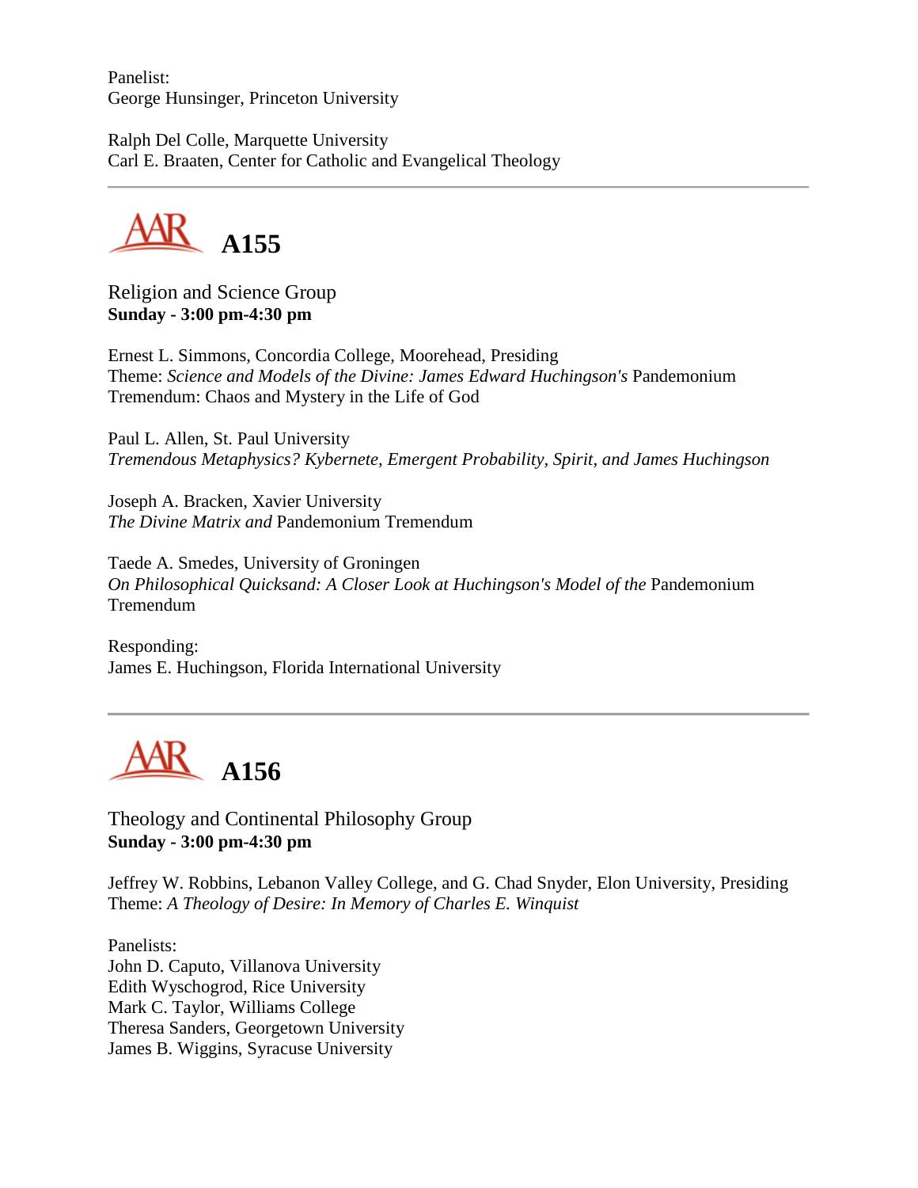Panelist:
George Hunsinger, Princeton University

Ralph Del Colle, Marquette University
Carl E. Braaten, Center for Catholic and Evangelical Theology

---

## A155

Religion and Science Group
**Sunday - 3:00 pm-4:30 pm**

Ernest L. Simmons, Concordia College, Moorehead, Presiding
Theme: *Science and Models of the Divine: James Edward Huchingson's* Pandemonium Tremendum: Chaos and Mystery in the Life of God

Paul L. Allen, St. Paul University
*Tremendous Metaphysics? Kybernete, Emergent Probability, Spirit, and James Huchingson*

Joseph A. Bracken, Xavier University
*The Divine Matrix and* Pandemonium Tremendum

Taede A. Smedes, University of Groningen
*On Philosophical Quicksand: A Closer Look at Huchingson's Model of the* Pandemonium Tremendum

Responding:
James E. Huchingson, Florida International University

---

## A156

Theology and Continental Philosophy Group
**Sunday - 3:00 pm-4:30 pm**

Jeffrey W. Robbins, Lebanon Valley College, and G. Chad Snyder, Elon University, Presiding
Theme: *A Theology of Desire: In Memory of Charles E. Winquist*

Panelists:
John D. Caputo, Villanova University
Edith Wyschogrod, Rice University
Mark C. Taylor, Williams College
Theresa Sanders, Georgetown University
James B. Wiggins, Syracuse University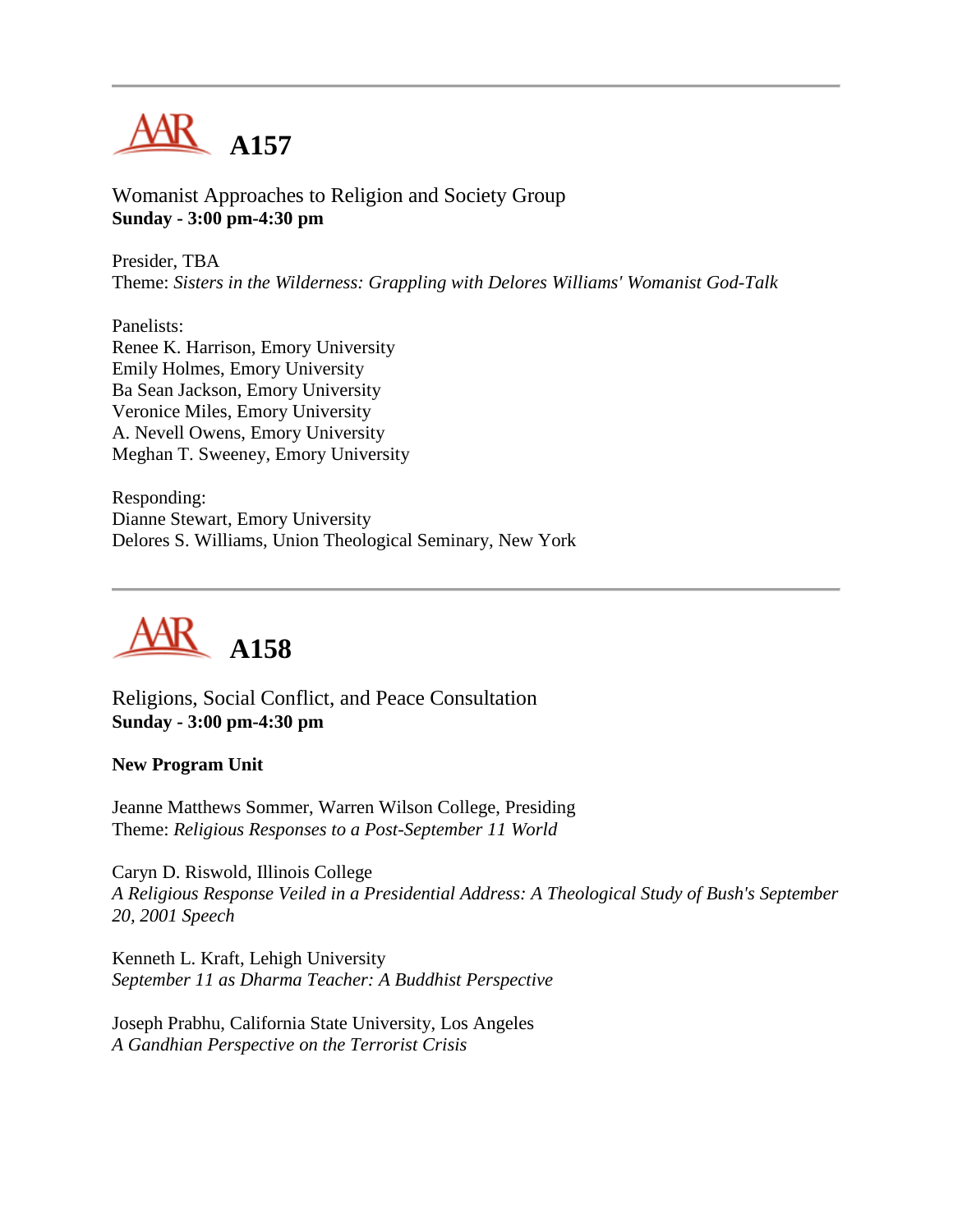---

# A157

Womanist Approaches to Religion and Society Group
**Sunday - 3:00 pm-4:30 pm**

Presider, TBA
Theme: *Sisters in the Wilderness: Grappling with Delores Williams' Womanist God-Talk*

Panelists:
Renee K. Harrison, Emory University
Emily Holmes, Emory University
Ba Sean Jackson, Emory University
Veronice Miles, Emory University
A. Nevell Owens, Emory University
Meghan T. Sweeney, Emory University

Responding:
Dianne Stewart, Emory University
Delores S. Williams, Union Theological Seminary, New York

---

# A158

Religions, Social Conflict, and Peace Consultation
**Sunday - 3:00 pm-4:30 pm**

**New Program Unit**

Jeanne Matthews Sommer, Warren Wilson College, Presiding
Theme: *Religious Responses to a Post-September 11 World*

Caryn D. Riswold, Illinois College
*A Religious Response Veiled in a Presidential Address: A Theological Study of Bush's September 20, 2001 Speech*

Kenneth L. Kraft, Lehigh University
*September 11 as Dharma Teacher: A Buddhist Perspective*

Joseph Prabhu, California State University, Los Angeles
*A Gandhian Perspective on the Terrorist Crisis*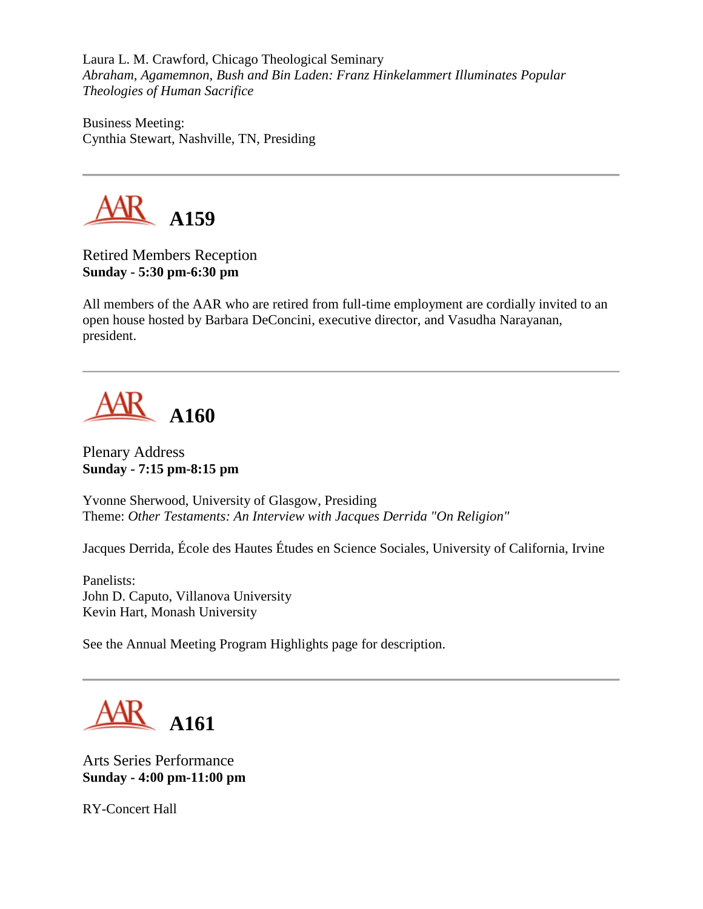Laura L. M. Crawford, Chicago Theological Seminary
*Abraham, Agamemnon, Bush and Bin Laden: Franz Hinkelammert Illuminates Popular Theologies of Human Sacrifice*

Business Meeting:
Cynthia Stewart, Nashville, TN, Presiding

---

## A159

Retired Members Reception
**Sunday - 5:30 pm-6:30 pm**

All members of the AAR who are retired from full-time employment are cordially invited to an open house hosted by Barbara DeConcini, executive director, and Vasudha Narayanan, president.

---

## A160

Plenary Address
**Sunday - 7:15 pm-8:15 pm**

Yvonne Sherwood, University of Glasgow, Presiding
Theme: *Other Testaments: An Interview with Jacques Derrida "On Religion"*

Jacques Derrida, École des Hautes Études en Science Sociales, University of California, Irvine

Panelists:
John D. Caputo, Villanova University
Kevin Hart, Monash University

See the Annual Meeting Program Highlights page for description.

---

## A161

Arts Series Performance
**Sunday - 4:00 pm-11:00 pm**

RY-Concert Hall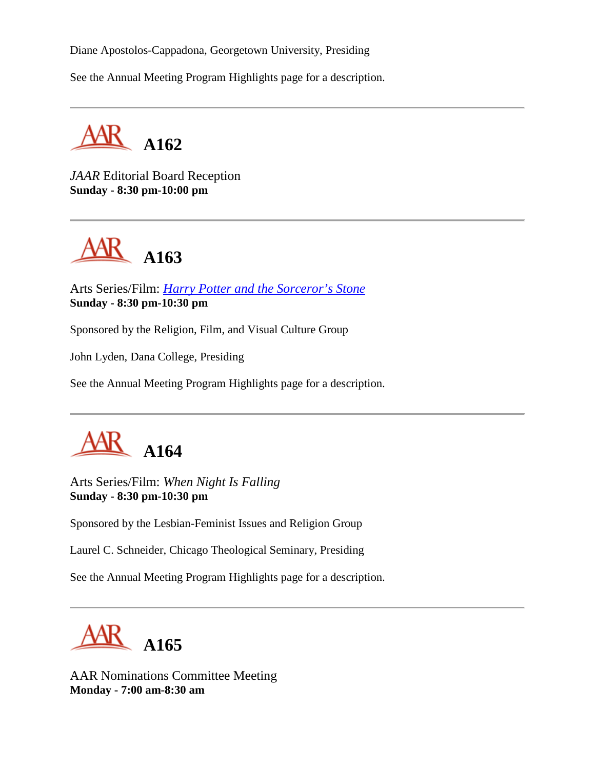Diane Apostolos-Cappadona, Georgetown University, Presiding

See the Annual Meeting Program Highlights page for a description.

---

## A162

*JAAR* Editorial Board Reception
**Sunday - 8:30 pm-10:00 pm**

---

## A163

Arts Series/Film: *Harry Potter and the Sorceror's Stone*
**Sunday - 8:30 pm-10:30 pm**

Sponsored by the Religion, Film, and Visual Culture Group

John Lyden, Dana College, Presiding

See the Annual Meeting Program Highlights page for a description.

---

## A164

Arts Series/Film: *When Night Is Falling*
**Sunday - 8:30 pm-10:30 pm**

Sponsored by the Lesbian-Feminist Issues and Religion Group

Laurel C. Schneider, Chicago Theological Seminary, Presiding

See the Annual Meeting Program Highlights page for a description.

---

## A165

AAR Nominations Committee Meeting
**Monday - 7:00 am-8:30 am**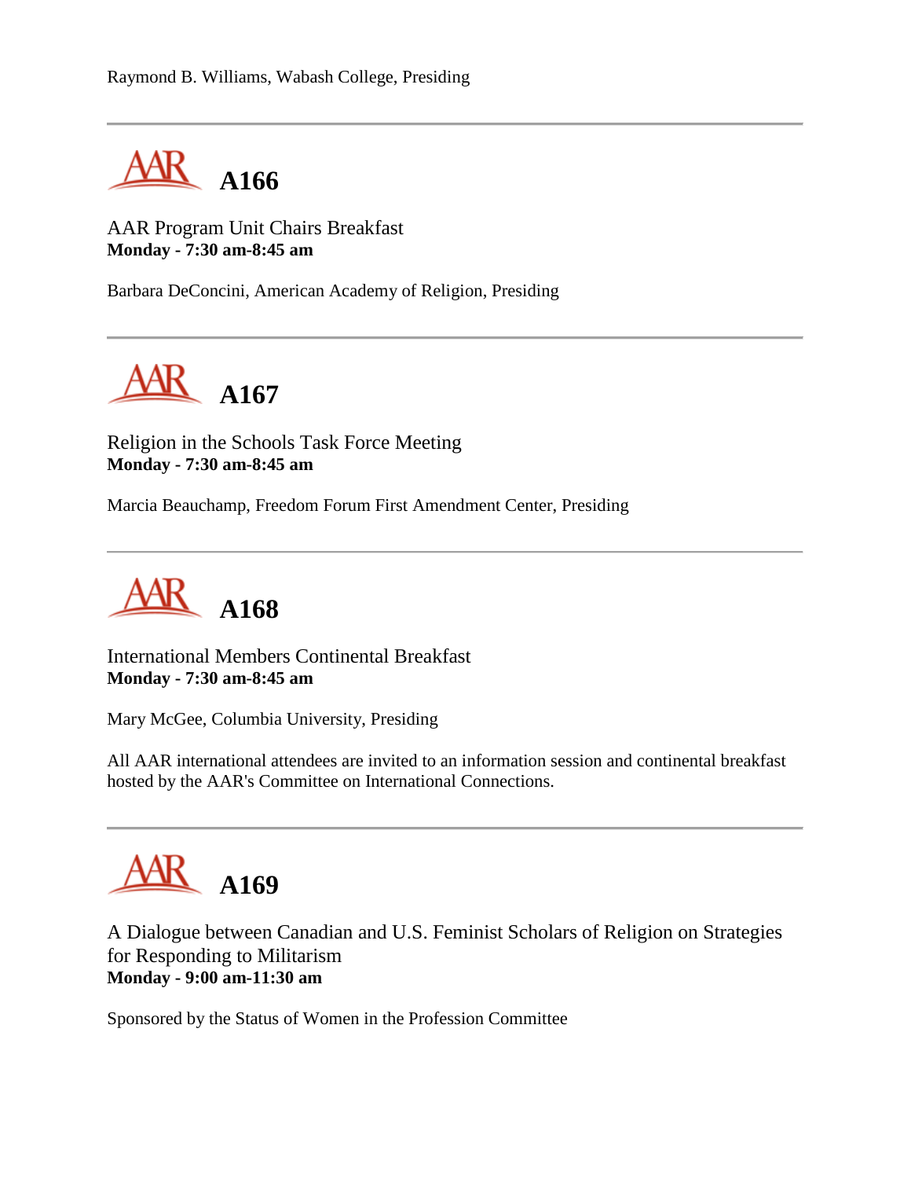Raymond B. Williams, Wabash College, Presiding

---

# A166

AAR Program Unit Chairs Breakfast
**Monday - 7:30 am-8:45 am**

Barbara DeConcini, American Academy of Religion, Presiding

---

# A167

Religion in the Schools Task Force Meeting
**Monday - 7:30 am-8:45 am**

Marcia Beauchamp, Freedom Forum First Amendment Center, Presiding

---

# A168

International Members Continental Breakfast
**Monday - 7:30 am-8:45 am**

Mary McGee, Columbia University, Presiding

All AAR international attendees are invited to an information session and continental breakfast hosted by the AAR's Committee on International Connections.

---

# A169

A Dialogue between Canadian and U.S. Feminist Scholars of Religion on Strategies for Responding to Militarism
**Monday - 9:00 am-11:30 am**

Sponsored by the Status of Women in the Profession Committee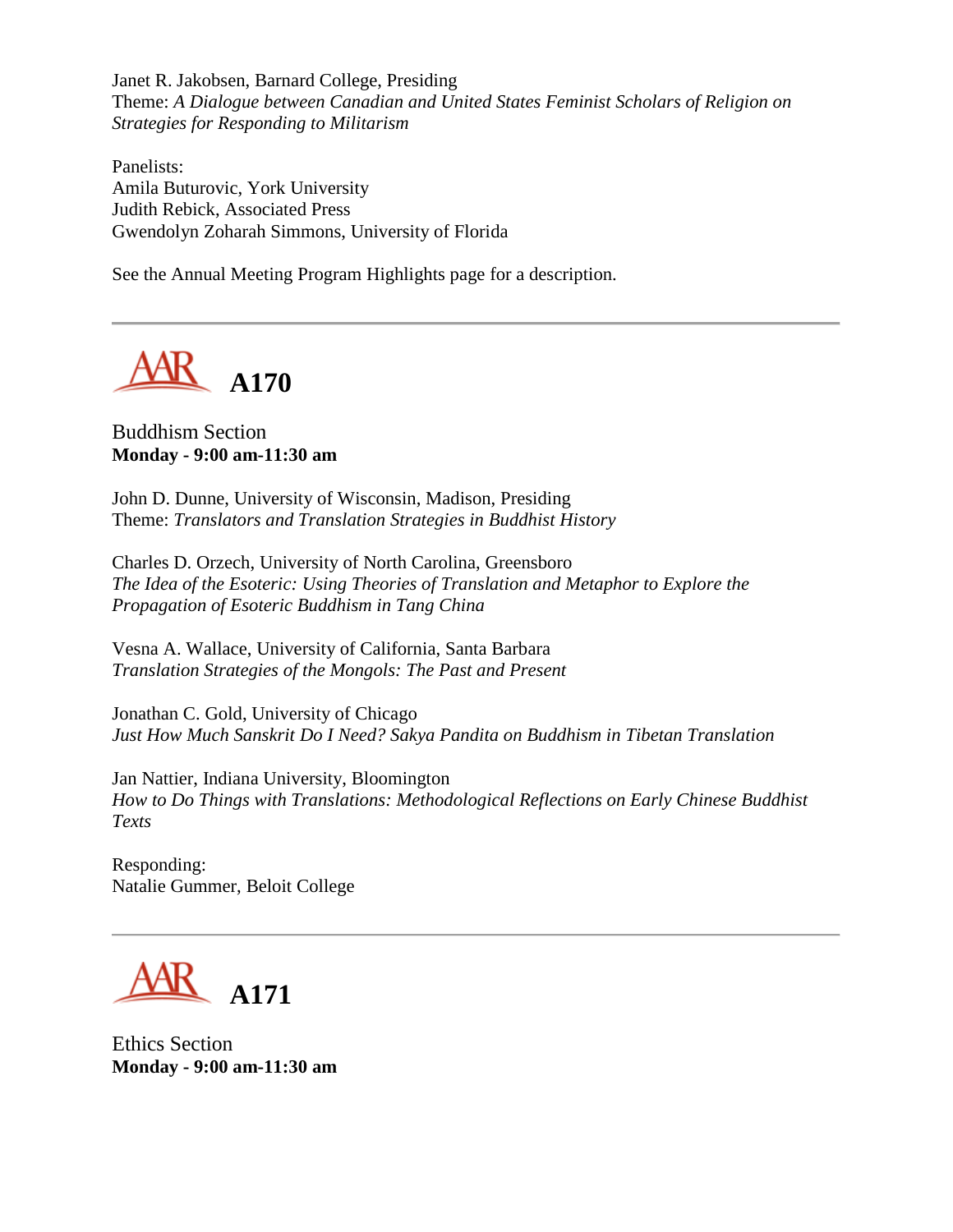Janet R. Jakobsen, Barnard College, Presiding
Theme: *A Dialogue between Canadian and United States Feminist Scholars of Religion on Strategies for Responding to Militarism*

Panelists:
Amila Buturovic, York University
Judith Rebick, Associated Press
Gwendolyn Zoharah Simmons, University of Florida

See the Annual Meeting Program Highlights page for a description.

---

## A170

Buddhism Section
**Monday - 9:00 am-11:30 am**

John D. Dunne, University of Wisconsin, Madison, Presiding
Theme: *Translators and Translation Strategies in Buddhist History*

Charles D. Orzech, University of North Carolina, Greensboro
*The Idea of the Esoteric: Using Theories of Translation and Metaphor to Explore the Propagation of Esoteric Buddhism in Tang China*

Vesna A. Wallace, University of California, Santa Barbara
*Translation Strategies of the Mongols: The Past and Present*

Jonathan C. Gold, University of Chicago
*Just How Much Sanskrit Do I Need? Sakya Pandita on Buddhism in Tibetan Translation*

Jan Nattier, Indiana University, Bloomington
*How to Do Things with Translations: Methodological Reflections on Early Chinese Buddhist Texts*

Responding:
Natalie Gummer, Beloit College

---

## A171

Ethics Section
**Monday - 9:00 am-11:30 am**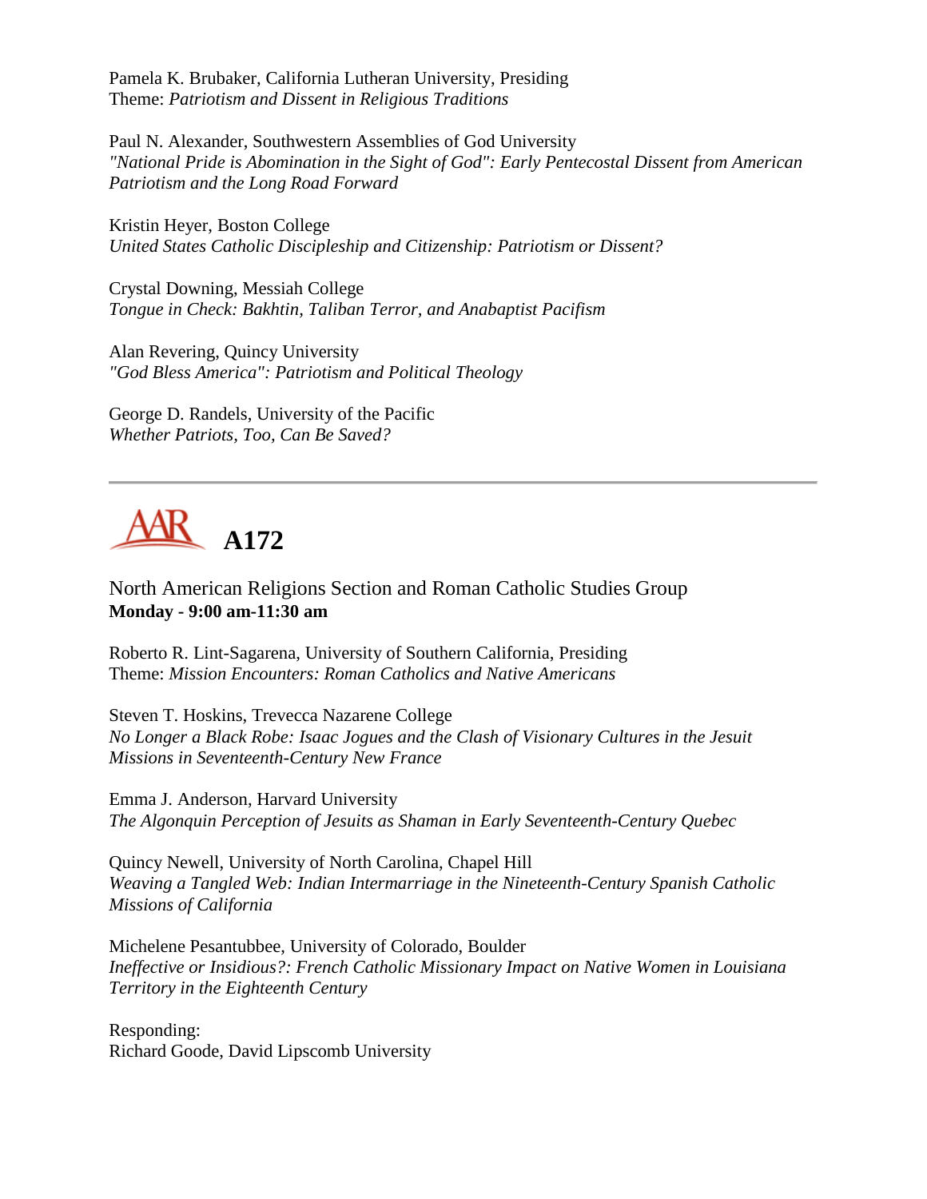Pamela K. Brubaker, California Lutheran University, Presiding
Theme: *Patriotism and Dissent in Religious Traditions*

Paul N. Alexander, Southwestern Assemblies of God University
*"National Pride is Abomination in the Sight of God": Early Pentecostal Dissent from American Patriotism and the Long Road Forward*

Kristin Heyer, Boston College
*United States Catholic Discipleship and Citizenship: Patriotism or Dissent?*

Crystal Downing, Messiah College
*Tongue in Check: Bakhtin, Taliban Terror, and Anabaptist Pacifism*

Alan Revering, Quincy University
*"God Bless America": Patriotism and Political Theology*

George D. Randels, University of the Pacific
*Whether Patriots, Too, Can Be Saved?*

---

## AAR A172

North American Religions Section and Roman Catholic Studies Group
**Monday - 9:00 am-11:30 am**

Roberto R. Lint-Sagarena, University of Southern California, Presiding
Theme: *Mission Encounters: Roman Catholics and Native Americans*

Steven T. Hoskins, Trevecca Nazarene College
*No Longer a Black Robe: Isaac Jogues and the Clash of Visionary Cultures in the Jesuit Missions in Seventeenth-Century New France*

Emma J. Anderson, Harvard University
*The Algonquin Perception of Jesuits as Shaman in Early Seventeenth-Century Quebec*

Quincy Newell, University of North Carolina, Chapel Hill
*Weaving a Tangled Web: Indian Intermarriage in the Nineteenth-Century Spanish Catholic Missions of California*

Michelene Pesantubbee, University of Colorado, Boulder
*Ineffective or Insidious?: French Catholic Missionary Impact on Native Women in Louisiana Territory in the Eighteenth Century*

Responding:
Richard Goode, David Lipscomb University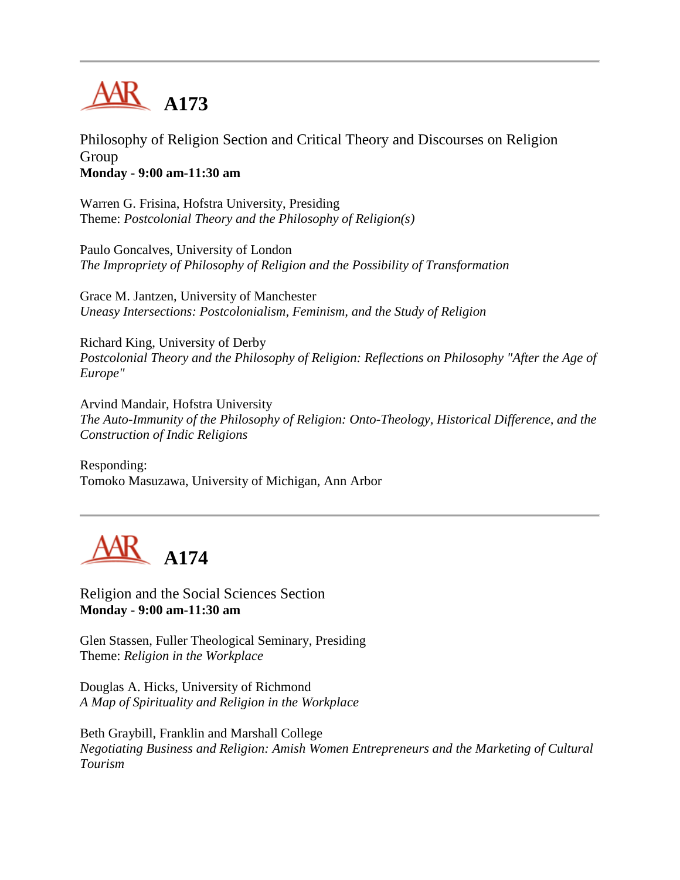## A173

Philosophy of Religion Section and Critical Theory and Discourses on Religion Group
**Monday - 9:00 am-11:30 am**

Warren G. Frisina, Hofstra University, Presiding
Theme: *Postcolonial Theory and the Philosophy of Religion(s)*

Paulo Goncalves, University of London
*The Impropriety of Philosophy of Religion and the Possibility of Transformation*

Grace M. Jantzen, University of Manchester
*Uneasy Intersections: Postcolonialism, Feminism, and the Study of Religion*

Richard King, University of Derby
*Postcolonial Theory and the Philosophy of Religion: Reflections on Philosophy "After the Age of Europe"*

Arvind Mandair, Hofstra University
*The Auto-Immunity of the Philosophy of Religion: Onto-Theology, Historical Difference, and the Construction of Indic Religions*

Responding:
Tomoko Masuzawa, University of Michigan, Ann Arbor

## A174

Religion and the Social Sciences Section
**Monday - 9:00 am-11:30 am**

Glen Stassen, Fuller Theological Seminary, Presiding
Theme: *Religion in the Workplace*

Douglas A. Hicks, University of Richmond
*A Map of Spirituality and Religion in the Workplace*

Beth Graybill, Franklin and Marshall College
*Negotiating Business and Religion: Amish Women Entrepreneurs and the Marketing of Cultural Tourism*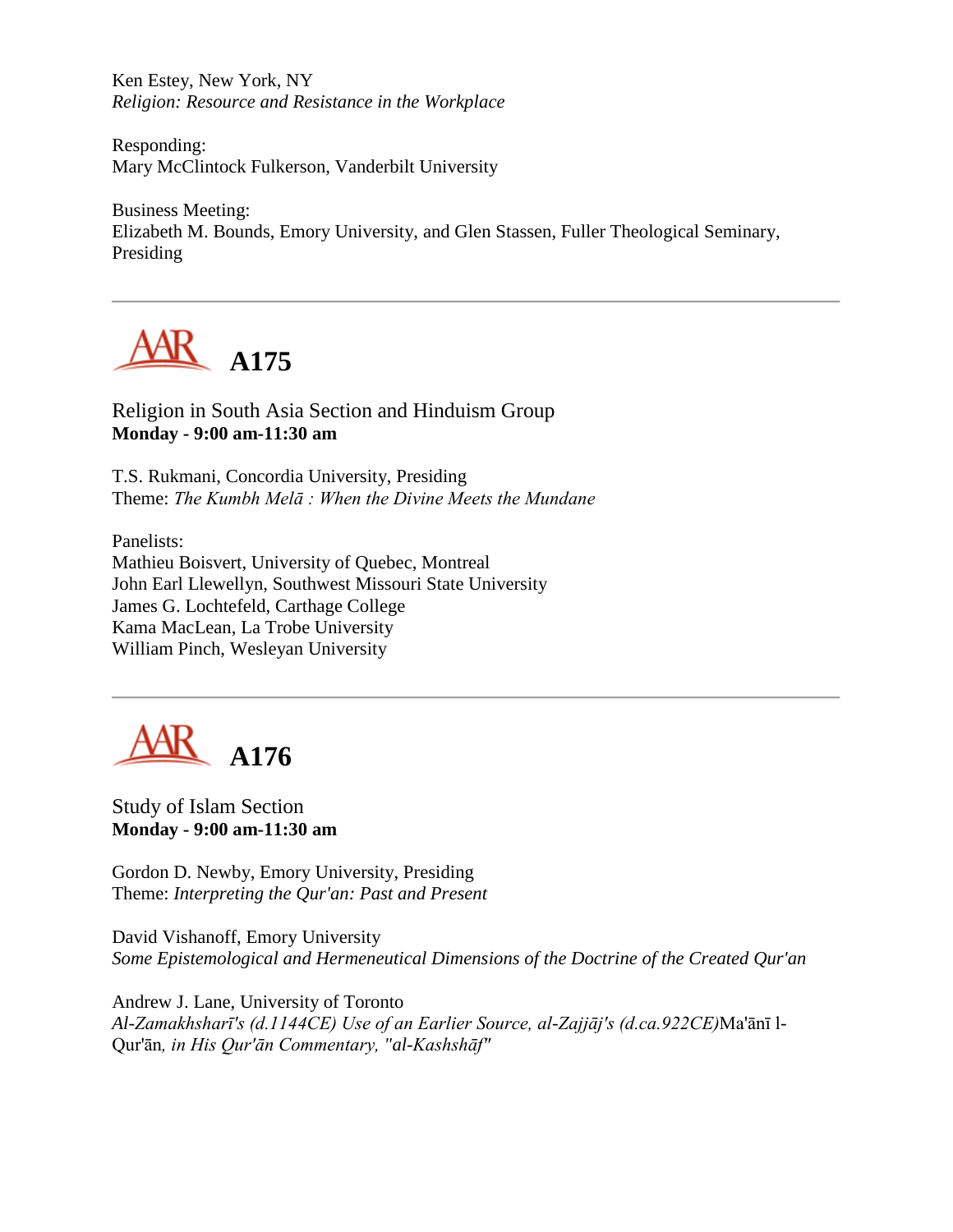Ken Estey, New York, NY
*Religion: Resource and Resistance in the Workplace*

Responding:
Mary McClintock Fulkerson, Vanderbilt University

Business Meeting:
Elizabeth M. Bounds, Emory University, and Glen Stassen, Fuller Theological Seminary, Presiding

---

## A175

Religion in South Asia Section and Hinduism Group
**Monday - 9:00 am-11:30 am**

T.S. Rukmani, Concordia University, Presiding
Theme: *The Kumbh Melā : When the Divine Meets the Mundane*

Panelists:
Mathieu Boisvert, University of Quebec, Montreal
John Earl Llewellyn, Southwest Missouri State University
James G. Lochtefeld, Carthage College
Kama MacLean, La Trobe University
William Pinch, Wesleyan University

---

## A176

Study of Islam Section
**Monday - 9:00 am-11:30 am**

Gordon D. Newby, Emory University, Presiding
Theme: *Interpreting the Qur'an: Past and Present*

David Vishanoff, Emory University
*Some Epistemological and Hermeneutical Dimensions of the Doctrine of the Created Qur'an*

Andrew J. Lane, University of Toronto
*Al-Zamakhsharī's (d.1144CE) Use of an Earlier Source, al-Zajjāj's (d.ca.922CE)*Ma'ānī l-Qur'ān*, in His Qur'ān Commentary, "al-Kashshāf"*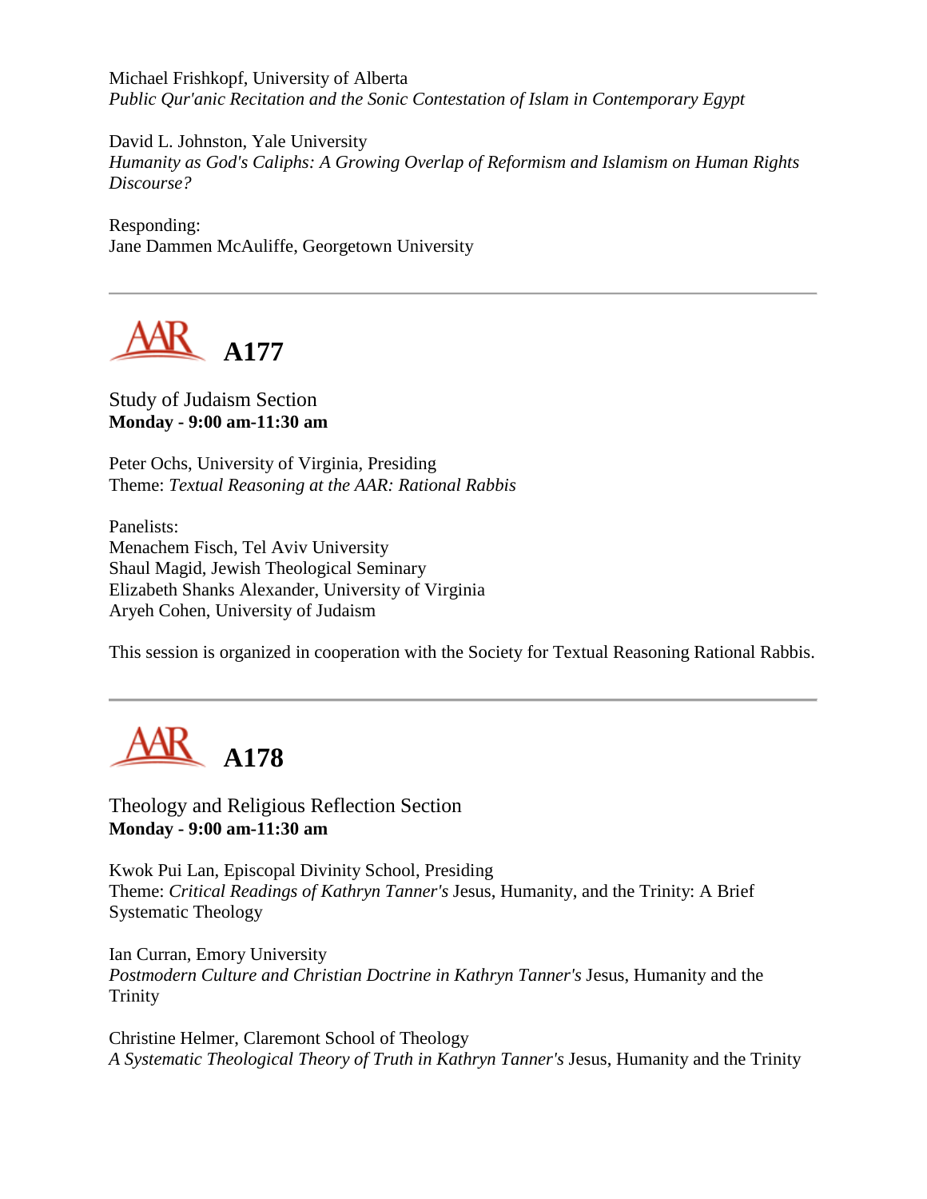Michael Frishkopf, University of Alberta
*Public Qur'anic Recitation and the Sonic Contestation of Islam in Contemporary Egypt*

David L. Johnston, Yale University
*Humanity as God's Caliphs: A Growing Overlap of Reformism and Islamism on Human Rights Discourse?*

Responding:
Jane Dammen McAuliffe, Georgetown University

---

## AAR A177

Study of Judaism Section
**Monday - 9:00 am-11:30 am**

Peter Ochs, University of Virginia, Presiding
Theme: *Textual Reasoning at the AAR: Rational Rabbis*

Panelists:
Menachem Fisch, Tel Aviv University
Shaul Magid, Jewish Theological Seminary
Elizabeth Shanks Alexander, University of Virginia
Aryeh Cohen, University of Judaism

This session is organized in cooperation with the Society for Textual Reasoning Rational Rabbis.

---

## AAR A178

Theology and Religious Reflection Section
**Monday - 9:00 am-11:30 am**

Kwok Pui Lan, Episcopal Divinity School, Presiding
Theme: *Critical Readings of Kathryn Tanner's* Jesus, Humanity, and the Trinity: A Brief Systematic Theology

Ian Curran, Emory University
*Postmodern Culture and Christian Doctrine in Kathryn Tanner's* Jesus, Humanity and the Trinity

Christine Helmer, Claremont School of Theology
*A Systematic Theological Theory of Truth in Kathryn Tanner's* Jesus, Humanity and the Trinity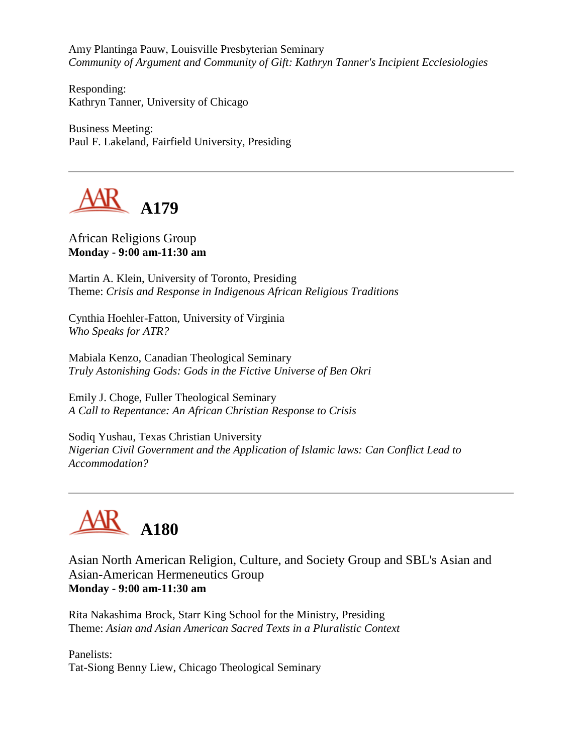Amy Plantinga Pauw, Louisville Presbyterian Seminary
*Community of Argument and Community of Gift: Kathryn Tanner's Incipient Ecclesiologies*

Responding:
Kathryn Tanner, University of Chicago

Business Meeting:
Paul F. Lakeland, Fairfield University, Presiding

---

## A179

African Religions Group
**Monday - 9:00 am-11:30 am**

Martin A. Klein, University of Toronto, Presiding
Theme: *Crisis and Response in Indigenous African Religious Traditions*

Cynthia Hoehler-Fatton, University of Virginia
*Who Speaks for ATR?*

Mabiala Kenzo, Canadian Theological Seminary
*Truly Astonishing Gods: Gods in the Fictive Universe of Ben Okri*

Emily J. Choge, Fuller Theological Seminary
*A Call to Repentance: An African Christian Response to Crisis*

Sodiq Yushau, Texas Christian University
*Nigerian Civil Government and the Application of Islamic laws: Can Conflict Lead to Accommodation?*

---

## A180

Asian North American Religion, Culture, and Society Group and SBL's Asian and Asian-American Hermeneutics Group
**Monday - 9:00 am-11:30 am**

Rita Nakashima Brock, Starr King School for the Ministry, Presiding
Theme: *Asian and Asian American Sacred Texts in a Pluralistic Context*

Panelists:
Tat-Siong Benny Liew, Chicago Theological Seminary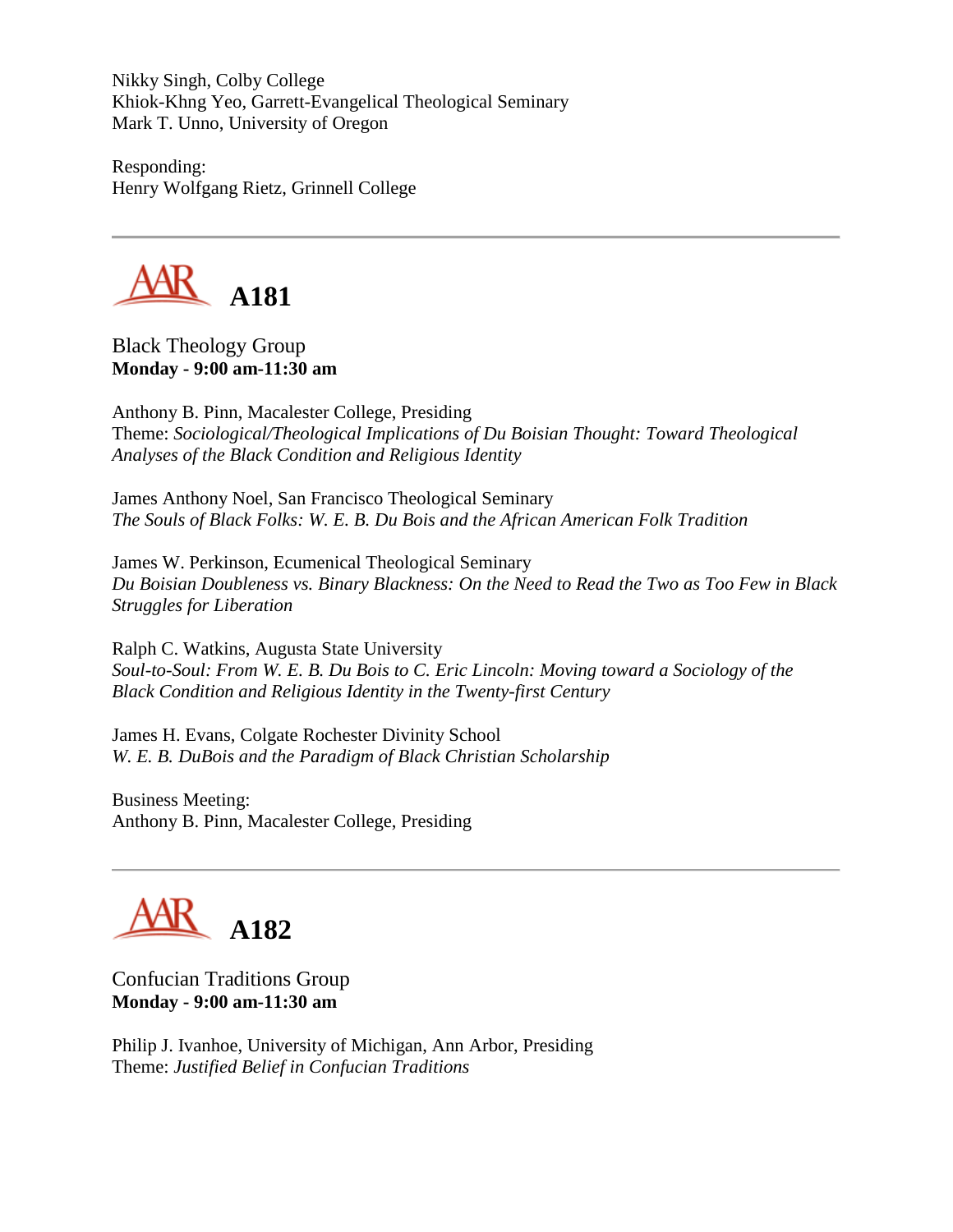Nikky Singh, Colby College
Khiok-Khng Yeo, Garrett-Evangelical Theological Seminary
Mark T. Unno, University of Oregon

Responding:
Henry Wolfgang Rietz, Grinnell College

---

## A181

Black Theology Group
**Monday - 9:00 am-11:30 am**

Anthony B. Pinn, Macalester College, Presiding
Theme: *Sociological/Theological Implications of Du Boisian Thought: Toward Theological Analyses of the Black Condition and Religious Identity*

James Anthony Noel, San Francisco Theological Seminary
*The Souls of Black Folks: W. E. B. Du Bois and the African American Folk Tradition*

James W. Perkinson, Ecumenical Theological Seminary
*Du Boisian Doubleness vs. Binary Blackness: On the Need to Read the Two as Too Few in Black Struggles for Liberation*

Ralph C. Watkins, Augusta State University
*Soul-to-Soul: From W. E. B. Du Bois to C. Eric Lincoln: Moving toward a Sociology of the Black Condition and Religious Identity in the Twenty-first Century*

James H. Evans, Colgate Rochester Divinity School
*W. E. B. DuBois and the Paradigm of Black Christian Scholarship*

Business Meeting:
Anthony B. Pinn, Macalester College, Presiding

---

## A182

Confucian Traditions Group
**Monday - 9:00 am-11:30 am**

Philip J. Ivanhoe, University of Michigan, Ann Arbor, Presiding
Theme: *Justified Belief in Confucian Traditions*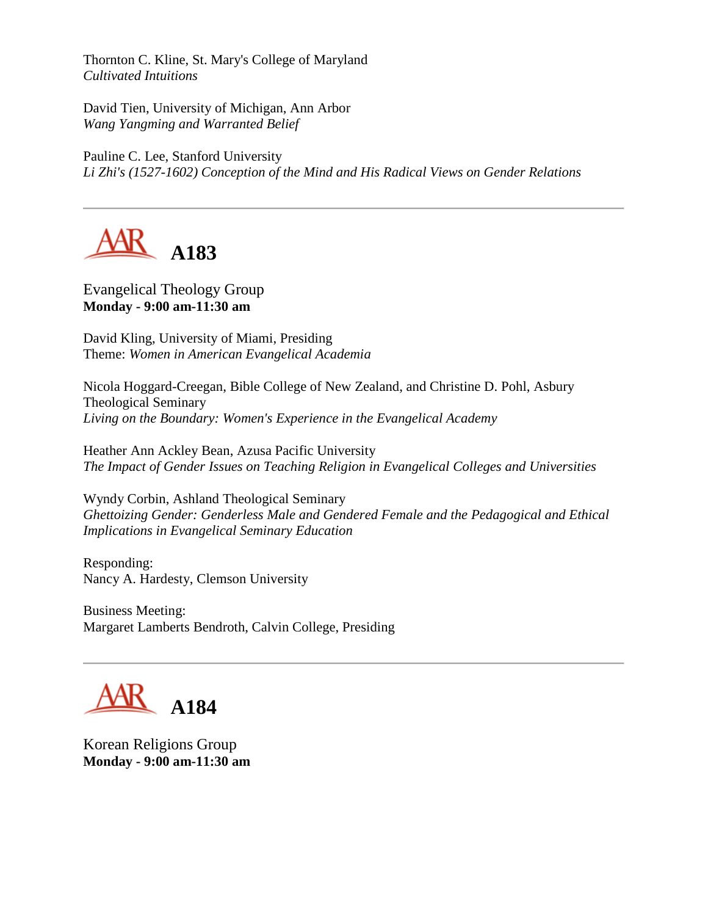Thornton C. Kline, St. Mary's College of Maryland
*Cultivated Intuitions*

David Tien, University of Michigan, Ann Arbor
*Wang Yangming and Warranted Belief*

Pauline C. Lee, Stanford University
*Li Zhi's (1527-1602) Conception of the Mind and His Radical Views on Gender Relations*

---

## AAR A183

Evangelical Theology Group
**Monday - 9:00 am-11:30 am**

David Kling, University of Miami, Presiding
Theme: *Women in American Evangelical Academia*

Nicola Hoggard-Creegan, Bible College of New Zealand, and Christine D. Pohl, Asbury Theological Seminary
*Living on the Boundary: Women's Experience in the Evangelical Academy*

Heather Ann Ackley Bean, Azusa Pacific University
*The Impact of Gender Issues on Teaching Religion in Evangelical Colleges and Universities*

Wyndy Corbin, Ashland Theological Seminary
*Ghettoizing Gender: Genderless Male and Gendered Female and the Pedagogical and Ethical Implications in Evangelical Seminary Education*

Responding:
Nancy A. Hardesty, Clemson University

Business Meeting:
Margaret Lamberts Bendroth, Calvin College, Presiding

---

## AAR A184

Korean Religions Group
**Monday - 9:00 am-11:30 am**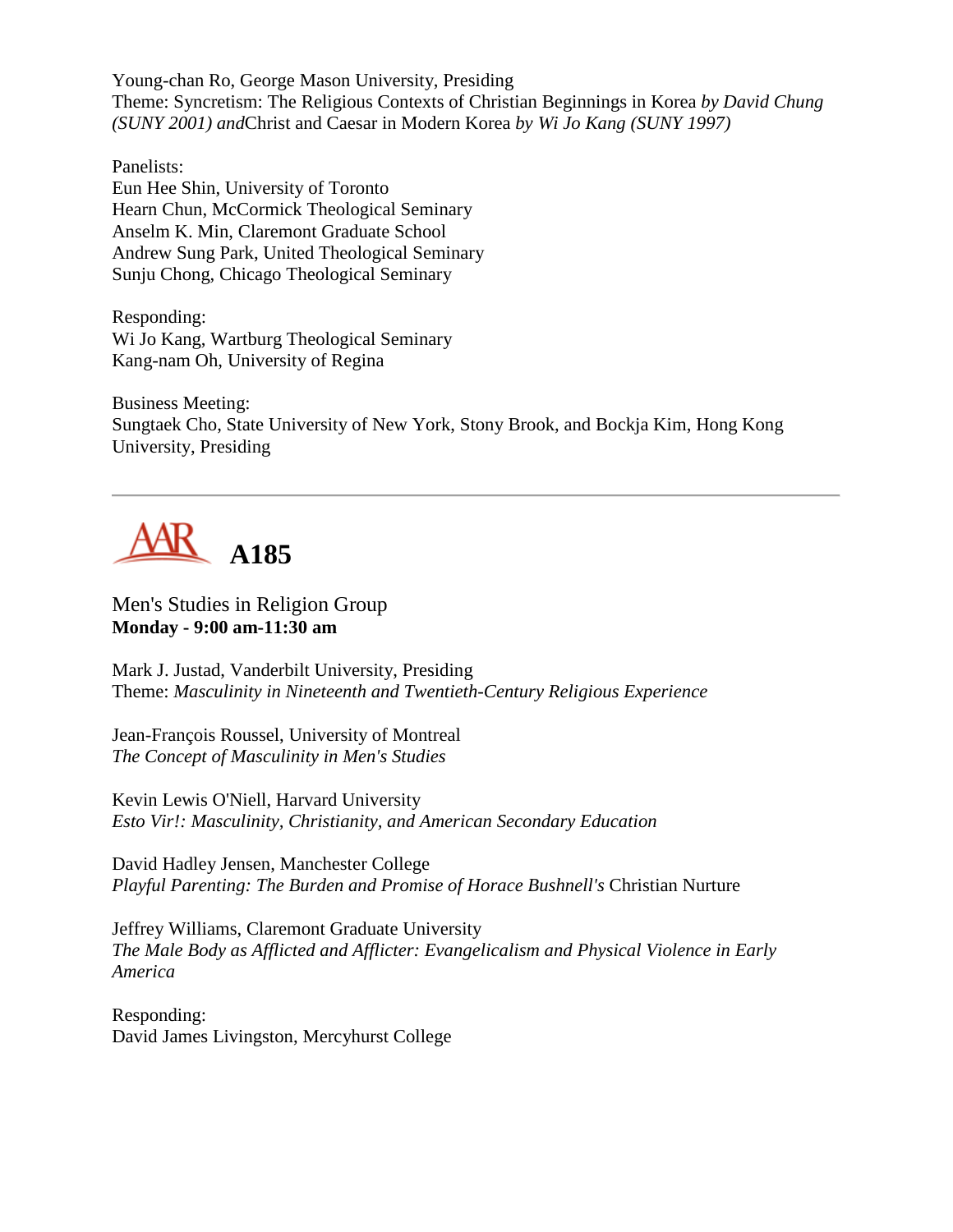Young-chan Ro, George Mason University, Presiding
Theme: Syncretism: The Religious Contexts of Christian Beginnings in Korea *by David Chung (SUNY 2001) and*Christ and Caesar in Modern Korea *by Wi Jo Kang (SUNY 1997)*

Panelists:
Eun Hee Shin, University of Toronto
Hearn Chun, McCormick Theological Seminary
Anselm K. Min, Claremont Graduate School
Andrew Sung Park, United Theological Seminary
Sunju Chong, Chicago Theological Seminary

Responding:
Wi Jo Kang, Wartburg Theological Seminary
Kang-nam Oh, University of Regina

Business Meeting:
Sungtaek Cho, State University of New York, Stony Brook, and Bockja Kim, Hong Kong University, Presiding

---

# AAR A185

Men's Studies in Religion Group
**Monday - 9:00 am-11:30 am**

Mark J. Justad, Vanderbilt University, Presiding
Theme: *Masculinity in Nineteenth and Twentieth-Century Religious Experience*

Jean-François Roussel, University of Montreal
*The Concept of Masculinity in Men's Studies*

Kevin Lewis O'Niell, Harvard University
*Esto Vir!: Masculinity, Christianity, and American Secondary Education*

David Hadley Jensen, Manchester College
*Playful Parenting: The Burden and Promise of Horace Bushnell's* Christian Nurture

Jeffrey Williams, Claremont Graduate University
*The Male Body as Afflicted and Afflicter: Evangelicalism and Physical Violence in Early America*

Responding:
David James Livingston, Mercyhurst College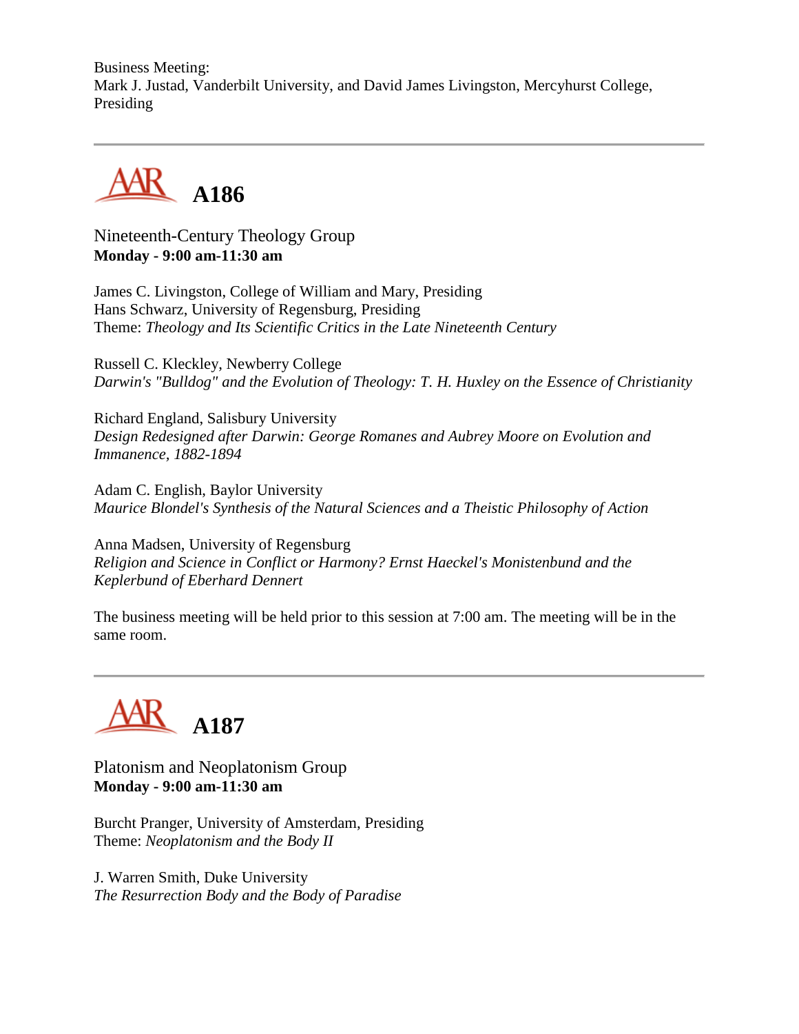Business Meeting:
Mark J. Justad, Vanderbilt University, and David James Livingston, Mercyhurst College, Presiding

---

# A186

Nineteenth-Century Theology Group
**Monday - 9:00 am-11:30 am**

James C. Livingston, College of William and Mary, Presiding
Hans Schwarz, University of Regensburg, Presiding
Theme: *Theology and Its Scientific Critics in the Late Nineteenth Century*

Russell C. Kleckley, Newberry College
*Darwin's "Bulldog" and the Evolution of Theology: T. H. Huxley on the Essence of Christianity*

Richard England, Salisbury University
*Design Redesigned after Darwin: George Romanes and Aubrey Moore on Evolution and Immanence, 1882-1894*

Adam C. English, Baylor University
*Maurice Blondel's Synthesis of the Natural Sciences and a Theistic Philosophy of Action*

Anna Madsen, University of Regensburg
*Religion and Science in Conflict or Harmony? Ernst Haeckel's Monistenbund and the Keplerbund of Eberhard Dennert*

The business meeting will be held prior to this session at 7:00 am. The meeting will be in the same room.

---

# A187

Platonism and Neoplatonism Group
**Monday - 9:00 am-11:30 am**

Burcht Pranger, University of Amsterdam, Presiding
Theme: *Neoplatonism and the Body II*

J. Warren Smith, Duke University
*The Resurrection Body and the Body of Paradise*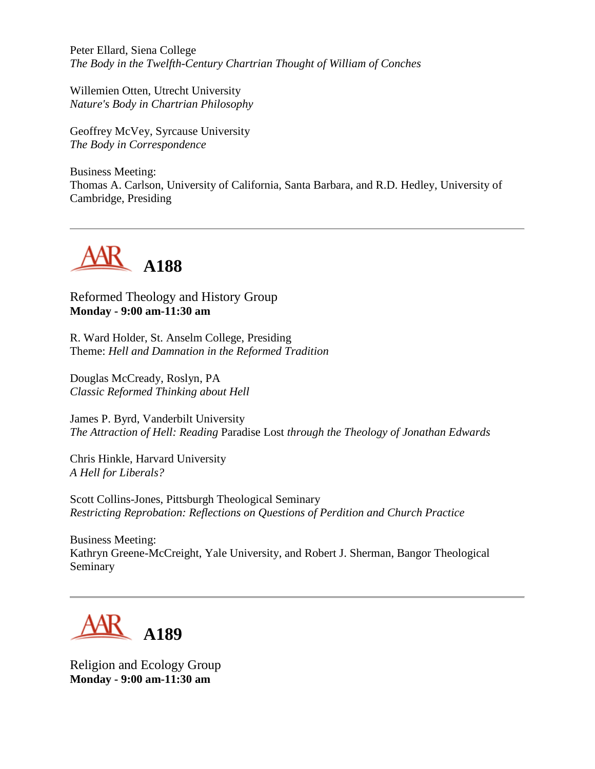Peter Ellard, Siena College
*The Body in the Twelfth-Century Chartrian Thought of William of Conches*

Willemien Otten, Utrecht University
*Nature's Body in Chartrian Philosophy*

Geoffrey McVey, Syrcause University
*The Body in Correspondence*

Business Meeting:
Thomas A. Carlson, University of California, Santa Barbara, and R.D. Hedley, University of Cambridge, Presiding

---

## A188

Reformed Theology and History Group
**Monday - 9:00 am-11:30 am**

R. Ward Holder, St. Anselm College, Presiding
Theme: *Hell and Damnation in the Reformed Tradition*

Douglas McCready, Roslyn, PA
*Classic Reformed Thinking about Hell*

James P. Byrd, Vanderbilt University
*The Attraction of Hell: Reading* Paradise Lost *through the Theology of Jonathan Edwards*

Chris Hinkle, Harvard University
*A Hell for Liberals?*

Scott Collins-Jones, Pittsburgh Theological Seminary
*Restricting Reprobation: Reflections on Questions of Perdition and Church Practice*

Business Meeting:
Kathryn Greene-McCreight, Yale University, and Robert J. Sherman, Bangor Theological Seminary

---

## A189

Religion and Ecology Group
**Monday - 9:00 am-11:30 am**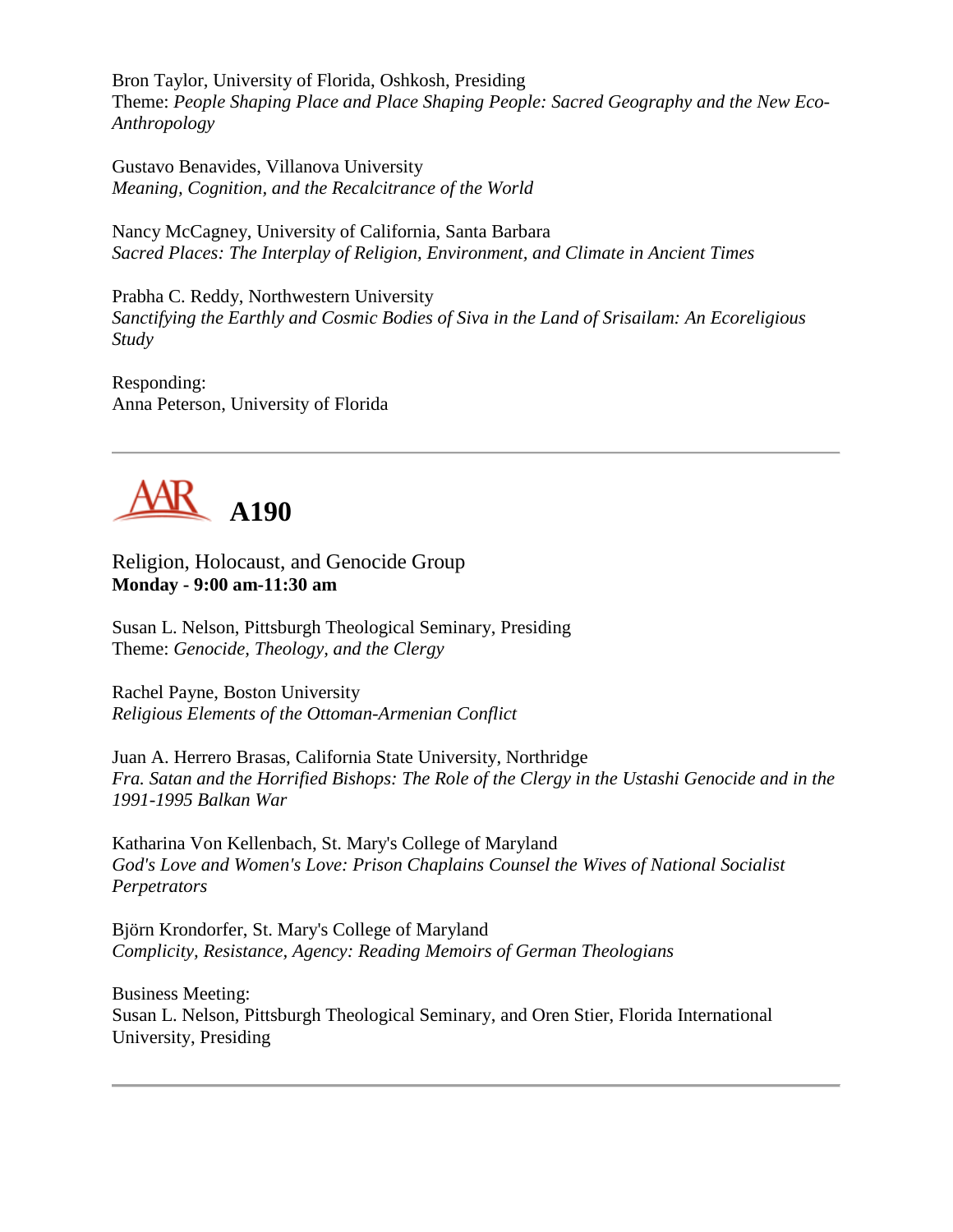Bron Taylor, University of Florida, Oshkosh, Presiding
Theme: *People Shaping Place and Place Shaping People: Sacred Geography and the New Eco-Anthropology*

Gustavo Benavides, Villanova University
*Meaning, Cognition, and the Recalcitrance of the World*

Nancy McCagney, University of California, Santa Barbara
*Sacred Places: The Interplay of Religion, Environment, and Climate in Ancient Times*

Prabha C. Reddy, Northwestern University
*Sanctifying the Earthly and Cosmic Bodies of Siva in the Land of Srisailam: An Ecoreligious Study*

Responding:
Anna Peterson, University of Florida

---

## A190

Religion, Holocaust, and Genocide Group
**Monday - 9:00 am-11:30 am**

Susan L. Nelson, Pittsburgh Theological Seminary, Presiding
Theme: *Genocide, Theology, and the Clergy*

Rachel Payne, Boston University
*Religious Elements of the Ottoman-Armenian Conflict*

Juan A. Herrero Brasas, California State University, Northridge
*Fra. Satan and the Horrified Bishops: The Role of the Clergy in the Ustashi Genocide and in the 1991-1995 Balkan War*

Katharina Von Kellenbach, St. Mary's College of Maryland
*God's Love and Women's Love: Prison Chaplains Counsel the Wives of National Socialist Perpetrators*

Björn Krondorfer, St. Mary's College of Maryland
*Complicity, Resistance, Agency: Reading Memoirs of German Theologians*

Business Meeting:
Susan L. Nelson, Pittsburgh Theological Seminary, and Oren Stier, Florida International University, Presiding

---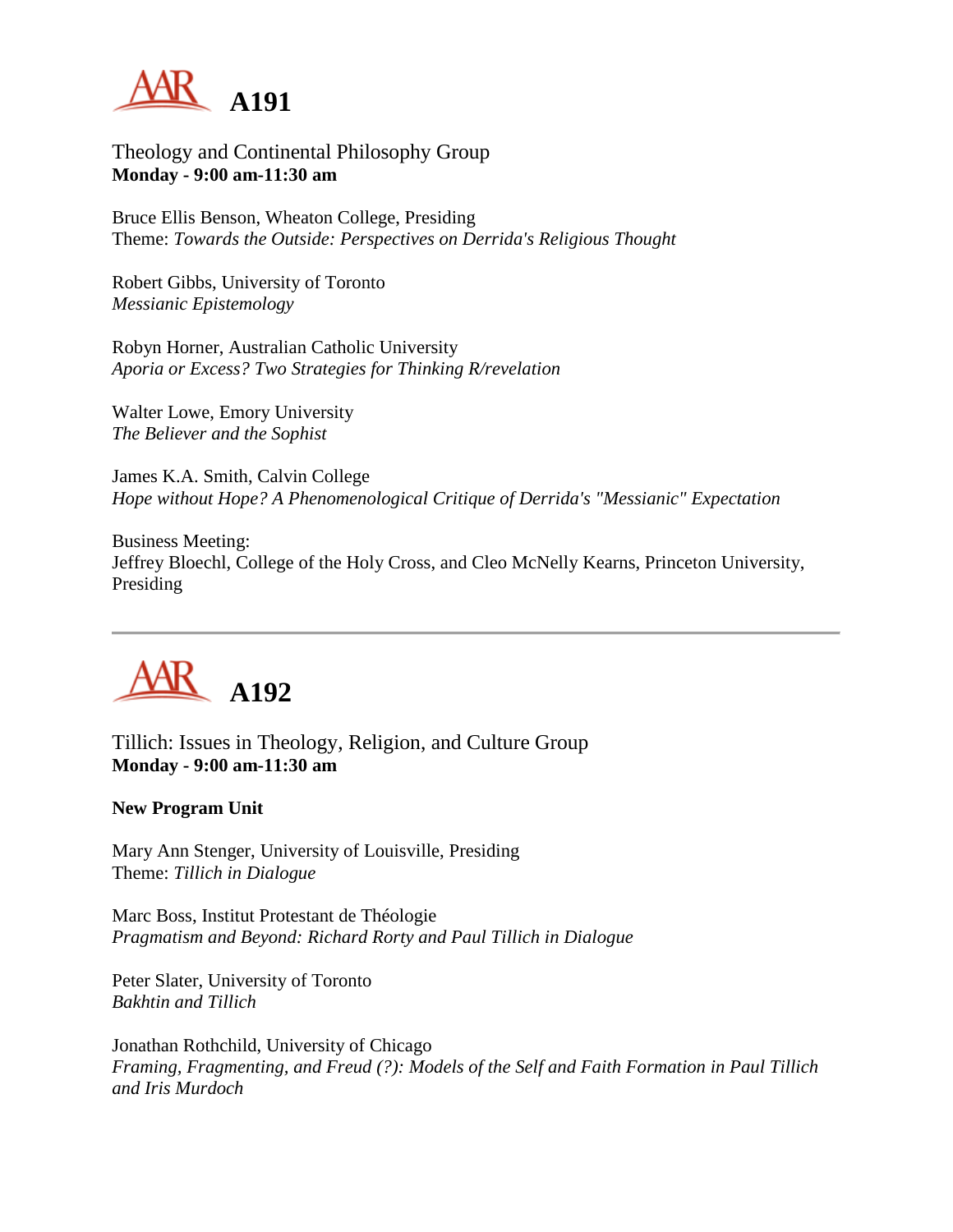# A191

Theology and Continental Philosophy Group
**Monday - 9:00 am-11:30 am**

Bruce Ellis Benson, Wheaton College, Presiding
Theme: *Towards the Outside: Perspectives on Derrida's Religious Thought*

Robert Gibbs, University of Toronto
*Messianic Epistemology*

Robyn Horner, Australian Catholic University
*Aporia or Excess? Two Strategies for Thinking R/revelation*

Walter Lowe, Emory University
*The Believer and the Sophist*

James K.A. Smith, Calvin College
*Hope without Hope? A Phenomenological Critique of Derrida's "Messianic" Expectation*

Business Meeting:
Jeffrey Bloechl, College of the Holy Cross, and Cleo McNelly Kearns, Princeton University, Presiding

---

# A192

Tillich: Issues in Theology, Religion, and Culture Group
**Monday - 9:00 am-11:30 am**

**New Program Unit**

Mary Ann Stenger, University of Louisville, Presiding
Theme: *Tillich in Dialogue*

Marc Boss, Institut Protestant de Théologie
*Pragmatism and Beyond: Richard Rorty and Paul Tillich in Dialogue*

Peter Slater, University of Toronto
*Bakhtin and Tillich*

Jonathan Rothchild, University of Chicago
*Framing, Fragmenting, and Freud (?): Models of the Self and Faith Formation in Paul Tillich and Iris Murdoch*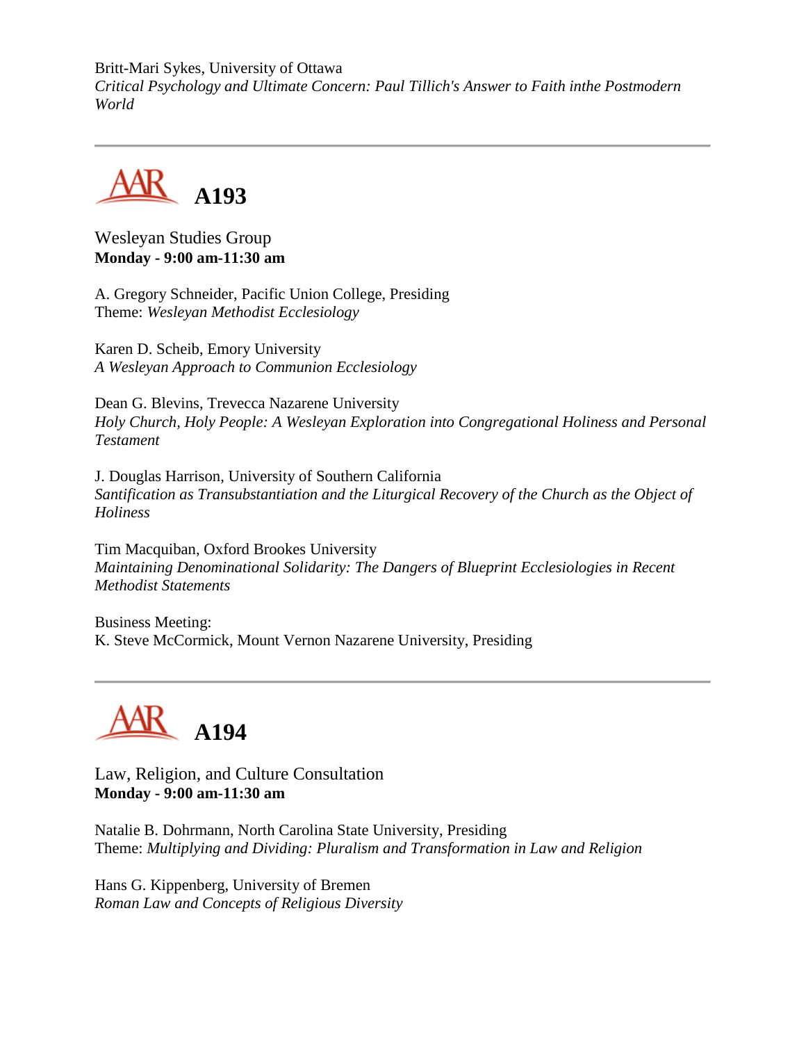Britt-Mari Sykes, University of Ottawa
*Critical Psychology and Ultimate Concern: Paul Tillich's Answer to Faith inthe Postmodern World*

---

## A193

Wesleyan Studies Group
**Monday - 9:00 am-11:30 am**

A. Gregory Schneider, Pacific Union College, Presiding
Theme: *Wesleyan Methodist Ecclesiology*

Karen D. Scheib, Emory University
*A Wesleyan Approach to Communion Ecclesiology*

Dean G. Blevins, Trevecca Nazarene University
*Holy Church, Holy People: A Wesleyan Exploration into Congregational Holiness and Personal Testament*

J. Douglas Harrison, University of Southern California
*Santification as Transubstantiation and the Liturgical Recovery of the Church as the Object of Holiness*

Tim Macquiban, Oxford Brookes University
*Maintaining Denominational Solidarity: The Dangers of Blueprint Ecclesiologies in Recent Methodist Statements*

Business Meeting:
K. Steve McCormick, Mount Vernon Nazarene University, Presiding

---

## A194

Law, Religion, and Culture Consultation
**Monday - 9:00 am-11:30 am**

Natalie B. Dohrmann, North Carolina State University, Presiding
Theme: *Multiplying and Dividing: Pluralism and Transformation in Law and Religion*

Hans G. Kippenberg, University of Bremen
*Roman Law and Concepts of Religious Diversity*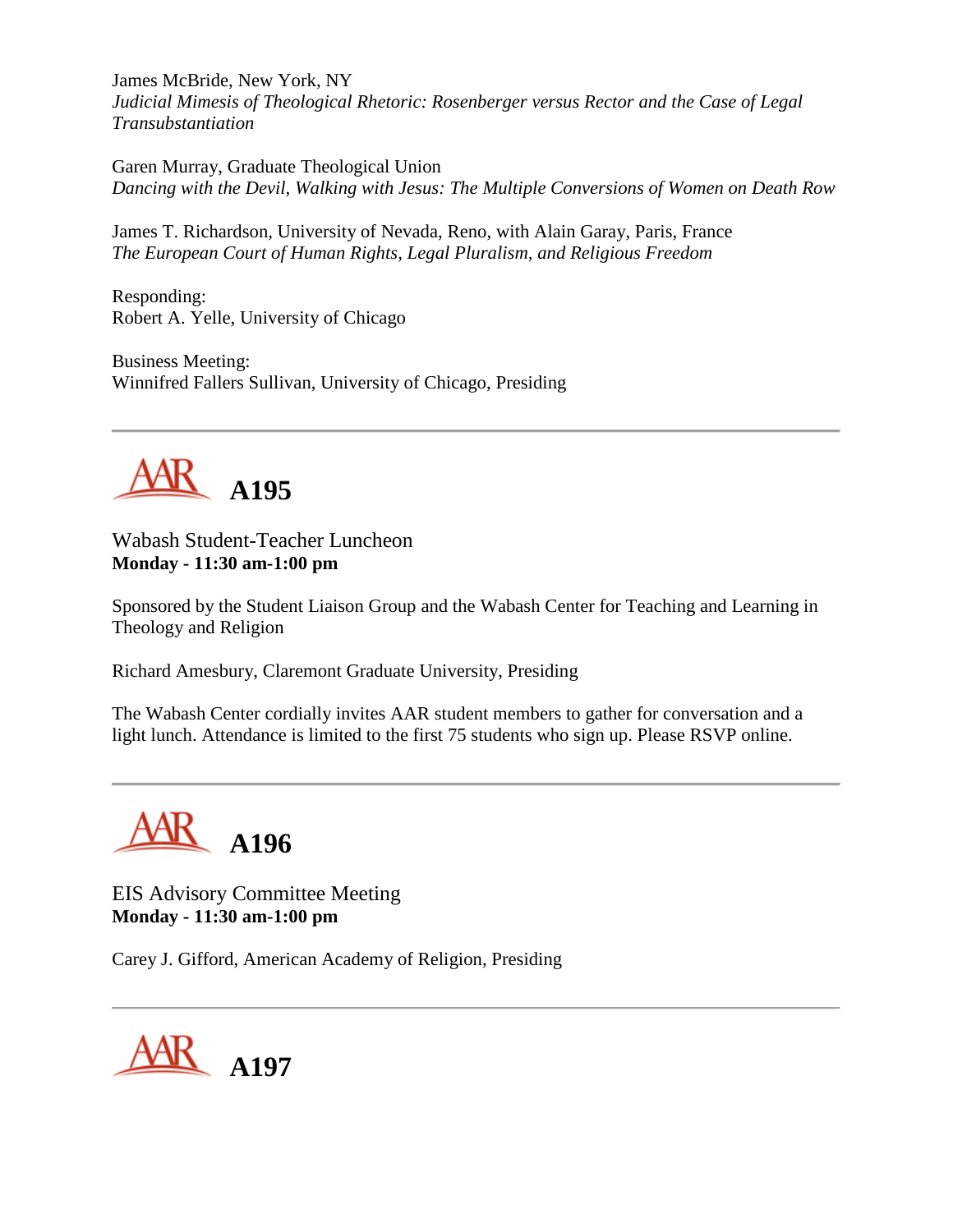James McBride, New York, NY
*Judicial Mimesis of Theological Rhetoric: Rosenberger versus Rector and the Case of Legal Transubstantiation*

Garen Murray, Graduate Theological Union
*Dancing with the Devil, Walking with Jesus: The Multiple Conversions of Women on Death Row*

James T. Richardson, University of Nevada, Reno, with Alain Garay, Paris, France
*The European Court of Human Rights, Legal Pluralism, and Religious Freedom*

Responding:
Robert A. Yelle, University of Chicago

Business Meeting:
Winnifred Fallers Sullivan, University of Chicago, Presiding

---

## A195

Wabash Student-Teacher Luncheon
**Monday - 11:30 am-1:00 pm**

Sponsored by the Student Liaison Group and the Wabash Center for Teaching and Learning in Theology and Religion

Richard Amesbury, Claremont Graduate University, Presiding

The Wabash Center cordially invites AAR student members to gather for conversation and a light lunch. Attendance is limited to the first 75 students who sign up. Please RSVP online.

---

## A196

EIS Advisory Committee Meeting
**Monday - 11:30 am-1:00 pm**

Carey J. Gifford, American Academy of Religion, Presiding

---

## A197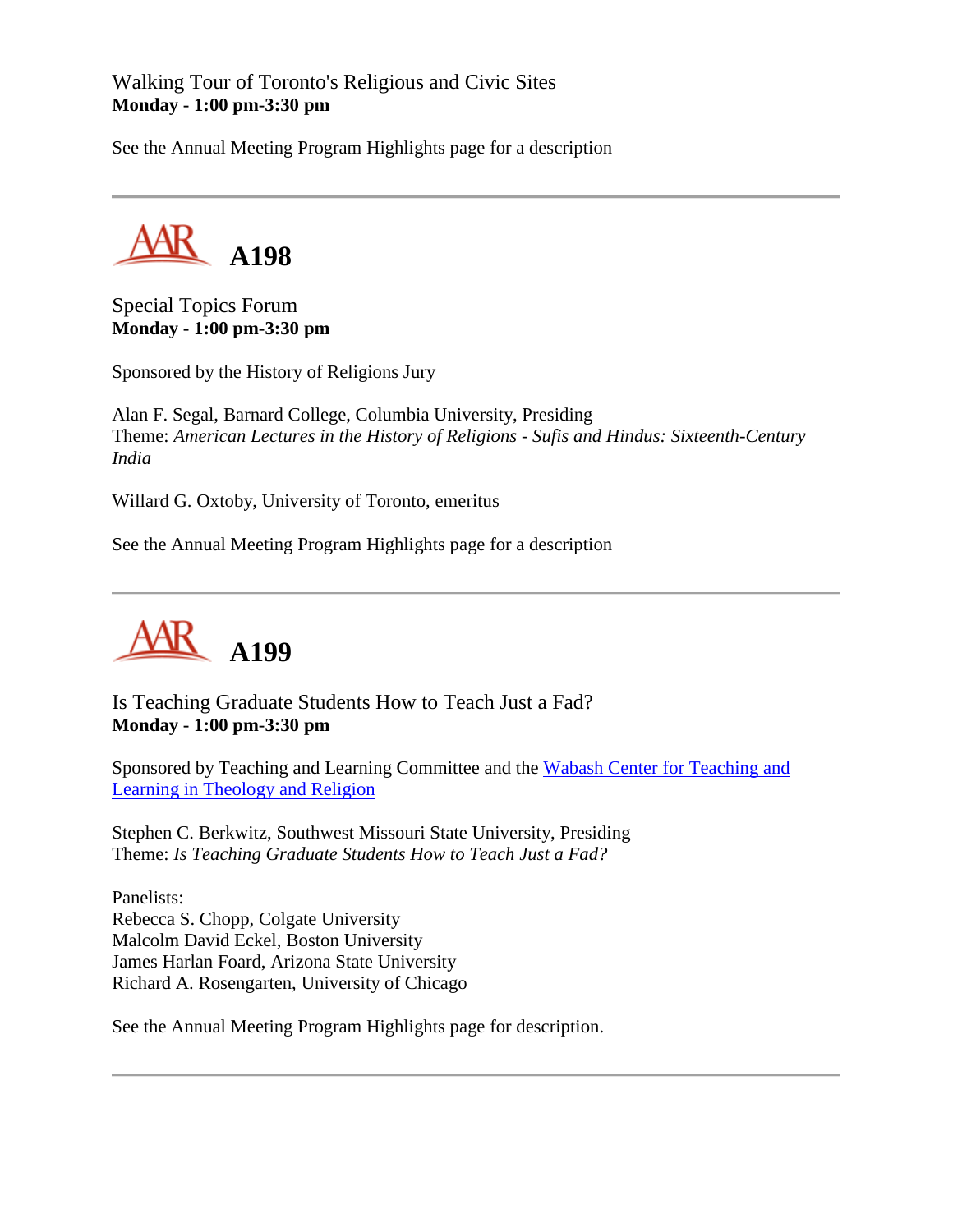Walking Tour of Toronto's Religious and Civic Sites
**Monday - 1:00 pm-3:30 pm**

See the Annual Meeting Program Highlights page for a description

---

# A198

Special Topics Forum
**Monday - 1:00 pm-3:30 pm**

Sponsored by the History of Religions Jury

Alan F. Segal, Barnard College, Columbia University, Presiding
Theme: *American Lectures in the History of Religions - Sufis and Hindus: Sixteenth-Century India*

Willard G. Oxtoby, University of Toronto, emeritus

See the Annual Meeting Program Highlights page for a description

---

# A199

Is Teaching Graduate Students How to Teach Just a Fad?
**Monday - 1:00 pm-3:30 pm**

Sponsored by Teaching and Learning Committee and the Wabash Center for Teaching and Learning in Theology and Religion

Stephen C. Berkwitz, Southwest Missouri State University, Presiding
Theme: *Is Teaching Graduate Students How to Teach Just a Fad?*

Panelists:
Rebecca S. Chopp, Colgate University
Malcolm David Eckel, Boston University
James Harlan Foard, Arizona State University
Richard A. Rosengarten, University of Chicago

See the Annual Meeting Program Highlights page for description.

---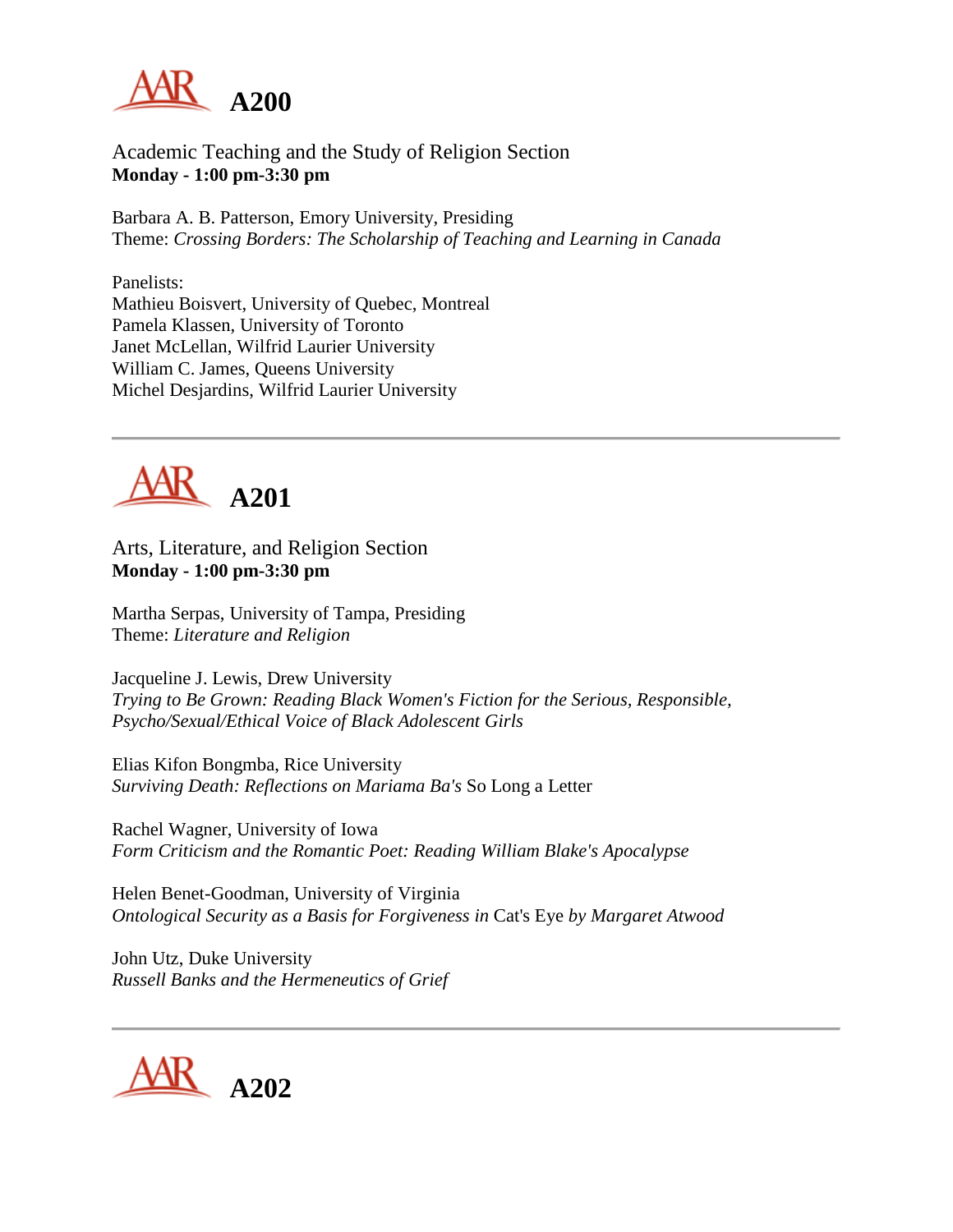## A200

Academic Teaching and the Study of Religion Section
**Monday - 1:00 pm-3:30 pm**

Barbara A. B. Patterson, Emory University, Presiding
Theme: *Crossing Borders: The Scholarship of Teaching and Learning in Canada*

Panelists:
Mathieu Boisvert, University of Quebec, Montreal
Pamela Klassen, University of Toronto
Janet McLellan, Wilfrid Laurier University
William C. James, Queens University
Michel Desjardins, Wilfrid Laurier University

---

## A201

Arts, Literature, and Religion Section
**Monday - 1:00 pm-3:30 pm**

Martha Serpas, University of Tampa, Presiding
Theme: *Literature and Religion*

Jacqueline J. Lewis, Drew University
*Trying to Be Grown: Reading Black Women's Fiction for the Serious, Responsible, Psycho/Sexual/Ethical Voice of Black Adolescent Girls*

Elias Kifon Bongmba, Rice University
*Surviving Death: Reflections on Mariama Ba's* So Long a Letter

Rachel Wagner, University of Iowa
*Form Criticism and the Romantic Poet: Reading William Blake's Apocalypse*

Helen Benet-Goodman, University of Virginia
*Ontological Security as a Basis for Forgiveness in* Cat's Eye *by Margaret Atwood*

John Utz, Duke University
*Russell Banks and the Hermeneutics of Grief*

---

## A202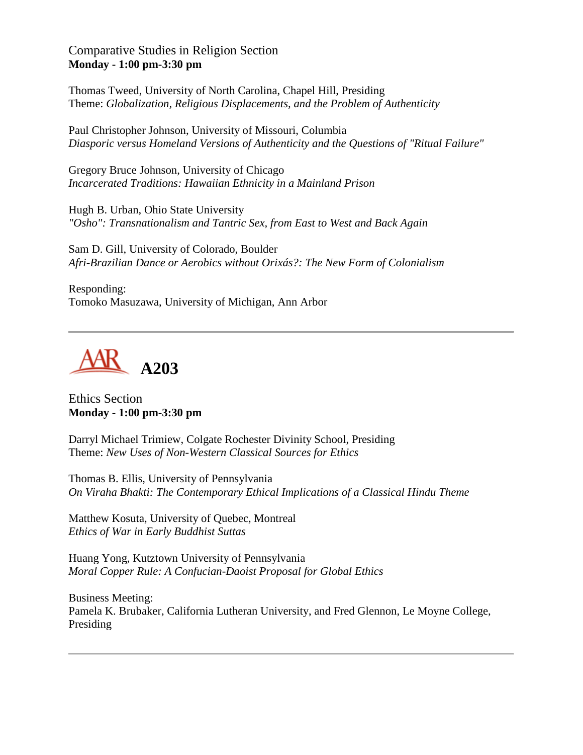Comparative Studies in Religion Section
**Monday - 1:00 pm-3:30 pm**

Thomas Tweed, University of North Carolina, Chapel Hill, Presiding
Theme: *Globalization, Religious Displacements, and the Problem of Authenticity*

Paul Christopher Johnson, University of Missouri, Columbia
*Diasporic versus Homeland Versions of Authenticity and the Questions of "Ritual Failure"*

Gregory Bruce Johnson, University of Chicago
*Incarcerated Traditions: Hawaiian Ethnicity in a Mainland Prison*

Hugh B. Urban, Ohio State University
*"Osho": Transnationalism and Tantric Sex, from East to West and Back Again*

Sam D. Gill, University of Colorado, Boulder
*Afri-Brazilian Dance or Aerobics without Orixás?: The New Form of Colonialism*

Responding:
Tomoko Masuzawa, University of Michigan, Ann Arbor

---

## AAR A203

Ethics Section
**Monday - 1:00 pm-3:30 pm**

Darryl Michael Trimiew, Colgate Rochester Divinity School, Presiding
Theme: *New Uses of Non-Western Classical Sources for Ethics*

Thomas B. Ellis, University of Pennsylvania
*On Viraha Bhakti: The Contemporary Ethical Implications of a Classical Hindu Theme*

Matthew Kosuta, University of Quebec, Montreal
*Ethics of War in Early Buddhist Suttas*

Huang Yong, Kutztown University of Pennsylvania
*Moral Copper Rule: A Confucian-Daoist Proposal for Global Ethics*

Business Meeting:
Pamela K. Brubaker, California Lutheran University, and Fred Glennon, Le Moyne College, Presiding

---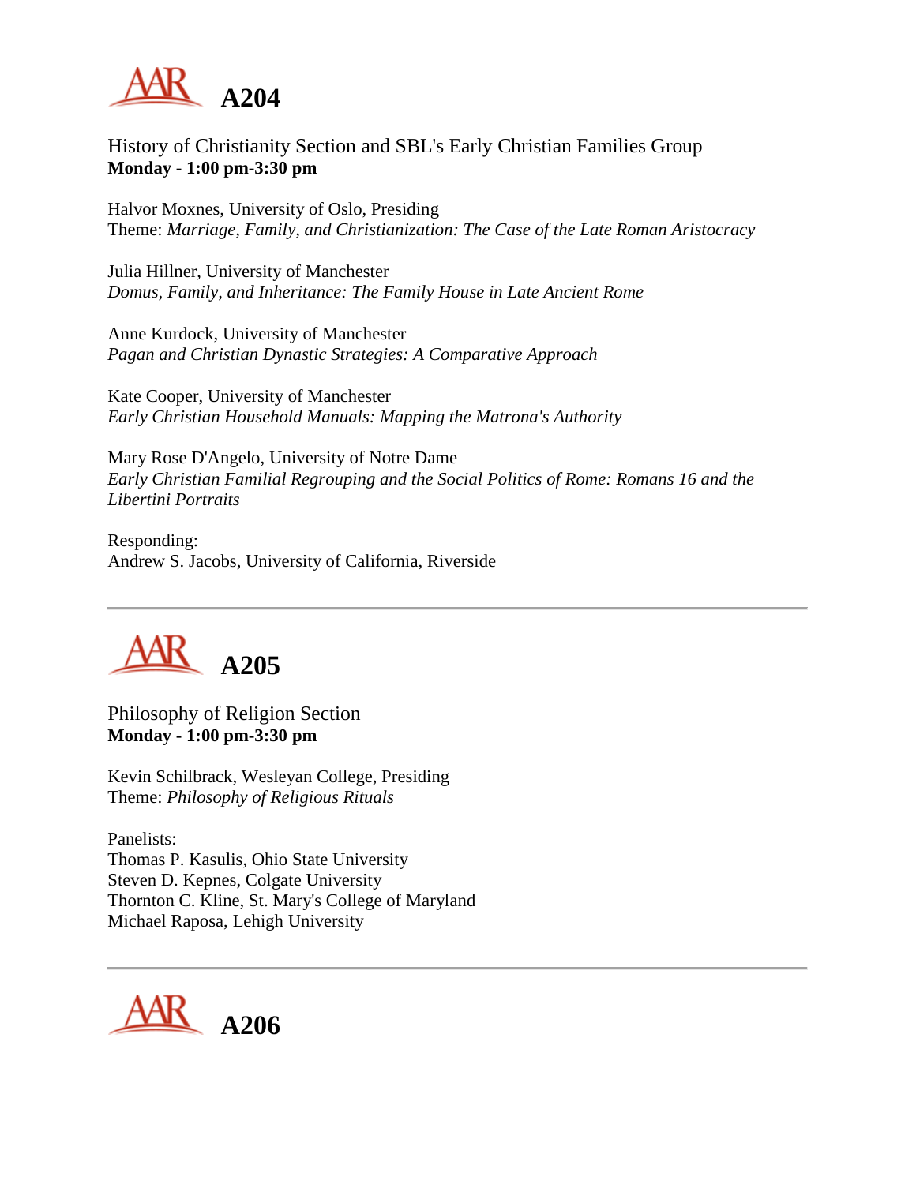# A204

History of Christianity Section and SBL's Early Christian Families Group
**Monday - 1:00 pm-3:30 pm**

Halvor Moxnes, University of Oslo, Presiding
Theme: *Marriage, Family, and Christianization: The Case of the Late Roman Aristocracy*

Julia Hillner, University of Manchester
*Domus, Family, and Inheritance: The Family House in Late Ancient Rome*

Anne Kurdock, University of Manchester
*Pagan and Christian Dynastic Strategies: A Comparative Approach*

Kate Cooper, University of Manchester
*Early Christian Household Manuals: Mapping the Matrona's Authority*

Mary Rose D'Angelo, University of Notre Dame
*Early Christian Familial Regrouping and the Social Politics of Rome: Romans 16 and the Libertini Portraits*

Responding:
Andrew S. Jacobs, University of California, Riverside

---

# A205

Philosophy of Religion Section
**Monday - 1:00 pm-3:30 pm**

Kevin Schilbrack, Wesleyan College, Presiding
Theme: *Philosophy of Religious Rituals*

Panelists:
Thomas P. Kasulis, Ohio State University
Steven D. Kepnes, Colgate University
Thornton C. Kline, St. Mary's College of Maryland
Michael Raposa, Lehigh University

---

# A206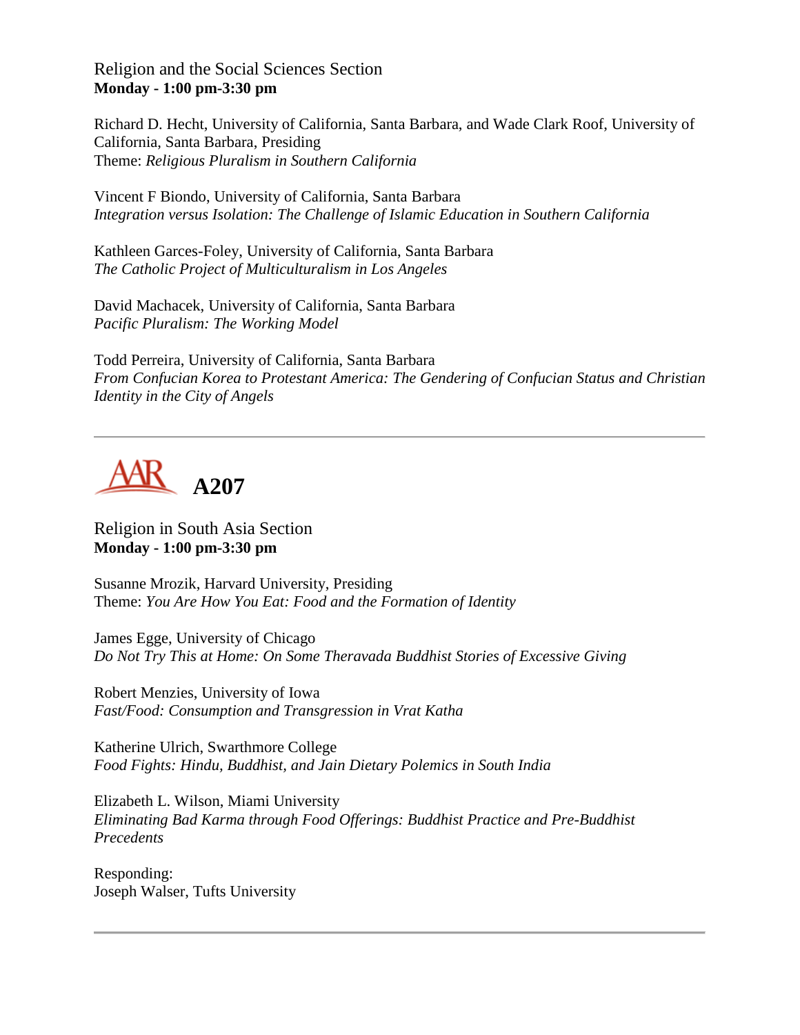Religion and the Social Sciences Section
**Monday - 1:00 pm-3:30 pm**

Richard D. Hecht, University of California, Santa Barbara, and Wade Clark Roof, University of California, Santa Barbara, Presiding
Theme: *Religious Pluralism in Southern California*

Vincent F Biondo, University of California, Santa Barbara
*Integration versus Isolation: The Challenge of Islamic Education in Southern California*

Kathleen Garces-Foley, University of California, Santa Barbara
*The Catholic Project of Multiculturalism in Los Angeles*

David Machacek, University of California, Santa Barbara
*Pacific Pluralism: The Working Model*

Todd Perreira, University of California, Santa Barbara
*From Confucian Korea to Protestant America: The Gendering of Confucian Status and Christian Identity in the City of Angels*

---

## A207

Religion in South Asia Section
**Monday - 1:00 pm-3:30 pm**

Susanne Mrozik, Harvard University, Presiding
Theme: *You Are How You Eat: Food and the Formation of Identity*

James Egge, University of Chicago
*Do Not Try This at Home: On Some Theravada Buddhist Stories of Excessive Giving*

Robert Menzies, University of Iowa
*Fast/Food: Consumption and Transgression in Vrat Katha*

Katherine Ulrich, Swarthmore College
*Food Fights: Hindu, Buddhist, and Jain Dietary Polemics in South India*

Elizabeth L. Wilson, Miami University
*Eliminating Bad Karma through Food Offerings: Buddhist Practice and Pre-Buddhist Precedents*

Responding:
Joseph Walser, Tufts University

---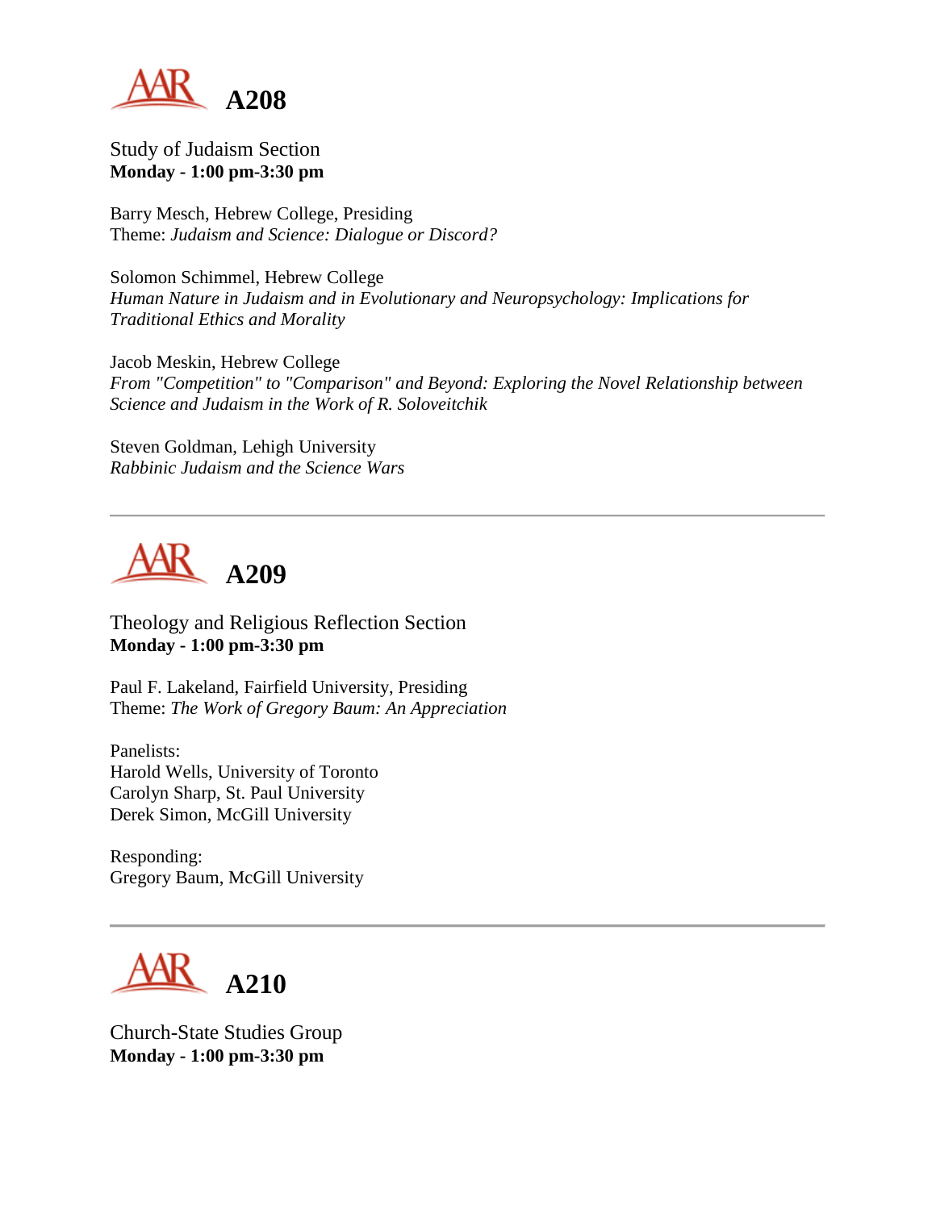# A208

Study of Judaism Section
**Monday - 1:00 pm-3:30 pm**

Barry Mesch, Hebrew College, Presiding
Theme: *Judaism and Science: Dialogue or Discord?*

Solomon Schimmel, Hebrew College
*Human Nature in Judaism and in Evolutionary and Neuropsychology: Implications for Traditional Ethics and Morality*

Jacob Meskin, Hebrew College
*From "Competition" to "Comparison" and Beyond: Exploring the Novel Relationship between Science and Judaism in the Work of R. Soloveitchik*

Steven Goldman, Lehigh University
*Rabbinic Judaism and the Science Wars*

---

# A209

Theology and Religious Reflection Section
**Monday - 1:00 pm-3:30 pm**

Paul F. Lakeland, Fairfield University, Presiding
Theme: *The Work of Gregory Baum: An Appreciation*

Panelists:
Harold Wells, University of Toronto
Carolyn Sharp, St. Paul University
Derek Simon, McGill University

Responding:
Gregory Baum, McGill University

---

# A210

Church-State Studies Group
**Monday - 1:00 pm-3:30 pm**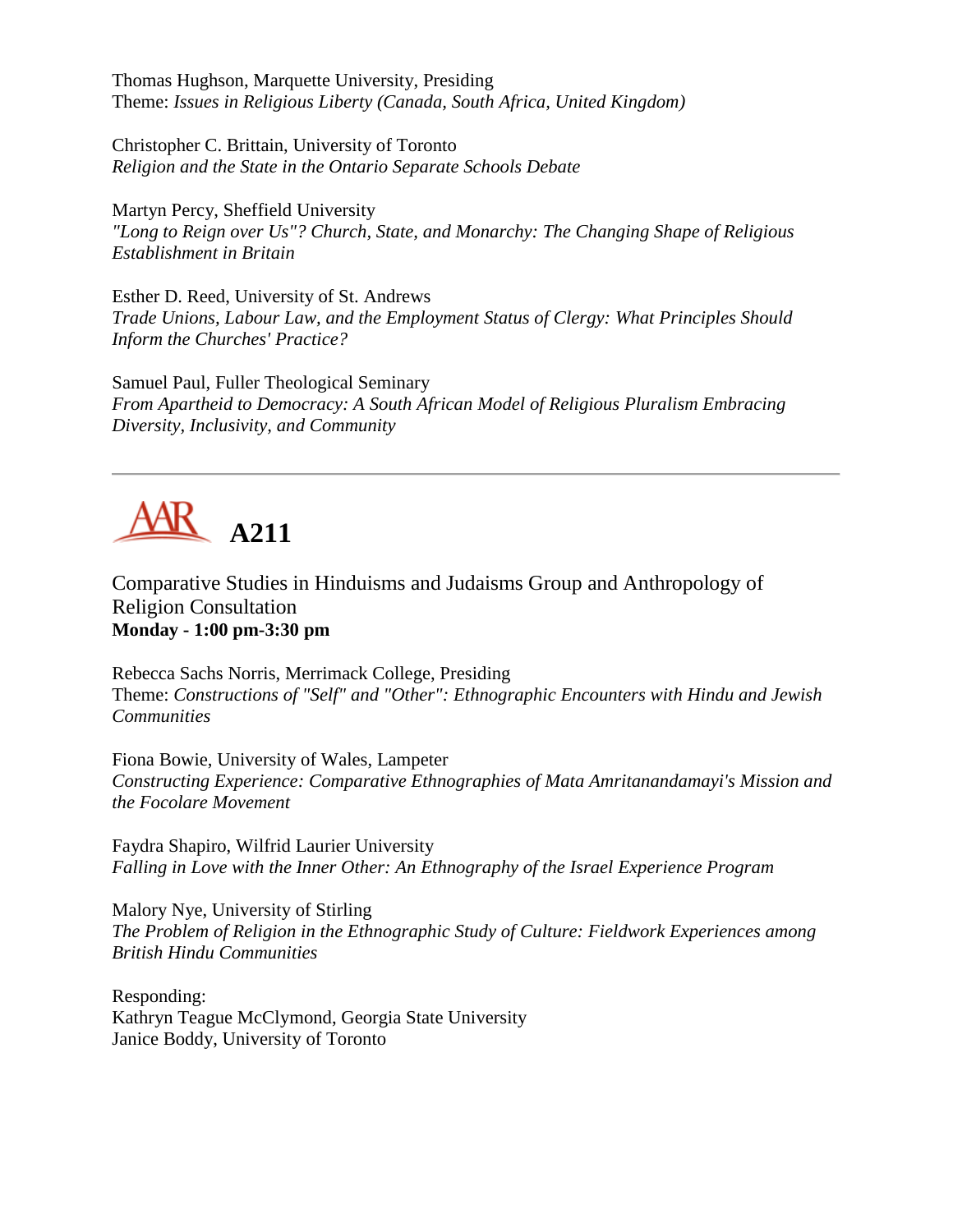Thomas Hughson, Marquette University, Presiding
Theme: *Issues in Religious Liberty (Canada, South Africa, United Kingdom)*

Christopher C. Brittain, University of Toronto
*Religion and the State in the Ontario Separate Schools Debate*

Martyn Percy, Sheffield University
*"Long to Reign over Us"? Church, State, and Monarchy: The Changing Shape of Religious Establishment in Britain*

Esther D. Reed, University of St. Andrews
*Trade Unions, Labour Law, and the Employment Status of Clergy: What Principles Should Inform the Churches' Practice?*

Samuel Paul, Fuller Theological Seminary
*From Apartheid to Democracy: A South African Model of Religious Pluralism Embracing Diversity, Inclusivity, and Community*

---

# AAR A211

Comparative Studies in Hinduisms and Judaisms Group and Anthropology of Religion Consultation
**Monday - 1:00 pm-3:30 pm**

Rebecca Sachs Norris, Merrimack College, Presiding
Theme: *Constructions of "Self" and "Other": Ethnographic Encounters with Hindu and Jewish Communities*

Fiona Bowie, University of Wales, Lampeter
*Constructing Experience: Comparative Ethnographies of Mata Amritanandamayi's Mission and the Focolare Movement*

Faydra Shapiro, Wilfrid Laurier University
*Falling in Love with the Inner Other: An Ethnography of the Israel Experience Program*

Malory Nye, University of Stirling
*The Problem of Religion in the Ethnographic Study of Culture: Fieldwork Experiences among British Hindu Communities*

Responding:
Kathryn Teague McClymond, Georgia State University
Janice Boddy, University of Toronto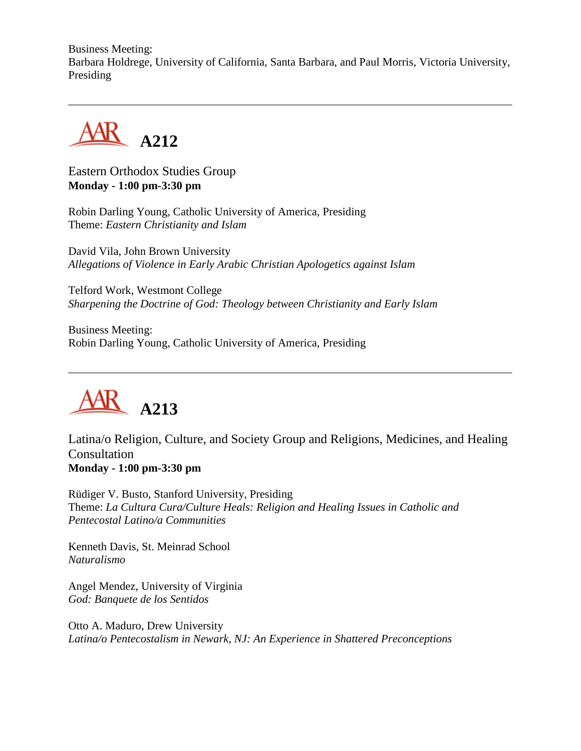Business Meeting:
Barbara Holdrege, University of California, Santa Barbara, and Paul Morris, Victoria University, Presiding

---

## A212

Eastern Orthodox Studies Group
**Monday - 1:00 pm-3:30 pm**

Robin Darling Young, Catholic University of America, Presiding
Theme: *Eastern Christianity and Islam*

David Vila, John Brown University
*Allegations of Violence in Early Arabic Christian Apologetics against Islam*

Telford Work, Westmont College
*Sharpening the Doctrine of God: Theology between Christianity and Early Islam*

Business Meeting:
Robin Darling Young, Catholic University of America, Presiding

---

## A213

Latina/o Religion, Culture, and Society Group and Religions, Medicines, and Healing Consultation
**Monday - 1:00 pm-3:30 pm**

Rüdiger V. Busto, Stanford University, Presiding
Theme: *La Cultura Cura/Culture Heals: Religion and Healing Issues in Catholic and Pentecostal Latino/a Communities*

Kenneth Davis, St. Meinrad School
*Naturalismo*

Angel Mendez, University of Virginia
*God: Banquete de los Sentidos*

Otto A. Maduro, Drew University
*Latina/o Pentecostalism in Newark, NJ: An Experience in Shattered Preconceptions*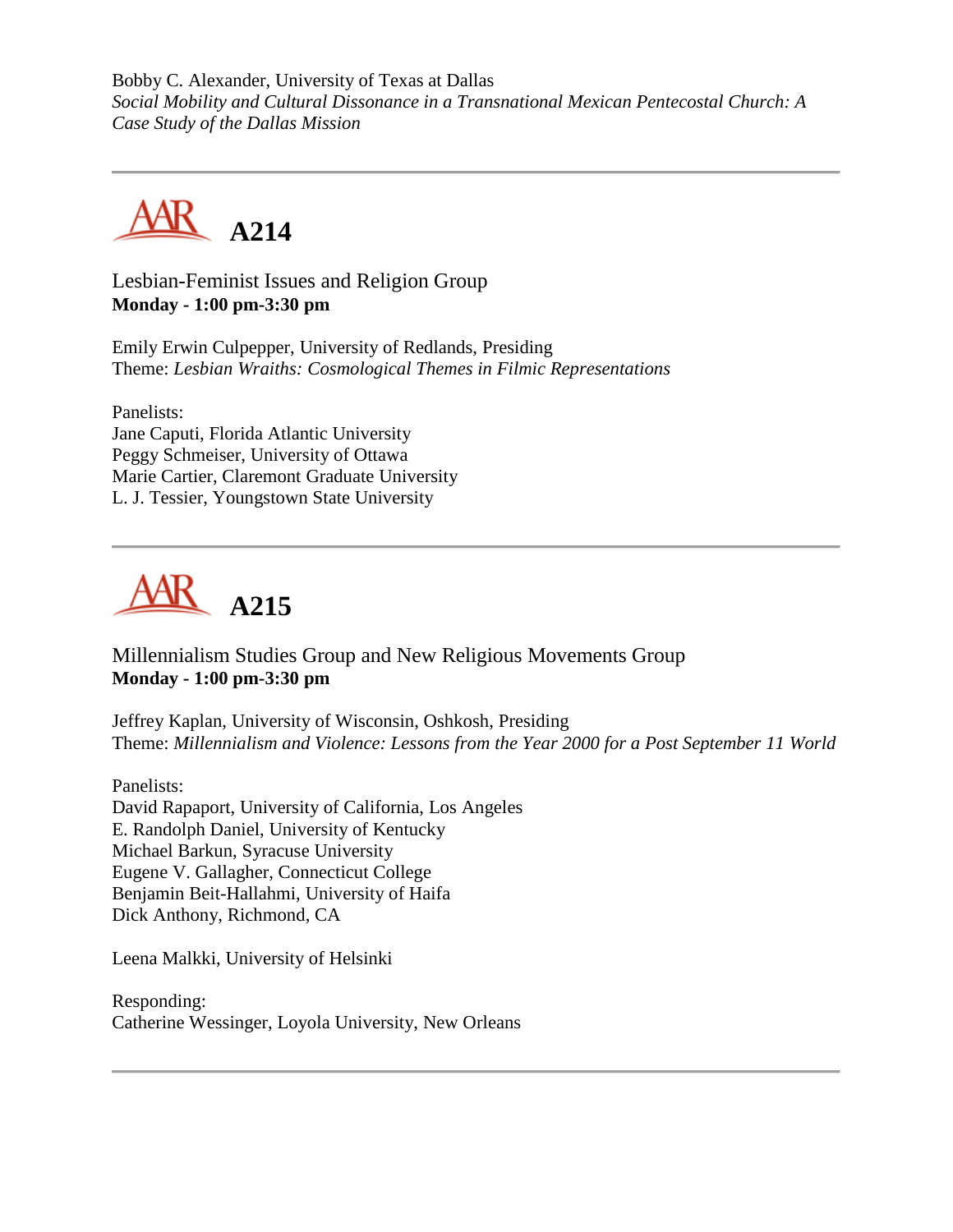Bobby C. Alexander, University of Texas at Dallas
*Social Mobility and Cultural Dissonance in a Transnational Mexican Pentecostal Church: A Case Study of the Dallas Mission*

---

## A214

Lesbian-Feminist Issues and Religion Group
**Monday - 1:00 pm-3:30 pm**

Emily Erwin Culpepper, University of Redlands, Presiding
Theme: *Lesbian Wraiths: Cosmological Themes in Filmic Representations*

Panelists:
Jane Caputi, Florida Atlantic University
Peggy Schmeiser, University of Ottawa
Marie Cartier, Claremont Graduate University
L. J. Tessier, Youngstown State University

---

## A215

Millennialism Studies Group and New Religious Movements Group
**Monday - 1:00 pm-3:30 pm**

Jeffrey Kaplan, University of Wisconsin, Oshkosh, Presiding
Theme: *Millennialism and Violence: Lessons from the Year 2000 for a Post September 11 World*

Panelists:
David Rapaport, University of California, Los Angeles
E. Randolph Daniel, University of Kentucky
Michael Barkun, Syracuse University
Eugene V. Gallagher, Connecticut College
Benjamin Beit-Hallahmi, University of Haifa
Dick Anthony, Richmond, CA

Leena Malkki, University of Helsinki

Responding:
Catherine Wessinger, Loyola University, New Orleans

---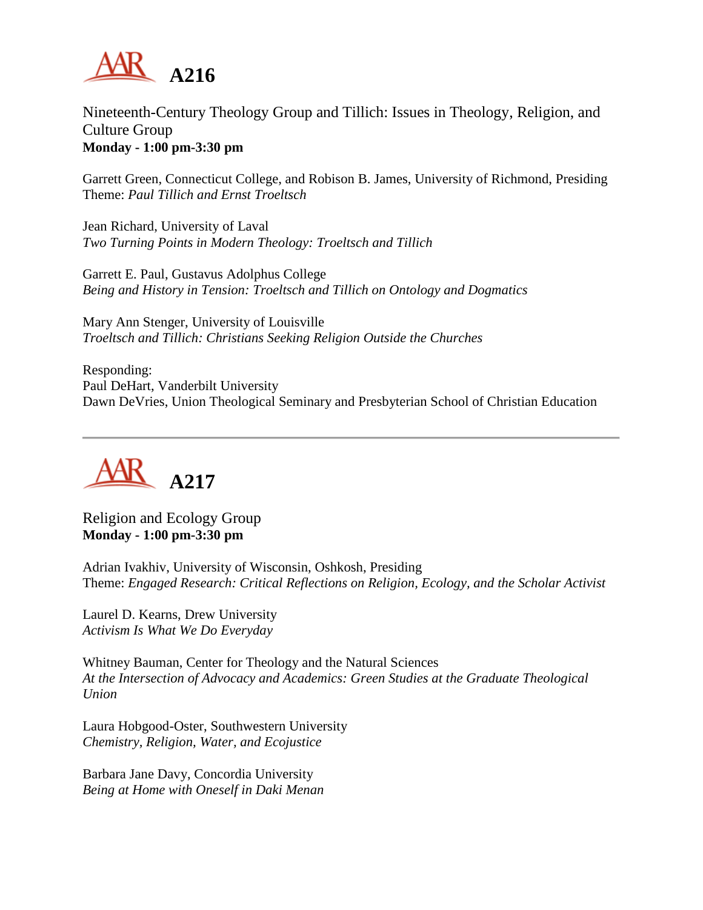# A216

Nineteenth-Century Theology Group and Tillich: Issues in Theology, Religion, and Culture Group
**Monday - 1:00 pm-3:30 pm**

Garrett Green, Connecticut College, and Robison B. James, University of Richmond, Presiding
Theme: *Paul Tillich and Ernst Troeltsch*

Jean Richard, University of Laval
*Two Turning Points in Modern Theology: Troeltsch and Tillich*

Garrett E. Paul, Gustavus Adolphus College
*Being and History in Tension: Troeltsch and Tillich on Ontology and Dogmatics*

Mary Ann Stenger, University of Louisville
*Troeltsch and Tillich: Christians Seeking Religion Outside the Churches*

Responding:
Paul DeHart, Vanderbilt University
Dawn DeVries, Union Theological Seminary and Presbyterian School of Christian Education

---

# A217

Religion and Ecology Group
**Monday - 1:00 pm-3:30 pm**

Adrian Ivakhiv, University of Wisconsin, Oshkosh, Presiding
Theme: *Engaged Research: Critical Reflections on Religion, Ecology, and the Scholar Activist*

Laurel D. Kearns, Drew University
*Activism Is What We Do Everyday*

Whitney Bauman, Center for Theology and the Natural Sciences
*At the Intersection of Advocacy and Academics: Green Studies at the Graduate Theological Union*

Laura Hobgood-Oster, Southwestern University
*Chemistry, Religion, Water, and Ecojustice*

Barbara Jane Davy, Concordia University
*Being at Home with Oneself in Daki Menan*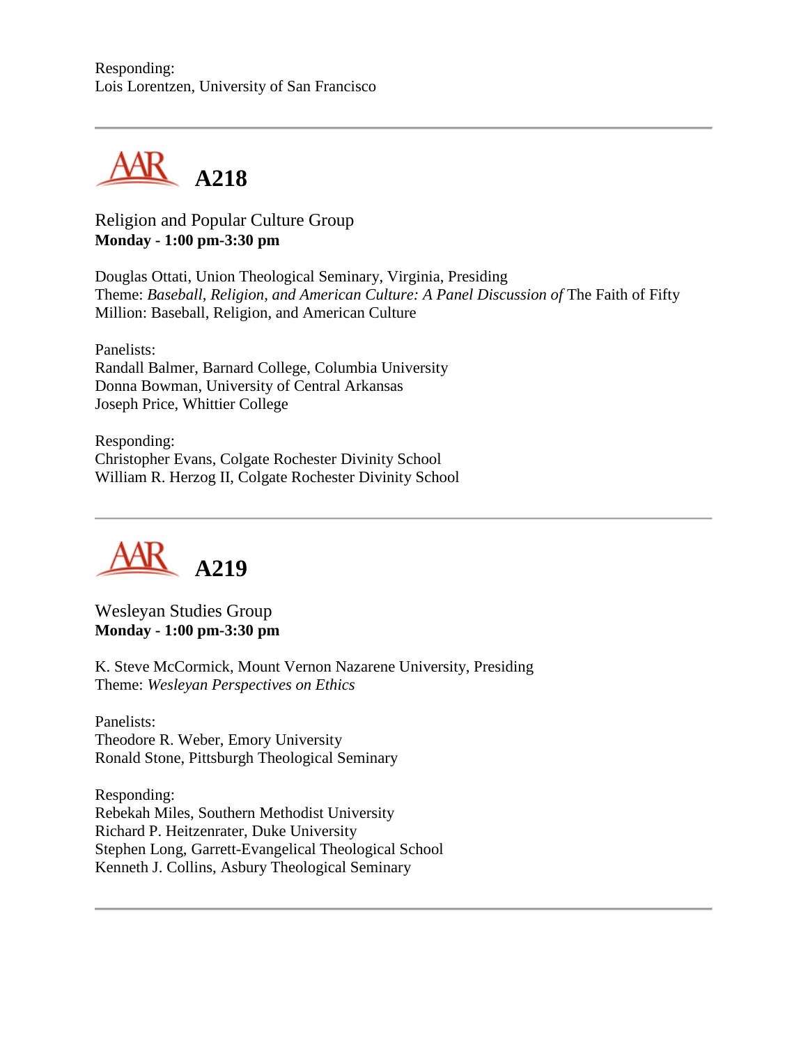Responding:
Lois Lorentzen, University of San Francisco

---

## A218

Religion and Popular Culture Group
**Monday - 1:00 pm-3:30 pm**

Douglas Ottati, Union Theological Seminary, Virginia, Presiding
Theme: *Baseball, Religion, and American Culture: A Panel Discussion of* The Faith of Fifty Million: Baseball, Religion, and American Culture

Panelists:
Randall Balmer, Barnard College, Columbia University
Donna Bowman, University of Central Arkansas
Joseph Price, Whittier College

Responding:
Christopher Evans, Colgate Rochester Divinity School
William R. Herzog II, Colgate Rochester Divinity School

---

## A219

Wesleyan Studies Group
**Monday - 1:00 pm-3:30 pm**

K. Steve McCormick, Mount Vernon Nazarene University, Presiding
Theme: *Wesleyan Perspectives on Ethics*

Panelists:
Theodore R. Weber, Emory University
Ronald Stone, Pittsburgh Theological Seminary

Responding:
Rebekah Miles, Southern Methodist University
Richard P. Heitzenrater, Duke University
Stephen Long, Garrett-Evangelical Theological School
Kenneth J. Collins, Asbury Theological Seminary

---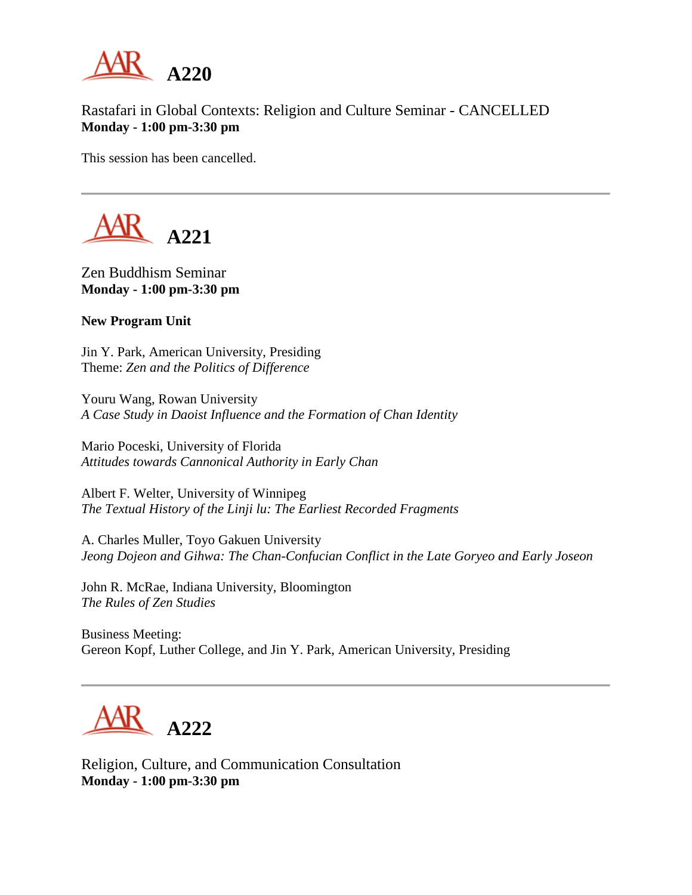# A220

Rastafari in Global Contexts: Religion and Culture Seminar - CANCELLED
**Monday - 1:00 pm-3:30 pm**

This session has been cancelled.

---

# A221

Zen Buddhism Seminar
**Monday - 1:00 pm-3:30 pm**

**New Program Unit**

Jin Y. Park, American University, Presiding
Theme: *Zen and the Politics of Difference*

Youru Wang, Rowan University
*A Case Study in Daoist Influence and the Formation of Chan Identity*

Mario Poceski, University of Florida
*Attitudes towards Cannonical Authority in Early Chan*

Albert F. Welter, University of Winnipeg
*The Textual History of the Linji lu: The Earliest Recorded Fragments*

A. Charles Muller, Toyo Gakuen University
*Jeong Dojeon and Gihwa: The Chan-Confucian Conflict in the Late Goryeo and Early Joseon*

John R. McRae, Indiana University, Bloomington
*The Rules of Zen Studies*

Business Meeting:
Gereon Kopf, Luther College, and Jin Y. Park, American University, Presiding

---

# A222

Religion, Culture, and Communication Consultation
**Monday - 1:00 pm-3:30 pm**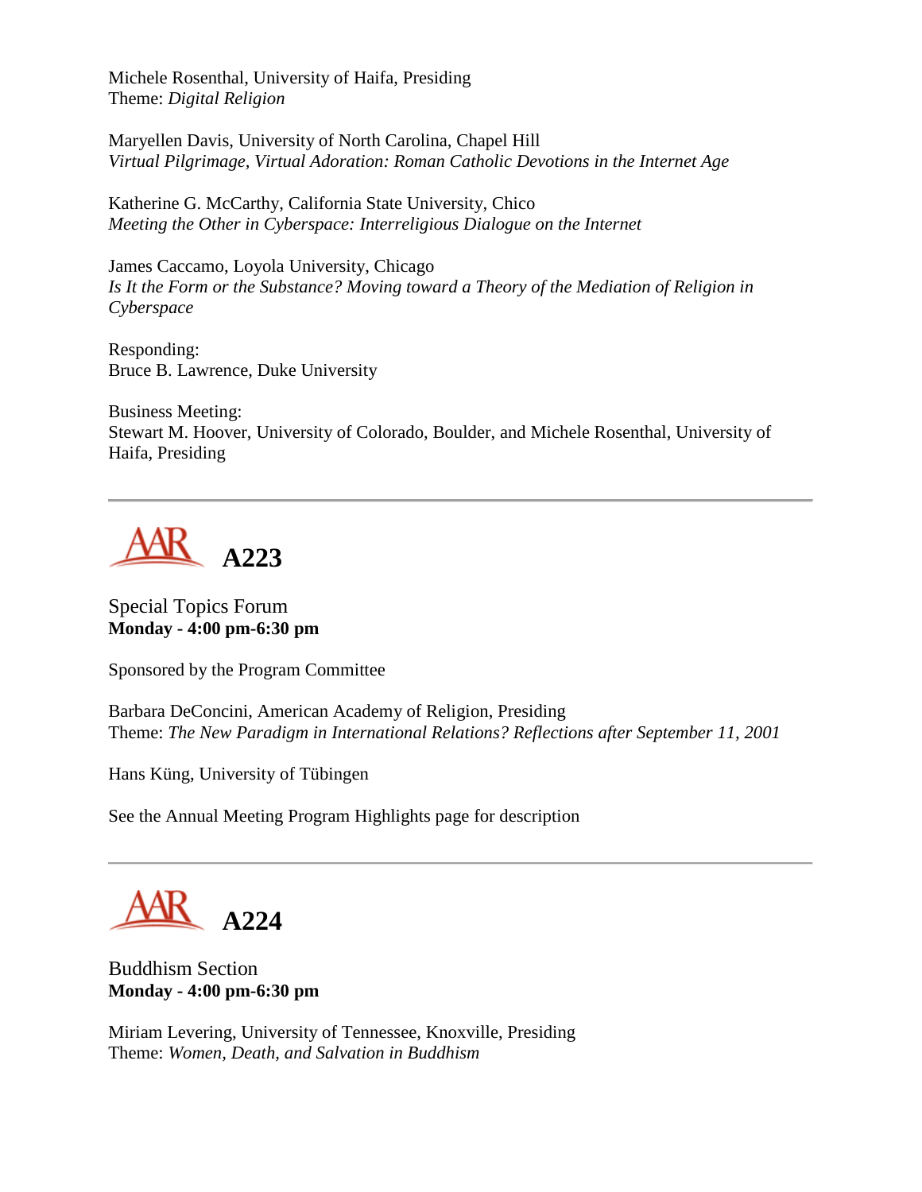Michele Rosenthal, University of Haifa, Presiding
Theme: *Digital Religion*

Maryellen Davis, University of North Carolina, Chapel Hill
*Virtual Pilgrimage, Virtual Adoration: Roman Catholic Devotions in the Internet Age*

Katherine G. McCarthy, California State University, Chico
*Meeting the Other in Cyberspace: Interreligious Dialogue on the Internet*

James Caccamo, Loyola University, Chicago
*Is It the Form or the Substance? Moving toward a Theory of the Mediation of Religion in Cyberspace*

Responding:
Bruce B. Lawrence, Duke University

Business Meeting:
Stewart M. Hoover, University of Colorado, Boulder, and Michele Rosenthal, University of Haifa, Presiding

---

# AAR A223

Special Topics Forum
**Monday - 4:00 pm-6:30 pm**

Sponsored by the Program Committee

Barbara DeConcini, American Academy of Religion, Presiding
Theme: *The New Paradigm in International Relations? Reflections after September 11, 2001*

Hans Küng, University of Tübingen

See the Annual Meeting Program Highlights page for description

---

# AAR A224

Buddhism Section
**Monday - 4:00 pm-6:30 pm**

Miriam Levering, University of Tennessee, Knoxville, Presiding
Theme: *Women, Death, and Salvation in Buddhism*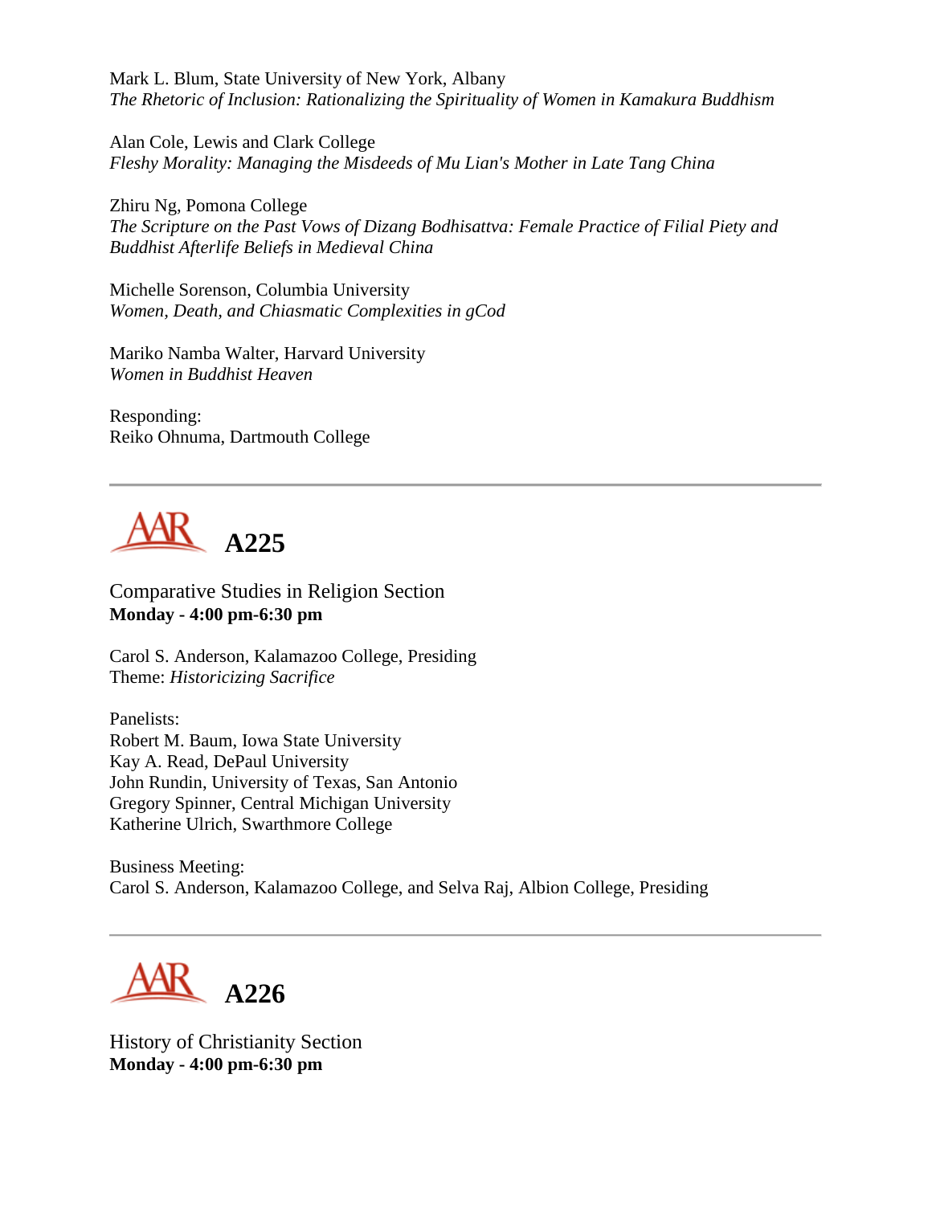Mark L. Blum, State University of New York, Albany
*The Rhetoric of Inclusion: Rationalizing the Spirituality of Women in Kamakura Buddhism*

Alan Cole, Lewis and Clark College
*Fleshy Morality: Managing the Misdeeds of Mu Lian's Mother in Late Tang China*

Zhiru Ng, Pomona College
*The Scripture on the Past Vows of Dizang Bodhisattva: Female Practice of Filial Piety and Buddhist Afterlife Beliefs in Medieval China*

Michelle Sorenson, Columbia University
*Women, Death, and Chiasmatic Complexities in gCod*

Mariko Namba Walter, Harvard University
*Women in Buddhist Heaven*

Responding:
Reiko Ohnuma, Dartmouth College

---

## A225

Comparative Studies in Religion Section
**Monday - 4:00 pm-6:30 pm**

Carol S. Anderson, Kalamazoo College, Presiding
Theme: *Historicizing Sacrifice*

Panelists:
Robert M. Baum, Iowa State University
Kay A. Read, DePaul University
John Rundin, University of Texas, San Antonio
Gregory Spinner, Central Michigan University
Katherine Ulrich, Swarthmore College

Business Meeting:
Carol S. Anderson, Kalamazoo College, and Selva Raj, Albion College, Presiding

---

## A226

History of Christianity Section
**Monday - 4:00 pm-6:30 pm**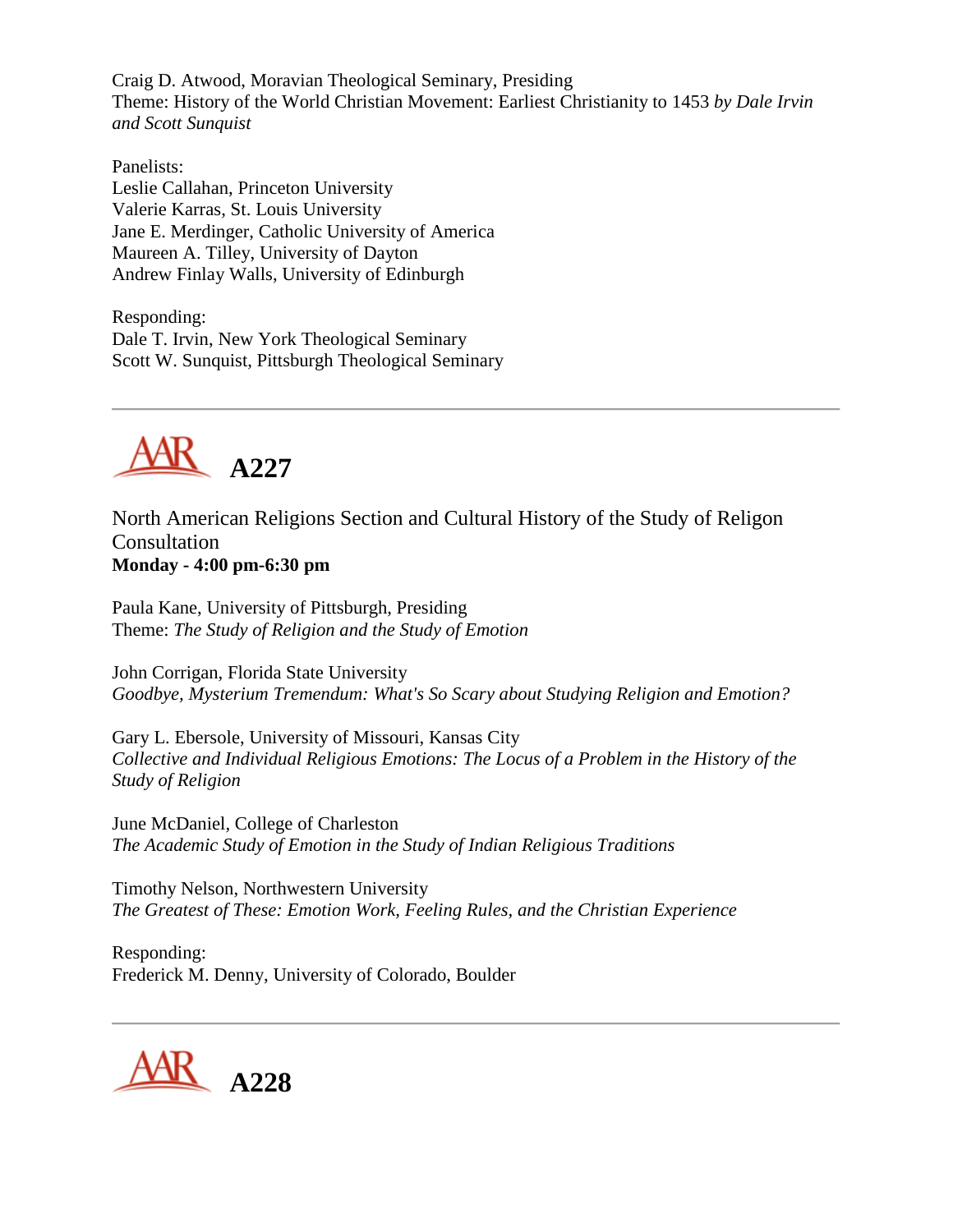Craig D. Atwood, Moravian Theological Seminary, Presiding
Theme: History of the World Christian Movement: Earliest Christianity to 1453 *by Dale Irvin and Scott Sunquist*

Panelists:
Leslie Callahan, Princeton University
Valerie Karras, St. Louis University
Jane E. Merdinger, Catholic University of America
Maureen A. Tilley, University of Dayton
Andrew Finlay Walls, University of Edinburgh

Responding:
Dale T. Irvin, New York Theological Seminary
Scott W. Sunquist, Pittsburgh Theological Seminary

---

## A227

North American Religions Section and Cultural History of the Study of Religon Consultation
**Monday - 4:00 pm-6:30 pm**

Paula Kane, University of Pittsburgh, Presiding
Theme: *The Study of Religion and the Study of Emotion*

John Corrigan, Florida State University
*Goodbye, Mysterium Tremendum: What's So Scary about Studying Religion and Emotion?*

Gary L. Ebersole, University of Missouri, Kansas City
*Collective and Individual Religious Emotions: The Locus of a Problem in the History of the Study of Religion*

June McDaniel, College of Charleston
*The Academic Study of Emotion in the Study of Indian Religious Traditions*

Timothy Nelson, Northwestern University
*The Greatest of These: Emotion Work, Feeling Rules, and the Christian Experience*

Responding:
Frederick M. Denny, University of Colorado, Boulder

---

## A228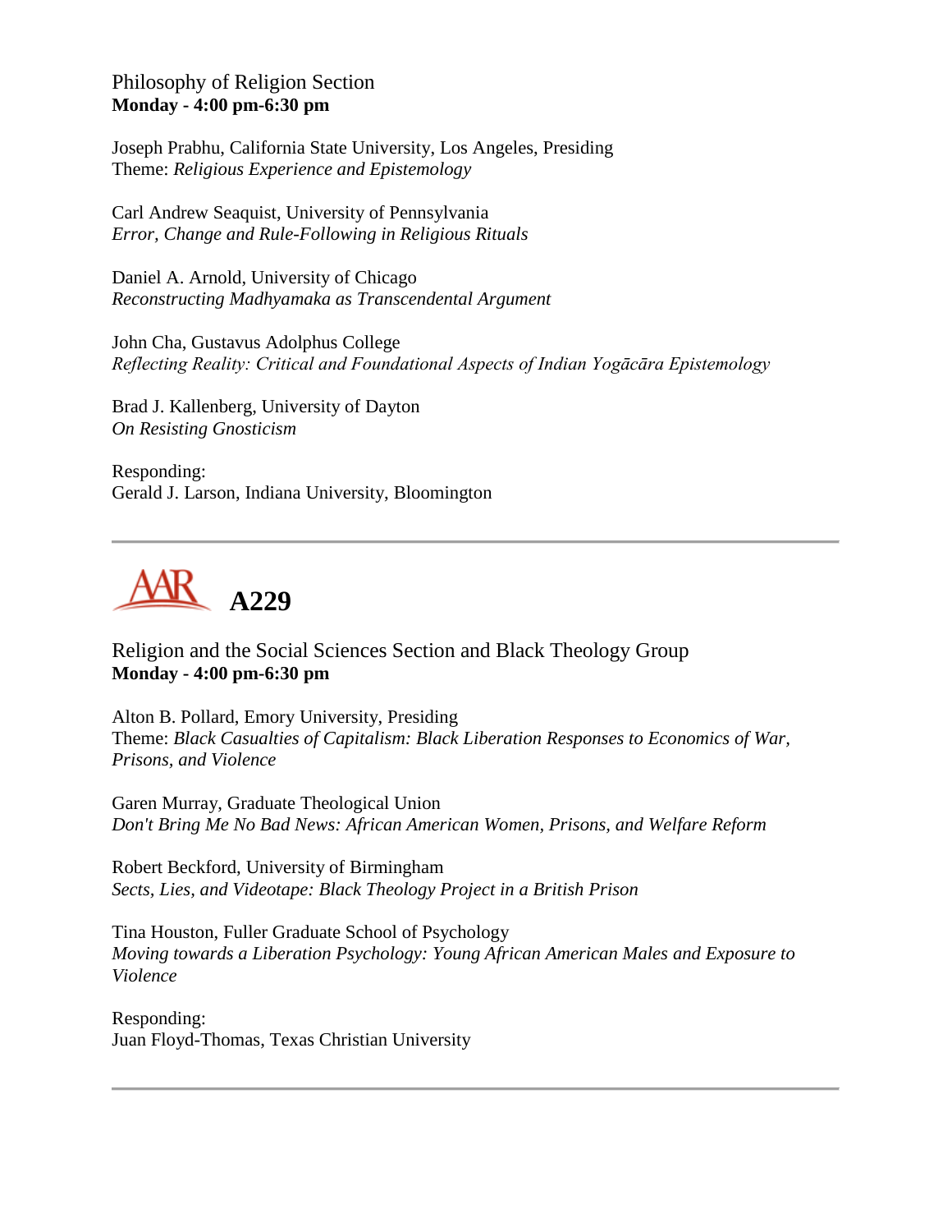Philosophy of Religion Section
**Monday - 4:00 pm-6:30 pm**

Joseph Prabhu, California State University, Los Angeles, Presiding
Theme: *Religious Experience and Epistemology*

Carl Andrew Seaquist, University of Pennsylvania
*Error, Change and Rule-Following in Religious Rituals*

Daniel A. Arnold, University of Chicago
*Reconstructing Madhyamaka as Transcendental Argument*

John Cha, Gustavus Adolphus College
*Reflecting Reality: Critical and Foundational Aspects of Indian Yogācāra Epistemology*

Brad J. Kallenberg, University of Dayton
*On Resisting Gnosticism*

Responding:
Gerald J. Larson, Indiana University, Bloomington

---

## AAR A229

Religion and the Social Sciences Section and Black Theology Group
**Monday - 4:00 pm-6:30 pm**

Alton B. Pollard, Emory University, Presiding
Theme: *Black Casualties of Capitalism: Black Liberation Responses to Economics of War, Prisons, and Violence*

Garen Murray, Graduate Theological Union
*Don't Bring Me No Bad News: African American Women, Prisons, and Welfare Reform*

Robert Beckford, University of Birmingham
*Sects, Lies, and Videotape: Black Theology Project in a British Prison*

Tina Houston, Fuller Graduate School of Psychology
*Moving towards a Liberation Psychology: Young African American Males and Exposure to Violence*

Responding:
Juan Floyd-Thomas, Texas Christian University

---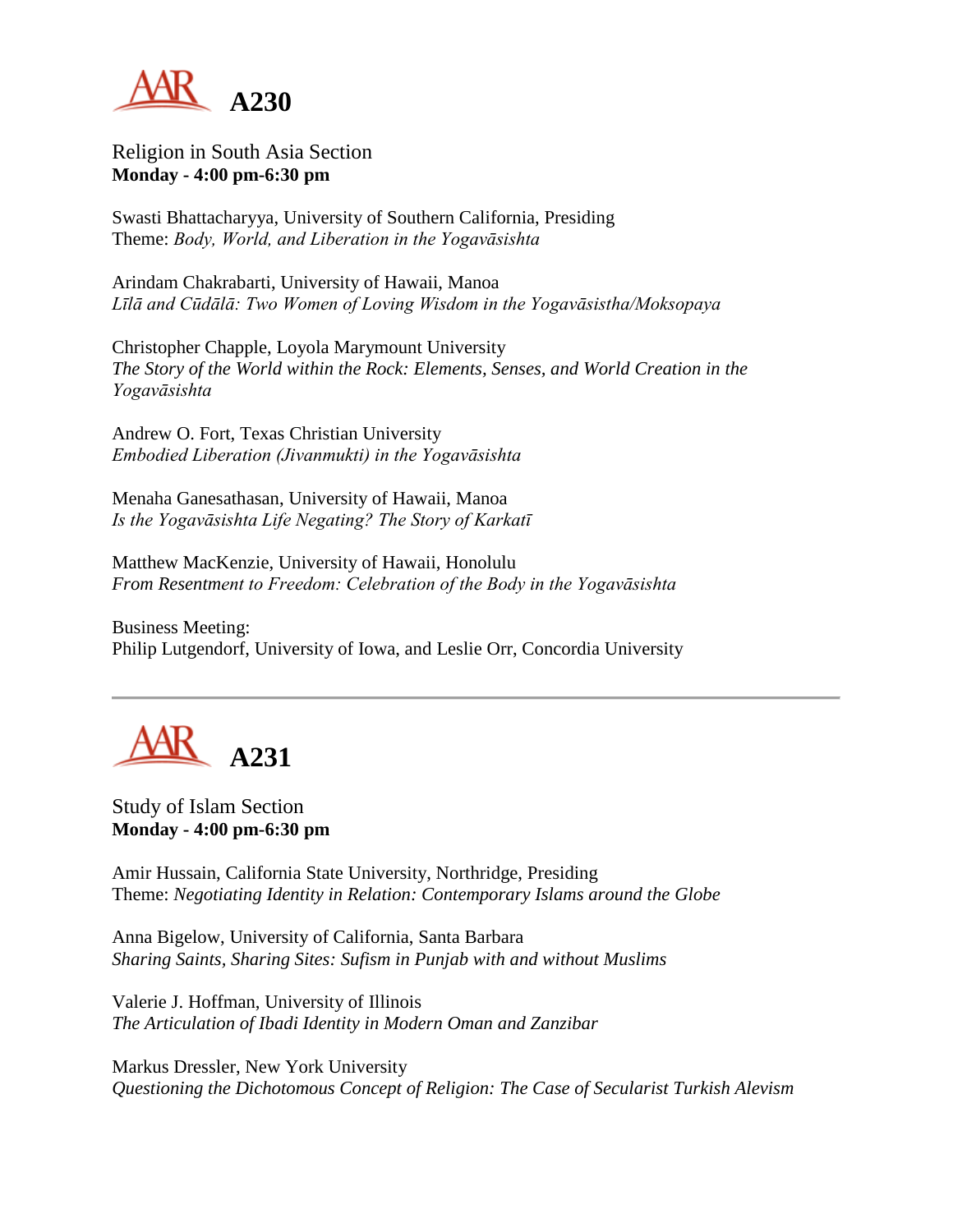## A230

Religion in South Asia Section
**Monday - 4:00 pm-6:30 pm**

Swasti Bhattacharyya, University of Southern California, Presiding
Theme: *Body, World, and Liberation in the Yogavāsishta*

Arindam Chakrabarti, University of Hawaii, Manoa
*Līlā and Cūdālā: Two Women of Loving Wisdom in the Yogavāsistha/Moksopaya*

Christopher Chapple, Loyola Marymount University
*The Story of the World within the Rock: Elements, Senses, and World Creation in the Yogavāsishta*

Andrew O. Fort, Texas Christian University
*Embodied Liberation (Jivanmukti) in the Yogavāsishta*

Menaha Ganesathasan, University of Hawaii, Manoa
*Is the Yogavāsishta Life Negating? The Story of Karkatī*

Matthew MacKenzie, University of Hawaii, Honolulu
*From Resentment to Freedom: Celebration of the Body in the Yogavāsishta*

Business Meeting:
Philip Lutgendorf, University of Iowa, and Leslie Orr, Concordia University

---

## A231

Study of Islam Section
**Monday - 4:00 pm-6:30 pm**

Amir Hussain, California State University, Northridge, Presiding
Theme: *Negotiating Identity in Relation: Contemporary Islams around the Globe*

Anna Bigelow, University of California, Santa Barbara
*Sharing Saints, Sharing Sites: Sufism in Punjab with and without Muslims*

Valerie J. Hoffman, University of Illinois
*The Articulation of Ibadi Identity in Modern Oman and Zanzibar*

Markus Dressler, New York University
*Questioning the Dichotomous Concept of Religion: The Case of Secularist Turkish Alevism*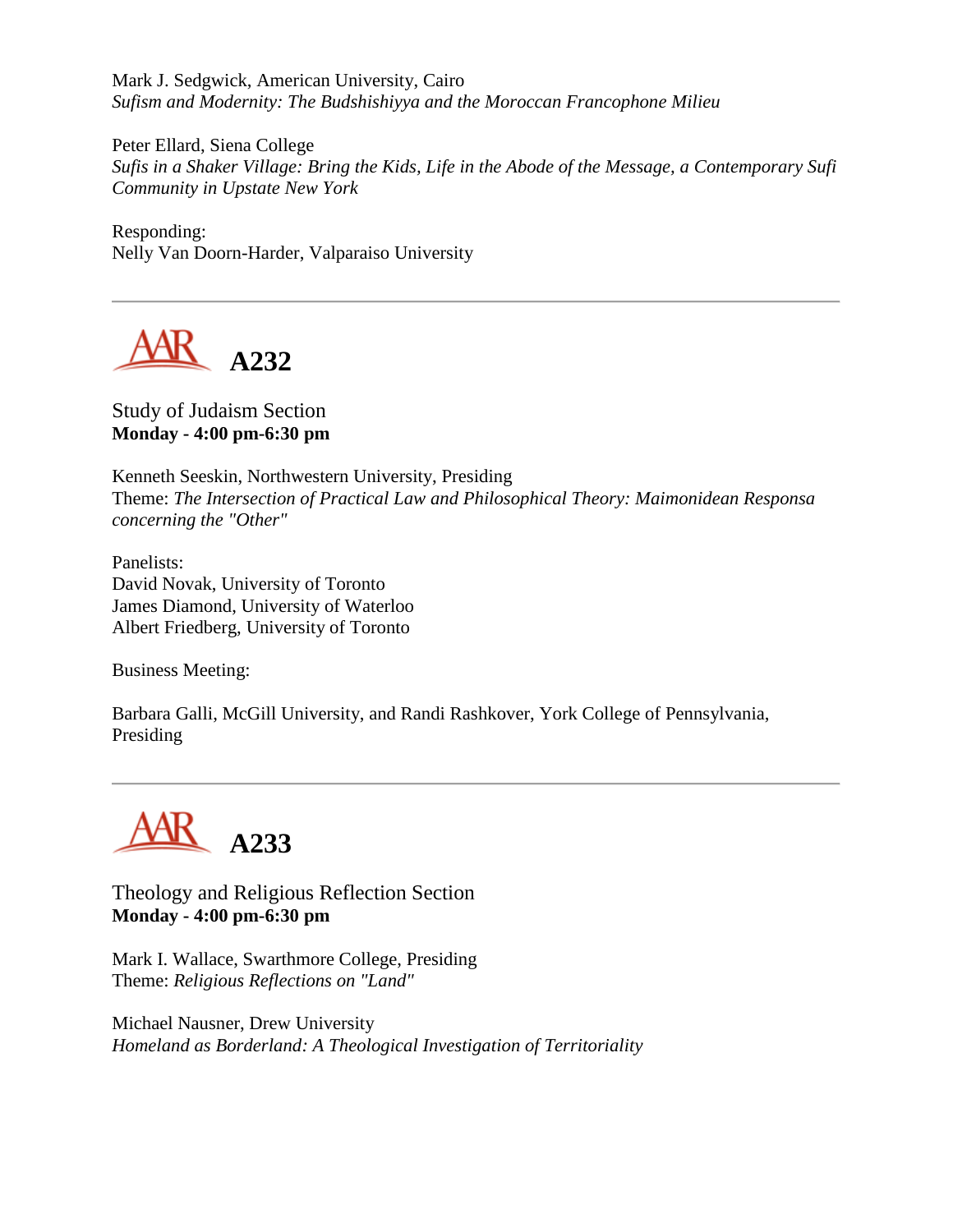Mark J. Sedgwick, American University, Cairo
*Sufism and Modernity: The Budshishiyya and the Moroccan Francophone Milieu*

Peter Ellard, Siena College
*Sufis in a Shaker Village: Bring the Kids, Life in the Abode of the Message, a Contemporary Sufi Community in Upstate New York*

Responding:
Nelly Van Doorn-Harder, Valparaiso University

---

## AAR A232

Study of Judaism Section
**Monday - 4:00 pm-6:30 pm**

Kenneth Seeskin, Northwestern University, Presiding
Theme: *The Intersection of Practical Law and Philosophical Theory: Maimonidean Responsa concerning the "Other"*

Panelists:
David Novak, University of Toronto
James Diamond, University of Waterloo
Albert Friedberg, University of Toronto

Business Meeting:

Barbara Galli, McGill University, and Randi Rashkover, York College of Pennsylvania, Presiding

---

## AAR A233

Theology and Religious Reflection Section
**Monday - 4:00 pm-6:30 pm**

Mark I. Wallace, Swarthmore College, Presiding
Theme: *Religious Reflections on "Land"*

Michael Nausner, Drew University
*Homeland as Borderland: A Theological Investigation of Territoriality*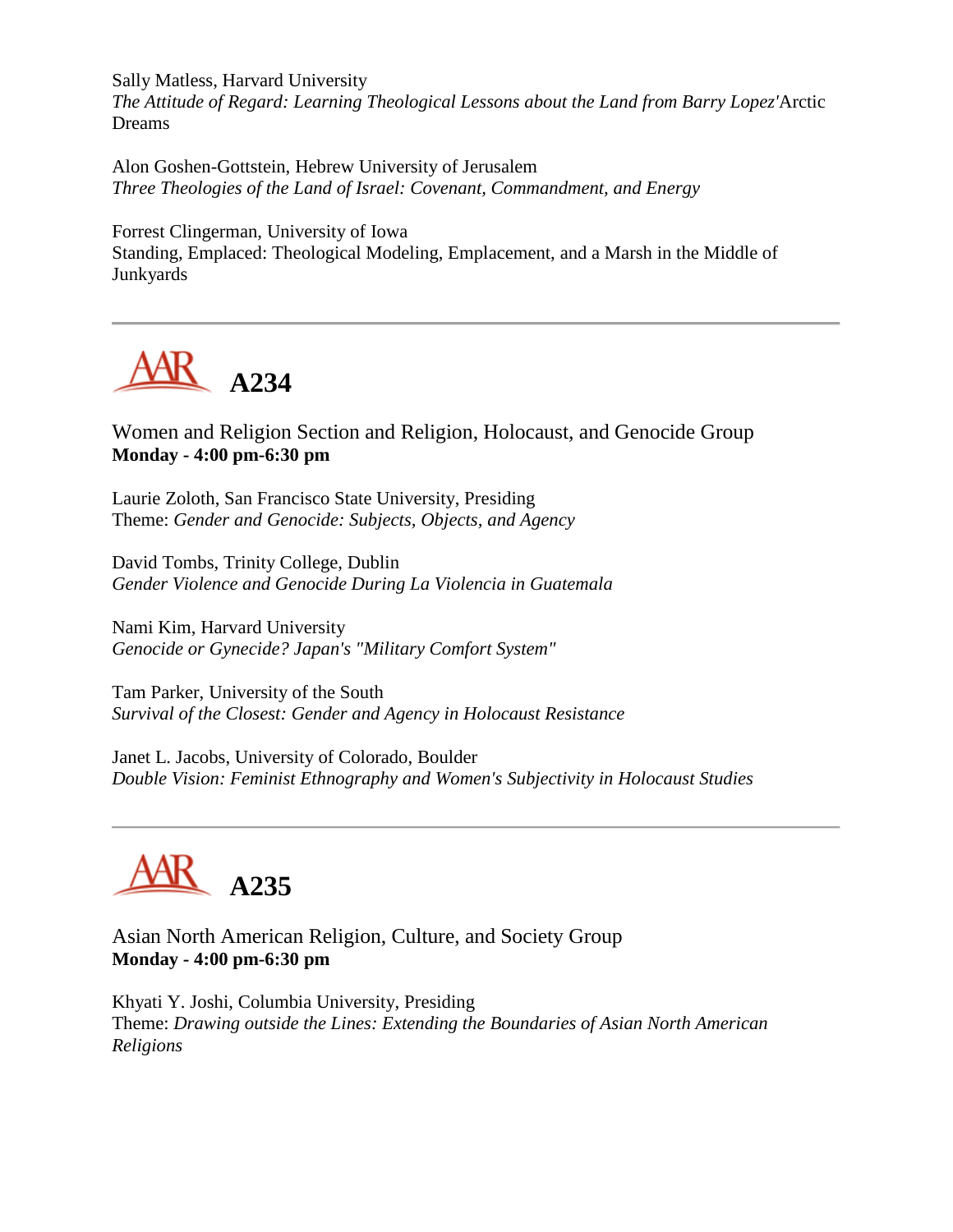Sally Matless, Harvard University
*The Attitude of Regard: Learning Theological Lessons about the Land from Barry Lopez'*Arctic Dreams

Alon Goshen-Gottstein, Hebrew University of Jerusalem
*Three Theologies of the Land of Israel: Covenant, Commandment, and Energy*

Forrest Clingerman, University of Iowa
Standing, Emplaced: Theological Modeling, Emplacement, and a Marsh in the Middle of Junkyards

---

## AAR A234

Women and Religion Section and Religion, Holocaust, and Genocide Group
**Monday - 4:00 pm-6:30 pm**

Laurie Zoloth, San Francisco State University, Presiding
Theme: *Gender and Genocide: Subjects, Objects, and Agency*

David Tombs, Trinity College, Dublin
*Gender Violence and Genocide During La Violencia in Guatemala*

Nami Kim, Harvard University
*Genocide or Gynecide? Japan's "Military Comfort System"*

Tam Parker, University of the South
*Survival of the Closest: Gender and Agency in Holocaust Resistance*

Janet L. Jacobs, University of Colorado, Boulder
*Double Vision: Feminist Ethnography and Women's Subjectivity in Holocaust Studies*

---

## AAR A235

Asian North American Religion, Culture, and Society Group
**Monday - 4:00 pm-6:30 pm**

Khyati Y. Joshi, Columbia University, Presiding
Theme: *Drawing outside the Lines: Extending the Boundaries of Asian North American Religions*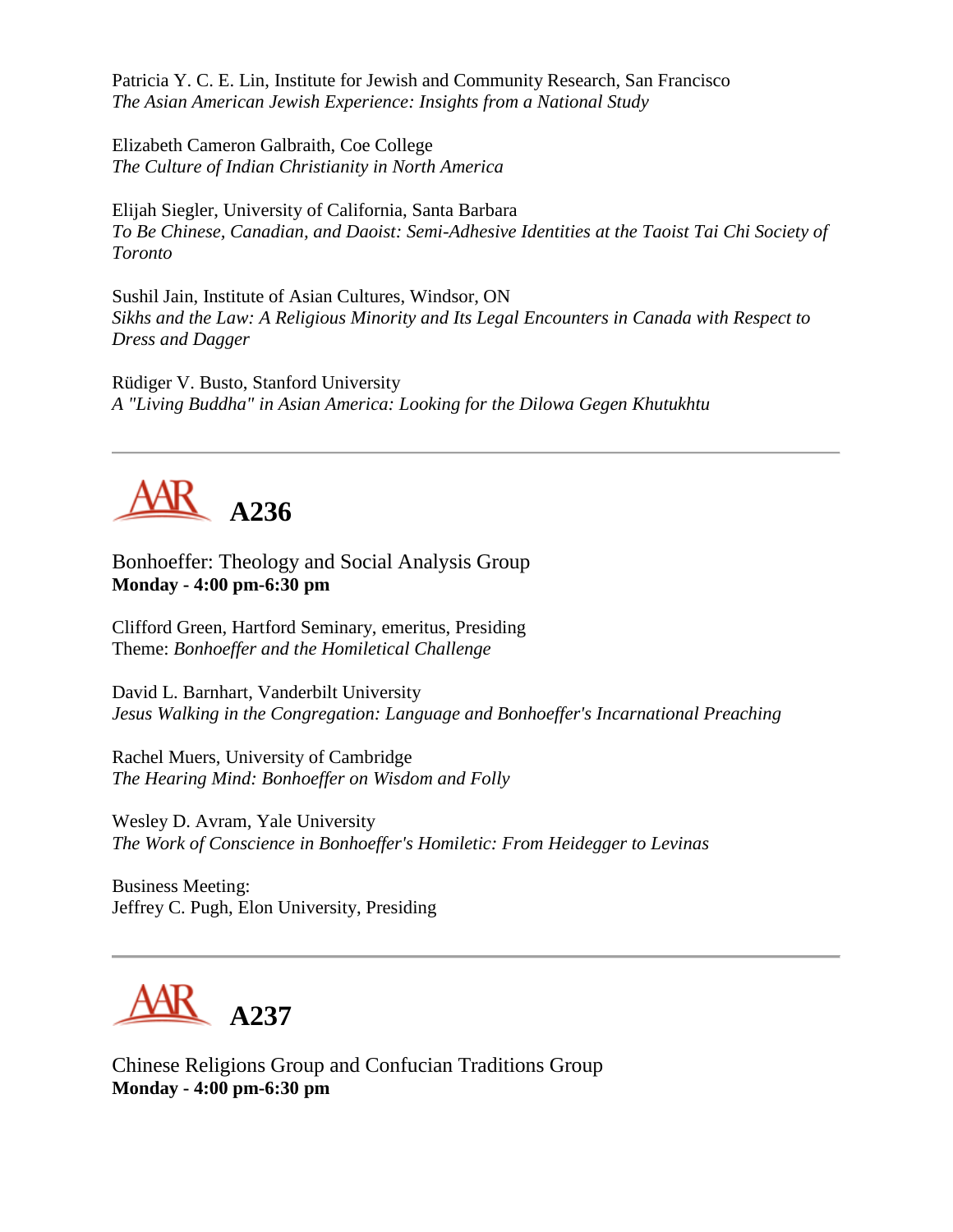Patricia Y. C. E. Lin, Institute for Jewish and Community Research, San Francisco
*The Asian American Jewish Experience: Insights from a National Study*

Elizabeth Cameron Galbraith, Coe College
*The Culture of Indian Christianity in North America*

Elijah Siegler, University of California, Santa Barbara
*To Be Chinese, Canadian, and Daoist: Semi-Adhesive Identities at the Taoist Tai Chi Society of Toronto*

Sushil Jain, Institute of Asian Cultures, Windsor, ON
*Sikhs and the Law: A Religious Minority and Its Legal Encounters in Canada with Respect to Dress and Dagger*

Rüdiger V. Busto, Stanford University
*A "Living Buddha" in Asian America: Looking for the Dilowa Gegen Khutukhtu*

---

## AAR A236

Bonhoeffer: Theology and Social Analysis Group
**Monday - 4:00 pm-6:30 pm**

Clifford Green, Hartford Seminary, emeritus, Presiding
Theme: *Bonhoeffer and the Homiletical Challenge*

David L. Barnhart, Vanderbilt University
*Jesus Walking in the Congregation: Language and Bonhoeffer's Incarnational Preaching*

Rachel Muers, University of Cambridge
*The Hearing Mind: Bonhoeffer on Wisdom and Folly*

Wesley D. Avram, Yale University
*The Work of Conscience in Bonhoeffer's Homiletic: From Heidegger to Levinas*

Business Meeting:
Jeffrey C. Pugh, Elon University, Presiding

---

## AAR A237

Chinese Religions Group and Confucian Traditions Group
**Monday - 4:00 pm-6:30 pm**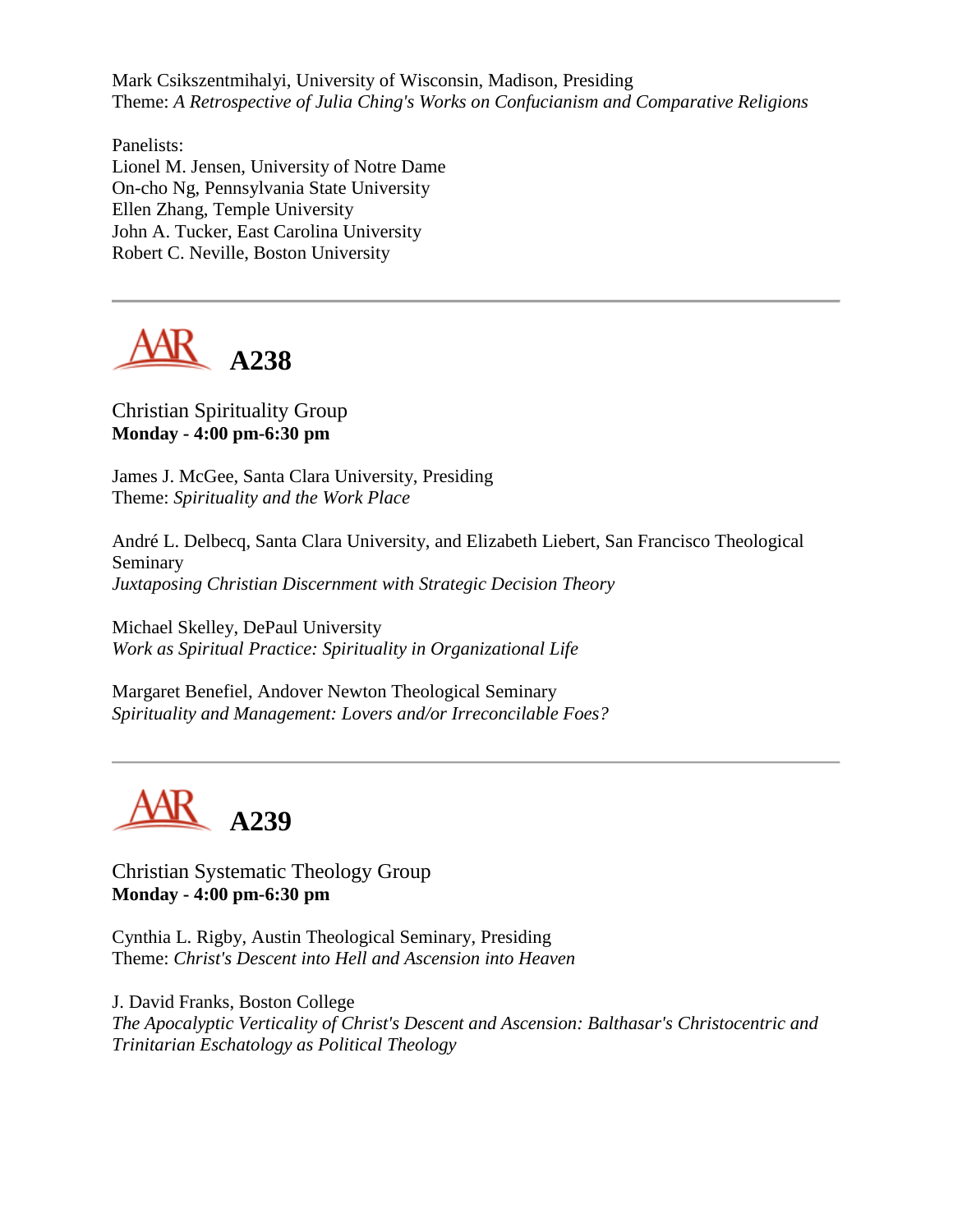Mark Csikszentmihalyi, University of Wisconsin, Madison, Presiding
Theme: *A Retrospective of Julia Ching's Works on Confucianism and Comparative Religions*

Panelists:
Lionel M. Jensen, University of Notre Dame
On-cho Ng, Pennsylvania State University
Ellen Zhang, Temple University
John A. Tucker, East Carolina University
Robert C. Neville, Boston University

---

## A238

Christian Spirituality Group
**Monday - 4:00 pm-6:30 pm**

James J. McGee, Santa Clara University, Presiding
Theme: *Spirituality and the Work Place*

André L. Delbecq, Santa Clara University, and Elizabeth Liebert, San Francisco Theological Seminary
*Juxtaposing Christian Discernment with Strategic Decision Theory*

Michael Skelley, DePaul University
*Work as Spiritual Practice: Spirituality in Organizational Life*

Margaret Benefiel, Andover Newton Theological Seminary
*Spirituality and Management: Lovers and/or Irreconcilable Foes?*

---

## A239

Christian Systematic Theology Group
**Monday - 4:00 pm-6:30 pm**

Cynthia L. Rigby, Austin Theological Seminary, Presiding
Theme: *Christ's Descent into Hell and Ascension into Heaven*

J. David Franks, Boston College
*The Apocalyptic Verticality of Christ's Descent and Ascension: Balthasar's Christocentric and Trinitarian Eschatology as Political Theology*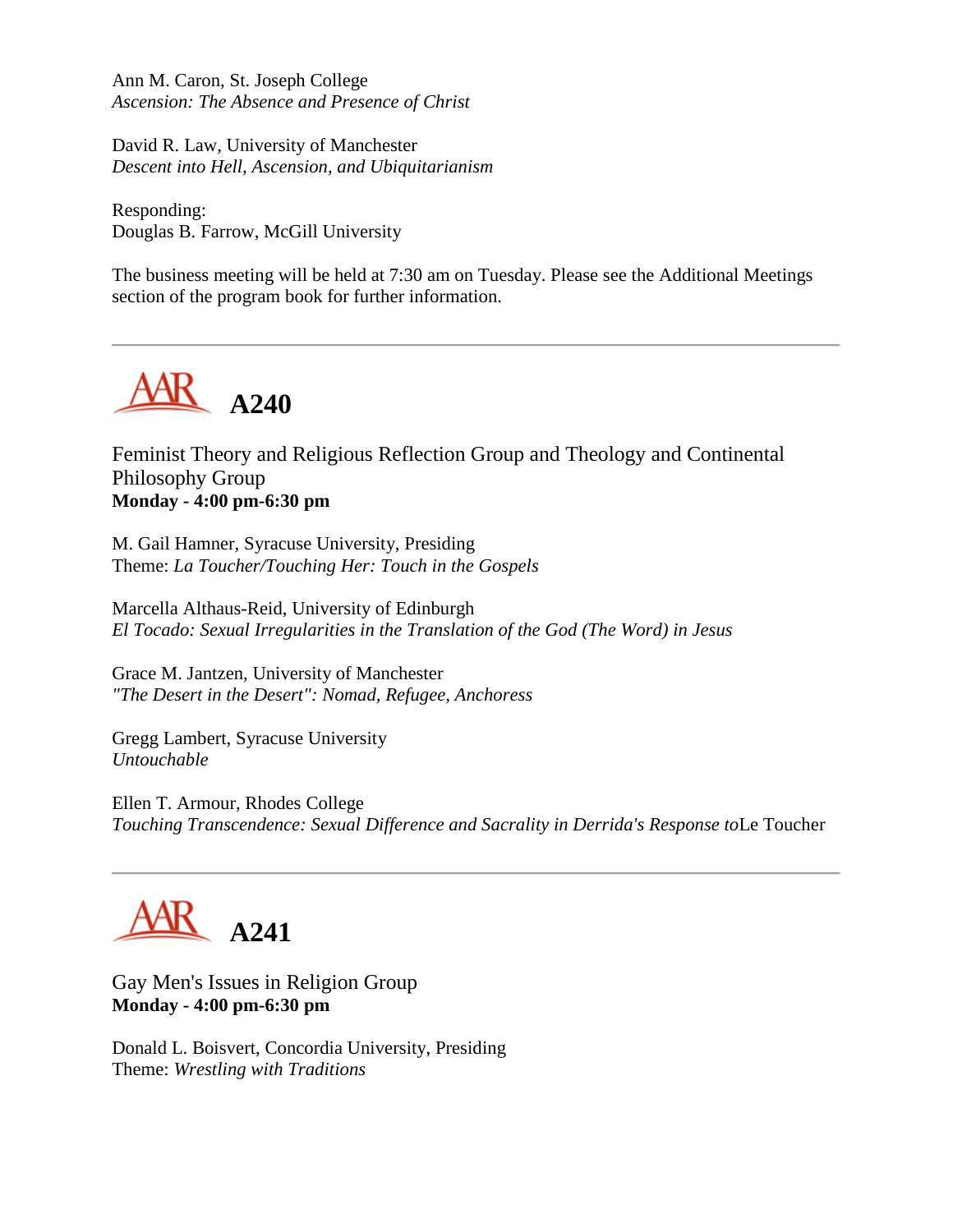Ann M. Caron, St. Joseph College
*Ascension: The Absence and Presence of Christ*

David R. Law, University of Manchester
*Descent into Hell, Ascension, and Ubiquitarianism*

Responding:
Douglas B. Farrow, McGill University

The business meeting will be held at 7:30 am on Tuesday. Please see the Additional Meetings section of the program book for further information.

---

## A240

Feminist Theory and Religious Reflection Group and Theology and Continental Philosophy Group
**Monday - 4:00 pm-6:30 pm**

M. Gail Hamner, Syracuse University, Presiding
Theme: *La Toucher/Touching Her: Touch in the Gospels*

Marcella Althaus-Reid, University of Edinburgh
*El Tocado: Sexual Irregularities in the Translation of the God (The Word) in Jesus*

Grace M. Jantzen, University of Manchester
*"The Desert in the Desert": Nomad, Refugee, Anchoress*

Gregg Lambert, Syracuse University
*Untouchable*

Ellen T. Armour, Rhodes College
*Touching Transcendence: Sexual Difference and Sacrality in Derrida's Response to*Le Toucher

---

## A241

Gay Men's Issues in Religion Group
**Monday - 4:00 pm-6:30 pm**

Donald L. Boisvert, Concordia University, Presiding
Theme: *Wrestling with Traditions*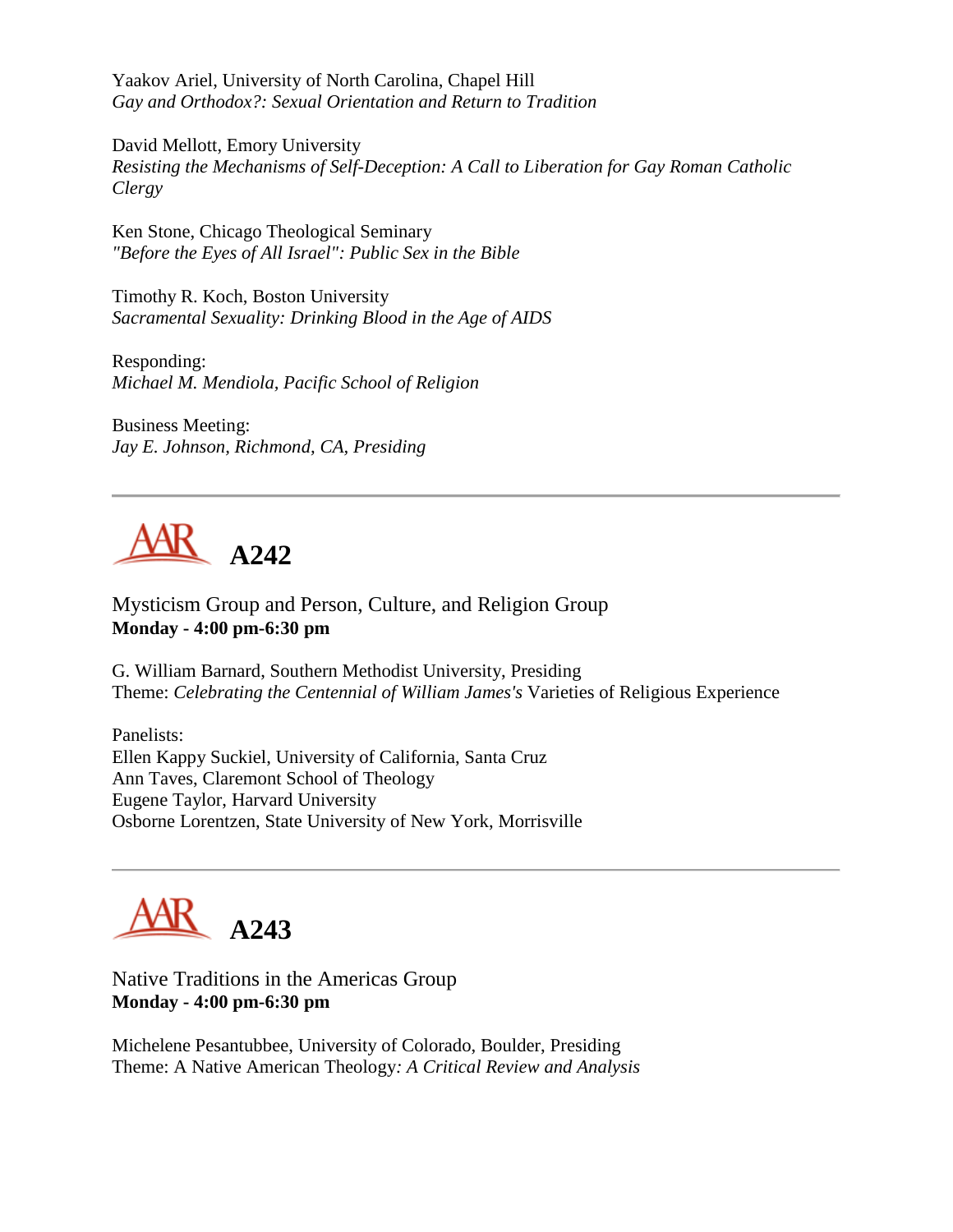Yaakov Ariel, University of North Carolina, Chapel Hill
*Gay and Orthodox?: Sexual Orientation and Return to Tradition*

David Mellott, Emory University
*Resisting the Mechanisms of Self-Deception: A Call to Liberation for Gay Roman Catholic Clergy*

Ken Stone, Chicago Theological Seminary
*"Before the Eyes of All Israel": Public Sex in the Bible*

Timothy R. Koch, Boston University
*Sacramental Sexuality: Drinking Blood in the Age of AIDS*

Responding:
*Michael M. Mendiola, Pacific School of Religion*

Business Meeting:
*Jay E. Johnson, Richmond, CA, Presiding*

---

# AAR A242

Mysticism Group and Person, Culture, and Religion Group
**Monday - 4:00 pm-6:30 pm**

G. William Barnard, Southern Methodist University, Presiding
Theme: *Celebrating the Centennial of William James's* Varieties of Religious Experience

Panelists:
Ellen Kappy Suckiel, University of California, Santa Cruz
Ann Taves, Claremont School of Theology
Eugene Taylor, Harvard University
Osborne Lorentzen, State University of New York, Morrisville

---

# AAR A243

Native Traditions in the Americas Group
**Monday - 4:00 pm-6:30 pm**

Michelene Pesantubbee, University of Colorado, Boulder, Presiding
Theme: A Native American Theology*: A Critical Review and Analysis*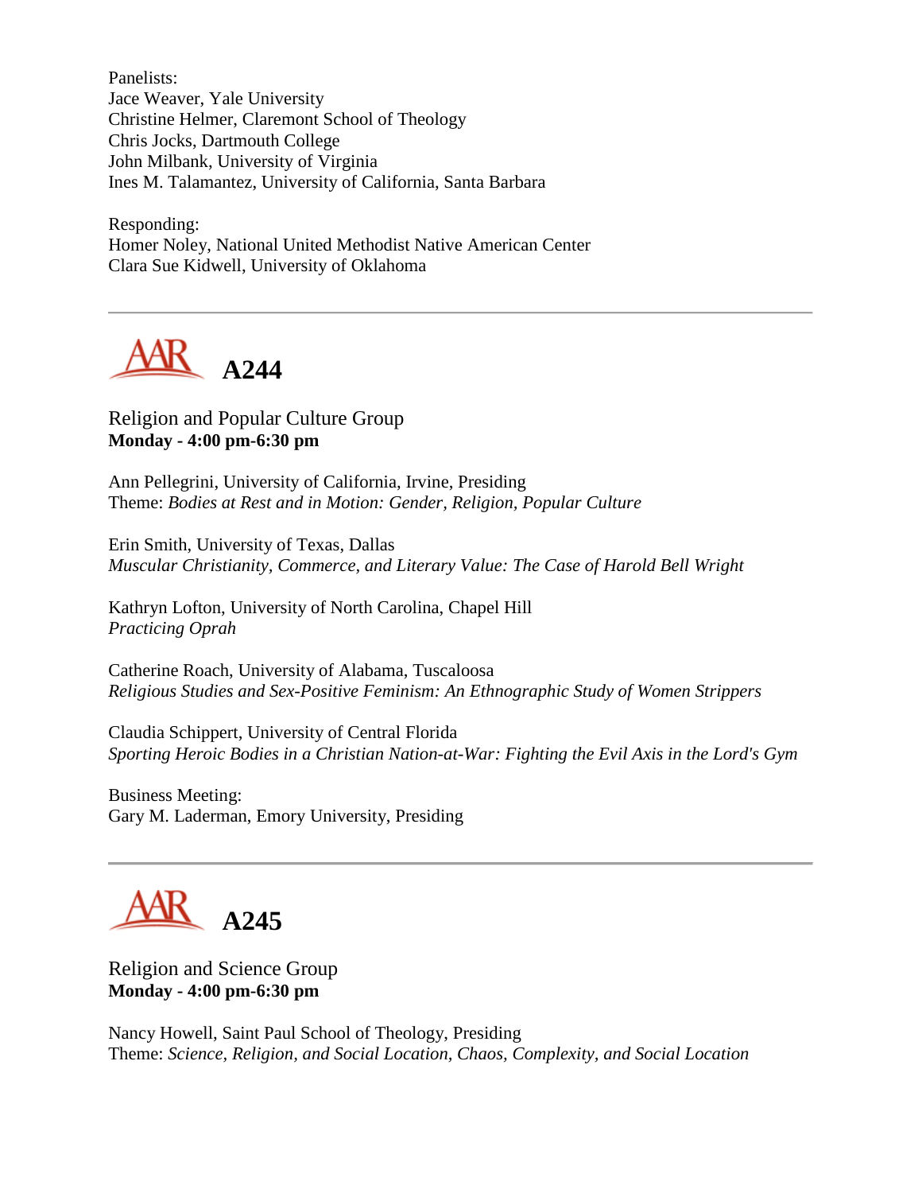Panelists:
Jace Weaver, Yale University
Christine Helmer, Claremont School of Theology
Chris Jocks, Dartmouth College
John Milbank, University of Virginia
Ines M. Talamantez, University of California, Santa Barbara

Responding:
Homer Noley, National United Methodist Native American Center
Clara Sue Kidwell, University of Oklahoma

---

## A244

Religion and Popular Culture Group
**Monday - 4:00 pm-6:30 pm**

Ann Pellegrini, University of California, Irvine, Presiding
Theme: *Bodies at Rest and in Motion: Gender, Religion, Popular Culture*

Erin Smith, University of Texas, Dallas
*Muscular Christianity, Commerce, and Literary Value: The Case of Harold Bell Wright*

Kathryn Lofton, University of North Carolina, Chapel Hill
*Practicing Oprah*

Catherine Roach, University of Alabama, Tuscaloosa
*Religious Studies and Sex-Positive Feminism: An Ethnographic Study of Women Strippers*

Claudia Schippert, University of Central Florida
*Sporting Heroic Bodies in a Christian Nation-at-War: Fighting the Evil Axis in the Lord's Gym*

Business Meeting:
Gary M. Laderman, Emory University, Presiding

---

## A245

Religion and Science Group
**Monday - 4:00 pm-6:30 pm**

Nancy Howell, Saint Paul School of Theology, Presiding
Theme: *Science, Religion, and Social Location, Chaos, Complexity, and Social Location*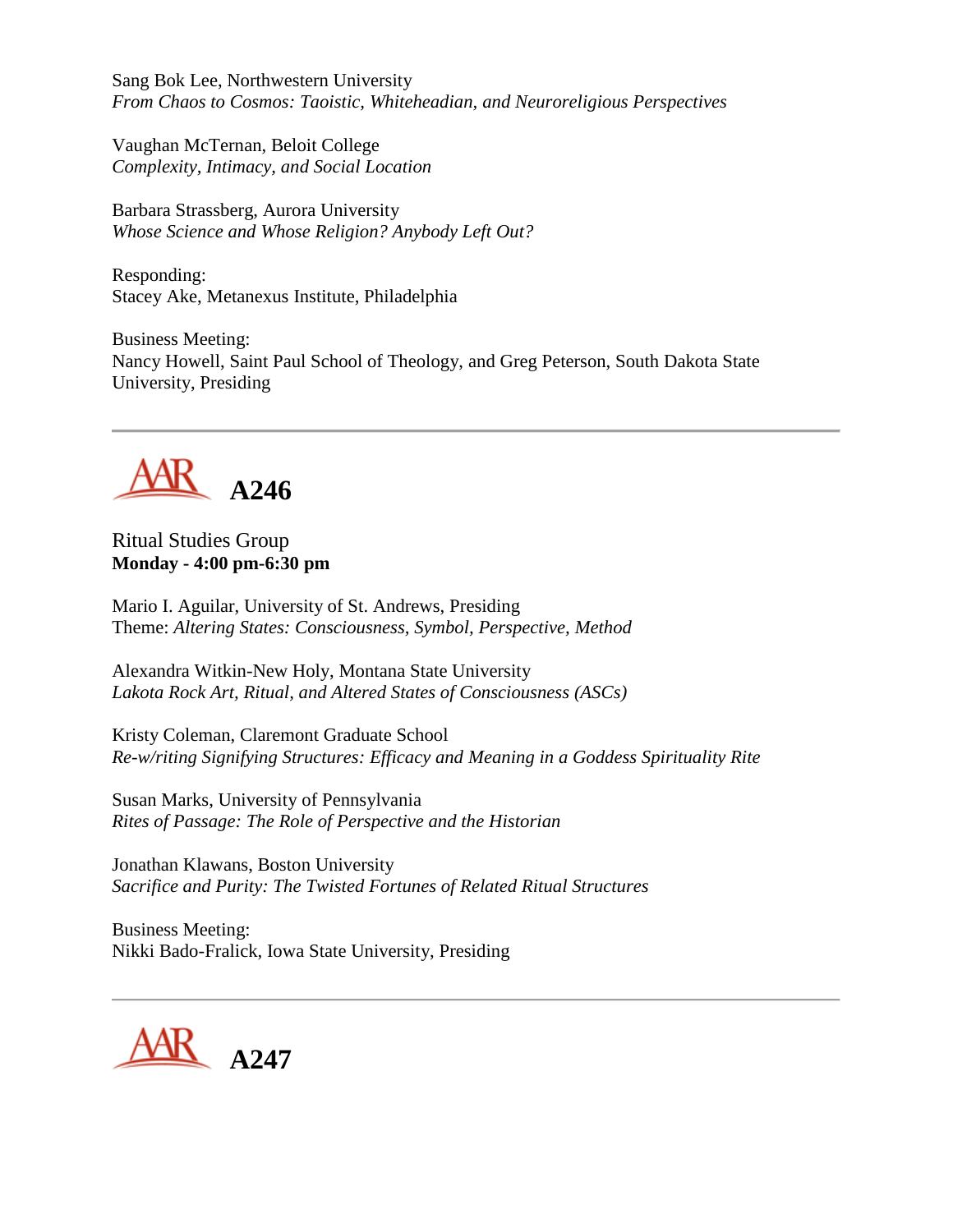Sang Bok Lee, Northwestern University
*From Chaos to Cosmos: Taoistic, Whiteheadian, and Neuroreligious Perspectives*

Vaughan McTernan, Beloit College
*Complexity, Intimacy, and Social Location*

Barbara Strassberg, Aurora University
*Whose Science and Whose Religion? Anybody Left Out?*

Responding:
Stacey Ake, Metanexus Institute, Philadelphia

Business Meeting:
Nancy Howell, Saint Paul School of Theology, and Greg Peterson, South Dakota State University, Presiding

---

## AAR A246

Ritual Studies Group
**Monday - 4:00 pm-6:30 pm**

Mario I. Aguilar, University of St. Andrews, Presiding
Theme: *Altering States: Consciousness, Symbol, Perspective, Method*

Alexandra Witkin-New Holy, Montana State University
*Lakota Rock Art, Ritual, and Altered States of Consciousness (ASCs)*

Kristy Coleman, Claremont Graduate School
*Re-w/riting Signifying Structures: Efficacy and Meaning in a Goddess Spirituality Rite*

Susan Marks, University of Pennsylvania
*Rites of Passage: The Role of Perspective and the Historian*

Jonathan Klawans, Boston University
*Sacrifice and Purity: The Twisted Fortunes of Related Ritual Structures*

Business Meeting:
Nikki Bado-Fralick, Iowa State University, Presiding

---

## AAR A247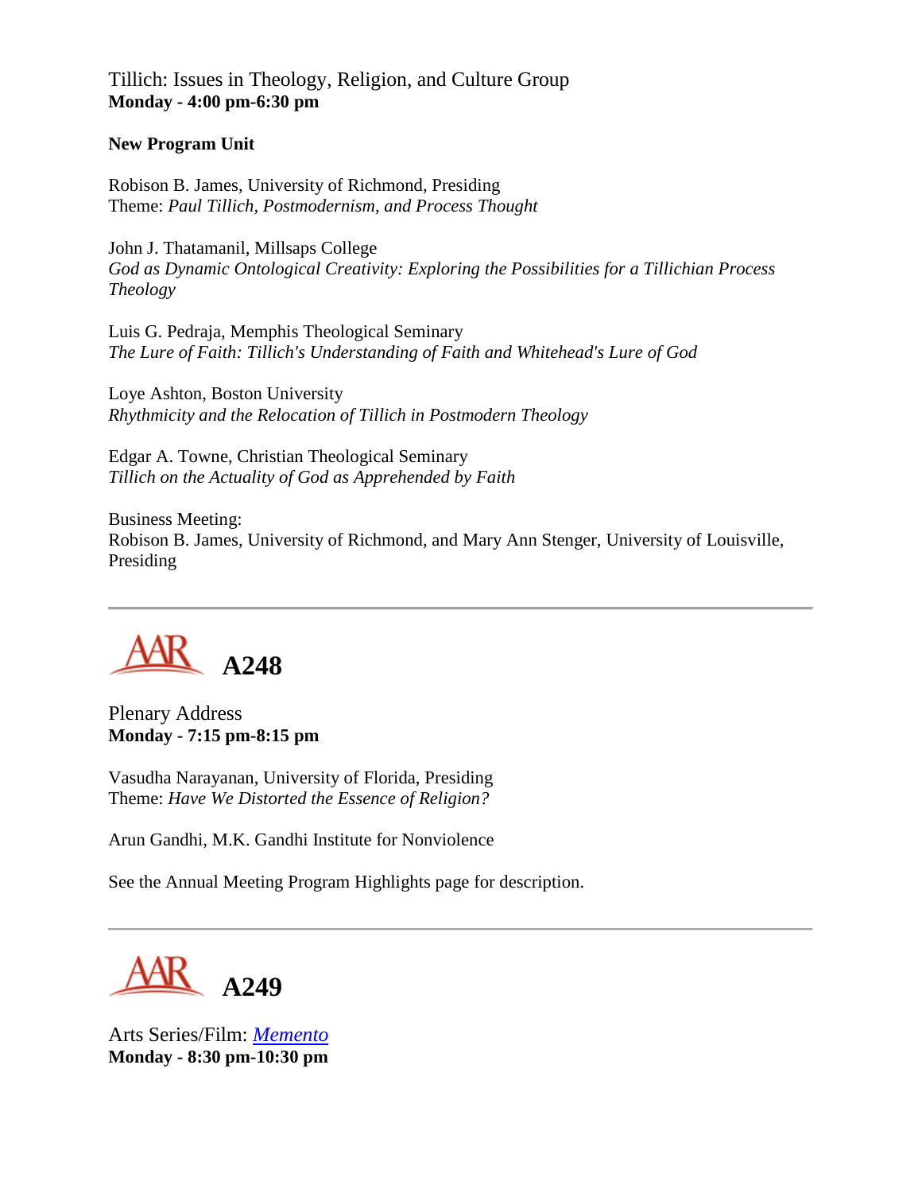Tillich: Issues in Theology, Religion, and Culture Group
**Monday - 4:00 pm-6:30 pm**

**New Program Unit**

Robison B. James, University of Richmond, Presiding
Theme: *Paul Tillich, Postmodernism, and Process Thought*

John J. Thatamanil, Millsaps College
*God as Dynamic Ontological Creativity: Exploring the Possibilities for a Tillichian Process Theology*

Luis G. Pedraja, Memphis Theological Seminary
*The Lure of Faith: Tillich's Understanding of Faith and Whitehead's Lure of God*

Loye Ashton, Boston University
*Rhythmicity and the Relocation of Tillich in Postmodern Theology*

Edgar A. Towne, Christian Theological Seminary
*Tillich on the Actuality of God as Apprehended by Faith*

Business Meeting:
Robison B. James, University of Richmond, and Mary Ann Stenger, University of Louisville, Presiding

---

## AAR A248

Plenary Address
**Monday - 7:15 pm-8:15 pm**

Vasudha Narayanan, University of Florida, Presiding
Theme: *Have We Distorted the Essence of Religion?*

Arun Gandhi, M.K. Gandhi Institute for Nonviolence

See the Annual Meeting Program Highlights page for description.

---

## AAR A249

Arts Series/Film: *Memento*
**Monday - 8:30 pm-10:30 pm**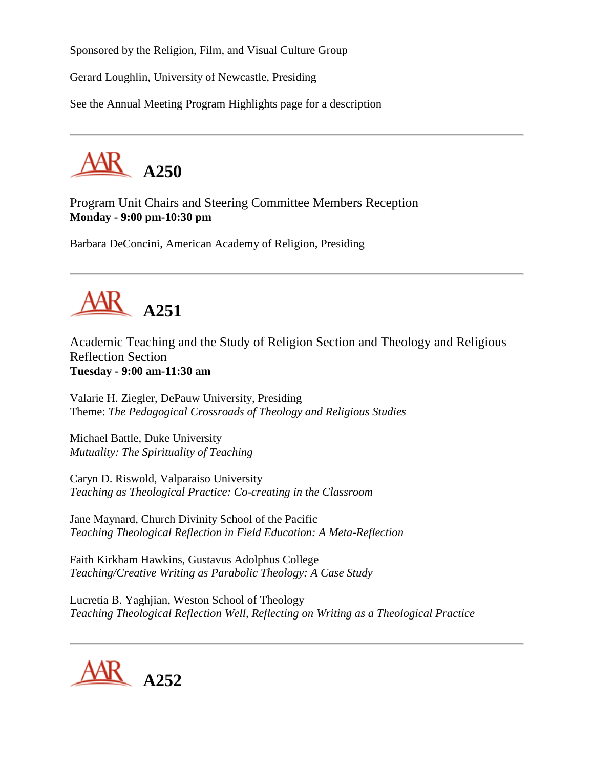Sponsored by the Religion, Film, and Visual Culture Group

Gerard Loughlin, University of Newcastle, Presiding

See the Annual Meeting Program Highlights page for a description

---

## A250

Program Unit Chairs and Steering Committee Members Reception
**Monday - 9:00 pm-10:30 pm**

Barbara DeConcini, American Academy of Religion, Presiding

---

## A251

Academic Teaching and the Study of Religion Section and Theology and Religious Reflection Section
**Tuesday - 9:00 am-11:30 am**

Valarie H. Ziegler, DePauw University, Presiding
Theme: *The Pedagogical Crossroads of Theology and Religious Studies*

Michael Battle, Duke University
*Mutuality: The Spirituality of Teaching*

Caryn D. Riswold, Valparaiso University
*Teaching as Theological Practice: Co-creating in the Classroom*

Jane Maynard, Church Divinity School of the Pacific
*Teaching Theological Reflection in Field Education: A Meta-Reflection*

Faith Kirkham Hawkins, Gustavus Adolphus College
*Teaching/Creative Writing as Parabolic Theology: A Case Study*

Lucretia B. Yaghjian, Weston School of Theology
*Teaching Theological Reflection Well, Reflecting on Writing as a Theological Practice*

---

## A252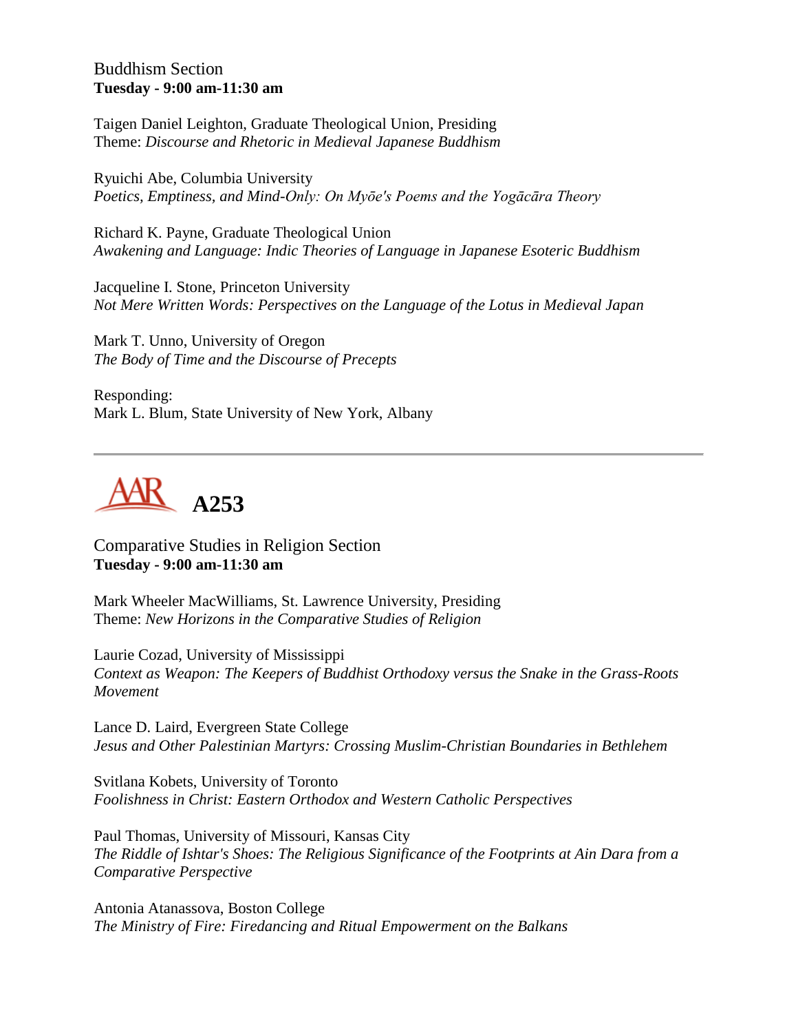Buddhism Section
**Tuesday - 9:00 am-11:30 am**

Taigen Daniel Leighton, Graduate Theological Union, Presiding
Theme: *Discourse and Rhetoric in Medieval Japanese Buddhism*

Ryuichi Abe, Columbia University
*Poetics, Emptiness, and Mind-Only: On Myōe's Poems and the Yogācāra Theory*

Richard K. Payne, Graduate Theological Union
*Awakening and Language: Indic Theories of Language in Japanese Esoteric Buddhism*

Jacqueline I. Stone, Princeton University
*Not Mere Written Words: Perspectives on the Language of the Lotus in Medieval Japan*

Mark T. Unno, University of Oregon
*The Body of Time and the Discourse of Precepts*

Responding:
Mark L. Blum, State University of New York, Albany

---

## A253

Comparative Studies in Religion Section
**Tuesday - 9:00 am-11:30 am**

Mark Wheeler MacWilliams, St. Lawrence University, Presiding
Theme: *New Horizons in the Comparative Studies of Religion*

Laurie Cozad, University of Mississippi
*Context as Weapon: The Keepers of Buddhist Orthodoxy versus the Snake in the Grass-Roots Movement*

Lance D. Laird, Evergreen State College
*Jesus and Other Palestinian Martyrs: Crossing Muslim-Christian Boundaries in Bethlehem*

Svitlana Kobets, University of Toronto
*Foolishness in Christ: Eastern Orthodox and Western Catholic Perspectives*

Paul Thomas, University of Missouri, Kansas City
*The Riddle of Ishtar's Shoes: The Religious Significance of the Footprints at Ain Dara from a Comparative Perspective*

Antonia Atanassova, Boston College
*The Ministry of Fire: Firedancing and Ritual Empowerment on the Balkans*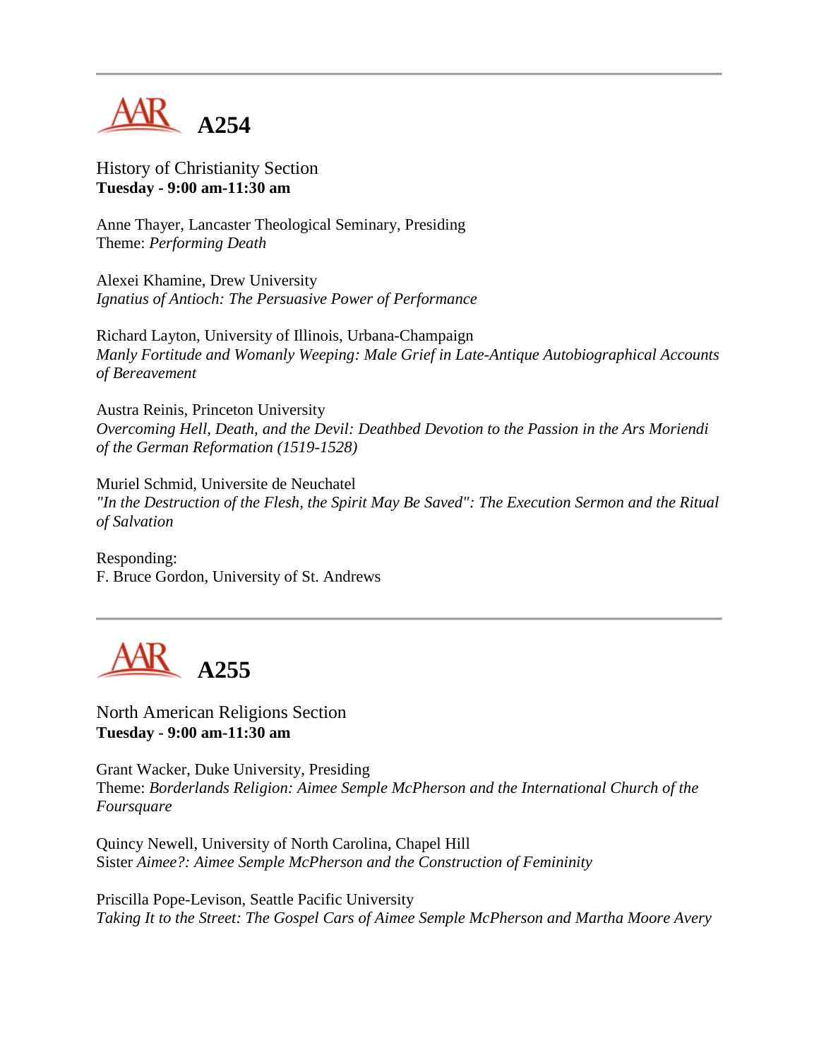# A254

History of Christianity Section
**Tuesday - 9:00 am-11:30 am**

Anne Thayer, Lancaster Theological Seminary, Presiding
Theme: *Performing Death*

Alexei Khamine, Drew University
*Ignatius of Antioch: The Persuasive Power of Performance*

Richard Layton, University of Illinois, Urbana-Champaign
*Manly Fortitude and Womanly Weeping: Male Grief in Late-Antique Autobiographical Accounts of Bereavement*

Austra Reinis, Princeton University
*Overcoming Hell, Death, and the Devil: Deathbed Devotion to the Passion in the Ars Moriendi of the German Reformation (1519-1528)*

Muriel Schmid, Universite de Neuchatel
*"In the Destruction of the Flesh, the Spirit May Be Saved": The Execution Sermon and the Ritual of Salvation*

Responding:
F. Bruce Gordon, University of St. Andrews

---

# A255

North American Religions Section
**Tuesday - 9:00 am-11:30 am**

Grant Wacker, Duke University, Presiding
Theme: *Borderlands Religion: Aimee Semple McPherson and the International Church of the Foursquare*

Quincy Newell, University of North Carolina, Chapel Hill
Sister *Aimee?: Aimee Semple McPherson and the Construction of Femininity*

Priscilla Pope-Levison, Seattle Pacific University
*Taking It to the Street: The Gospel Cars of Aimee Semple McPherson and Martha Moore Avery*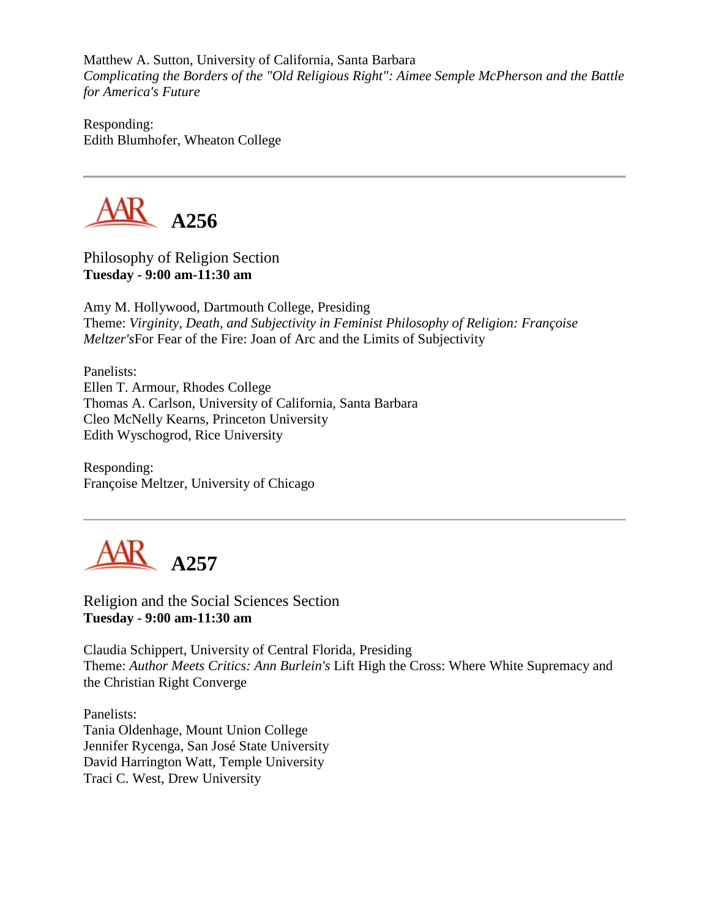Matthew A. Sutton, University of California, Santa Barbara
*Complicating the Borders of the "Old Religious Right": Aimee Semple McPherson and the Battle for America's Future*

Responding:
Edith Blumhofer, Wheaton College

---

## AAR A256

Philosophy of Religion Section
**Tuesday - 9:00 am-11:30 am**

Amy M. Hollywood, Dartmouth College, Presiding
Theme: *Virginity, Death, and Subjectivity in Feminist Philosophy of Religion: Françoise Meltzer's*For Fear of the Fire: Joan of Arc and the Limits of Subjectivity

Panelists:
Ellen T. Armour, Rhodes College
Thomas A. Carlson, University of California, Santa Barbara
Cleo McNelly Kearns, Princeton University
Edith Wyschogrod, Rice University

Responding:
Françoise Meltzer, University of Chicago

---

## AAR A257

Religion and the Social Sciences Section
**Tuesday - 9:00 am-11:30 am**

Claudia Schippert, University of Central Florida, Presiding
Theme: *Author Meets Critics: Ann Burlein's* Lift High the Cross: Where White Supremacy and the Christian Right Converge

Panelists:
Tania Oldenhage, Mount Union College
Jennifer Rycenga, San José State University
David Harrington Watt, Temple University
Traci C. West, Drew University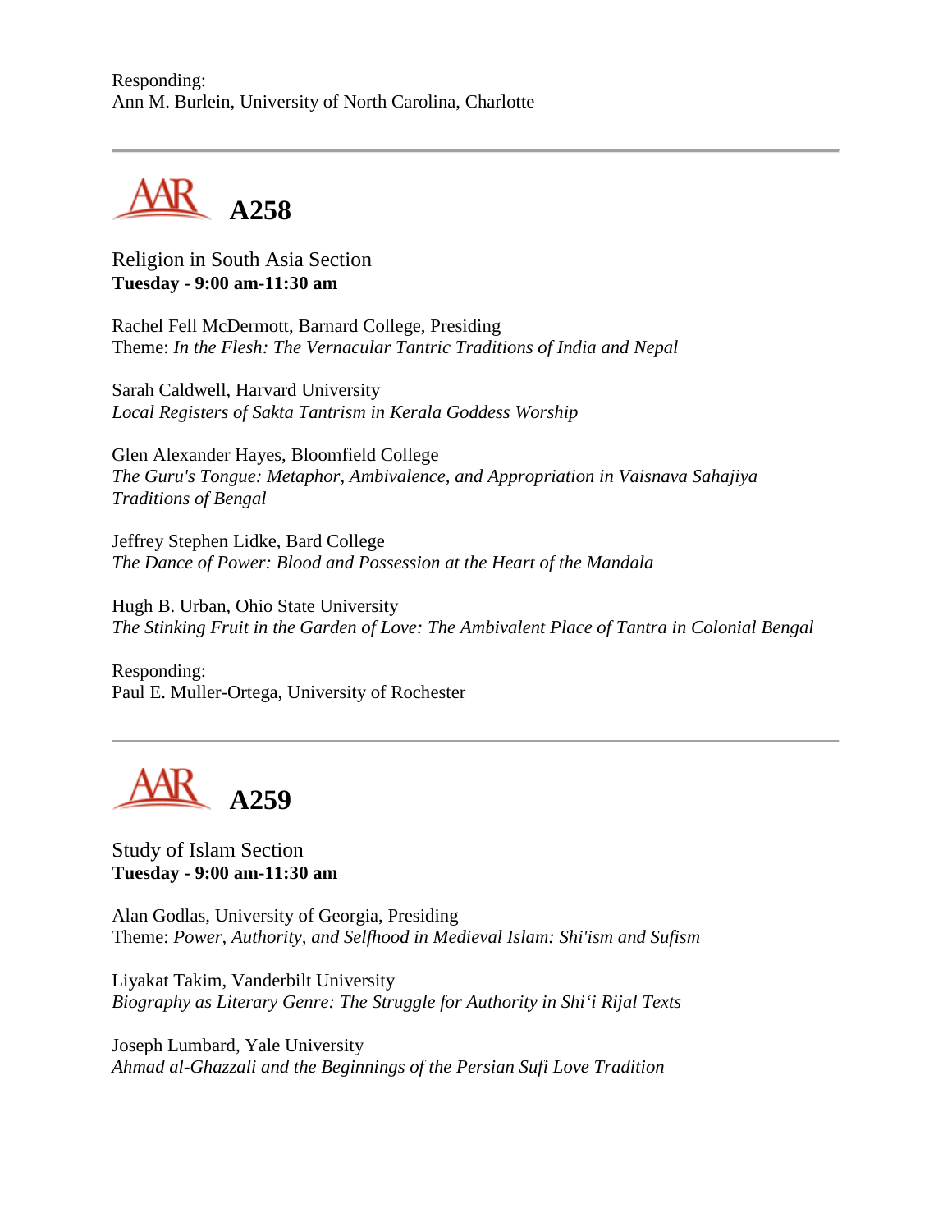Responding:
Ann M. Burlein, University of North Carolina, Charlotte

---

## A258

Religion in South Asia Section
**Tuesday - 9:00 am-11:30 am**

Rachel Fell McDermott, Barnard College, Presiding
Theme: *In the Flesh: The Vernacular Tantric Traditions of India and Nepal*

Sarah Caldwell, Harvard University
*Local Registers of Sakta Tantrism in Kerala Goddess Worship*

Glen Alexander Hayes, Bloomfield College
*The Guru's Tongue: Metaphor, Ambivalence, and Appropriation in Vaisnava Sahajiya Traditions of Bengal*

Jeffrey Stephen Lidke, Bard College
*The Dance of Power: Blood and Possession at the Heart of the Mandala*

Hugh B. Urban, Ohio State University
*The Stinking Fruit in the Garden of Love: The Ambivalent Place of Tantra in Colonial Bengal*

Responding:
Paul E. Muller-Ortega, University of Rochester

---

## A259

Study of Islam Section
**Tuesday - 9:00 am-11:30 am**

Alan Godlas, University of Georgia, Presiding
Theme: *Power, Authority, and Selfhood in Medieval Islam: Shi'ism and Sufism*

Liyakat Takim, Vanderbilt University
*Biography as Literary Genre: The Struggle for Authority in Shi'i Rijal Texts*

Joseph Lumbard, Yale University
*Ahmad al-Ghazzali and the Beginnings of the Persian Sufi Love Tradition*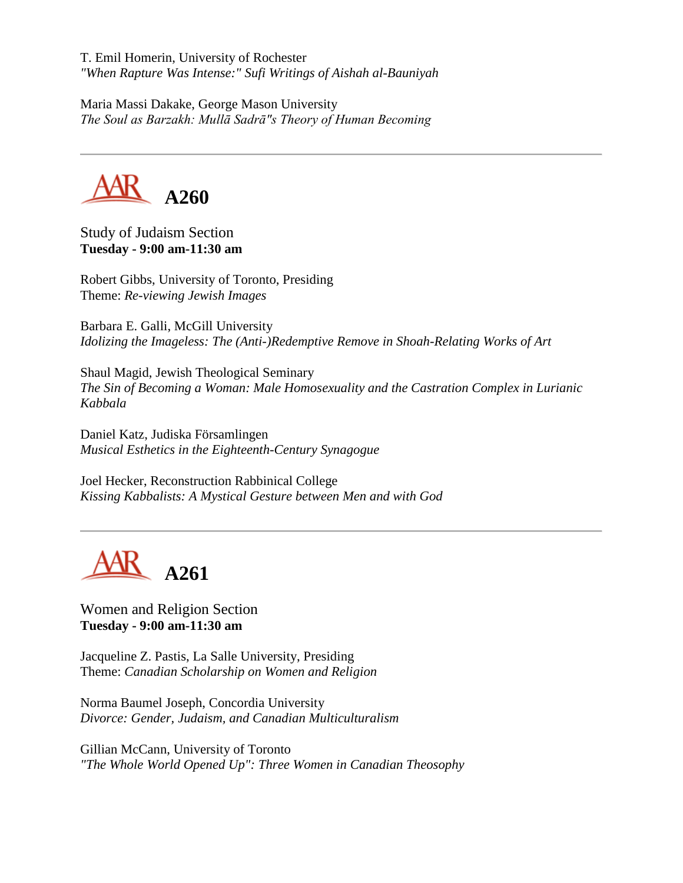T. Emil Homerin, University of Rochester
*"When Rapture Was Intense:" Sufi Writings of Aishah al-Bauniyah*

Maria Massi Dakake, George Mason University
*The Soul as Barzakh: Mullā Sadrā"s Theory of Human Becoming*

---

## A260

Study of Judaism Section
**Tuesday - 9:00 am-11:30 am**

Robert Gibbs, University of Toronto, Presiding
Theme: *Re-viewing Jewish Images*

Barbara E. Galli, McGill University
*Idolizing the Imageless: The (Anti-)Redemptive Remove in Shoah-Relating Works of Art*

Shaul Magid, Jewish Theological Seminary
*The Sin of Becoming a Woman: Male Homosexuality and the Castration Complex in Lurianic Kabbala*

Daniel Katz, Judiska Församlingen
*Musical Esthetics in the Eighteenth-Century Synagogue*

Joel Hecker, Reconstruction Rabbinical College
*Kissing Kabbalists: A Mystical Gesture between Men and with God*

---

## A261

Women and Religion Section
**Tuesday - 9:00 am-11:30 am**

Jacqueline Z. Pastis, La Salle University, Presiding
Theme: *Canadian Scholarship on Women and Religion*

Norma Baumel Joseph, Concordia University
*Divorce: Gender, Judaism, and Canadian Multiculturalism*

Gillian McCann, University of Toronto
*"The Whole World Opened Up": Three Women in Canadian Theosophy*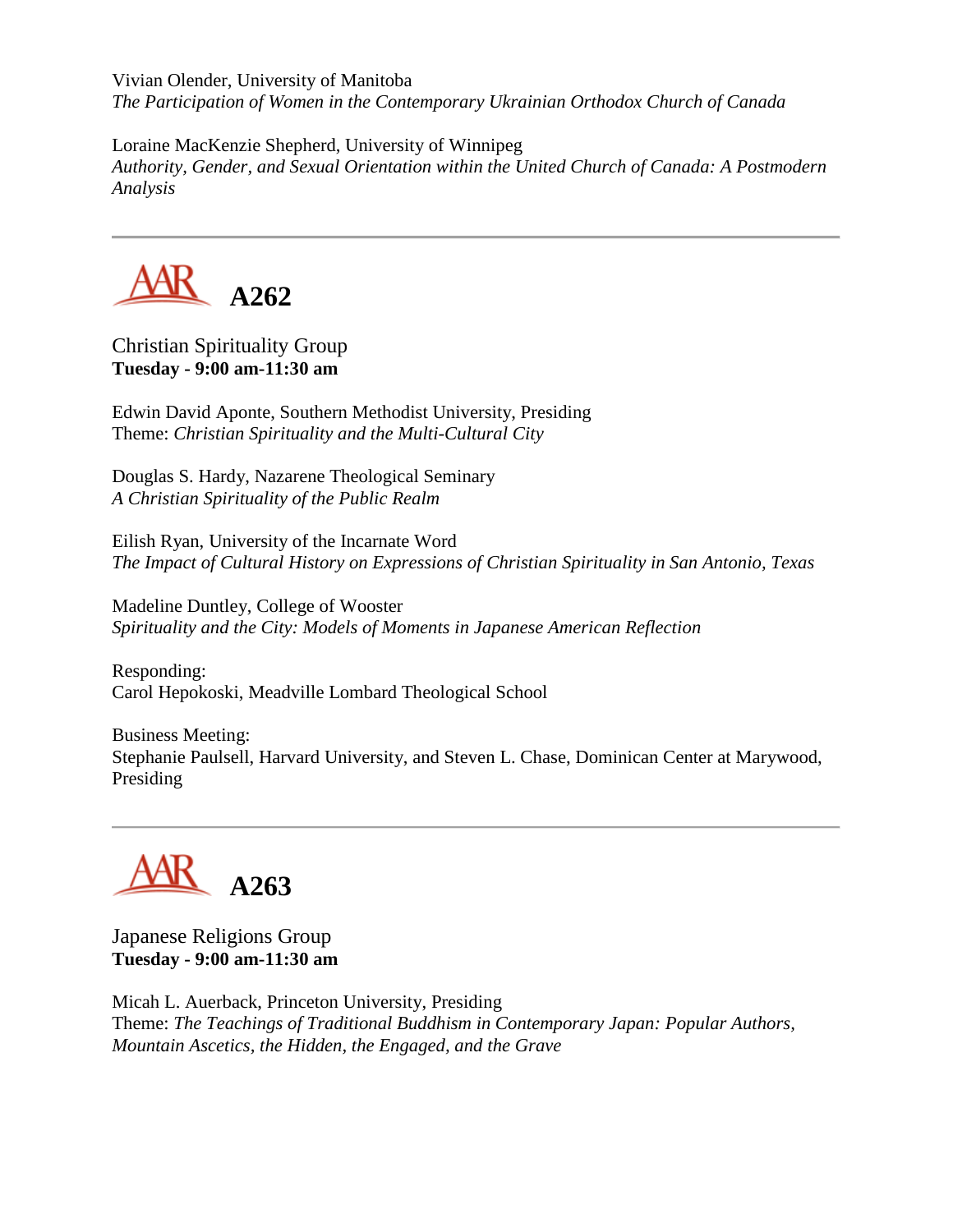Vivian Olender, University of Manitoba
*The Participation of Women in the Contemporary Ukrainian Orthodox Church of Canada*

Loraine MacKenzie Shepherd, University of Winnipeg
*Authority, Gender, and Sexual Orientation within the United Church of Canada: A Postmodern Analysis*

---

## A262

Christian Spirituality Group
**Tuesday - 9:00 am-11:30 am**

Edwin David Aponte, Southern Methodist University, Presiding
Theme: *Christian Spirituality and the Multi-Cultural City*

Douglas S. Hardy, Nazarene Theological Seminary
*A Christian Spirituality of the Public Realm*

Eilish Ryan, University of the Incarnate Word
*The Impact of Cultural History on Expressions of Christian Spirituality in San Antonio, Texas*

Madeline Duntley, College of Wooster
*Spirituality and the City: Models of Moments in Japanese American Reflection*

Responding:
Carol Hepokoski, Meadville Lombard Theological School

Business Meeting:
Stephanie Paulsell, Harvard University, and Steven L. Chase, Dominican Center at Marywood, Presiding

---

## A263

Japanese Religions Group
**Tuesday - 9:00 am-11:30 am**

Micah L. Auerback, Princeton University, Presiding
Theme: *The Teachings of Traditional Buddhism in Contemporary Japan: Popular Authors, Mountain Ascetics, the Hidden, the Engaged, and the Grave*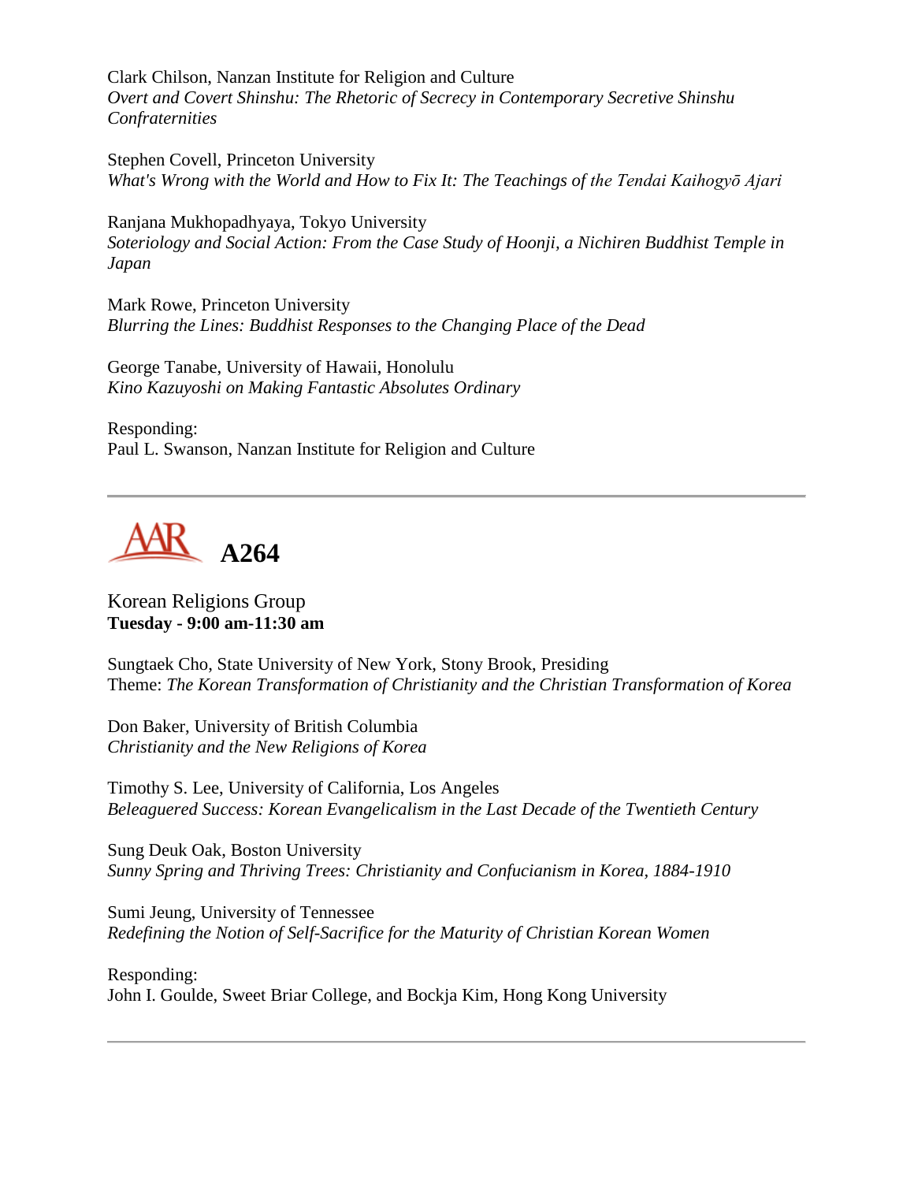Clark Chilson, Nanzan Institute for Religion and Culture
*Overt and Covert Shinshu: The Rhetoric of Secrecy in Contemporary Secretive Shinshu Confraternities*

Stephen Covell, Princeton University
*What's Wrong with the World and How to Fix It: The Teachings of the Tendai Kaihogyō Ajari*

Ranjana Mukhopadhyaya, Tokyo University
*Soteriology and Social Action: From the Case Study of Hoonji, a Nichiren Buddhist Temple in Japan*

Mark Rowe, Princeton University
*Blurring the Lines: Buddhist Responses to the Changing Place of the Dead*

George Tanabe, University of Hawaii, Honolulu
*Kino Kazuyoshi on Making Fantastic Absolutes Ordinary*

Responding:
Paul L. Swanson, Nanzan Institute for Religion and Culture

---

## AAR A264

Korean Religions Group
**Tuesday - 9:00 am-11:30 am**

Sungtaek Cho, State University of New York, Stony Brook, Presiding
Theme: *The Korean Transformation of Christianity and the Christian Transformation of Korea*

Don Baker, University of British Columbia
*Christianity and the New Religions of Korea*

Timothy S. Lee, University of California, Los Angeles
*Beleaguered Success: Korean Evangelicalism in the Last Decade of the Twentieth Century*

Sung Deuk Oak, Boston University
*Sunny Spring and Thriving Trees: Christianity and Confucianism in Korea, 1884-1910*

Sumi Jeung, University of Tennessee
*Redefining the Notion of Self-Sacrifice for the Maturity of Christian Korean Women*

Responding:
John I. Goulde, Sweet Briar College, and Bockja Kim, Hong Kong University

---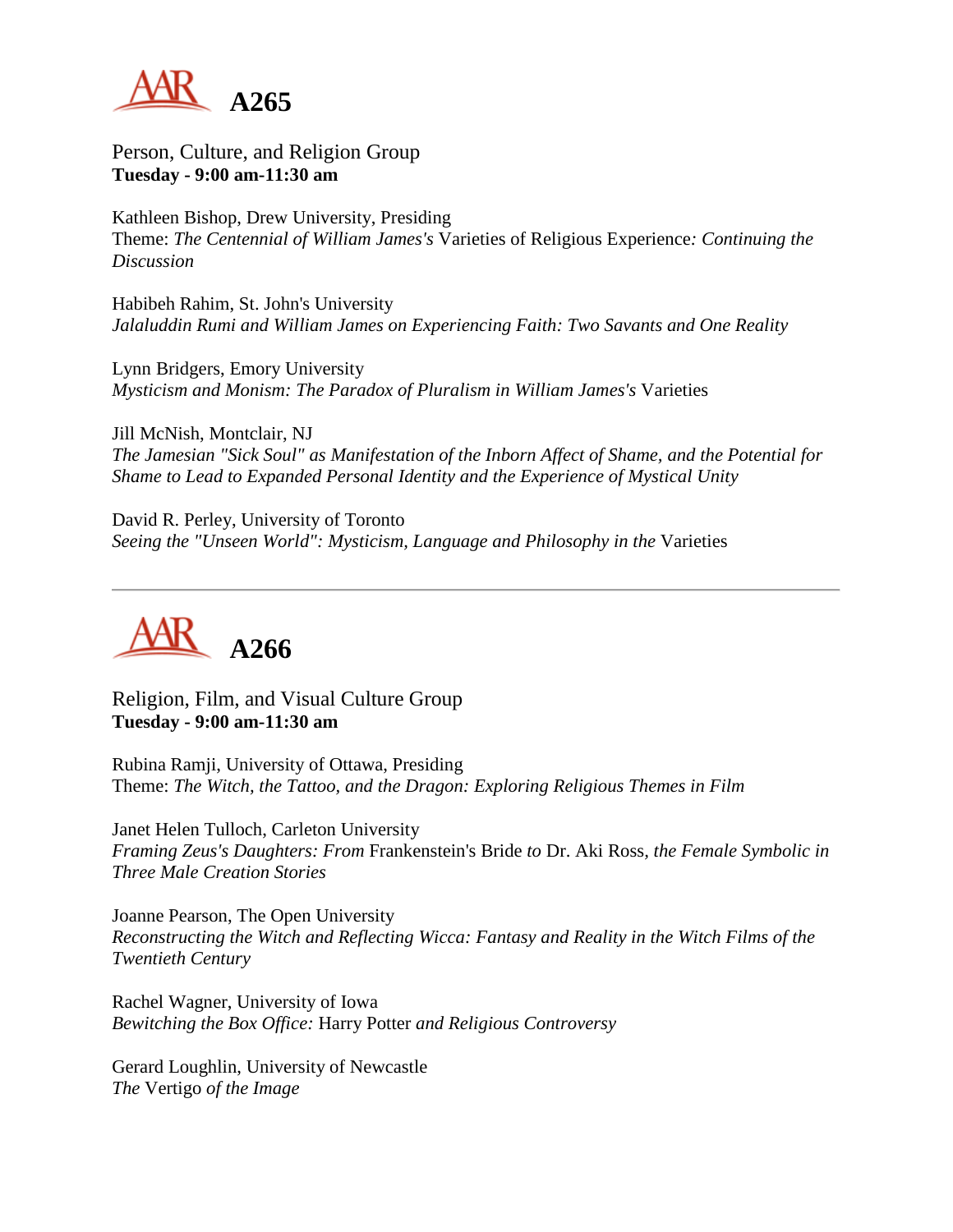# A265

Person, Culture, and Religion Group
**Tuesday - 9:00 am-11:30 am**

Kathleen Bishop, Drew University, Presiding
Theme: *The Centennial of William James's* Varieties of Religious Experience*: Continuing the Discussion*

Habibeh Rahim, St. John's University
*Jalaluddin Rumi and William James on Experiencing Faith: Two Savants and One Reality*

Lynn Bridgers, Emory University
*Mysticism and Monism: The Paradox of Pluralism in William James's* Varieties

Jill McNish, Montclair, NJ
*The Jamesian "Sick Soul" as Manifestation of the Inborn Affect of Shame, and the Potential for Shame to Lead to Expanded Personal Identity and the Experience of Mystical Unity*

David R. Perley, University of Toronto
*Seeing the "Unseen World": Mysticism, Language and Philosophy in the* Varieties

---

# A266

Religion, Film, and Visual Culture Group
**Tuesday - 9:00 am-11:30 am**

Rubina Ramji, University of Ottawa, Presiding
Theme: *The Witch, the Tattoo, and the Dragon: Exploring Religious Themes in Film*

Janet Helen Tulloch, Carleton University
*Framing Zeus's Daughters: From* Frankenstein's Bride *to* Dr. Aki Ross*, the Female Symbolic in Three Male Creation Stories*

Joanne Pearson, The Open University
*Reconstructing the Witch and Reflecting Wicca: Fantasy and Reality in the Witch Films of the Twentieth Century*

Rachel Wagner, University of Iowa
*Bewitching the Box Office:* Harry Potter *and Religious Controversy*

Gerard Loughlin, University of Newcastle
*The* Vertigo *of the Image*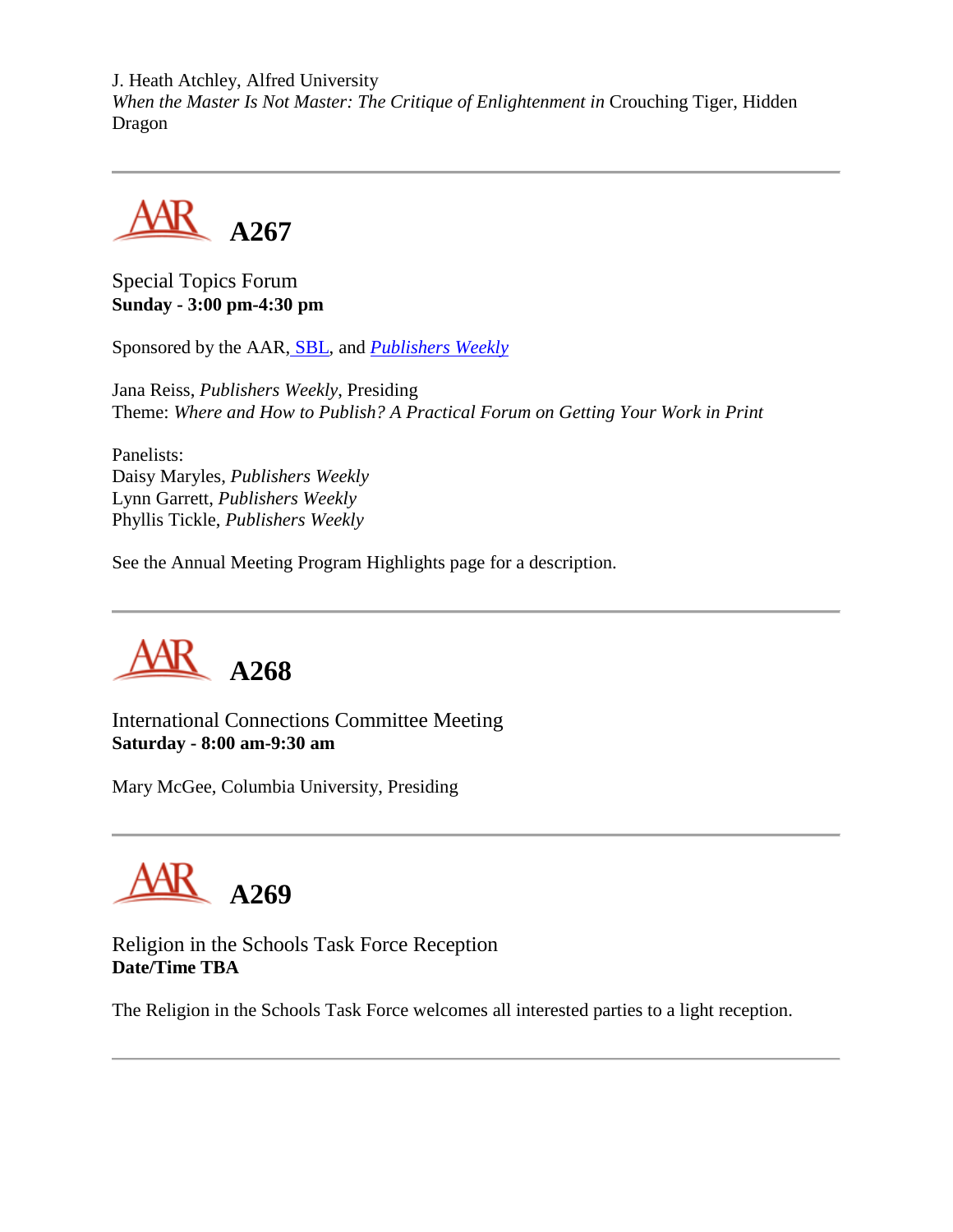J. Heath Atchley, Alfred University
*When the Master Is Not Master: The Critique of Enlightenment in* Crouching Tiger, Hidden Dragon

---

## AAR A267

Special Topics Forum
**Sunday - 3:00 pm-4:30 pm**

Sponsored by the AAR, SBL, and *Publishers Weekly*

Jana Reiss, *Publishers Weekly*, Presiding
Theme: *Where and How to Publish? A Practical Forum on Getting Your Work in Print*

Panelists:
Daisy Maryles, *Publishers Weekly*
Lynn Garrett, *Publishers Weekly*
Phyllis Tickle, *Publishers Weekly*

See the Annual Meeting Program Highlights page for a description.

---

## AAR A268

International Connections Committee Meeting
**Saturday - 8:00 am-9:30 am**

Mary McGee, Columbia University, Presiding

---

## AAR A269

Religion in the Schools Task Force Reception
**Date/Time TBA**

The Religion in the Schools Task Force welcomes all interested parties to a light reception.

---